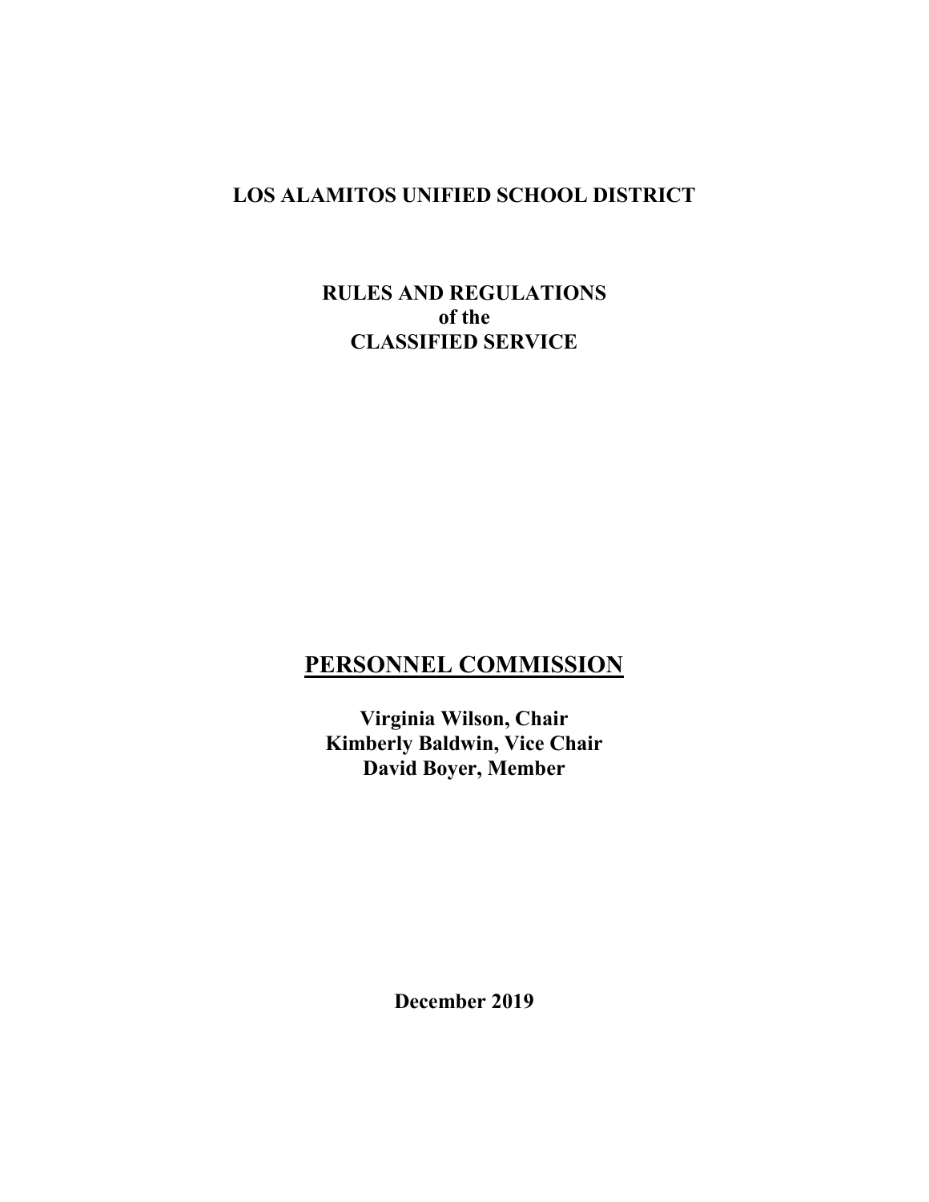# LOS ALAMITOS UNIFIED SCHOOL DISTRICT

## RULES AND REGULATIONS
## of the
## CLASSIFIED SERVICE

## PERSONNEL COMMISSION

**Virginia Wilson, Chair**
**Kimberly Baldwin, Vice Chair**
**David Boyer, Member**

**December 2019**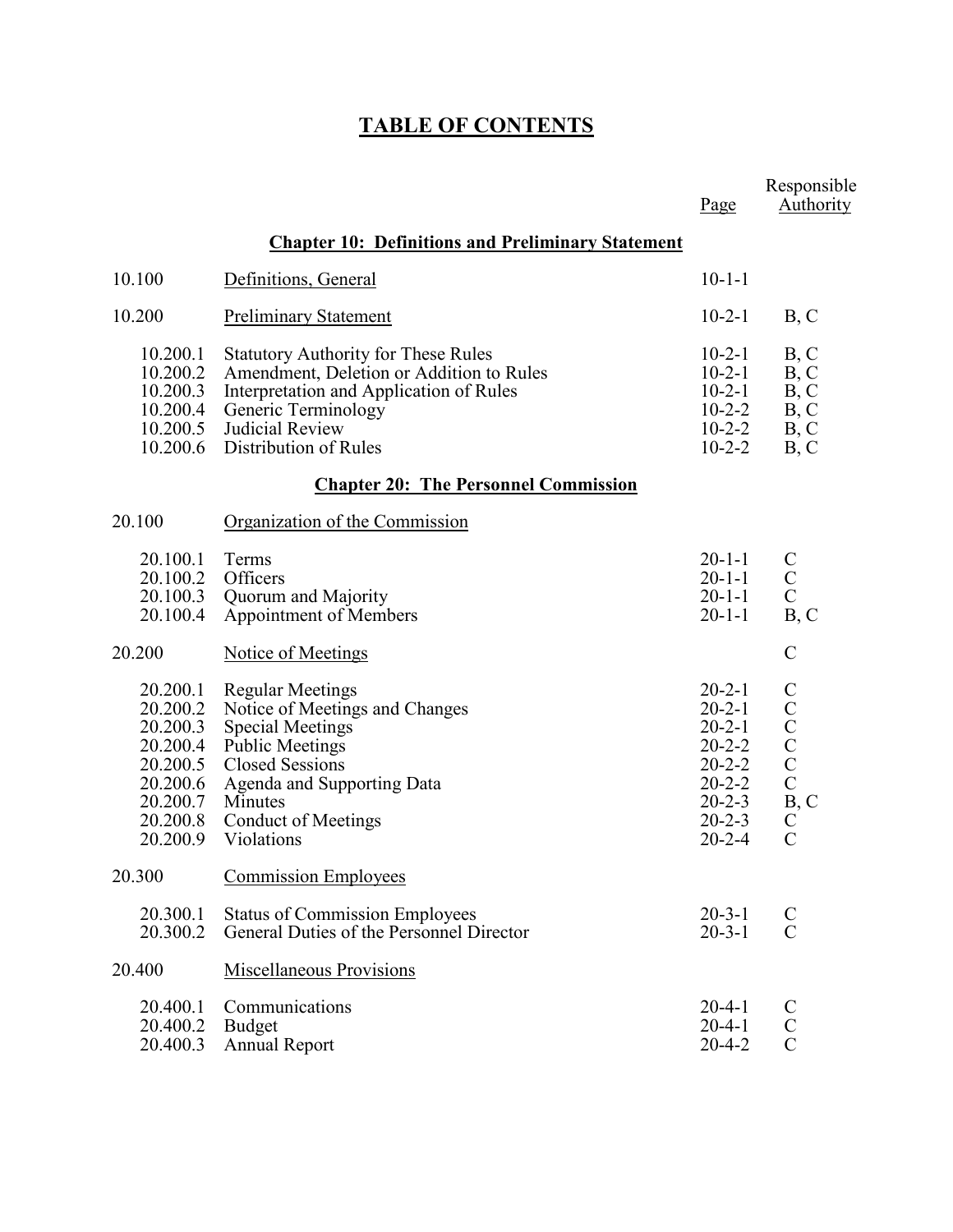# TABLE OF CONTENTS

| | | Page | Responsible Authority |
|---|---|---|---|
| | **Chapter 10: Definitions and Preliminary Statement** | | |
| 10.100 | Definitions, General | 10-1-1 | |
| 10.200 | Preliminary Statement | 10-2-1 | B, C |
| 10.200.1 | Statutory Authority for These Rules | 10-2-1 | B, C |
| 10.200.2 | Amendment, Deletion or Addition to Rules | 10-2-1 | B, C |
| 10.200.3 | Interpretation and Application of Rules | 10-2-1 | B, C |
| 10.200.4 | Generic Terminology | 10-2-2 | B, C |
| 10.200.5 | Judicial Review | 10-2-2 | B, C |
| 10.200.6 | Distribution of Rules | 10-2-2 | B, C |
| | **Chapter 20: The Personnel Commission** | | |
| 20.100 | Organization of the Commission | | |
| 20.100.1 | Terms | 20-1-1 | C |
| 20.100.2 | Officers | 20-1-1 | C |
| 20.100.3 | Quorum and Majority | 20-1-1 | C |
| 20.100.4 | Appointment of Members | 20-1-1 | B, C |
| 20.200 | Notice of Meetings | | C |
| 20.200.1 | Regular Meetings | 20-2-1 | C |
| 20.200.2 | Notice of Meetings and Changes | 20-2-1 | C |
| 20.200.3 | Special Meetings | 20-2-1 | C |
| 20.200.4 | Public Meetings | 20-2-2 | C |
| 20.200.5 | Closed Sessions | 20-2-2 | C |
| 20.200.6 | Agenda and Supporting Data | 20-2-2 | C |
| 20.200.7 | Minutes | 20-2-3 | B, C |
| 20.200.8 | Conduct of Meetings | 20-2-3 | C |
| 20.200.9 | Violations | 20-2-4 | C |
| 20.300 | Commission Employees | | |
| 20.300.1 | Status of Commission Employees | 20-3-1 | C |
| 20.300.2 | General Duties of the Personnel Director | 20-3-1 | C |
| 20.400 | Miscellaneous Provisions | | |
| 20.400.1 | Communications | 20-4-1 | C |
| 20.400.2 | Budget | 20-4-1 | C |
| 20.400.3 | Annual Report | 20-4-2 | C |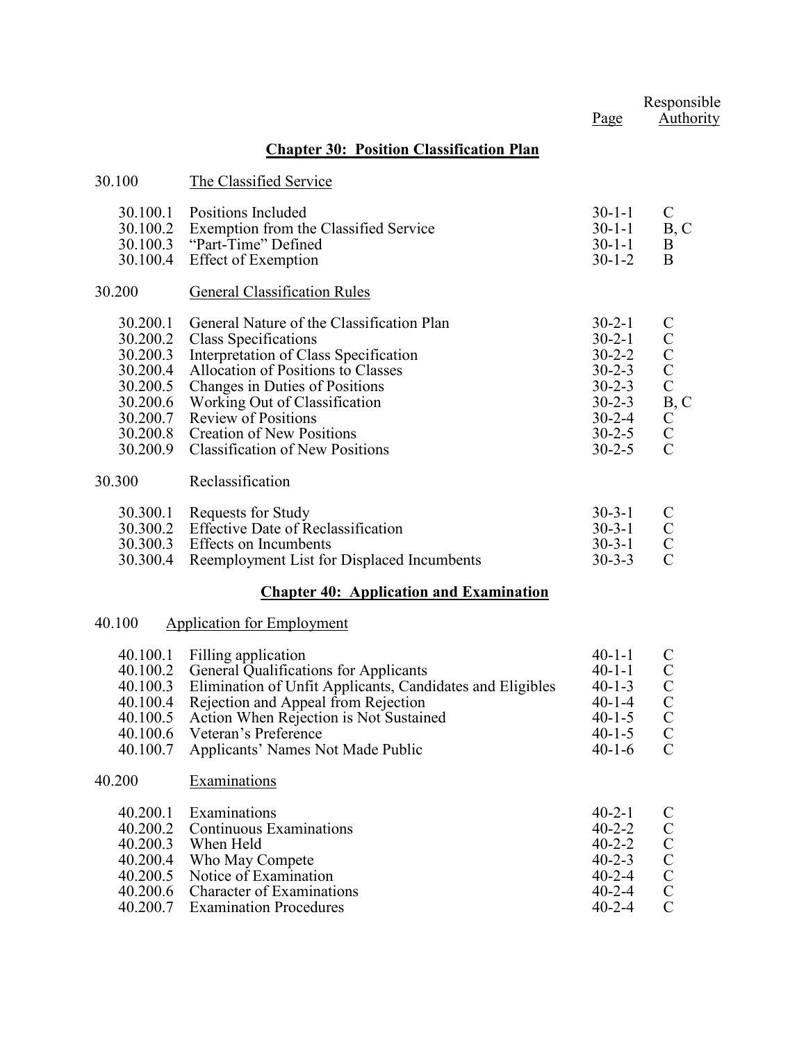| | | Page | Responsible Authority |
|---|---|---|---|
| | **Chapter 30: Position Classification Plan** | | |
| 30.100 | The Classified Service | | |
| 30.100.1 | Positions Included | 30-1-1 | C |
| 30.100.2 | Exemption from the Classified Service | 30-1-1 | B, C |
| 30.100.3 | "Part-Time" Defined | 30-1-1 | B |
| 30.100.4 | Effect of Exemption | 30-1-2 | B |
| 30.200 | General Classification Rules | | |
| 30.200.1 | General Nature of the Classification Plan | 30-2-1 | C |
| 30.200.2 | Class Specifications | 30-2-1 | C |
| 30.200.3 | Interpretation of Class Specification | 30-2-2 | C |
| 30.200.4 | Allocation of Positions to Classes | 30-2-3 | C |
| 30.200.5 | Changes in Duties of Positions | 30-2-3 | C |
| 30.200.6 | Working Out of Classification | 30-2-3 | B, C |
| 30.200.7 | Review of Positions | 30-2-4 | C |
| 30.200.8 | Creation of New Positions | 30-2-5 | C |
| 30.200.9 | Classification of New Positions | 30-2-5 | C |
| 30.300 | Reclassification | | |
| 30.300.1 | Requests for Study | 30-3-1 | C |
| 30.300.2 | Effective Date of Reclassification | 30-3-1 | C |
| 30.300.3 | Effects on Incumbents | 30-3-1 | C |
| 30.300.4 | Reemployment List for Displaced Incumbents | 30-3-3 | C |
| | **Chapter 40: Application and Examination** | | |
| 40.100 | Application for Employment | | |
| 40.100.1 | Filling application | 40-1-1 | C |
| 40.100.2 | General Qualifications for Applicants | 40-1-1 | C |
| 40.100.3 | Elimination of Unfit Applicants, Candidates and Eligibles | 40-1-3 | C |
| 40.100.4 | Rejection and Appeal from Rejection | 40-1-4 | C |
| 40.100.5 | Action When Rejection is Not Sustained | 40-1-5 | C |
| 40.100.6 | Veteran's Preference | 40-1-5 | C |
| 40.100.7 | Applicants' Names Not Made Public | 40-1-6 | C |
| 40.200 | Examinations | | |
| 40.200.1 | Examinations | 40-2-1 | C |
| 40.200.2 | Continuous Examinations | 40-2-2 | C |
| 40.200.3 | When Held | 40-2-2 | C |
| 40.200.4 | Who May Compete | 40-2-3 | C |
| 40.200.5 | Notice of Examination | 40-2-4 | C |
| 40.200.6 | Character of Examinations | 40-2-4 | C |
| 40.200.7 | Examination Procedures | 40-2-4 | C |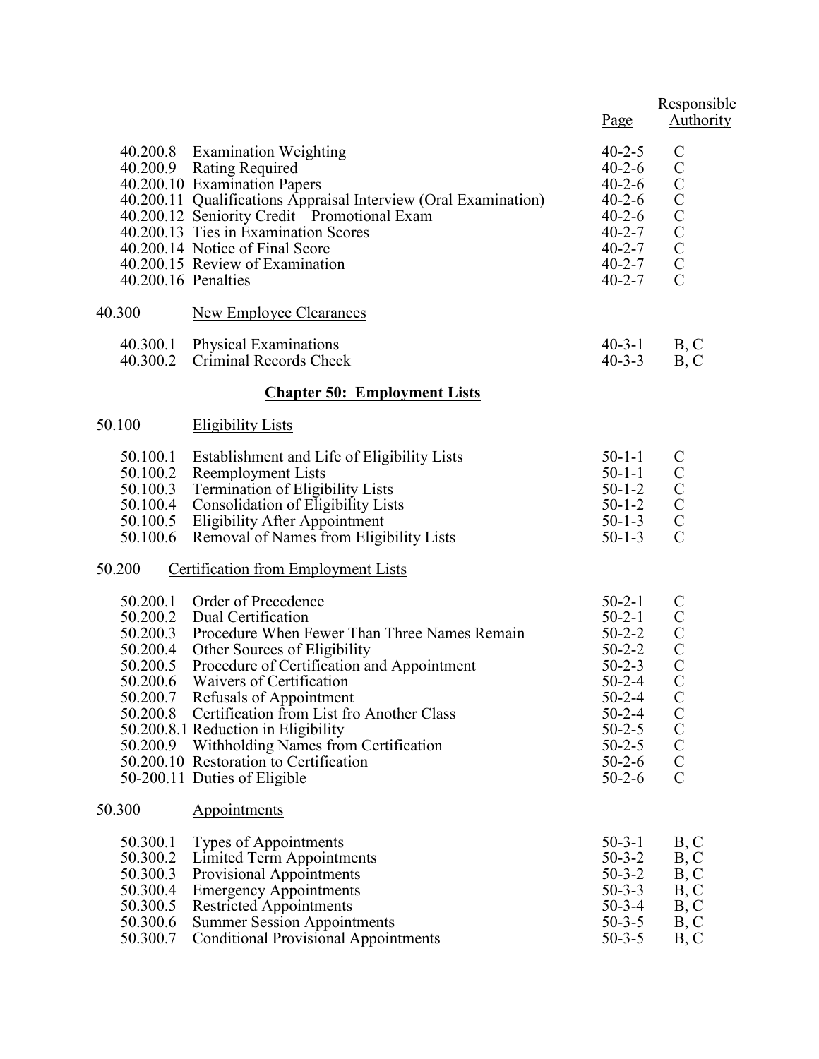| | | Page | Responsible Authority |
|---|---|---|---|
| 40.200.8 | Examination Weighting | 40-2-5 | C |
| 40.200.9 | Rating Required | 40-2-6 | C |
| 40.200.10 | Examination Papers | 40-2-6 | C |
| 40.200.11 | Qualifications Appraisal Interview (Oral Examination) | 40-2-6 | C |
| 40.200.12 | Seniority Credit – Promotional Exam | 40-2-6 | C |
| 40.200.13 | Ties in Examination Scores | 40-2-7 | C |
| 40.200.14 | Notice of Final Score | 40-2-7 | C |
| 40.200.15 | Review of Examination | 40-2-7 | C |
| 40.200.16 | Penalties | 40-2-7 | C |
| **40.300** | **New Employee Clearances** | | |
| 40.300.1 | Physical Examinations | 40-3-1 | B, C |
| 40.300.2 | Criminal Records Check | 40-3-3 | B, C |

## Chapter 50: Employment Lists

| | | Page | Responsible Authority |
|---|---|---|---|
| **50.100** | **Eligibility Lists** | | |
| 50.100.1 | Establishment and Life of Eligibility Lists | 50-1-1 | C |
| 50.100.2 | Reemployment Lists | 50-1-1 | C |
| 50.100.3 | Termination of Eligibility Lists | 50-1-2 | C |
| 50.100.4 | Consolidation of Eligibility Lists | 50-1-2 | C |
| 50.100.5 | Eligibility After Appointment | 50-1-3 | C |
| 50.100.6 | Removal of Names from Eligibility Lists | 50-1-3 | C |
| **50.200** | **Certification from Employment Lists** | | |
| 50.200.1 | Order of Precedence | 50-2-1 | C |
| 50.200.2 | Dual Certification | 50-2-1 | C |
| 50.200.3 | Procedure When Fewer Than Three Names Remain | 50-2-2 | C |
| 50.200.4 | Other Sources of Eligibility | 50-2-2 | C |
| 50.200.5 | Procedure of Certification and Appointment | 50-2-3 | C |
| 50.200.6 | Waivers of Certification | 50-2-4 | C |
| 50.200.7 | Refusals of Appointment | 50-2-4 | C |
| 50.200.8 | Certification from List fro Another Class | 50-2-4 | C |
| 50.200.8.1 | Reduction in Eligibility | 50-2-5 | C |
| 50.200.9 | Withholding Names from Certification | 50-2-5 | C |
| 50.200.10 | Restoration to Certification | 50-2-6 | C |
| 50-200.11 | Duties of Eligible | 50-2-6 | C |
| **50.300** | **Appointments** | | |
| 50.300.1 | Types of Appointments | 50-3-1 | B, C |
| 50.300.2 | Limited Term Appointments | 50-3-2 | B, C |
| 50.300.3 | Provisional Appointments | 50-3-2 | B, C |
| 50.300.4 | Emergency Appointments | 50-3-3 | B, C |
| 50.300.5 | Restricted Appointments | 50-3-4 | B, C |
| 50.300.6 | Summer Session Appointments | 50-3-5 | B, C |
| 50.300.7 | Conditional Provisional Appointments | 50-3-5 | B, C |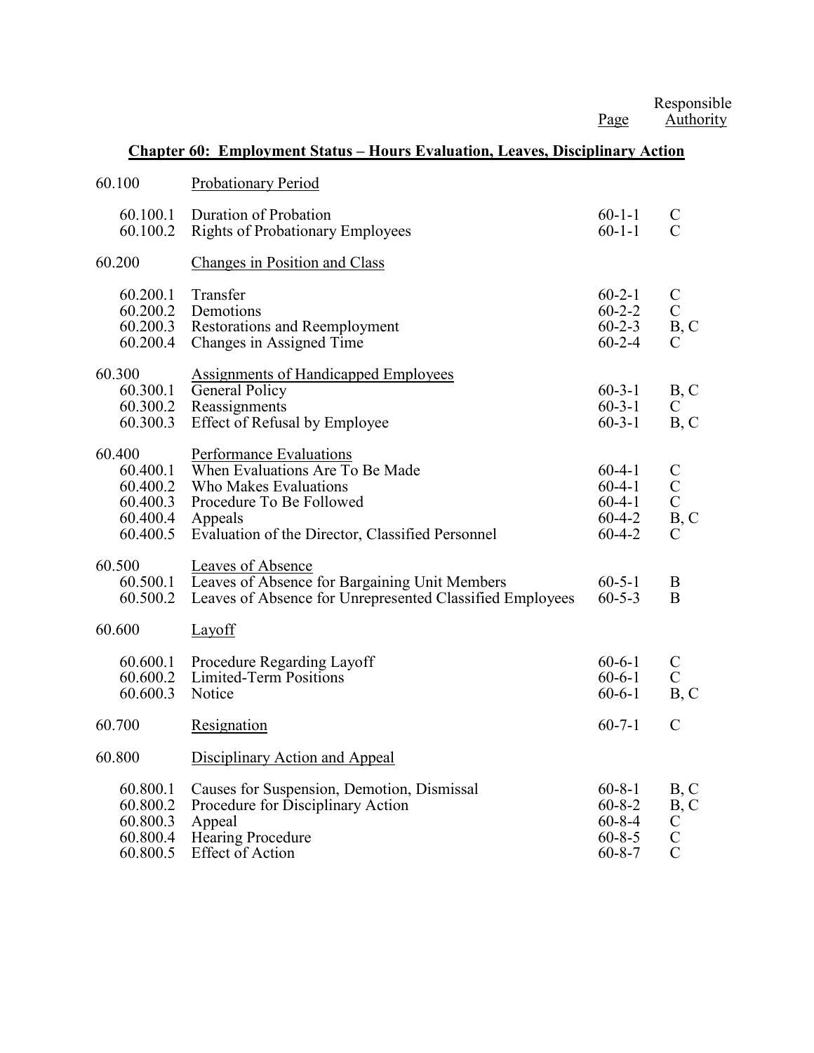## Chapter 60: Employment Status – Hours Evaluation, Leaves, Disciplinary Action

| | | Page | Responsible Authority |
|---|---|---|---|
| 60.100 | Probationary Period | | |
| 60.100.1 | Duration of Probation | 60-1-1 | C |
| 60.100.2 | Rights of Probationary Employees | 60-1-1 | C |
| 60.200 | Changes in Position and Class | | |
| 60.200.1 | Transfer | 60-2-1 | C |
| 60.200.2 | Demotions | 60-2-2 | C |
| 60.200.3 | Restorations and Reemployment | 60-2-3 | B, C |
| 60.200.4 | Changes in Assigned Time | 60-2-4 | C |
| 60.300 | Assignments of Handicapped Employees | | |
| 60.300.1 | General Policy | 60-3-1 | B, C |
| 60.300.2 | Reassignments | 60-3-1 | C |
| 60.300.3 | Effect of Refusal by Employee | 60-3-1 | B, C |
| 60.400 | Performance Evaluations | | |
| 60.400.1 | When Evaluations Are To Be Made | 60-4-1 | C |
| 60.400.2 | Who Makes Evaluations | 60-4-1 | C |
| 60.400.3 | Procedure To Be Followed | 60-4-1 | C |
| 60.400.4 | Appeals | 60-4-2 | B, C |
| 60.400.5 | Evaluation of the Director, Classified Personnel | 60-4-2 | C |
| 60.500 | Leaves of Absence | | |
| 60.500.1 | Leaves of Absence for Bargaining Unit Members | 60-5-1 | B |
| 60.500.2 | Leaves of Absence for Unrepresented Classified Employees | 60-5-3 | B |
| 60.600 | Layoff | | |
| 60.600.1 | Procedure Regarding Layoff | 60-6-1 | C |
| 60.600.2 | Limited-Term Positions | 60-6-1 | C |
| 60.600.3 | Notice | 60-6-1 | B, C |
| 60.700 | Resignation | 60-7-1 | C |
| 60.800 | Disciplinary Action and Appeal | | |
| 60.800.1 | Causes for Suspension, Demotion, Dismissal | 60-8-1 | B, C |
| 60.800.2 | Procedure for Disciplinary Action | 60-8-2 | B, C |
| 60.800.3 | Appeal | 60-8-4 | C |
| 60.800.4 | Hearing Procedure | 60-8-5 | C |
| 60.800.5 | Effect of Action | 60-8-7 | C |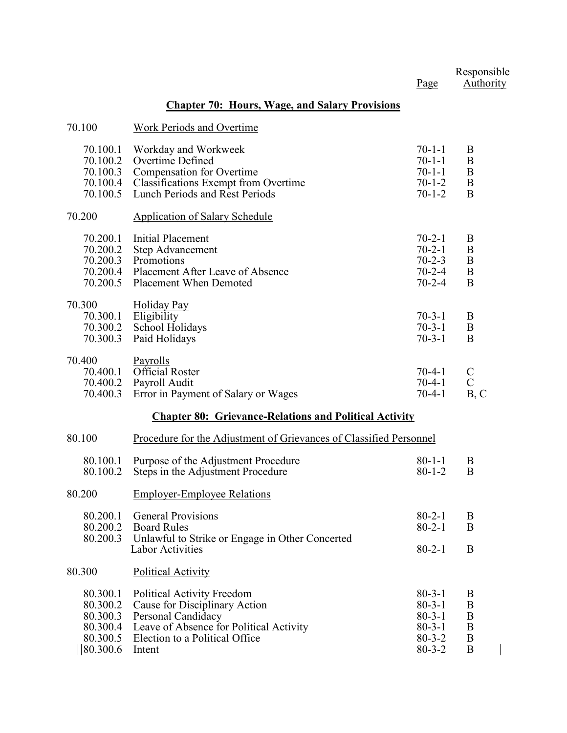| | | Page | Responsible Authority |
|---|---|---|---|

## Chapter 70: Hours, Wage, and Salary Provisions

| | | Page | Responsible Authority |
|---|---|---|---|
| 70.100 | Work Periods and Overtime | | |
| 70.100.1 | Workday and Workweek | 70-1-1 | B |
| 70.100.2 | Overtime Defined | 70-1-1 | B |
| 70.100.3 | Compensation for Overtime | 70-1-1 | B |
| 70.100.4 | Classifications Exempt from Overtime | 70-1-2 | B |
| 70.100.5 | Lunch Periods and Rest Periods | 70-1-2 | B |
| 70.200 | Application of Salary Schedule | | |
| 70.200.1 | Initial Placement | 70-2-1 | B |
| 70.200.2 | Step Advancement | 70-2-1 | B |
| 70.200.3 | Promotions | 70-2-3 | B |
| 70.200.4 | Placement After Leave of Absence | 70-2-4 | B |
| 70.200.5 | Placement When Demoted | 70-2-4 | B |
| 70.300 | Holiday Pay | | |
| 70.300.1 | Eligibility | 70-3-1 | B |
| 70.300.2 | School Holidays | 70-3-1 | B |
| 70.300.3 | Paid Holidays | 70-3-1 | B |
| 70.400 | Payrolls | | |
| 70.400.1 | Official Roster | 70-4-1 | C |
| 70.400.2 | Payroll Audit | 70-4-1 | C |
| 70.400.3 | Error in Payment of Salary or Wages | 70-4-1 | B, C |

## Chapter 80: Grievance-Relations and Political Activity

| | | Page | Responsible Authority |
|---|---|---|---|
| 80.100 | Procedure for the Adjustment of Grievances of Classified Personnel | | |
| 80.100.1 | Purpose of the Adjustment Procedure | 80-1-1 | B |
| 80.100.2 | Steps in the Adjustment Procedure | 80-1-2 | B |
| 80.200 | Employer-Employee Relations | | |
| 80.200.1 | General Provisions | 80-2-1 | B |
| 80.200.2 | Board Rules | 80-2-1 | B |
| 80.200.3 | Unlawful to Strike or Engage in Other Concerted Labor Activities | 80-2-1 | B |
| 80.300 | Political Activity | | |
| 80.300.1 | Political Activity Freedom | 80-3-1 | B |
| 80.300.2 | Cause for Disciplinary Action | 80-3-1 | B |
| 80.300.3 | Personal Candidacy | 80-3-1 | B |
| 80.300.4 | Leave of Absence for Political Activity | 80-3-1 | B |
| 80.300.5 | Election to a Political Office | 80-3-2 | B |
| 80.300.6 | Intent | 80-3-2 | B |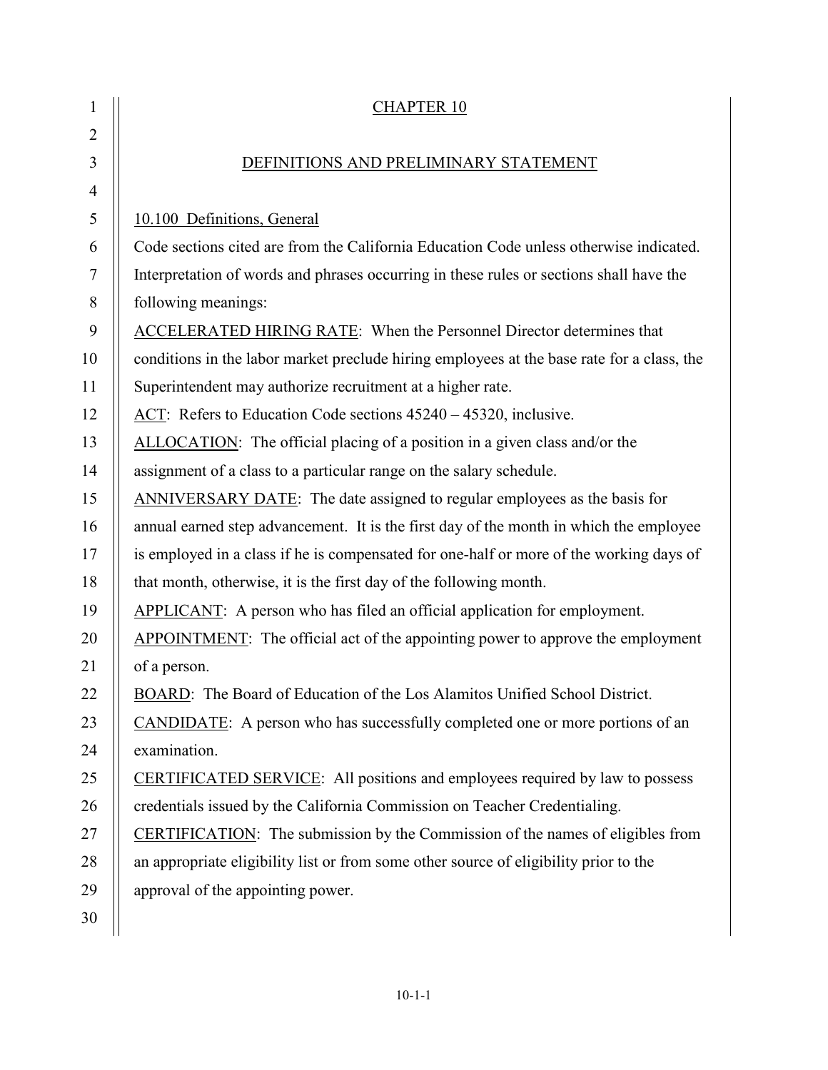# CHAPTER 10

## DEFINITIONS AND PRELIMINARY STATEMENT

### 10.100 Definitions, General

Code sections cited are from the California Education Code unless otherwise indicated. Interpretation of words and phrases occurring in these rules or sections shall have the following meanings:

ACCELERATED HIRING RATE: When the Personnel Director determines that conditions in the labor market preclude hiring employees at the base rate for a class, the Superintendent may authorize recruitment at a higher rate.

ACT: Refers to Education Code sections 45240 – 45320, inclusive.

ALLOCATION: The official placing of a position in a given class and/or the assignment of a class to a particular range on the salary schedule.

ANNIVERSARY DATE: The date assigned to regular employees as the basis for annual earned step advancement. It is the first day of the month in which the employee is employed in a class if he is compensated for one-half or more of the working days of that month, otherwise, it is the first day of the following month.

APPLICANT: A person who has filed an official application for employment.

APPOINTMENT: The official act of the appointing power to approve the employment of a person.

BOARD: The Board of Education of the Los Alamitos Unified School District.

CANDIDATE: A person who has successfully completed one or more portions of an examination.

CERTIFICATED SERVICE: All positions and employees required by law to possess credentials issued by the California Commission on Teacher Credentialing.

CERTIFICATION: The submission by the Commission of the names of eligibles from an appropriate eligibility list or from some other source of eligibility prior to the approval of the appointing power.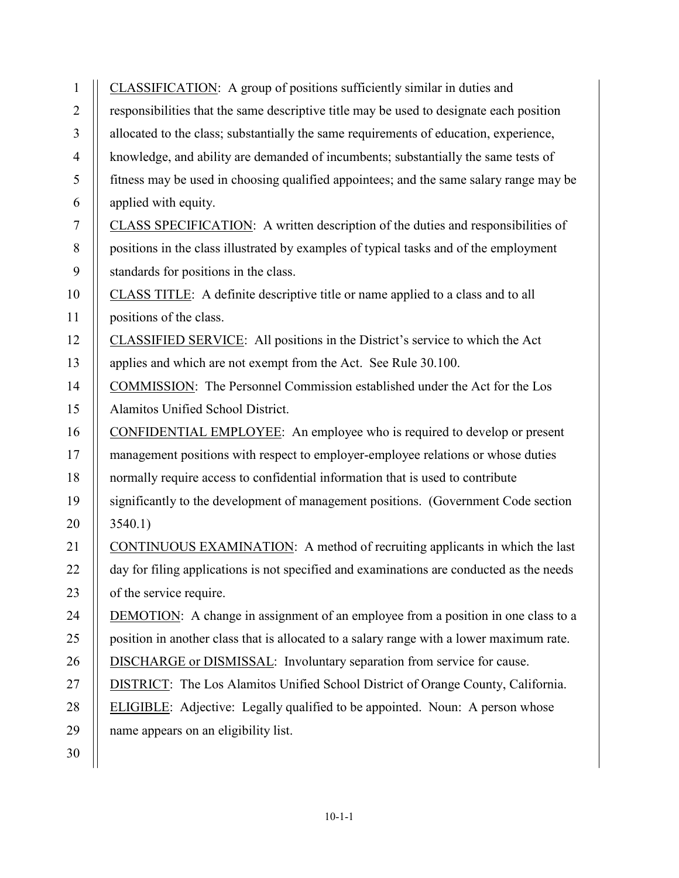<u>CLASSIFICATION</u>: A group of positions sufficiently similar in duties and responsibilities that the same descriptive title may be used to designate each position allocated to the class; substantially the same requirements of education, experience, knowledge, and ability are demanded of incumbents; substantially the same tests of fitness may be used in choosing qualified appointees; and the same salary range may be applied with equity.

<u>CLASS SPECIFICATION</u>: A written description of the duties and responsibilities of positions in the class illustrated by examples of typical tasks and of the employment standards for positions in the class.

<u>CLASS TITLE</u>: A definite descriptive title or name applied to a class and to all positions of the class.

<u>CLASSIFIED SERVICE</u>: All positions in the District's service to which the Act applies and which are not exempt from the Act. See Rule 30.100.

<u>COMMISSION</u>: The Personnel Commission established under the Act for the Los Alamitos Unified School District.

<u>CONFIDENTIAL EMPLOYEE</u>: An employee who is required to develop or present management positions with respect to employer-employee relations or whose duties normally require access to confidential information that is used to contribute significantly to the development of management positions. (Government Code section 3540.1)

<u>CONTINUOUS EXAMINATION</u>: A method of recruiting applicants in which the last day for filing applications is not specified and examinations are conducted as the needs of the service require.

<u>DEMOTION</u>: A change in assignment of an employee from a position in one class to a position in another class that is allocated to a salary range with a lower maximum rate.

<u>DISCHARGE or DISMISSAL</u>: Involuntary separation from service for cause.

<u>DISTRICT</u>: The Los Alamitos Unified School District of Orange County, California.

<u>ELIGIBLE</u>: Adjective: Legally qualified to be appointed. Noun: A person whose name appears on an eligibility list.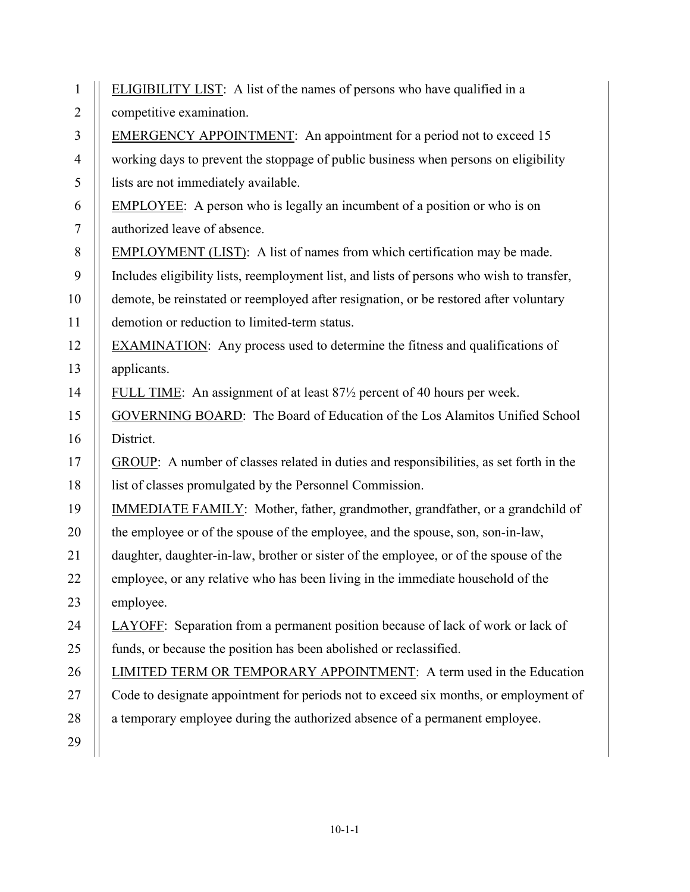ELIGIBILITY LIST: A list of the names of persons who have qualified in a competitive examination.

EMERGENCY APPOINTMENT: An appointment for a period not to exceed 15 working days to prevent the stoppage of public business when persons on eligibility lists are not immediately available.

EMPLOYEE: A person who is legally an incumbent of a position or who is on authorized leave of absence.

EMPLOYMENT (LIST): A list of names from which certification may be made. Includes eligibility lists, reemployment list, and lists of persons who wish to transfer, demote, be reinstated or reemployed after resignation, or be restored after voluntary demotion or reduction to limited-term status.

EXAMINATION: Any process used to determine the fitness and qualifications of applicants.

FULL TIME: An assignment of at least 87½ percent of 40 hours per week.

GOVERNING BOARD: The Board of Education of the Los Alamitos Unified School District.

GROUP: A number of classes related in duties and responsibilities, as set forth in the list of classes promulgated by the Personnel Commission.

IMMEDIATE FAMILY: Mother, father, grandmother, grandfather, or a grandchild of the employee or of the spouse of the employee, and the spouse, son, son-in-law, daughter, daughter-in-law, brother or sister of the employee, or of the spouse of the employee, or any relative who has been living in the immediate household of the employee.

LAYOFF: Separation from a permanent position because of lack of work or lack of funds, or because the position has been abolished or reclassified.

LIMITED TERM OR TEMPORARY APPOINTMENT: A term used in the Education Code to designate appointment for periods not to exceed six months, or employment of a temporary employee during the authorized absence of a permanent employee.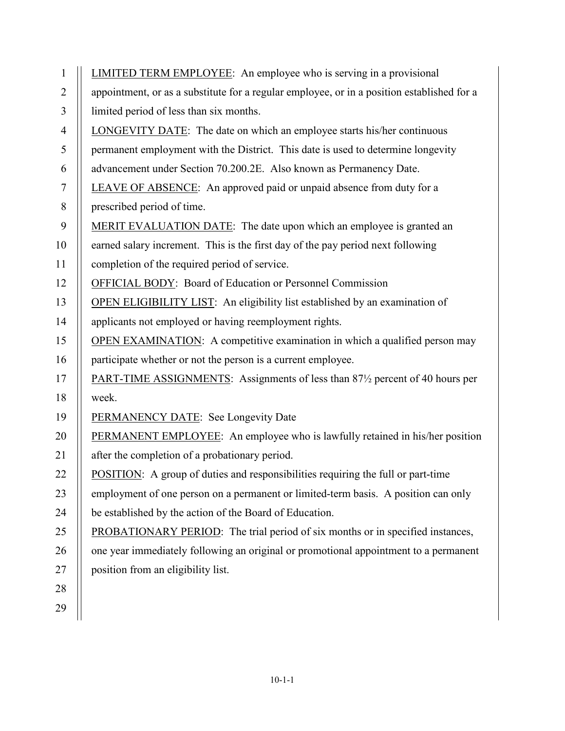LIMITED TERM EMPLOYEE: An employee who is serving in a provisional appointment, or as a substitute for a regular employee, or in a position established for a limited period of less than six months.

LONGEVITY DATE: The date on which an employee starts his/her continuous permanent employment with the District. This date is used to determine longevity advancement under Section 70.200.2E. Also known as Permanency Date.

LEAVE OF ABSENCE: An approved paid or unpaid absence from duty for a prescribed period of time.

MERIT EVALUATION DATE: The date upon which an employee is granted an earned salary increment. This is the first day of the pay period next following completion of the required period of service.

OFFICIAL BODY: Board of Education or Personnel Commission

OPEN ELIGIBILITY LIST: An eligibility list established by an examination of applicants not employed or having reemployment rights.

OPEN EXAMINATION: A competitive examination in which a qualified person may participate whether or not the person is a current employee.

PART-TIME ASSIGNMENTS: Assignments of less than 87½ percent of 40 hours per week.

PERMANENCY DATE: See Longevity Date

PERMANENT EMPLOYEE: An employee who is lawfully retained in his/her position after the completion of a probationary period.

POSITION: A group of duties and responsibilities requiring the full or part-time employment of one person on a permanent or limited-term basis. A position can only be established by the action of the Board of Education.

PROBATIONARY PERIOD: The trial period of six months or in specified instances, one year immediately following an original or promotional appointment to a permanent position from an eligibility list.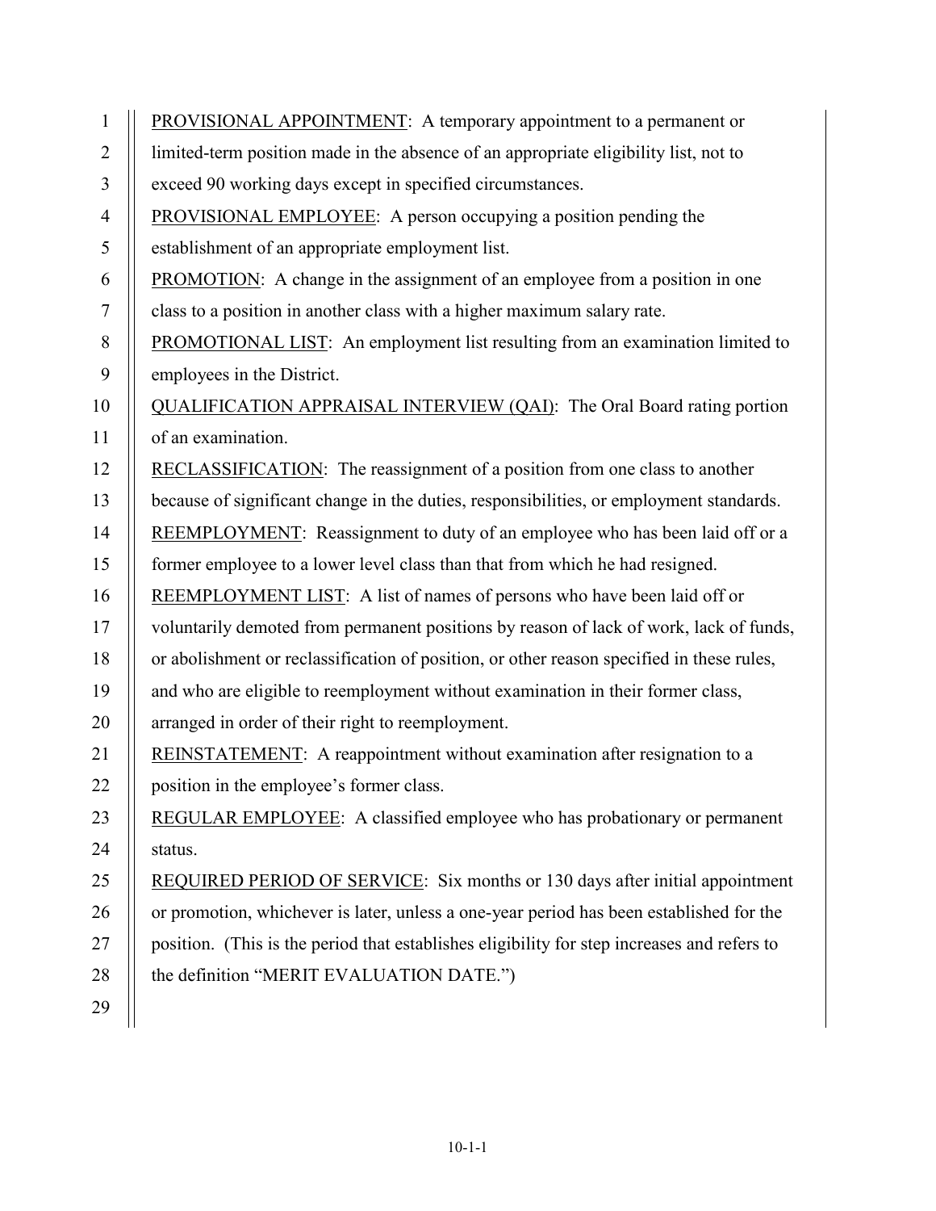PROVISIONAL APPOINTMENT: A temporary appointment to a permanent or limited-term position made in the absence of an appropriate eligibility list, not to exceed 90 working days except in specified circumstances.

PROVISIONAL EMPLOYEE: A person occupying a position pending the establishment of an appropriate employment list.

PROMOTION: A change in the assignment of an employee from a position in one class to a position in another class with a higher maximum salary rate.

PROMOTIONAL LIST: An employment list resulting from an examination limited to employees in the District.

QUALIFICATION APPRAISAL INTERVIEW (QAI): The Oral Board rating portion of an examination.

RECLASSIFICATION: The reassignment of a position from one class to another because of significant change in the duties, responsibilities, or employment standards.

REEMPLOYMENT: Reassignment to duty of an employee who has been laid off or a former employee to a lower level class than that from which he had resigned.

REEMPLOYMENT LIST: A list of names of persons who have been laid off or voluntarily demoted from permanent positions by reason of lack of work, lack of funds, or abolishment or reclassification of position, or other reason specified in these rules, and who are eligible to reemployment without examination in their former class, arranged in order of their right to reemployment.

REINSTATEMENT: A reappointment without examination after resignation to a position in the employee's former class.

REGULAR EMPLOYEE: A classified employee who has probationary or permanent status.

REQUIRED PERIOD OF SERVICE: Six months or 130 days after initial appointment or promotion, whichever is later, unless a one-year period has been established for the position. (This is the period that establishes eligibility for step increases and refers to the definition "MERIT EVALUATION DATE.")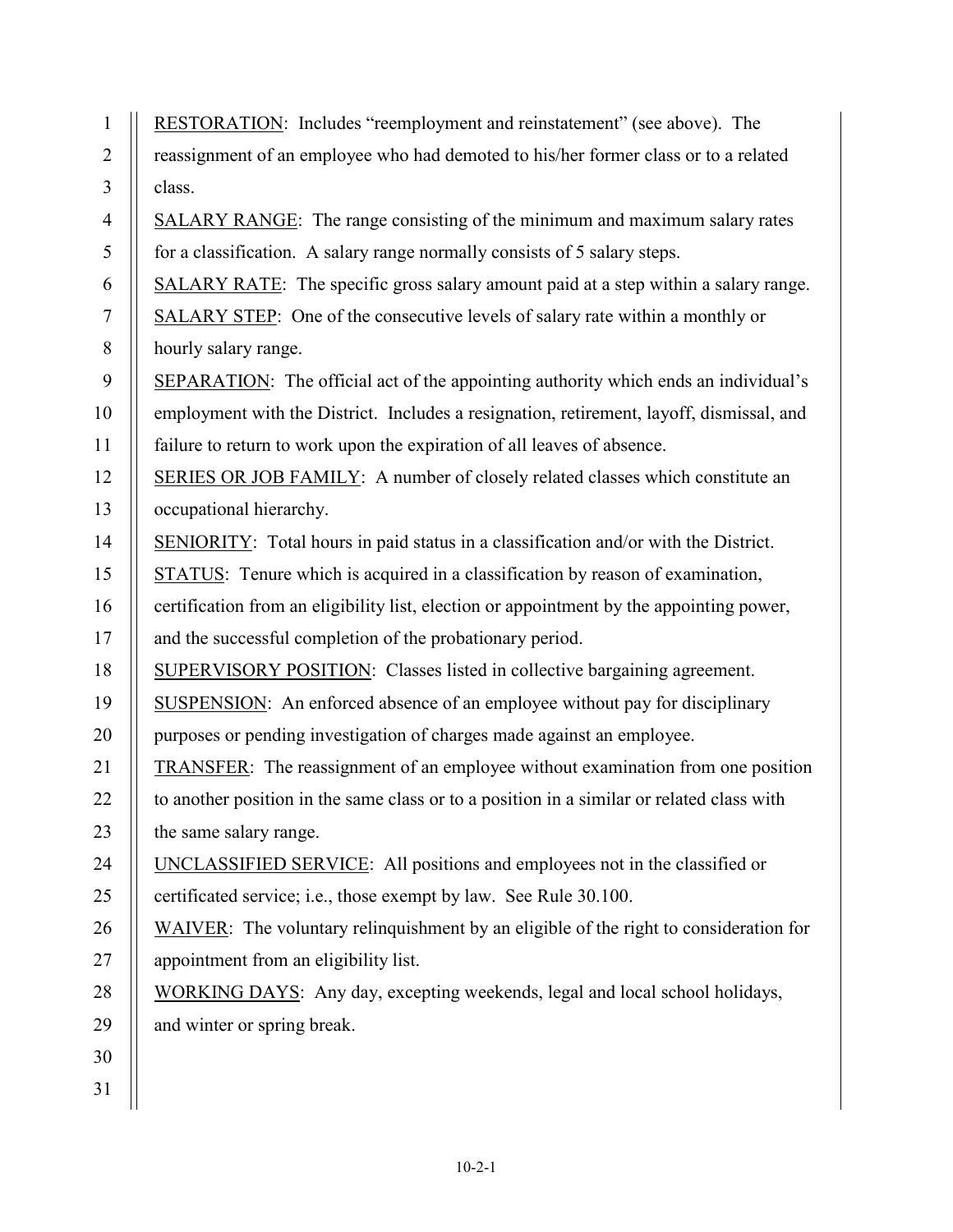RESTORATION: Includes "reemployment and reinstatement" (see above). The reassignment of an employee who had demoted to his/her former class or to a related class.

SALARY RANGE: The range consisting of the minimum and maximum salary rates for a classification. A salary range normally consists of 5 salary steps.

SALARY RATE: The specific gross salary amount paid at a step within a salary range.

SALARY STEP: One of the consecutive levels of salary rate within a monthly or hourly salary range.

SEPARATION: The official act of the appointing authority which ends an individual's employment with the District. Includes a resignation, retirement, layoff, dismissal, and failure to return to work upon the expiration of all leaves of absence.

SERIES OR JOB FAMILY: A number of closely related classes which constitute an occupational hierarchy.

SENIORITY: Total hours in paid status in a classification and/or with the District.

STATUS: Tenure which is acquired in a classification by reason of examination, certification from an eligibility list, election or appointment by the appointing power, and the successful completion of the probationary period.

SUPERVISORY POSITION: Classes listed in collective bargaining agreement.

SUSPENSION: An enforced absence of an employee without pay for disciplinary purposes or pending investigation of charges made against an employee.

TRANSFER: The reassignment of an employee without examination from one position to another position in the same class or to a position in a similar or related class with the same salary range.

UNCLASSIFIED SERVICE: All positions and employees not in the classified or certificated service; i.e., those exempt by law. See Rule 30.100.

WAIVER: The voluntary relinquishment by an eligible of the right to consideration for appointment from an eligibility list.

WORKING DAYS: Any day, excepting weekends, legal and local school holidays, and winter or spring break.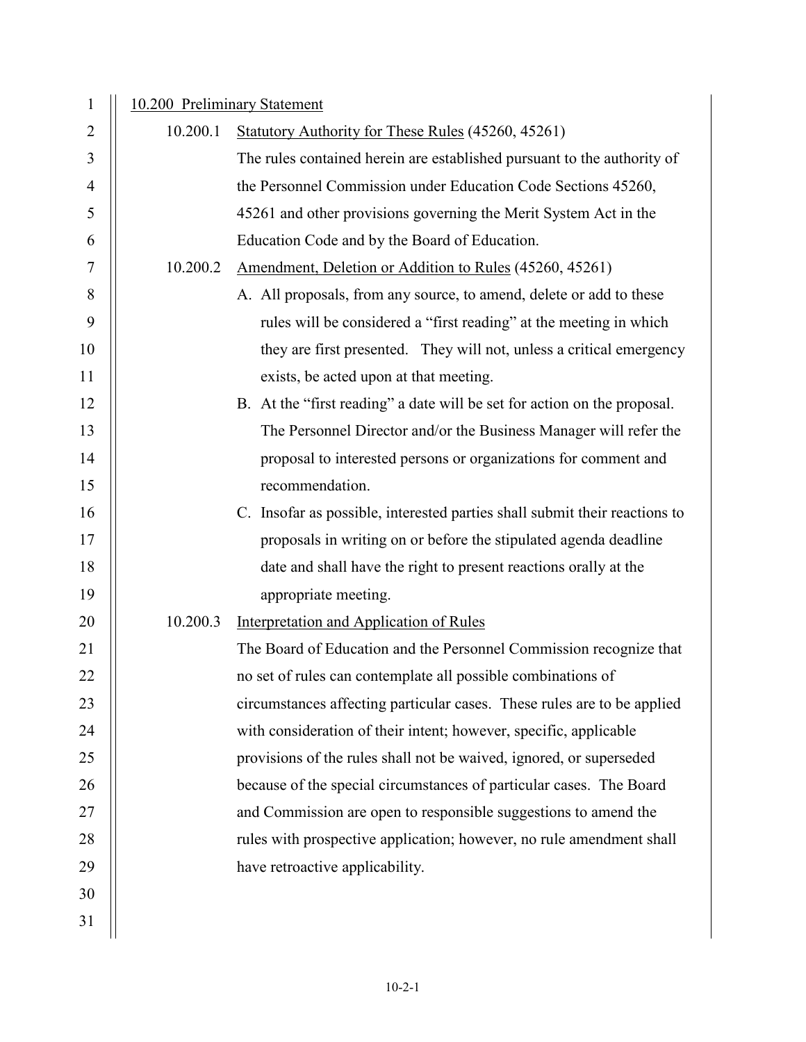## 10.200 Preliminary Statement

### 10.200.1 Statutory Authority for These Rules (45260, 45261)

The rules contained herein are established pursuant to the authority of the Personnel Commission under Education Code Sections 45260, 45261 and other provisions governing the Merit System Act in the Education Code and by the Board of Education.

### 10.200.2 Amendment, Deletion or Addition to Rules (45260, 45261)

A. All proposals, from any source, to amend, delete or add to these rules will be considered a "first reading" at the meeting in which they are first presented. They will not, unless a critical emergency exists, be acted upon at that meeting.

B. At the "first reading" a date will be set for action on the proposal. The Personnel Director and/or the Business Manager will refer the proposal to interested persons or organizations for comment and recommendation.

C. Insofar as possible, interested parties shall submit their reactions to proposals in writing on or before the stipulated agenda deadline date and shall have the right to present reactions orally at the appropriate meeting.

### 10.200.3 Interpretation and Application of Rules

The Board of Education and the Personnel Commission recognize that no set of rules can contemplate all possible combinations of circumstances affecting particular cases. These rules are to be applied with consideration of their intent; however, specific, applicable provisions of the rules shall not be waived, ignored, or superseded because of the special circumstances of particular cases. The Board and Commission are open to responsible suggestions to amend the rules with prospective application; however, no rule amendment shall have retroactive applicability.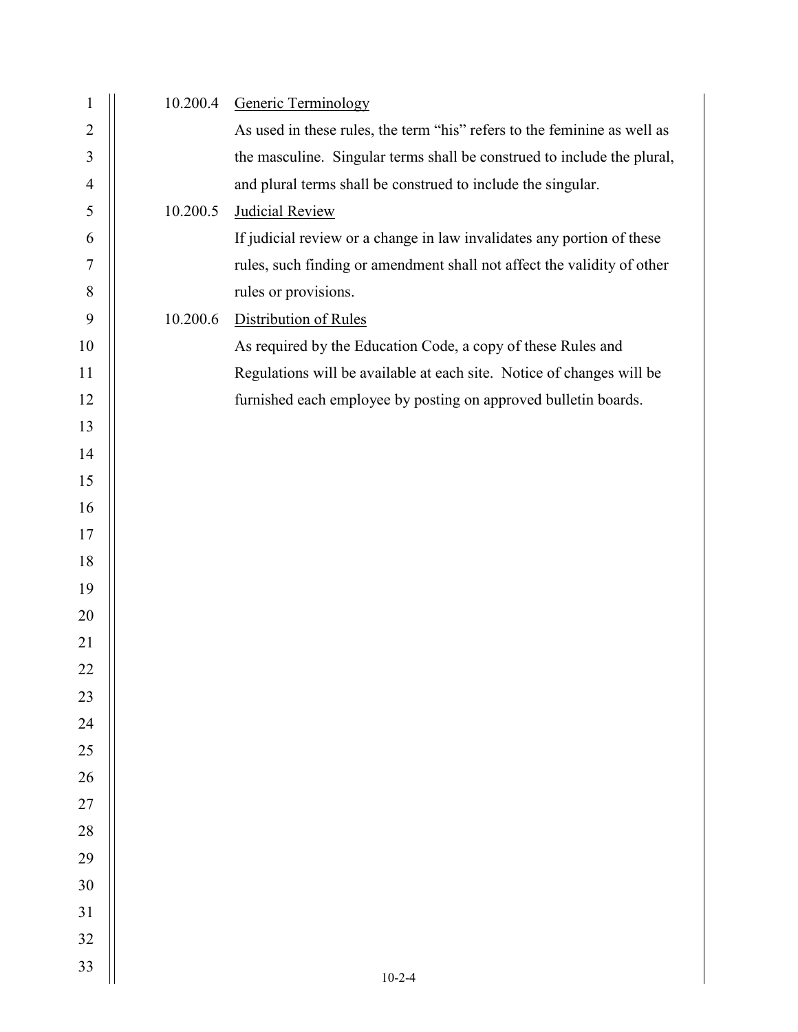### 10.200.4 Generic Terminology

As used in these rules, the term "his" refers to the feminine as well as the masculine. Singular terms shall be construed to include the plural, and plural terms shall be construed to include the singular.

### 10.200.5 Judicial Review

If judicial review or a change in law invalidates any portion of these rules, such finding or amendment shall not affect the validity of other rules or provisions.

### 10.200.6 Distribution of Rules

As required by the Education Code, a copy of these Rules and Regulations will be available at each site. Notice of changes will be furnished each employee by posting on approved bulletin boards.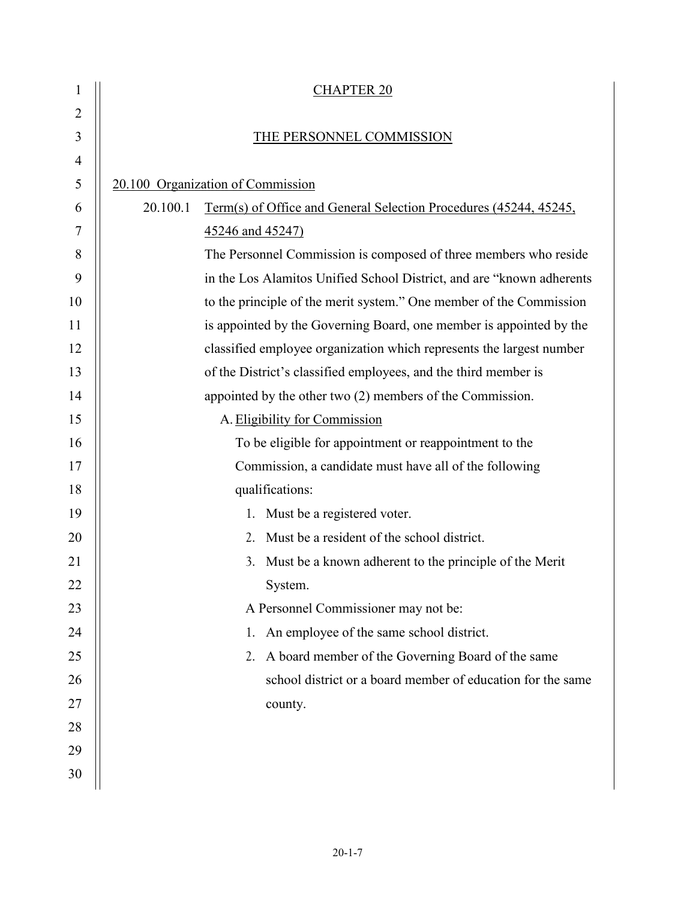# CHAPTER 20

## THE PERSONNEL COMMISSION

### 20.100 Organization of Commission

#### 20.100.1 Term(s) of Office and General Selection Procedures (45244, 45245, 45246 and 45247)

The Personnel Commission is composed of three members who reside in the Los Alamitos Unified School District, and are "known adherents to the principle of the merit system." One member of the Commission is appointed by the Governing Board, one member is appointed by the classified employee organization which represents the largest number of the District's classified employees, and the third member is appointed by the other two (2) members of the Commission.

A. Eligibility for Commission

To be eligible for appointment or reappointment to the Commission, a candidate must have all of the following qualifications:

1. Must be a registered voter.
2. Must be a resident of the school district.
3. Must be a known adherent to the principle of the Merit System.

A Personnel Commissioner may not be:

1. An employee of the same school district.
2. A board member of the Governing Board of the same school district or a board member of education for the same county.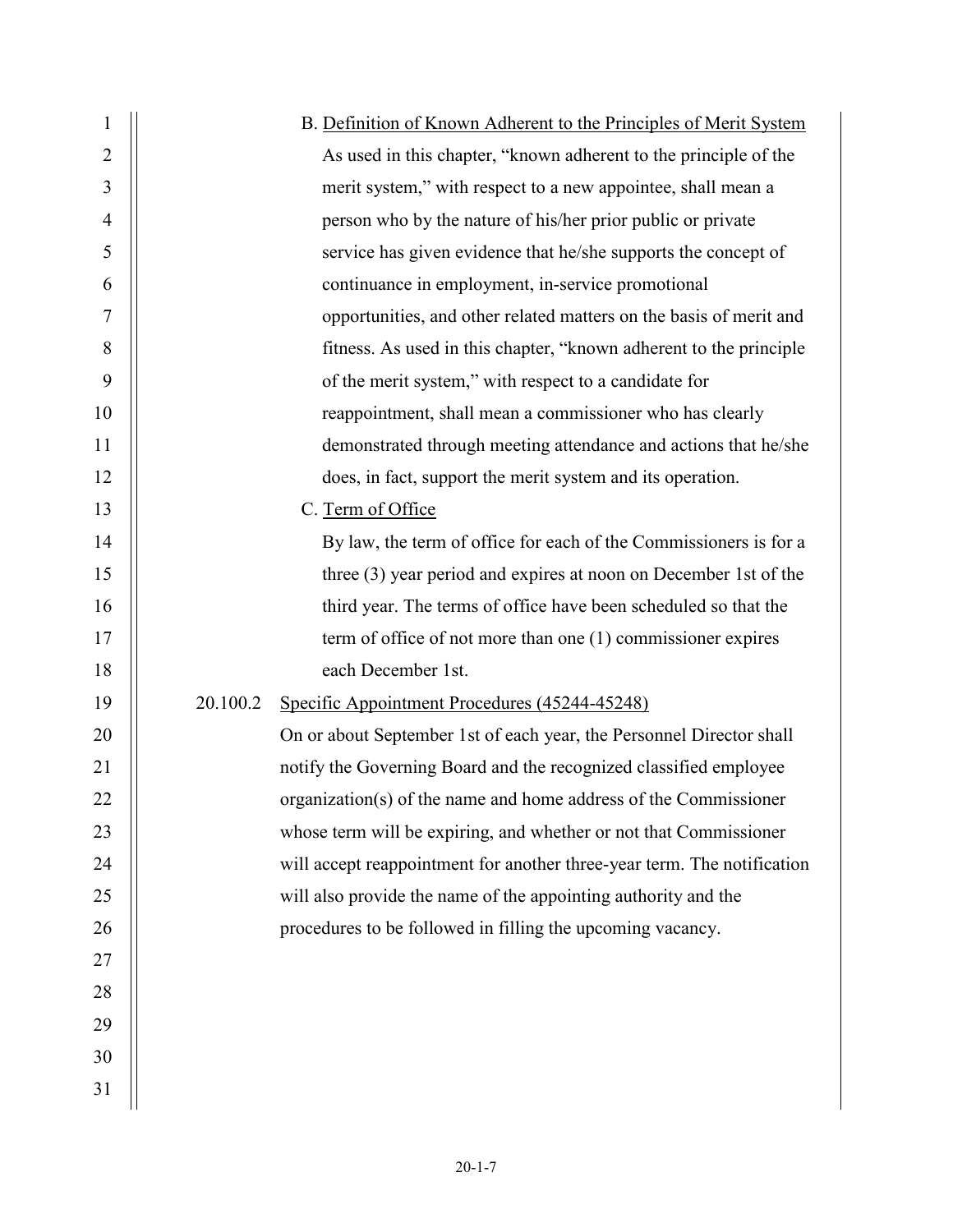B. Definition of Known Adherent to the Principles of Merit System

As used in this chapter, "known adherent to the principle of the merit system," with respect to a new appointee, shall mean a person who by the nature of his/her prior public or private service has given evidence that he/she supports the concept of continuance in employment, in-service promotional opportunities, and other related matters on the basis of merit and fitness. As used in this chapter, "known adherent to the principle of the merit system," with respect to a candidate for reappointment, shall mean a commissioner who has clearly demonstrated through meeting attendance and actions that he/she does, in fact, support the merit system and its operation.

C. Term of Office

By law, the term of office for each of the Commissioners is for a three (3) year period and expires at noon on December 1st of the third year. The terms of office have been scheduled so that the term of office of not more than one (1) commissioner expires each December 1st.

20.100.2 Specific Appointment Procedures (45244-45248)

On or about September 1st of each year, the Personnel Director shall notify the Governing Board and the recognized classified employee organization(s) of the name and home address of the Commissioner whose term will be expiring, and whether or not that Commissioner will accept reappointment for another three-year term. The notification will also provide the name of the appointing authority and the procedures to be followed in filling the upcoming vacancy.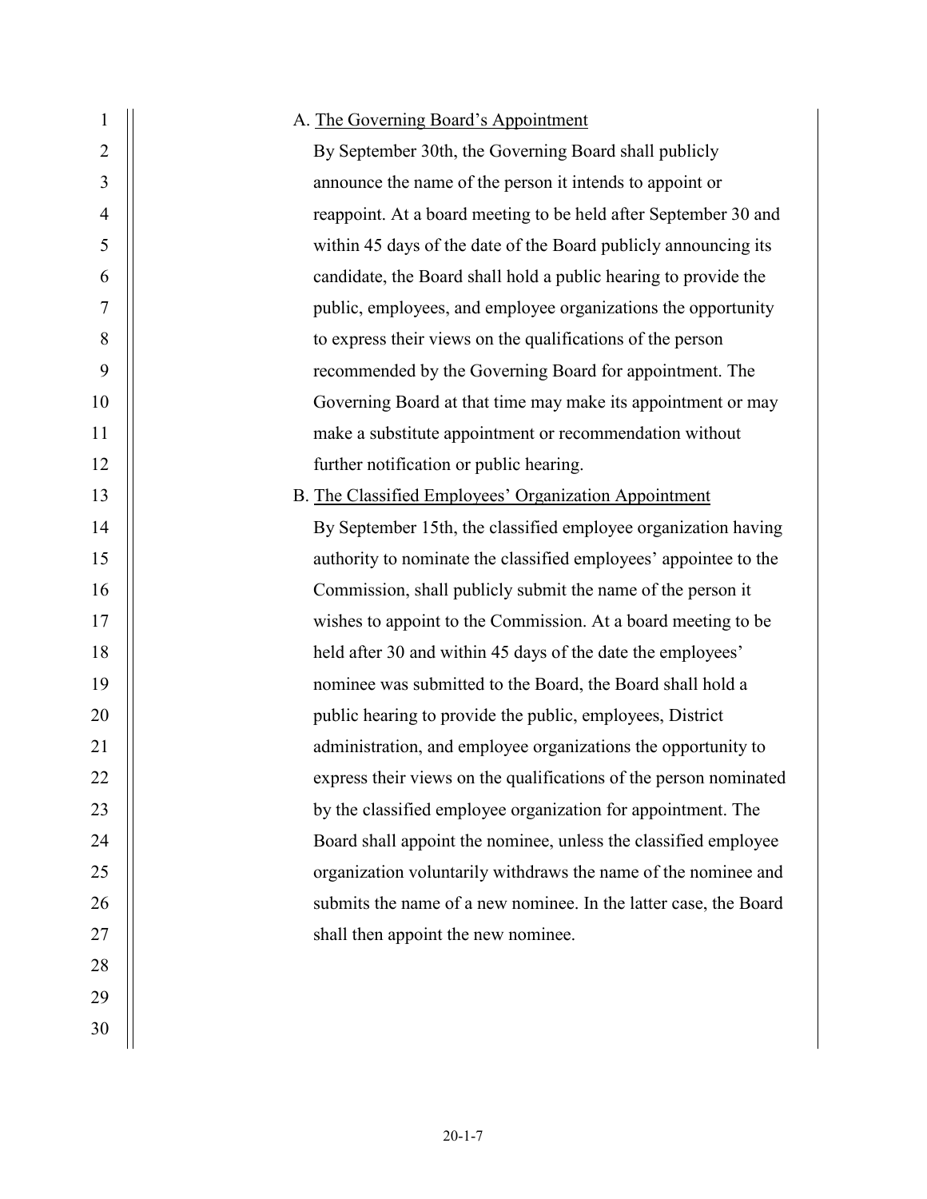A. The Governing Board's Appointment

By September 30th, the Governing Board shall publicly announce the name of the person it intends to appoint or reappoint. At a board meeting to be held after September 30 and within 45 days of the date of the Board publicly announcing its candidate, the Board shall hold a public hearing to provide the public, employees, and employee organizations the opportunity to express their views on the qualifications of the person recommended by the Governing Board for appointment. The Governing Board at that time may make its appointment or may make a substitute appointment or recommendation without further notification or public hearing.

B. The Classified Employees' Organization Appointment

By September 15th, the classified employee organization having authority to nominate the classified employees' appointee to the Commission, shall publicly submit the name of the person it wishes to appoint to the Commission. At a board meeting to be held after 30 and within 45 days of the date the employees' nominee was submitted to the Board, the Board shall hold a public hearing to provide the public, employees, District administration, and employee organizations the opportunity to express their views on the qualifications of the person nominated by the classified employee organization for appointment. The Board shall appoint the nominee, unless the classified employee organization voluntarily withdraws the name of the nominee and submits the name of a new nominee. In the latter case, the Board shall then appoint the new nominee.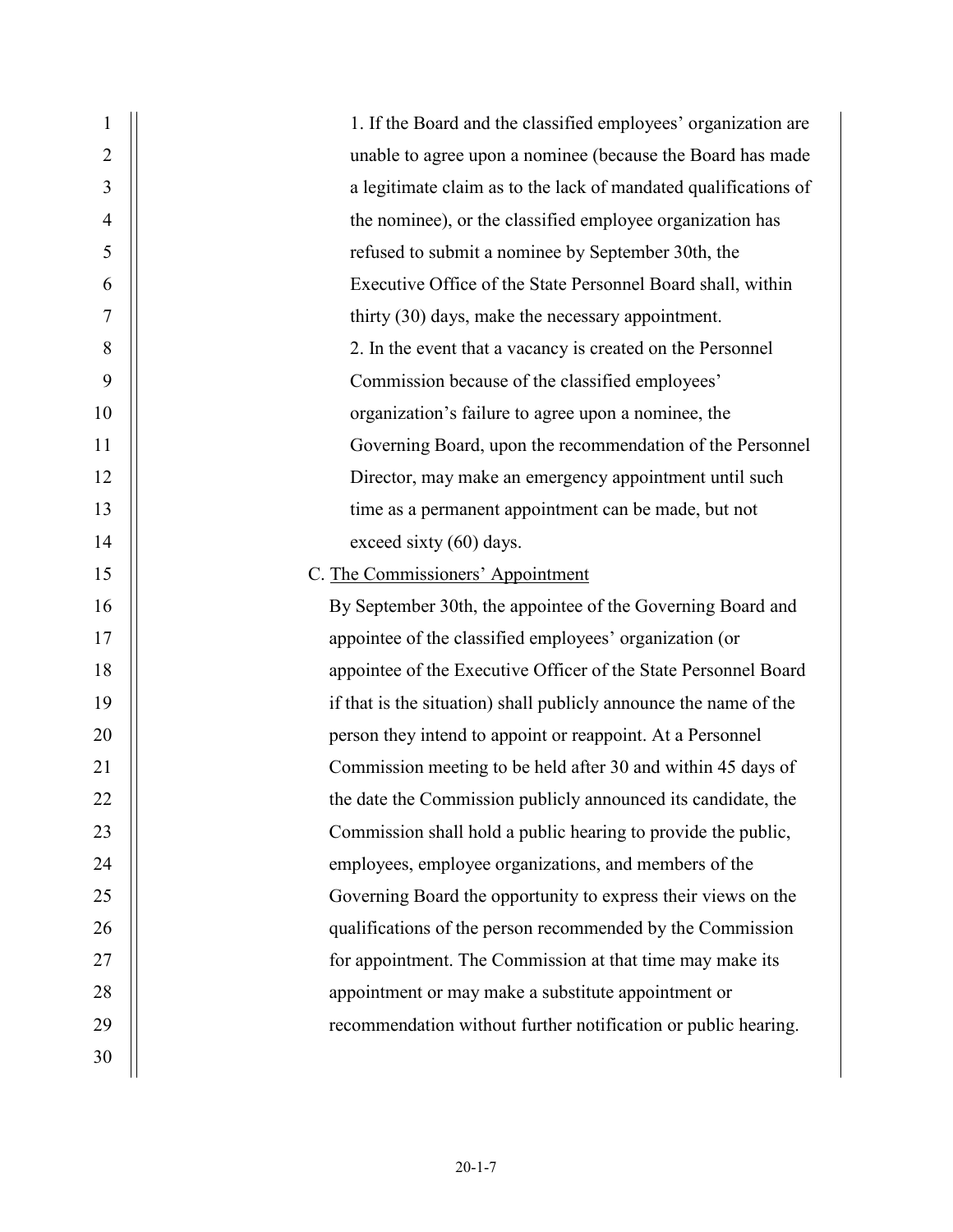1. If the Board and the classified employees' organization are unable to agree upon a nominee (because the Board has made a legitimate claim as to the lack of mandated qualifications of the nominee), or the classified employee organization has refused to submit a nominee by September 30th, the Executive Office of the State Personnel Board shall, within thirty (30) days, make the necessary appointment.

2. In the event that a vacancy is created on the Personnel Commission because of the classified employees' organization's failure to agree upon a nominee, the Governing Board, upon the recommendation of the Personnel Director, may make an emergency appointment until such time as a permanent appointment can be made, but not exceed sixty (60) days.

C. The Commissioners' Appointment

By September 30th, the appointee of the Governing Board and appointee of the classified employees' organization (or appointee of the Executive Officer of the State Personnel Board if that is the situation) shall publicly announce the name of the person they intend to appoint or reappoint. At a Personnel Commission meeting to be held after 30 and within 45 days of the date the Commission publicly announced its candidate, the Commission shall hold a public hearing to provide the public, employees, employee organizations, and members of the Governing Board the opportunity to express their views on the qualifications of the person recommended by the Commission for appointment. The Commission at that time may make its appointment or may make a substitute appointment or recommendation without further notification or public hearing.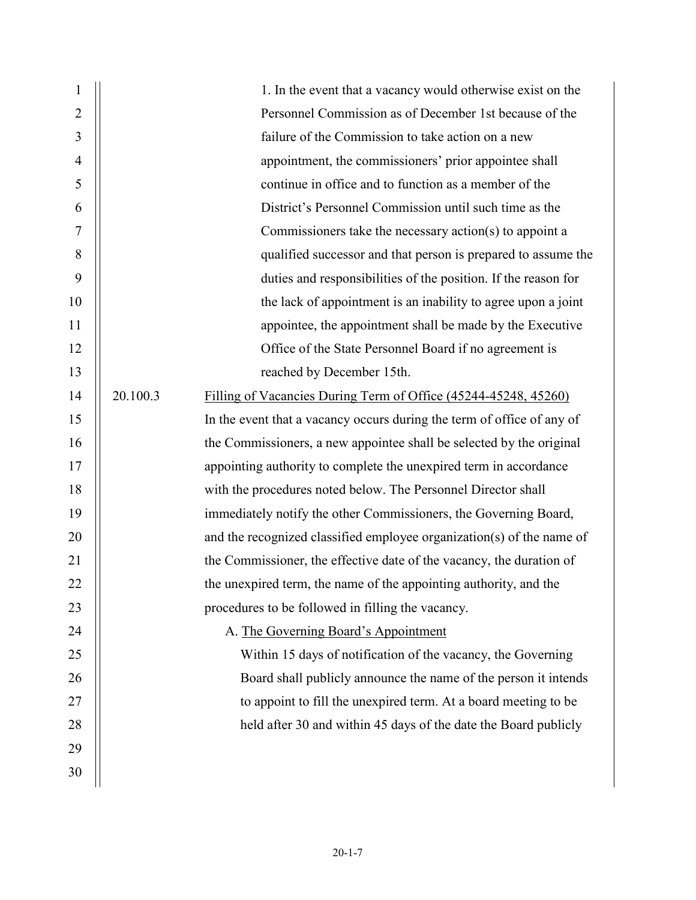1. In the event that a vacancy would otherwise exist on the Personnel Commission as of December 1st because of the failure of the Commission to take action on a new appointment, the commissioners' prior appointee shall continue in office and to function as a member of the District's Personnel Commission until such time as the Commissioners take the necessary action(s) to appoint a qualified successor and that person is prepared to assume the duties and responsibilities of the position. If the reason for the lack of appointment is an inability to agree upon a joint appointee, the appointment shall be made by the Executive Office of the State Personnel Board if no agreement is reached by December 15th.

20.100.3 Filling of Vacancies During Term of Office (45244-45248, 45260)

In the event that a vacancy occurs during the term of office of any of the Commissioners, a new appointee shall be selected by the original appointing authority to complete the unexpired term in accordance with the procedures noted below. The Personnel Director shall immediately notify the other Commissioners, the Governing Board, and the recognized classified employee organization(s) of the name of the Commissioner, the effective date of the vacancy, the duration of the unexpired term, the name of the appointing authority, and the procedures to be followed in filling the vacancy.

A. The Governing Board's Appointment

Within 15 days of notification of the vacancy, the Governing Board shall publicly announce the name of the person it intends to appoint to fill the unexpired term. At a board meeting to be held after 30 and within 45 days of the date the Board publicly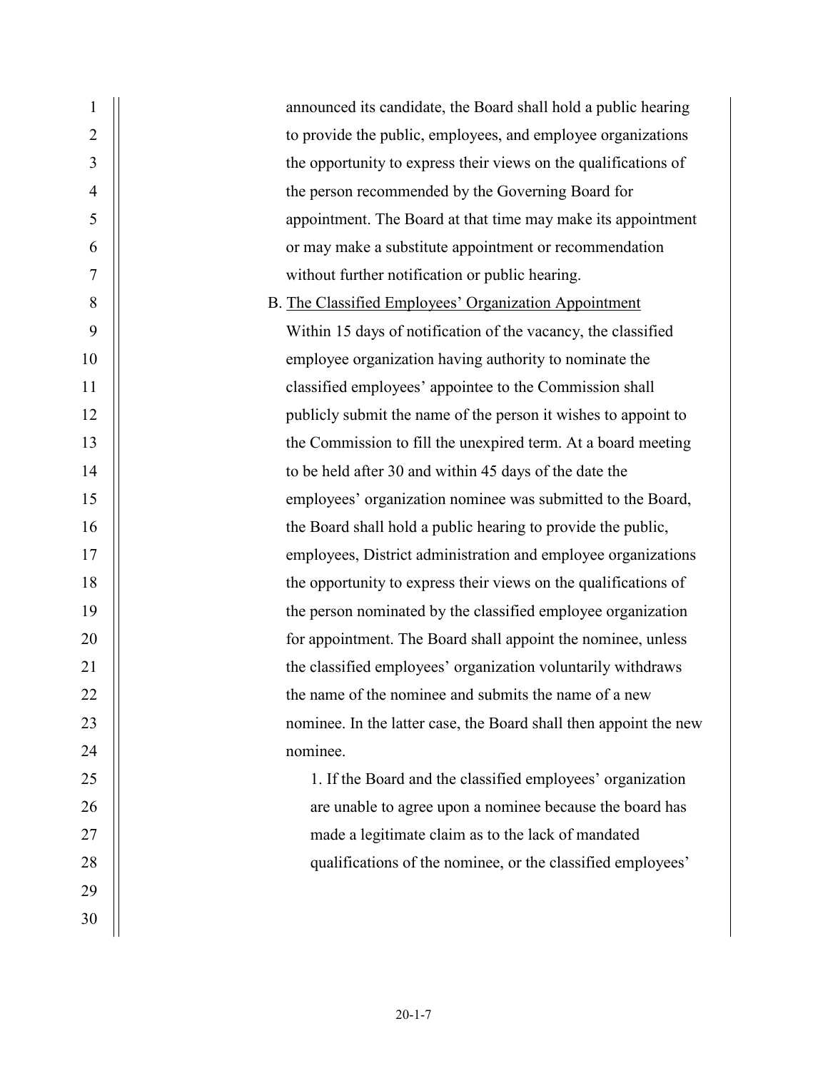announced its candidate, the Board shall hold a public hearing to provide the public, employees, and employee organizations the opportunity to express their views on the qualifications of the person recommended by the Governing Board for appointment. The Board at that time may make its appointment or may make a substitute appointment or recommendation without further notification or public hearing.

B. The Classified Employees' Organization Appointment

Within 15 days of notification of the vacancy, the classified employee organization having authority to nominate the classified employees' appointee to the Commission shall publicly submit the name of the person it wishes to appoint to the Commission to fill the unexpired term. At a board meeting to be held after 30 and within 45 days of the date the employees' organization nominee was submitted to the Board, the Board shall hold a public hearing to provide the public, employees, District administration and employee organizations the opportunity to express their views on the qualifications of the person nominated by the classified employee organization for appointment. The Board shall appoint the nominee, unless the classified employees' organization voluntarily withdraws the name of the nominee and submits the name of a new nominee. In the latter case, the Board shall then appoint the new nominee.

1. If the Board and the classified employees' organization are unable to agree upon a nominee because the board has made a legitimate claim as to the lack of mandated qualifications of the nominee, or the classified employees'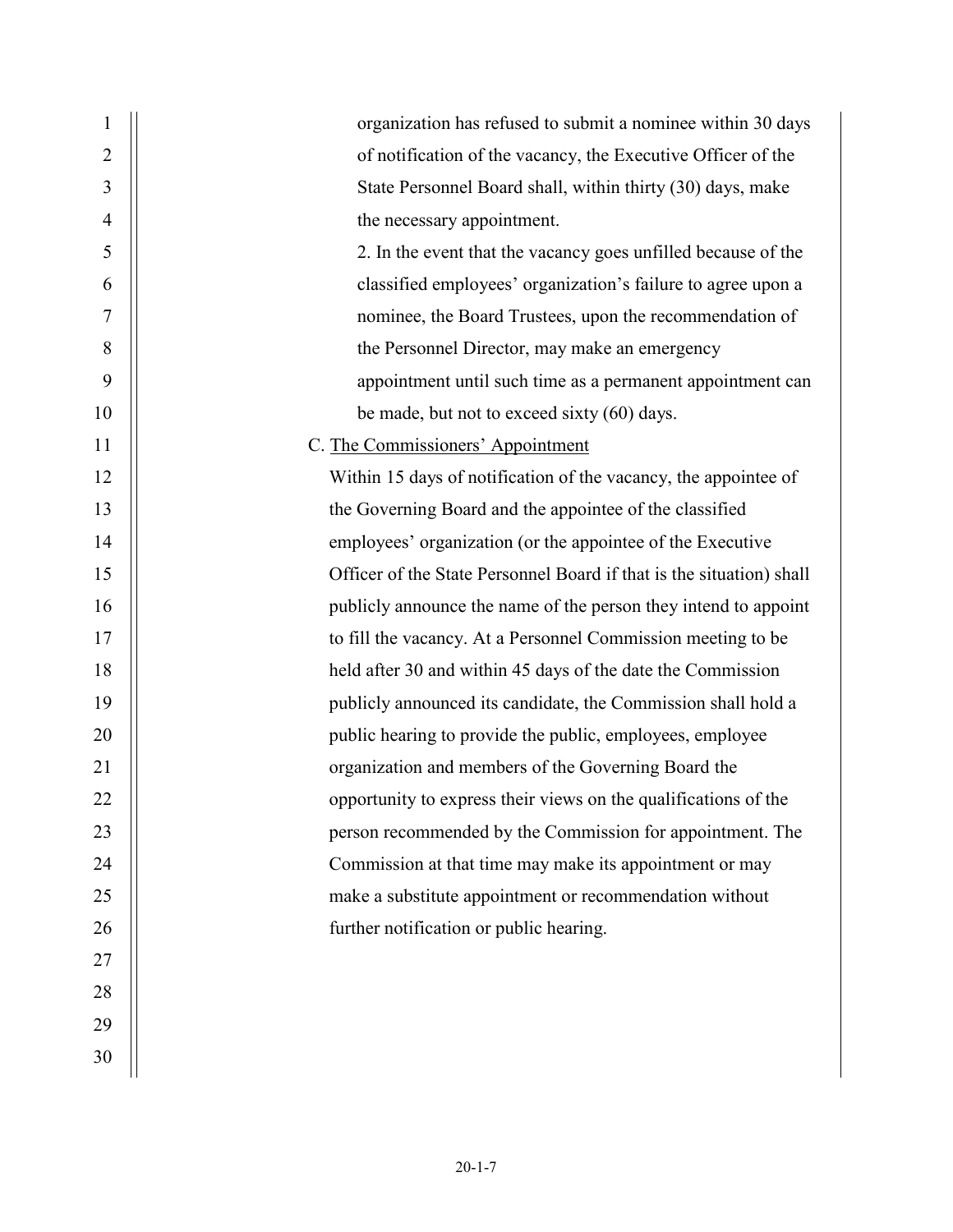organization has refused to submit a nominee within 30 days of notification of the vacancy, the Executive Officer of the State Personnel Board shall, within thirty (30) days, make the necessary appointment.

2. In the event that the vacancy goes unfilled because of the classified employees' organization's failure to agree upon a nominee, the Board Trustees, upon the recommendation of the Personnel Director, may make an emergency appointment until such time as a permanent appointment can be made, but not to exceed sixty (60) days.

C. <u>The Commissioners' Appointment</u>

Within 15 days of notification of the vacancy, the appointee of the Governing Board and the appointee of the classified employees' organization (or the appointee of the Executive Officer of the State Personnel Board if that is the situation) shall publicly announce the name of the person they intend to appoint to fill the vacancy. At a Personnel Commission meeting to be held after 30 and within 45 days of the date the Commission publicly announced its candidate, the Commission shall hold a public hearing to provide the public, employees, employee organization and members of the Governing Board the opportunity to express their views on the qualifications of the person recommended by the Commission for appointment. The Commission at that time may make its appointment or may make a substitute appointment or recommendation without further notification or public hearing.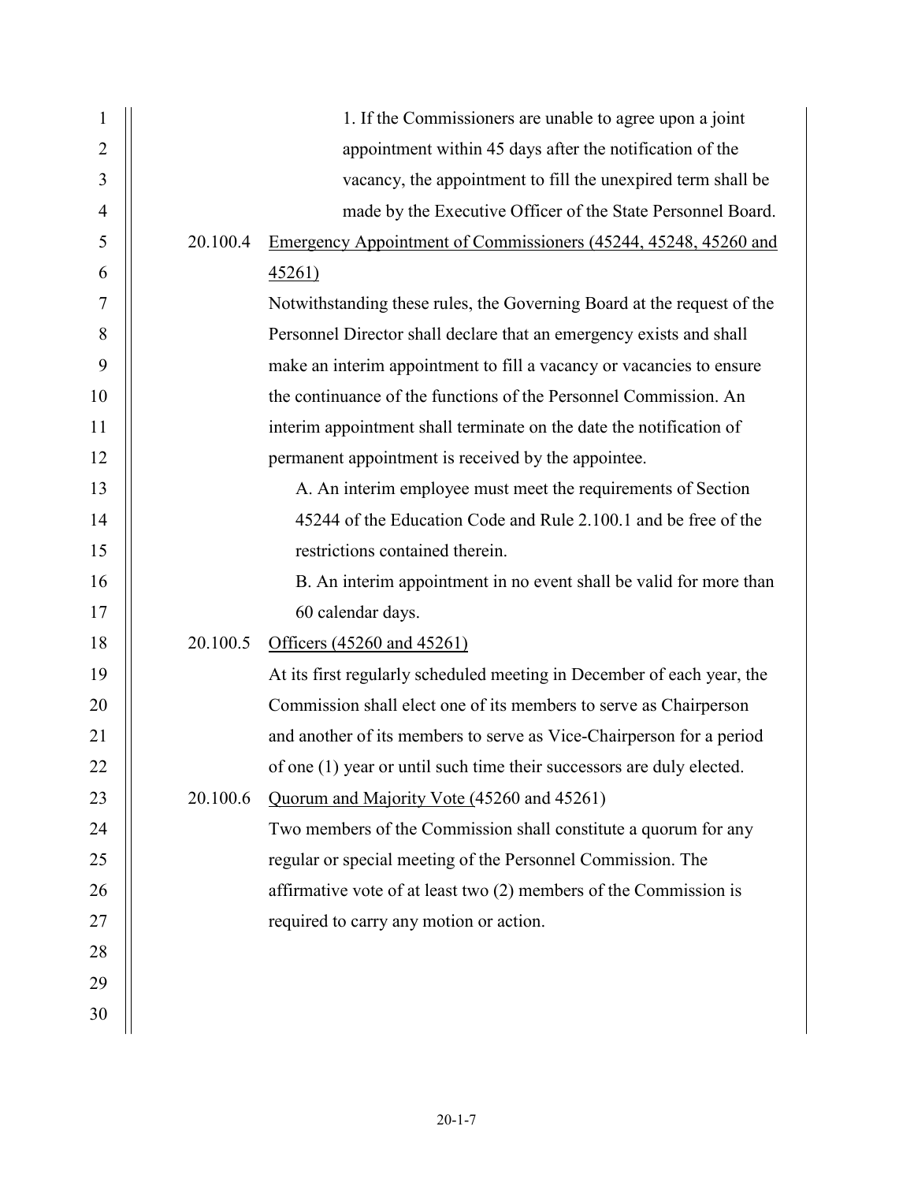1. If the Commissioners are unable to agree upon a joint appointment within 45 days after the notification of the vacancy, the appointment to fill the unexpired term shall be made by the Executive Officer of the State Personnel Board.

20.100.4 Emergency Appointment of Commissioners (45244, 45248, 45260 and 45261)

Notwithstanding these rules, the Governing Board at the request of the Personnel Director shall declare that an emergency exists and shall make an interim appointment to fill a vacancy or vacancies to ensure the continuance of the functions of the Personnel Commission. An interim appointment shall terminate on the date the notification of permanent appointment is received by the appointee.

A. An interim employee must meet the requirements of Section 45244 of the Education Code and Rule 2.100.1 and be free of the restrictions contained therein.

B. An interim appointment in no event shall be valid for more than 60 calendar days.

20.100.5 Officers (45260 and 45261)

At its first regularly scheduled meeting in December of each year, the Commission shall elect one of its members to serve as Chairperson and another of its members to serve as Vice-Chairperson for a period of one (1) year or until such time their successors are duly elected.

20.100.6 Quorum and Majority Vote (45260 and 45261)

Two members of the Commission shall constitute a quorum for any regular or special meeting of the Personnel Commission. The affirmative vote of at least two (2) members of the Commission is required to carry any motion or action.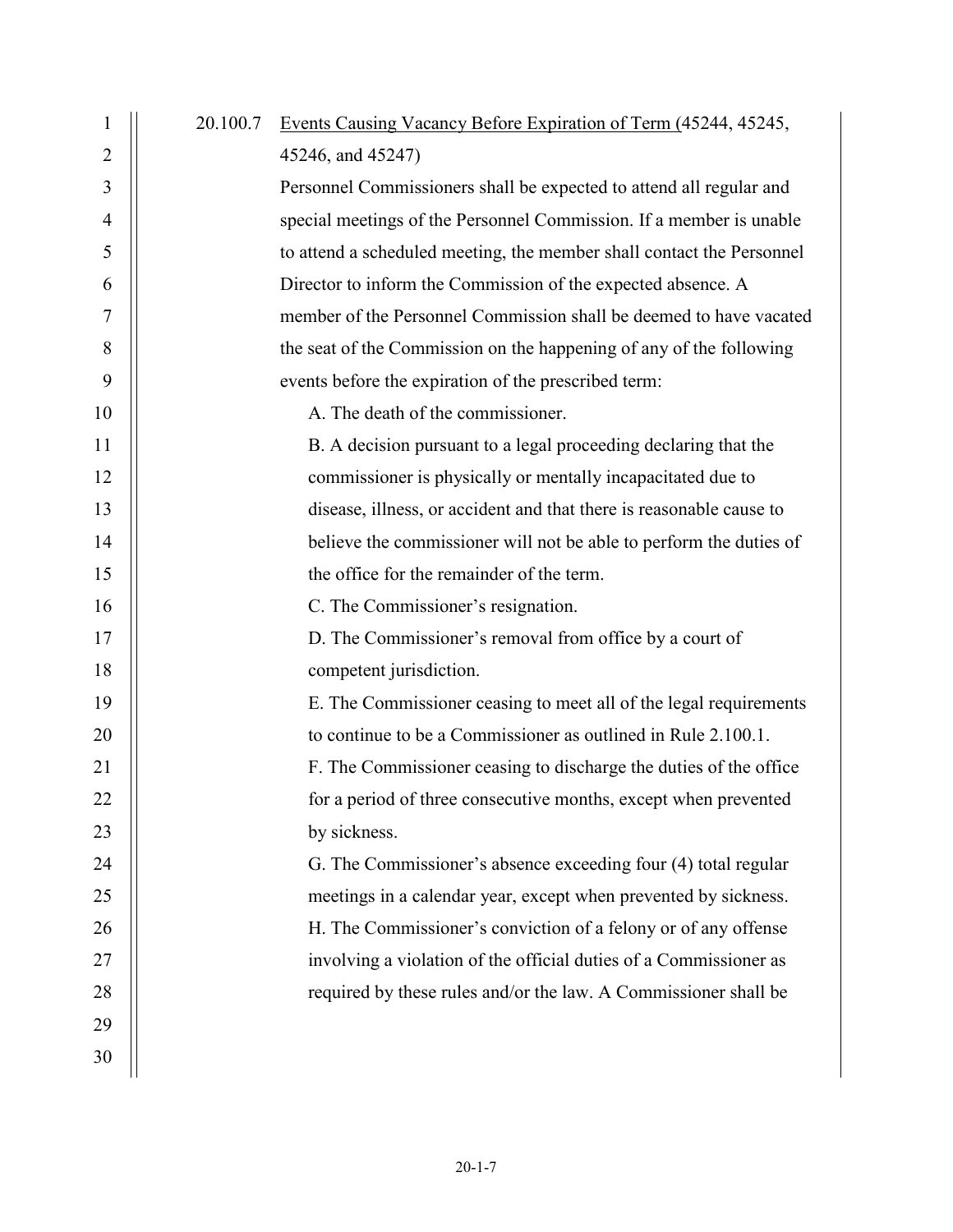20.100.7 <u>Events Causing Vacancy Before Expiration of Term (45244, 45245, 45246, and 45247)</u>

Personnel Commissioners shall be expected to attend all regular and special meetings of the Personnel Commission. If a member is unable to attend a scheduled meeting, the member shall contact the Personnel Director to inform the Commission of the expected absence. A member of the Personnel Commission shall be deemed to have vacated the seat of the Commission on the happening of any of the following events before the expiration of the prescribed term:

A. The death of the commissioner.

B. A decision pursuant to a legal proceeding declaring that the commissioner is physically or mentally incapacitated due to disease, illness, or accident and that there is reasonable cause to believe the commissioner will not be able to perform the duties of the office for the remainder of the term.

C. The Commissioner's resignation.

D. The Commissioner's removal from office by a court of competent jurisdiction.

E. The Commissioner ceasing to meet all of the legal requirements to continue to be a Commissioner as outlined in Rule 2.100.1.

F. The Commissioner ceasing to discharge the duties of the office for a period of three consecutive months, except when prevented by sickness.

G. The Commissioner's absence exceeding four (4) total regular meetings in a calendar year, except when prevented by sickness.

H. The Commissioner's conviction of a felony or of any offense involving a violation of the official duties of a Commissioner as required by these rules and/or the law. A Commissioner shall be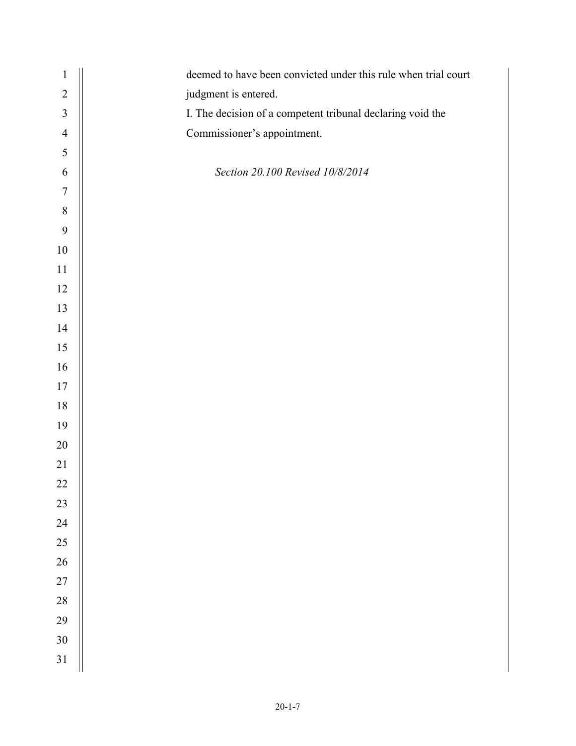deemed to have been convicted under this rule when trial court judgment is entered.

I. The decision of a competent tribunal declaring void the Commissioner's appointment.

*Section 20.100 Revised 10/8/2014*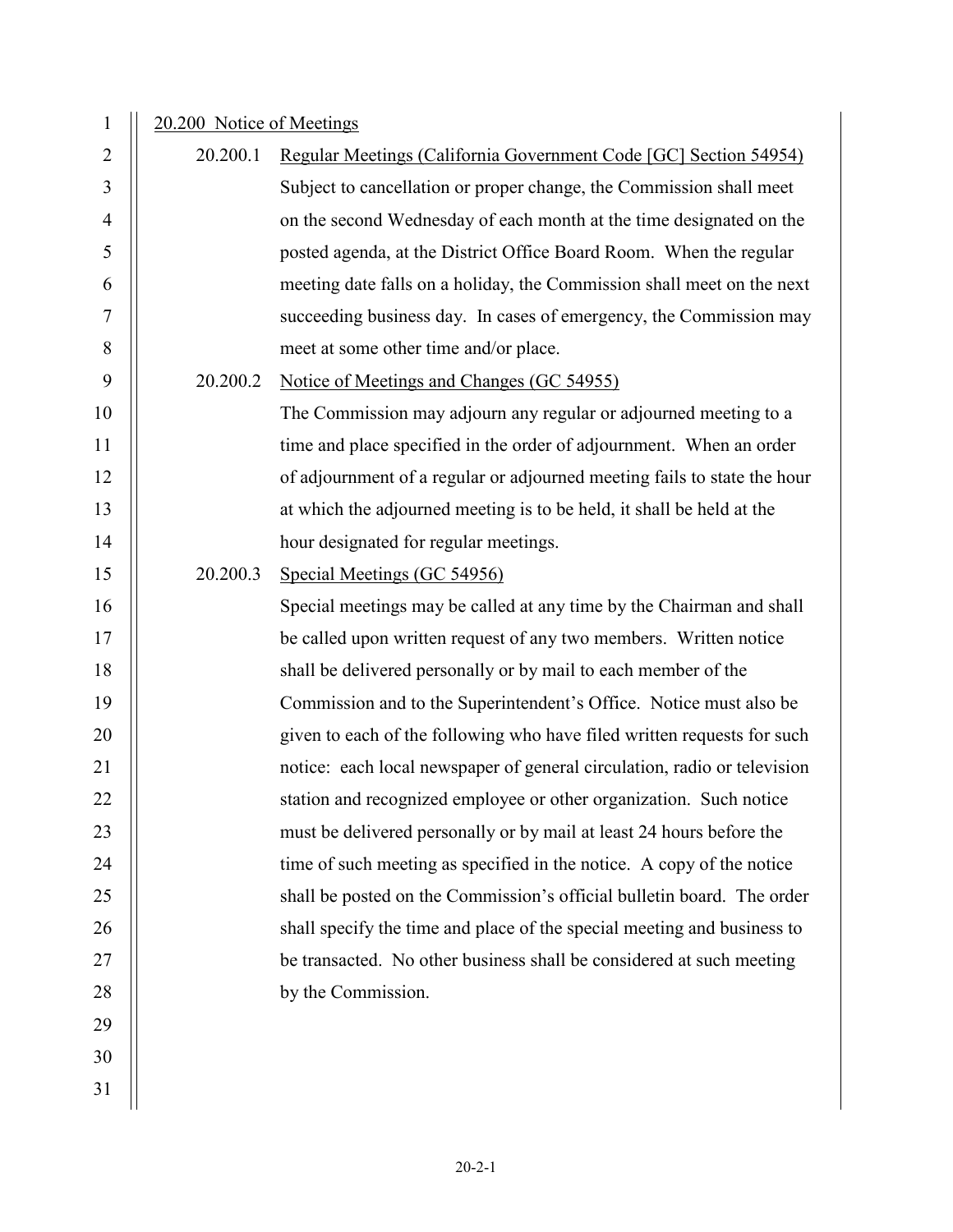<u>20.200 Notice of Meetings</u>

20.200.1 <u>Regular Meetings (California Government Code [GC] Section 54954)</u>

Subject to cancellation or proper change, the Commission shall meet on the second Wednesday of each month at the time designated on the posted agenda, at the District Office Board Room. When the regular meeting date falls on a holiday, the Commission shall meet on the next succeeding business day. In cases of emergency, the Commission may meet at some other time and/or place.

20.200.2 <u>Notice of Meetings and Changes (GC 54955)</u>

The Commission may adjourn any regular or adjourned meeting to a time and place specified in the order of adjournment. When an order of adjournment of a regular or adjourned meeting fails to state the hour at which the adjourned meeting is to be held, it shall be held at the hour designated for regular meetings.

20.200.3 <u>Special Meetings (GC 54956)</u>

Special meetings may be called at any time by the Chairman and shall be called upon written request of any two members. Written notice shall be delivered personally or by mail to each member of the Commission and to the Superintendent's Office. Notice must also be given to each of the following who have filed written requests for such notice: each local newspaper of general circulation, radio or television station and recognized employee or other organization. Such notice must be delivered personally or by mail at least 24 hours before the time of such meeting as specified in the notice. A copy of the notice shall be posted on the Commission's official bulletin board. The order shall specify the time and place of the special meeting and business to be transacted. No other business shall be considered at such meeting by the Commission.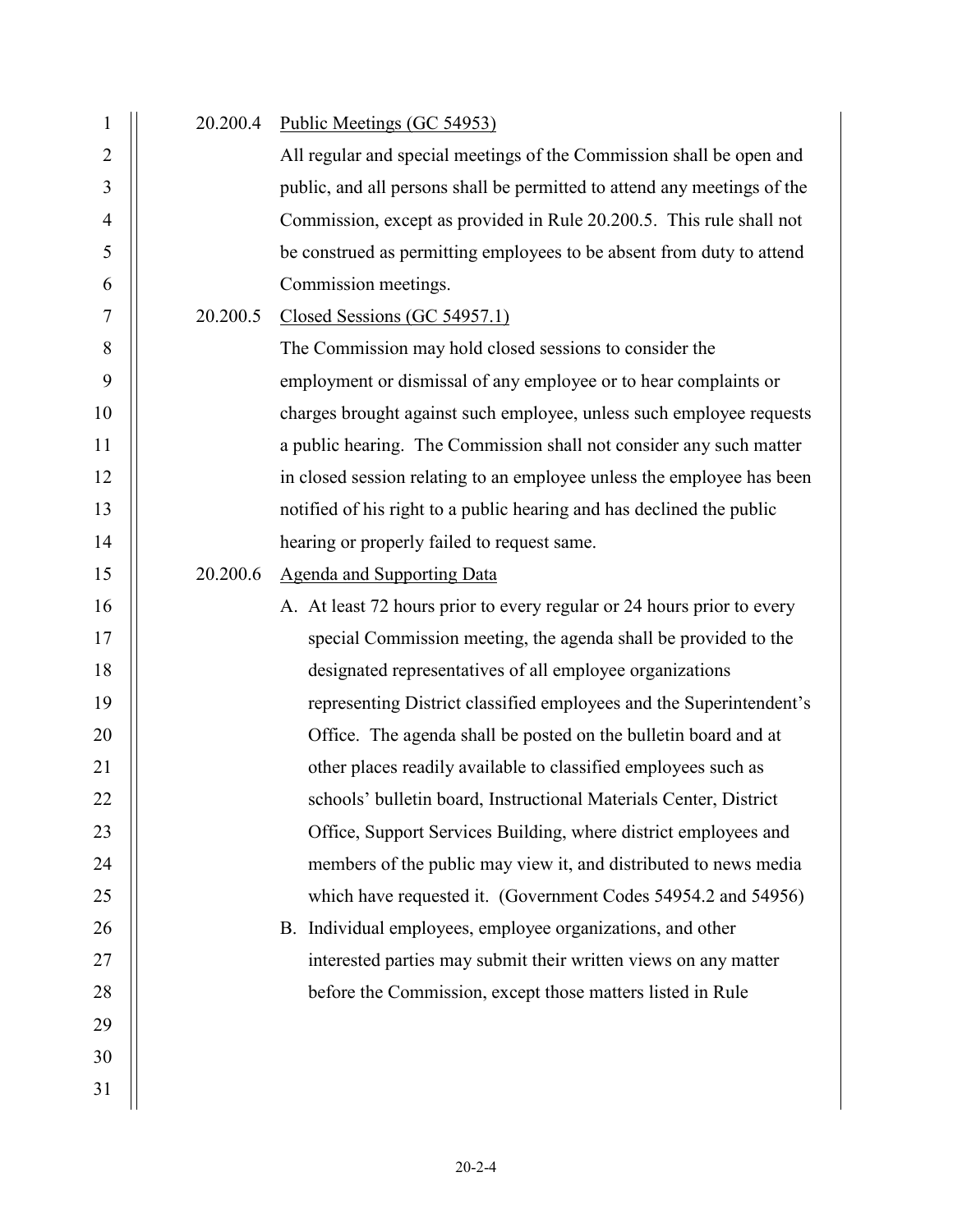20.200.4 Public Meetings (GC 54953)

All regular and special meetings of the Commission shall be open and public, and all persons shall be permitted to attend any meetings of the Commission, except as provided in Rule 20.200.5. This rule shall not be construed as permitting employees to be absent from duty to attend Commission meetings.

20.200.5 Closed Sessions (GC 54957.1)

The Commission may hold closed sessions to consider the employment or dismissal of any employee or to hear complaints or charges brought against such employee, unless such employee requests a public hearing. The Commission shall not consider any such matter in closed session relating to an employee unless the employee has been notified of his right to a public hearing and has declined the public hearing or properly failed to request same.

20.200.6 Agenda and Supporting Data

A. At least 72 hours prior to every regular or 24 hours prior to every special Commission meeting, the agenda shall be provided to the designated representatives of all employee organizations representing District classified employees and the Superintendent's Office. The agenda shall be posted on the bulletin board and at other places readily available to classified employees such as schools' bulletin board, Instructional Materials Center, District Office, Support Services Building, where district employees and members of the public may view it, and distributed to news media which have requested it. (Government Codes 54954.2 and 54956)

B. Individual employees, employee organizations, and other interested parties may submit their written views on any matter before the Commission, except those matters listed in Rule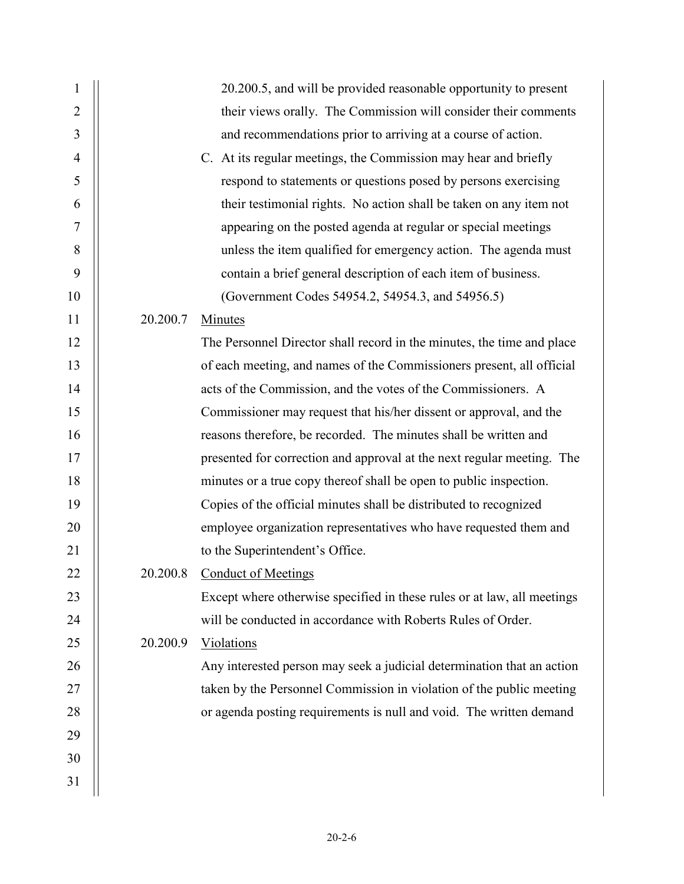20.200.5, and will be provided reasonable opportunity to present their views orally. The Commission will consider their comments and recommendations prior to arriving at a course of action.

C. At its regular meetings, the Commission may hear and briefly respond to statements or questions posed by persons exercising their testimonial rights. No action shall be taken on any item not appearing on the posted agenda at regular or special meetings unless the item qualified for emergency action. The agenda must contain a brief general description of each item of business. (Government Codes 54954.2, 54954.3, and 54956.5)

20.200.7 Minutes

The Personnel Director shall record in the minutes, the time and place of each meeting, and names of the Commissioners present, all official acts of the Commission, and the votes of the Commissioners. A Commissioner may request that his/her dissent or approval, and the reasons therefore, be recorded. The minutes shall be written and presented for correction and approval at the next regular meeting. The minutes or a true copy thereof shall be open to public inspection. Copies of the official minutes shall be distributed to recognized employee organization representatives who have requested them and to the Superintendent's Office.

20.200.8 Conduct of Meetings

Except where otherwise specified in these rules or at law, all meetings will be conducted in accordance with Roberts Rules of Order.

20.200.9 Violations

Any interested person may seek a judicial determination that an action taken by the Personnel Commission in violation of the public meeting or agenda posting requirements is null and void. The written demand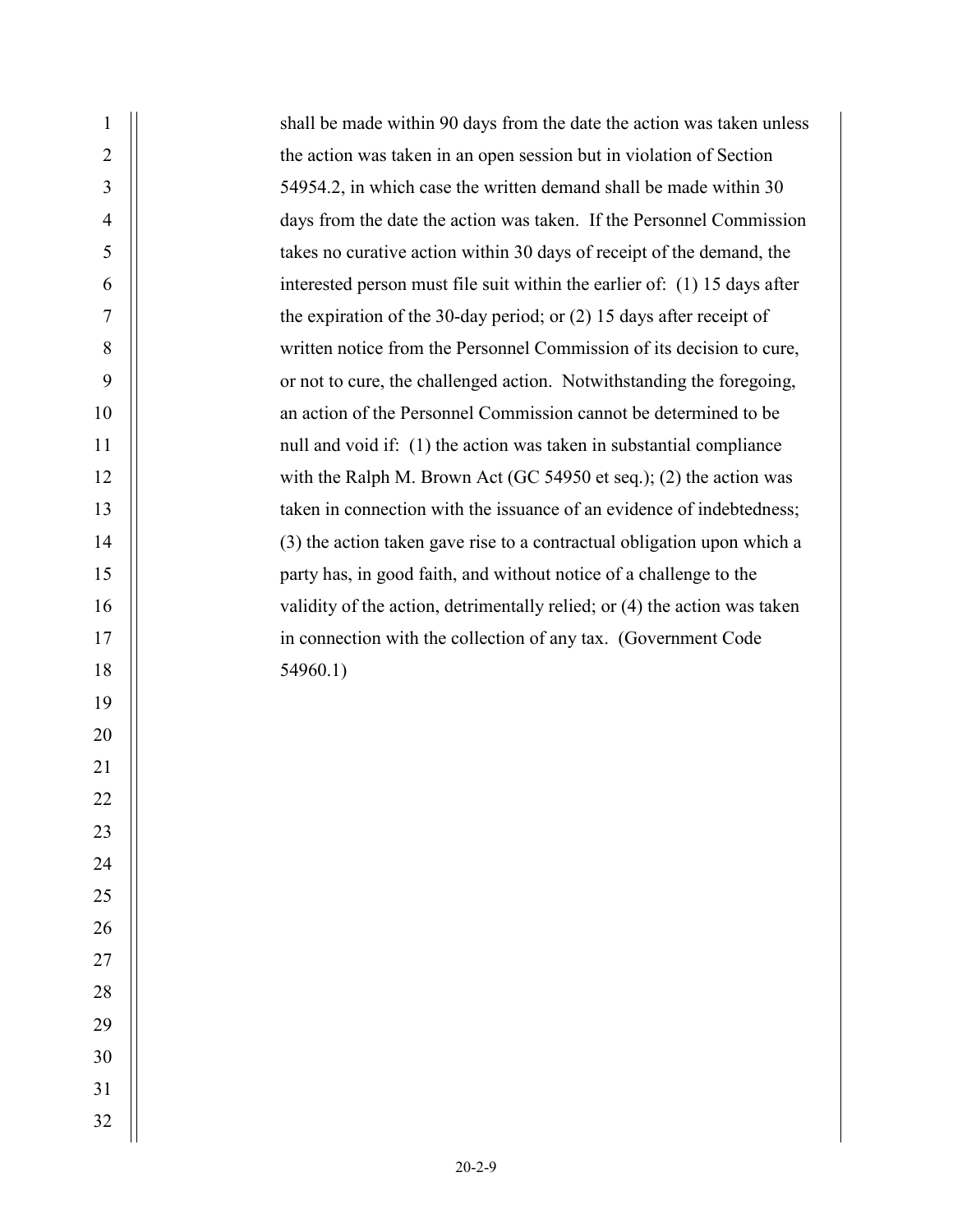shall be made within 90 days from the date the action was taken unless the action was taken in an open session but in violation of Section 54954.2, in which case the written demand shall be made within 30 days from the date the action was taken. If the Personnel Commission takes no curative action within 30 days of receipt of the demand, the interested person must file suit within the earlier of: (1) 15 days after the expiration of the 30-day period; or (2) 15 days after receipt of written notice from the Personnel Commission of its decision to cure, or not to cure, the challenged action. Notwithstanding the foregoing, an action of the Personnel Commission cannot be determined to be null and void if: (1) the action was taken in substantial compliance with the Ralph M. Brown Act (GC 54950 et seq.); (2) the action was taken in connection with the issuance of an evidence of indebtedness; (3) the action taken gave rise to a contractual obligation upon which a party has, in good faith, and without notice of a challenge to the validity of the action, detrimentally relied; or (4) the action was taken in connection with the collection of any tax. (Government Code 54960.1)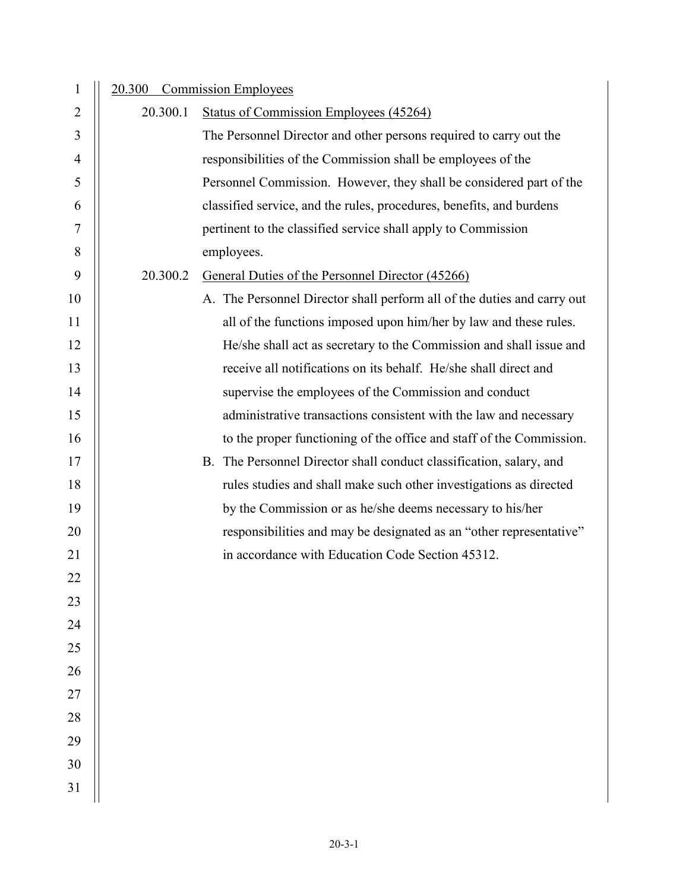## 20.300 Commission Employees

### 20.300.1 Status of Commission Employees (45264)

The Personnel Director and other persons required to carry out the responsibilities of the Commission shall be employees of the Personnel Commission. However, they shall be considered part of the classified service, and the rules, procedures, benefits, and burdens pertinent to the classified service shall apply to Commission employees.

### 20.300.2 General Duties of the Personnel Director (45266)

A. The Personnel Director shall perform all of the duties and carry out all of the functions imposed upon him/her by law and these rules. He/she shall act as secretary to the Commission and shall issue and receive all notifications on its behalf. He/she shall direct and supervise the employees of the Commission and conduct administrative transactions consistent with the law and necessary to the proper functioning of the office and staff of the Commission.

B. The Personnel Director shall conduct classification, salary, and rules studies and shall make such other investigations as directed by the Commission or as he/she deems necessary to his/her responsibilities and may be designated as an "other representative" in accordance with Education Code Section 45312.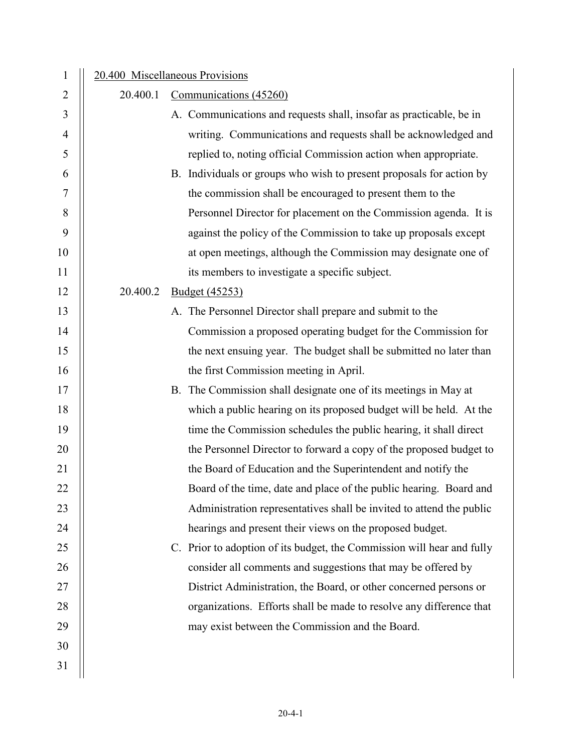## 20.400 Miscellaneous Provisions

### 20.400.1 Communications (45260)

A. Communications and requests shall, insofar as practicable, be in writing. Communications and requests shall be acknowledged and replied to, noting official Commission action when appropriate.

B. Individuals or groups who wish to present proposals for action by the commission shall be encouraged to present them to the Personnel Director for placement on the Commission agenda. It is against the policy of the Commission to take up proposals except at open meetings, although the Commission may designate one of its members to investigate a specific subject.

### 20.400.2 Budget (45253)

A. The Personnel Director shall prepare and submit to the Commission a proposed operating budget for the Commission for the next ensuing year. The budget shall be submitted no later than the first Commission meeting in April.

B. The Commission shall designate one of its meetings in May at which a public hearing on its proposed budget will be held. At the time the Commission schedules the public hearing, it shall direct the Personnel Director to forward a copy of the proposed budget to the Board of Education and the Superintendent and notify the Board of the time, date and place of the public hearing. Board and Administration representatives shall be invited to attend the public hearings and present their views on the proposed budget.

C. Prior to adoption of its budget, the Commission will hear and fully consider all comments and suggestions that may be offered by District Administration, the Board, or other concerned persons or organizations. Efforts shall be made to resolve any difference that may exist between the Commission and the Board.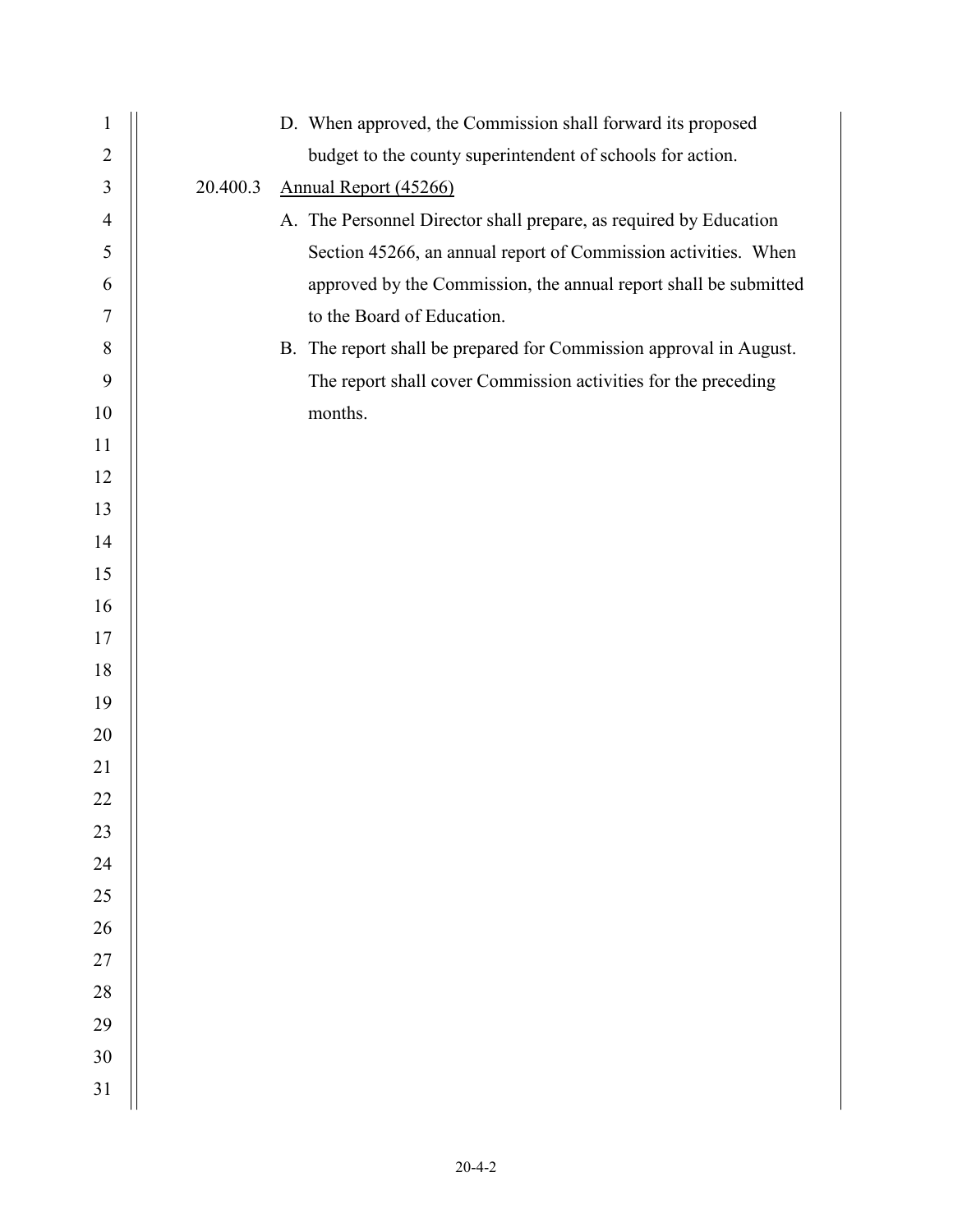D. When approved, the Commission shall forward its proposed budget to the county superintendent of schools for action.

20.400.3 Annual Report (45266)

A. The Personnel Director shall prepare, as required by Education Section 45266, an annual report of Commission activities. When approved by the Commission, the annual report shall be submitted to the Board of Education.

B. The report shall be prepared for Commission approval in August. The report shall cover Commission activities for the preceding months.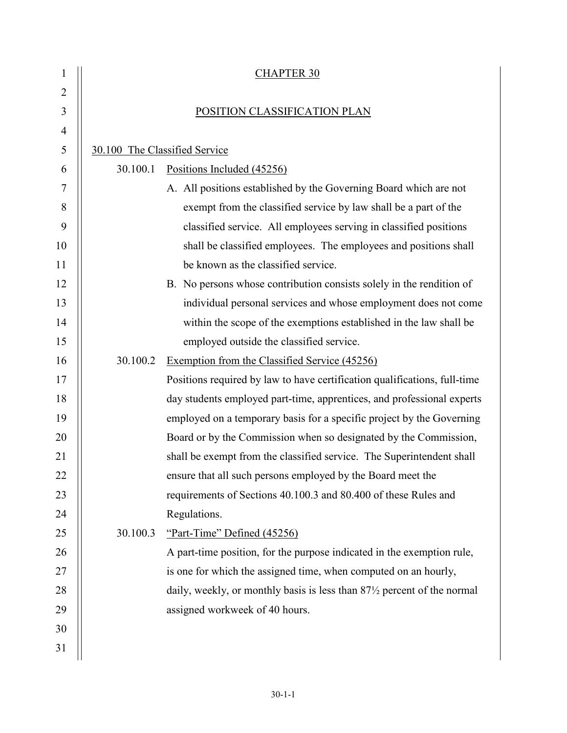# CHAPTER 30

## POSITION CLASSIFICATION PLAN

### 30.100 The Classified Service

30.100.1 Positions Included (45256)

A. All positions established by the Governing Board which are not exempt from the classified service by law shall be a part of the classified service. All employees serving in classified positions shall be classified employees. The employees and positions shall be known as the classified service.

B. No persons whose contribution consists solely in the rendition of individual personal services and whose employment does not come within the scope of the exemptions established in the law shall be employed outside the classified service.

30.100.2 Exemption from the Classified Service (45256)

Positions required by law to have certification qualifications, full-time day students employed part-time, apprentices, and professional experts employed on a temporary basis for a specific project by the Governing Board or by the Commission when so designated by the Commission, shall be exempt from the classified service. The Superintendent shall ensure that all such persons employed by the Board meet the requirements of Sections 40.100.3 and 80.400 of these Rules and Regulations.

30.100.3 "Part-Time" Defined (45256)

A part-time position, for the purpose indicated in the exemption rule, is one for which the assigned time, when computed on an hourly, daily, weekly, or monthly basis is less than 87½ percent of the normal assigned workweek of 40 hours.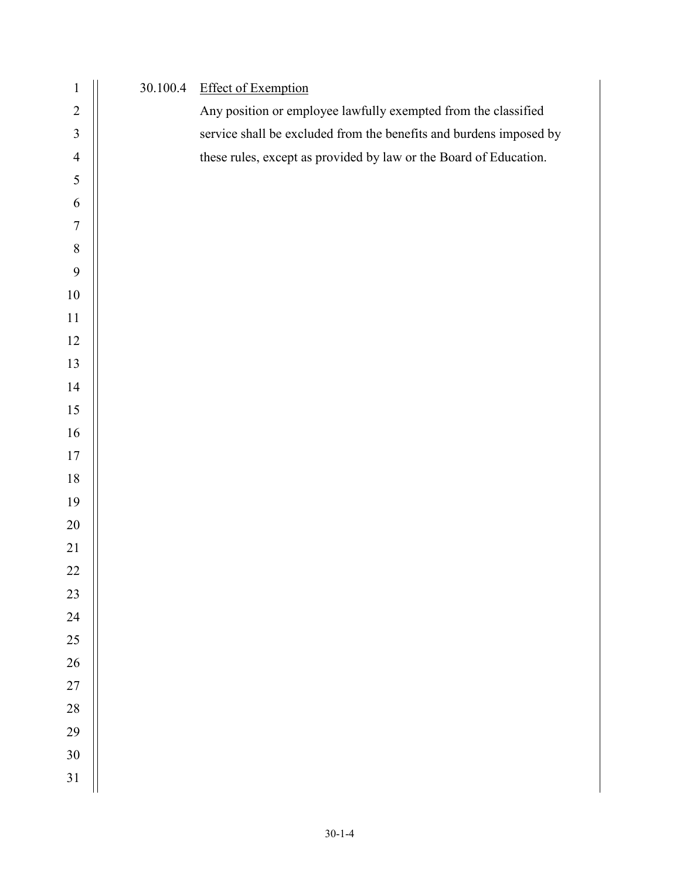30.100.4 <u>Effect of Exemption</u>

Any position or employee lawfully exempted from the classified service shall be excluded from the benefits and burdens imposed by these rules, except as provided by law or the Board of Education.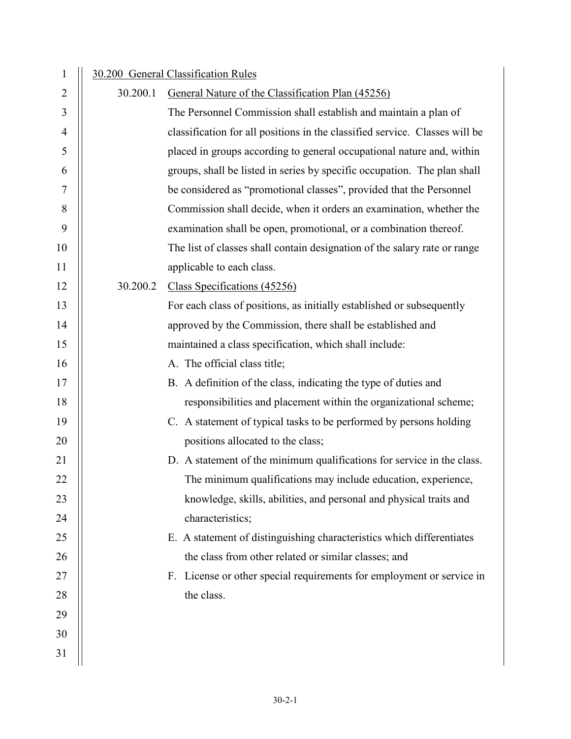## 30.200 General Classification Rules

### 30.200.1 General Nature of the Classification Plan (45256)

The Personnel Commission shall establish and maintain a plan of classification for all positions in the classified service. Classes will be placed in groups according to general occupational nature and, within groups, shall be listed in series by specific occupation. The plan shall be considered as "promotional classes", provided that the Personnel Commission shall decide, when it orders an examination, whether the examination shall be open, promotional, or a combination thereof. The list of classes shall contain designation of the salary rate or range applicable to each class.

### 30.200.2 Class Specifications (45256)

For each class of positions, as initially established or subsequently approved by the Commission, there shall be established and maintained a class specification, which shall include:

A. The official class title;

B. A definition of the class, indicating the type of duties and responsibilities and placement within the organizational scheme;

C. A statement of typical tasks to be performed by persons holding positions allocated to the class;

D. A statement of the minimum qualifications for service in the class. The minimum qualifications may include education, experience, knowledge, skills, abilities, and personal and physical traits and characteristics;

E. A statement of distinguishing characteristics which differentiates the class from other related or similar classes; and

F. License or other special requirements for employment or service in the class.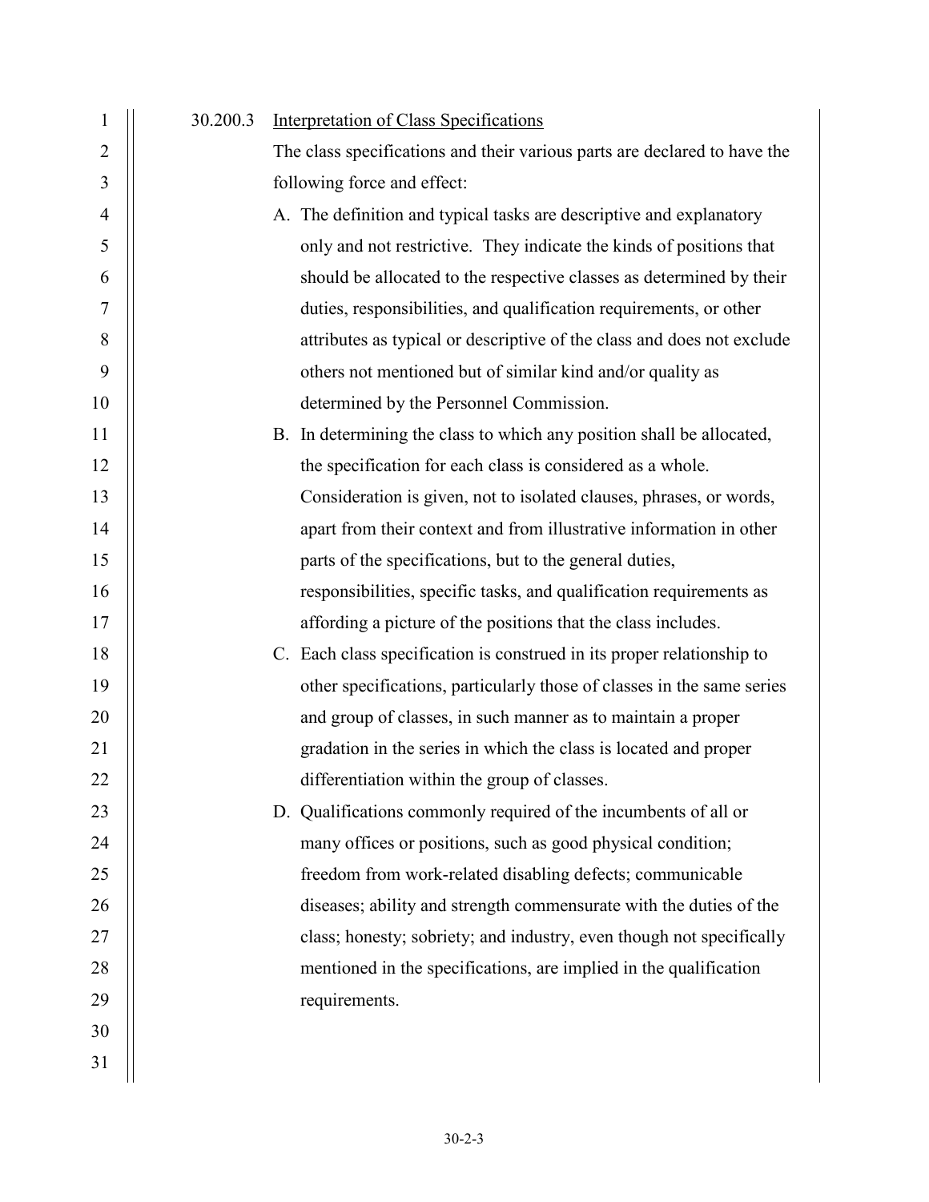30.200.3 Interpretation of Class Specifications

The class specifications and their various parts are declared to have the following force and effect:

A. The definition and typical tasks are descriptive and explanatory only and not restrictive. They indicate the kinds of positions that should be allocated to the respective classes as determined by their duties, responsibilities, and qualification requirements, or other attributes as typical or descriptive of the class and does not exclude others not mentioned but of similar kind and/or quality as determined by the Personnel Commission.

B. In determining the class to which any position shall be allocated, the specification for each class is considered as a whole. Consideration is given, not to isolated clauses, phrases, or words, apart from their context and from illustrative information in other parts of the specifications, but to the general duties, responsibilities, specific tasks, and qualification requirements as affording a picture of the positions that the class includes.

C. Each class specification is construed in its proper relationship to other specifications, particularly those of classes in the same series and group of classes, in such manner as to maintain a proper gradation in the series in which the class is located and proper differentiation within the group of classes.

D. Qualifications commonly required of the incumbents of all or many offices or positions, such as good physical condition; freedom from work-related disabling defects; communicable diseases; ability and strength commensurate with the duties of the class; honesty; sobriety; and industry, even though not specifically mentioned in the specifications, are implied in the qualification requirements.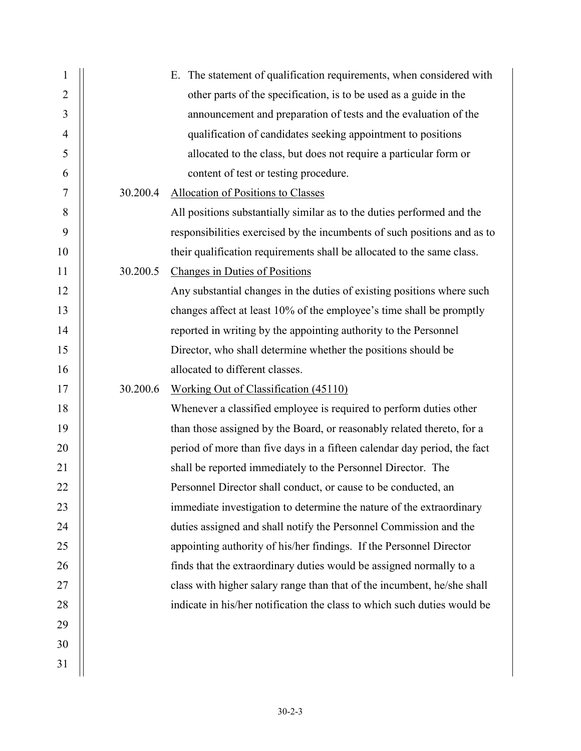E. The statement of qualification requirements, when considered with other parts of the specification, is to be used as a guide in the announcement and preparation of tests and the evaluation of the qualification of candidates seeking appointment to positions allocated to the class, but does not require a particular form or content of test or testing procedure.

30.200.4 Allocation of Positions to Classes

All positions substantially similar as to the duties performed and the responsibilities exercised by the incumbents of such positions and as to their qualification requirements shall be allocated to the same class.

30.200.5 Changes in Duties of Positions

Any substantial changes in the duties of existing positions where such changes affect at least 10% of the employee's time shall be promptly reported in writing by the appointing authority to the Personnel Director, who shall determine whether the positions should be allocated to different classes.

30.200.6 Working Out of Classification (45110)

Whenever a classified employee is required to perform duties other than those assigned by the Board, or reasonably related thereto, for a period of more than five days in a fifteen calendar day period, the fact shall be reported immediately to the Personnel Director. The Personnel Director shall conduct, or cause to be conducted, an immediate investigation to determine the nature of the extraordinary duties assigned and shall notify the Personnel Commission and the appointing authority of his/her findings. If the Personnel Director finds that the extraordinary duties would be assigned normally to a class with higher salary range than that of the incumbent, he/she shall indicate in his/her notification the class to which such duties would be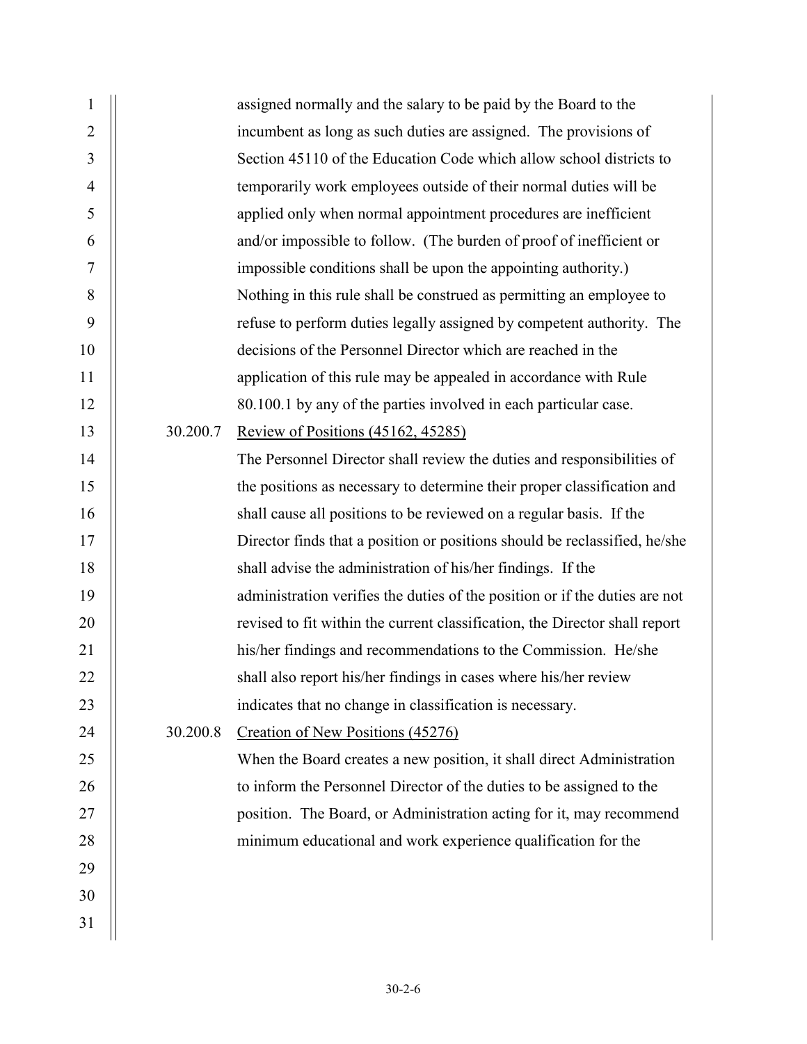assigned normally and the salary to be paid by the Board to the incumbent as long as such duties are assigned. The provisions of Section 45110 of the Education Code which allow school districts to temporarily work employees outside of their normal duties will be applied only when normal appointment procedures are inefficient and/or impossible to follow. (The burden of proof of inefficient or impossible conditions shall be upon the appointing authority.) Nothing in this rule shall be construed as permitting an employee to refuse to perform duties legally assigned by competent authority. The decisions of the Personnel Director which are reached in the application of this rule may be appealed in accordance with Rule 80.100.1 by any of the parties involved in each particular case.

30.200.7 Review of Positions (45162, 45285)

The Personnel Director shall review the duties and responsibilities of the positions as necessary to determine their proper classification and shall cause all positions to be reviewed on a regular basis. If the Director finds that a position or positions should be reclassified, he/she shall advise the administration of his/her findings. If the administration verifies the duties of the position or if the duties are not revised to fit within the current classification, the Director shall report his/her findings and recommendations to the Commission. He/she shall also report his/her findings in cases where his/her review indicates that no change in classification is necessary.

30.200.8 Creation of New Positions (45276)

When the Board creates a new position, it shall direct Administration to inform the Personnel Director of the duties to be assigned to the position. The Board, or Administration acting for it, may recommend minimum educational and work experience qualification for the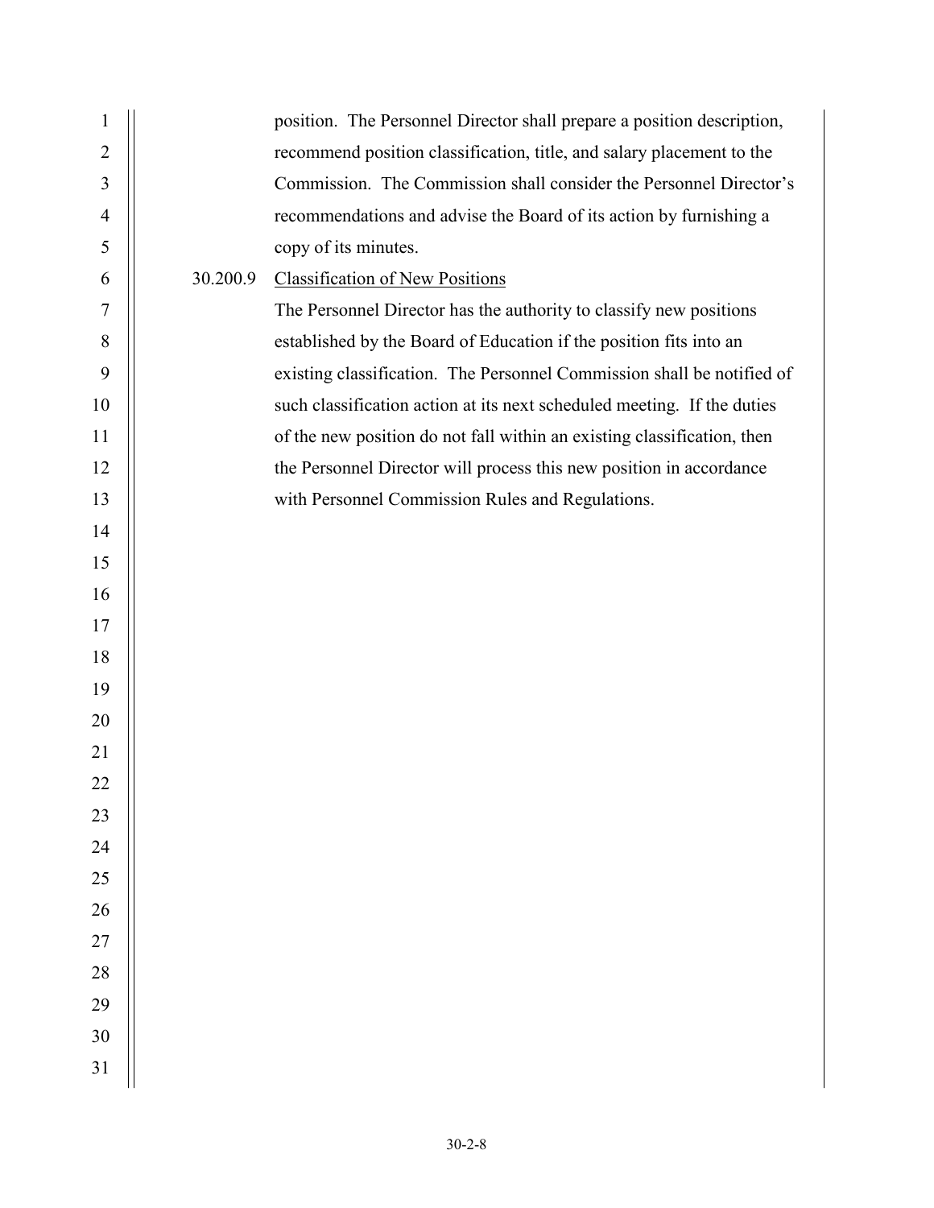position. The Personnel Director shall prepare a position description, recommend position classification, title, and salary placement to the Commission. The Commission shall consider the Personnel Director's recommendations and advise the Board of its action by furnishing a copy of its minutes.

30.200.9 Classification of New Positions

The Personnel Director has the authority to classify new positions established by the Board of Education if the position fits into an existing classification. The Personnel Commission shall be notified of such classification action at its next scheduled meeting. If the duties of the new position do not fall within an existing classification, then the Personnel Director will process this new position in accordance with Personnel Commission Rules and Regulations.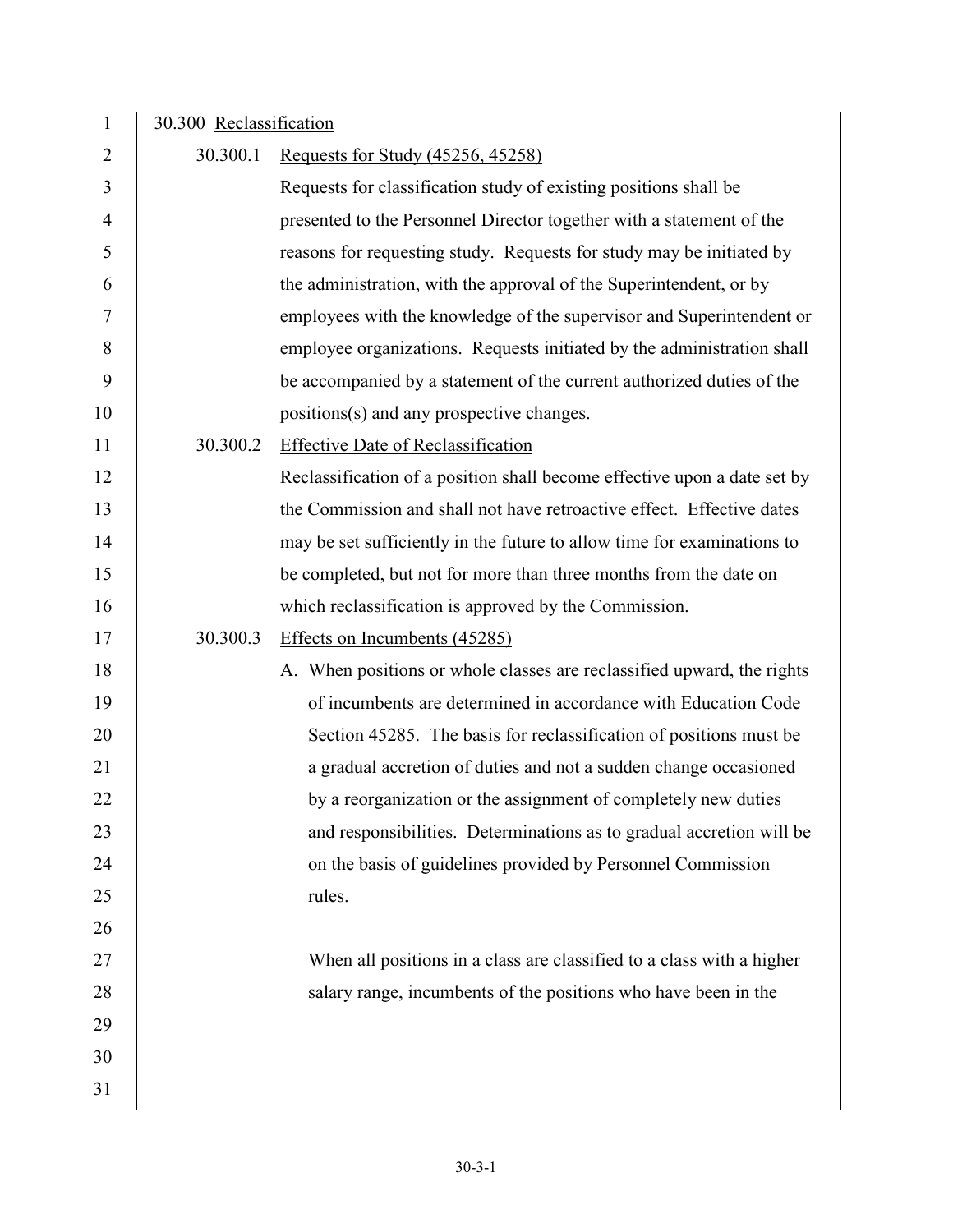30.300 Reclassification

30.300.1 Requests for Study (45256, 45258)

Requests for classification study of existing positions shall be presented to the Personnel Director together with a statement of the reasons for requesting study. Requests for study may be initiated by the administration, with the approval of the Superintendent, or by employees with the knowledge of the supervisor and Superintendent or employee organizations. Requests initiated by the administration shall be accompanied by a statement of the current authorized duties of the positions(s) and any prospective changes.

30.300.2 Effective Date of Reclassification

Reclassification of a position shall become effective upon a date set by the Commission and shall not have retroactive effect. Effective dates may be set sufficiently in the future to allow time for examinations to be completed, but not for more than three months from the date on which reclassification is approved by the Commission.

30.300.3 Effects on Incumbents (45285)

A. When positions or whole classes are reclassified upward, the rights of incumbents are determined in accordance with Education Code Section 45285. The basis for reclassification of positions must be a gradual accretion of duties and not a sudden change occasioned by a reorganization or the assignment of completely new duties and responsibilities. Determinations as to gradual accretion will be on the basis of guidelines provided by Personnel Commission rules.

When all positions in a class are classified to a class with a higher salary range, incumbents of the positions who have been in the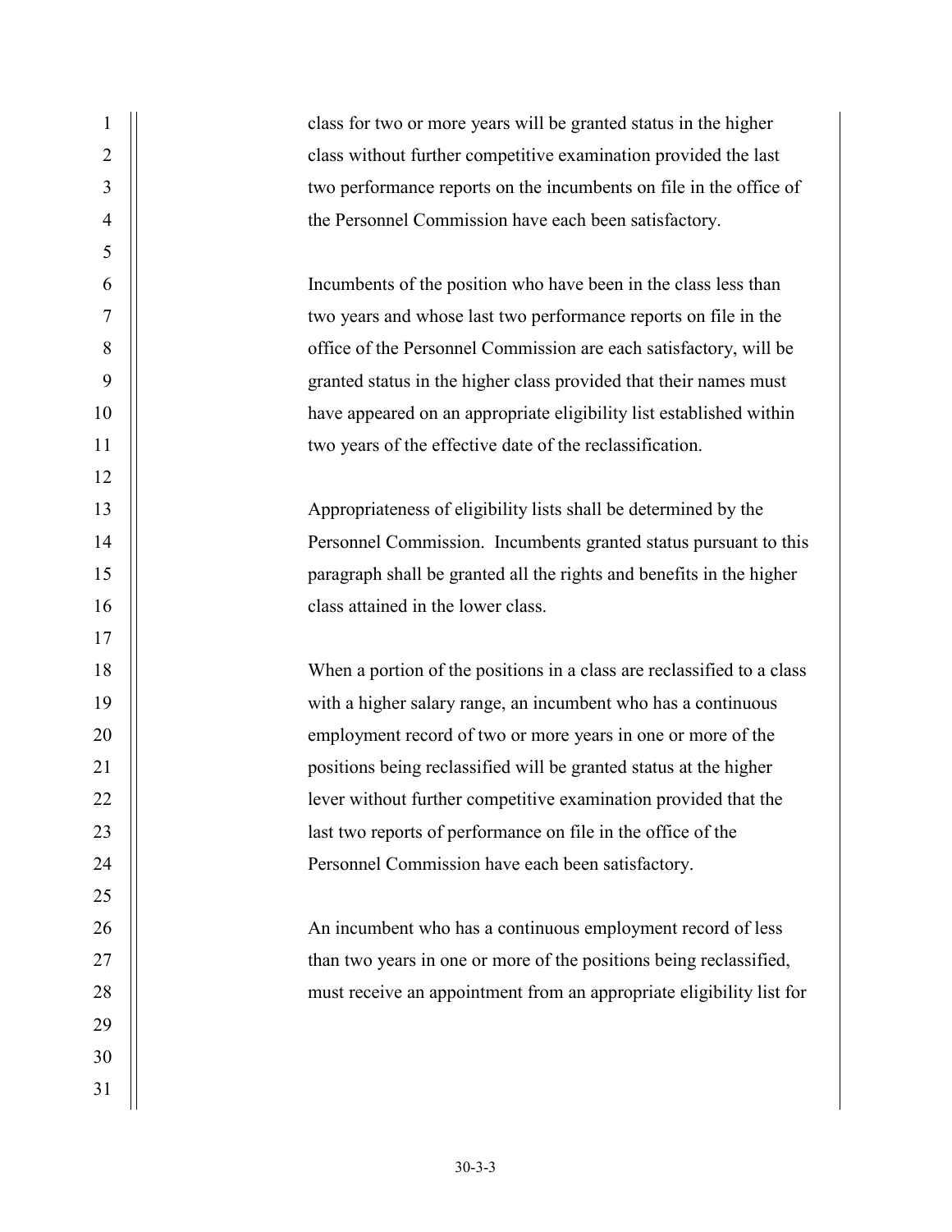class for two or more years will be granted status in the higher class without further competitive examination provided the last two performance reports on the incumbents on file in the office of the Personnel Commission have each been satisfactory.

Incumbents of the position who have been in the class less than two years and whose last two performance reports on file in the office of the Personnel Commission are each satisfactory, will be granted status in the higher class provided that their names must have appeared on an appropriate eligibility list established within two years of the effective date of the reclassification.

Appropriateness of eligibility lists shall be determined by the Personnel Commission. Incumbents granted status pursuant to this paragraph shall be granted all the rights and benefits in the higher class attained in the lower class.

When a portion of the positions in a class are reclassified to a class with a higher salary range, an incumbent who has a continuous employment record of two or more years in one or more of the positions being reclassified will be granted status at the higher lever without further competitive examination provided that the last two reports of performance on file in the office of the Personnel Commission have each been satisfactory.

An incumbent who has a continuous employment record of less than two years in one or more of the positions being reclassified, must receive an appointment from an appropriate eligibility list for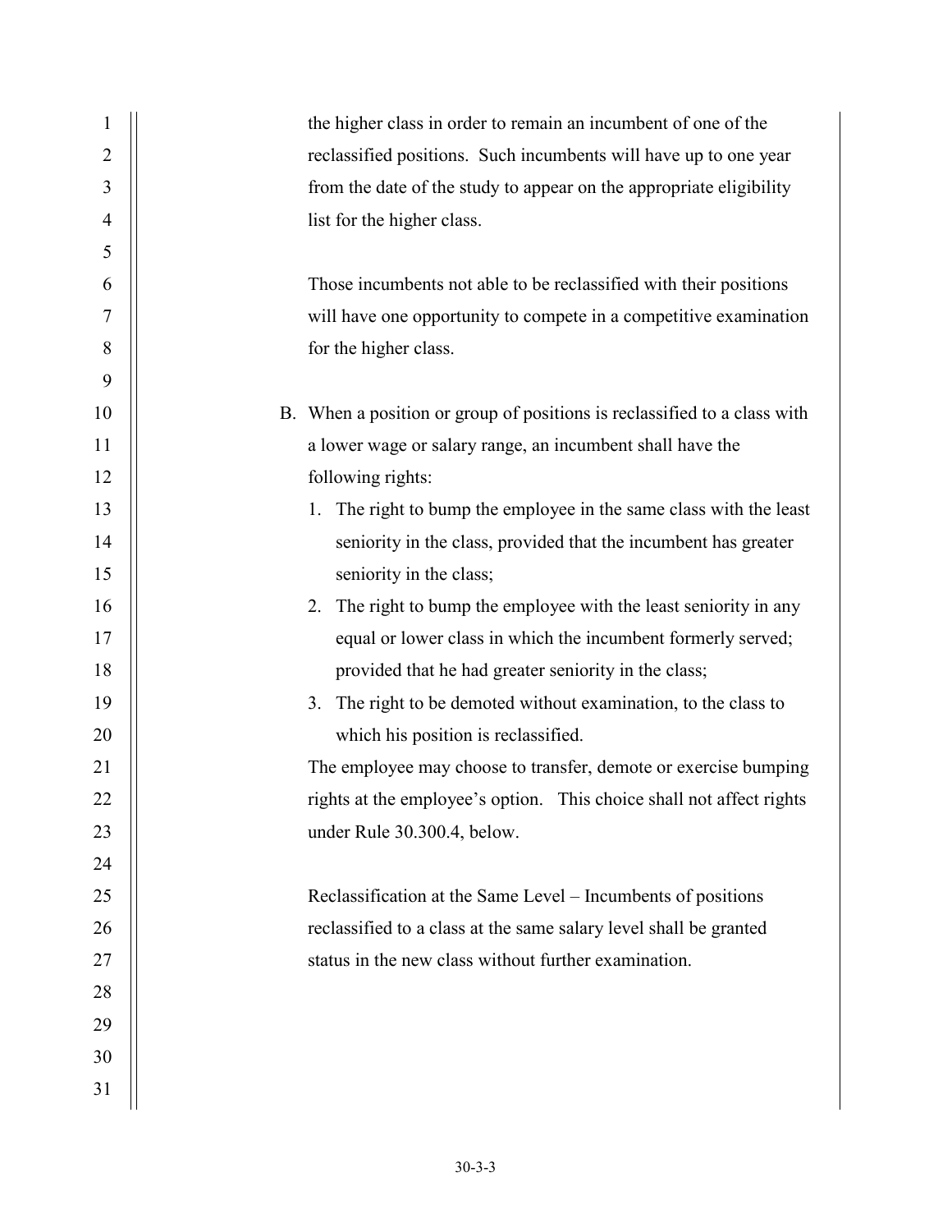the higher class in order to remain an incumbent of one of the reclassified positions. Such incumbents will have up to one year from the date of the study to appear on the appropriate eligibility list for the higher class.

Those incumbents not able to be reclassified with their positions will have one opportunity to compete in a competitive examination for the higher class.

B. When a position or group of positions is reclassified to a class with a lower wage or salary range, an incumbent shall have the following rights:
   1. The right to bump the employee in the same class with the least seniority in the class, provided that the incumbent has greater seniority in the class;
   2. The right to bump the employee with the least seniority in any equal or lower class in which the incumbent formerly served; provided that he had greater seniority in the class;
   3. The right to be demoted without examination, to the class to which his position is reclassified.

   The employee may choose to transfer, demote or exercise bumping rights at the employee's option. This choice shall not affect rights under Rule 30.300.4, below.

Reclassification at the Same Level – Incumbents of positions reclassified to a class at the same salary level shall be granted status in the new class without further examination.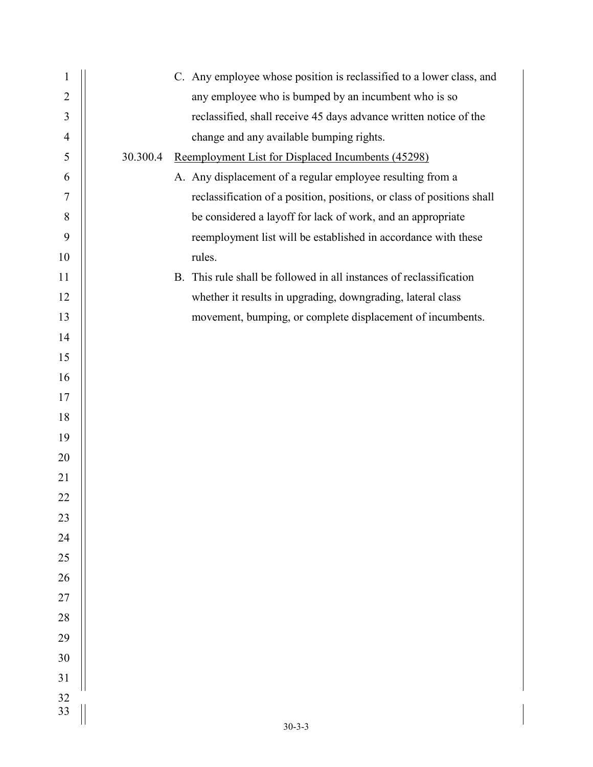C. Any employee whose position is reclassified to a lower class, and any employee who is bumped by an incumbent who is so reclassified, shall receive 45 days advance written notice of the change and any available bumping rights.

30.300.4 Reemployment List for Displaced Incumbents (45298)

A. Any displacement of a regular employee resulting from a reclassification of a position, positions, or class of positions shall be considered a layoff for lack of work, and an appropriate reemployment list will be established in accordance with these rules.

B. This rule shall be followed in all instances of reclassification whether it results in upgrading, downgrading, lateral class movement, bumping, or complete displacement of incumbents.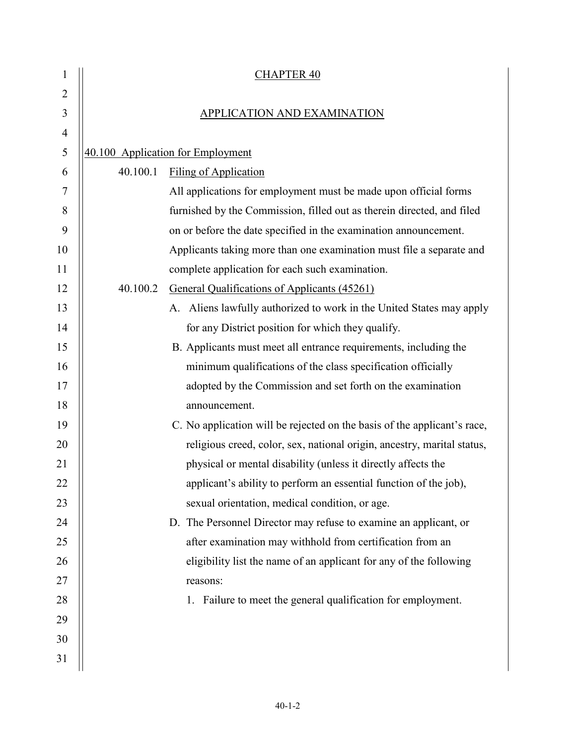# CHAPTER 40

## APPLICATION AND EXAMINATION

### 40.100 Application for Employment

**40.100.1 Filing of Application**

All applications for employment must be made upon official forms furnished by the Commission, filled out as therein directed, and filed on or before the date specified in the examination announcement. Applicants taking more than one examination must file a separate and complete application for each such examination.

**40.100.2 General Qualifications of Applicants (45261)**

A. Aliens lawfully authorized to work in the United States may apply for any District position for which they qualify.

B. Applicants must meet all entrance requirements, including the minimum qualifications of the class specification officially adopted by the Commission and set forth on the examination announcement.

C. No application will be rejected on the basis of the applicant's race, religious creed, color, sex, national origin, ancestry, marital status, physical or mental disability (unless it directly affects the applicant's ability to perform an essential function of the job), sexual orientation, medical condition, or age.

D. The Personnel Director may refuse to examine an applicant, or after examination may withhold from certification from an eligibility list the name of an applicant for any of the following reasons:

1. Failure to meet the general qualification for employment.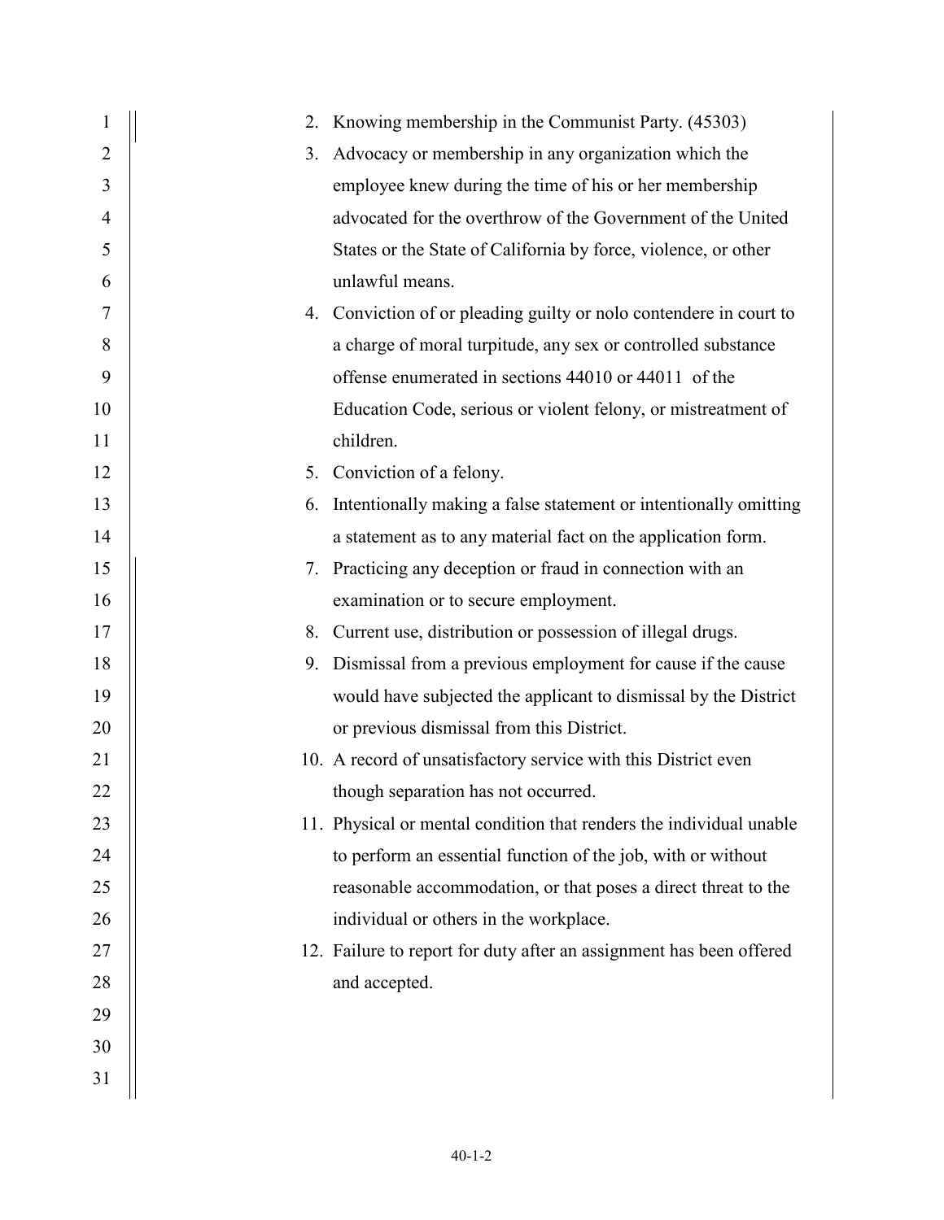2. Knowing membership in the Communist Party. (45303)
3. Advocacy or membership in any organization which the employee knew during the time of his or her membership advocated for the overthrow of the Government of the United States or the State of California by force, violence, or other unlawful means.
4. Conviction of or pleading guilty or nolo contendere in court to a charge of moral turpitude, any sex or controlled substance offense enumerated in sections 44010 or 44011 of the Education Code, serious or violent felony, or mistreatment of children.
5. Conviction of a felony.
6. Intentionally making a false statement or intentionally omitting a statement as to any material fact on the application form.
7. Practicing any deception or fraud in connection with an examination or to secure employment.
8. Current use, distribution or possession of illegal drugs.
9. Dismissal from a previous employment for cause if the cause would have subjected the applicant to dismissal by the District or previous dismissal from this District.
10. A record of unsatisfactory service with this District even though separation has not occurred.
11. Physical or mental condition that renders the individual unable to perform an essential function of the job, with or without reasonable accommodation, or that poses a direct threat to the individual or others in the workplace.
12. Failure to report for duty after an assignment has been offered and accepted.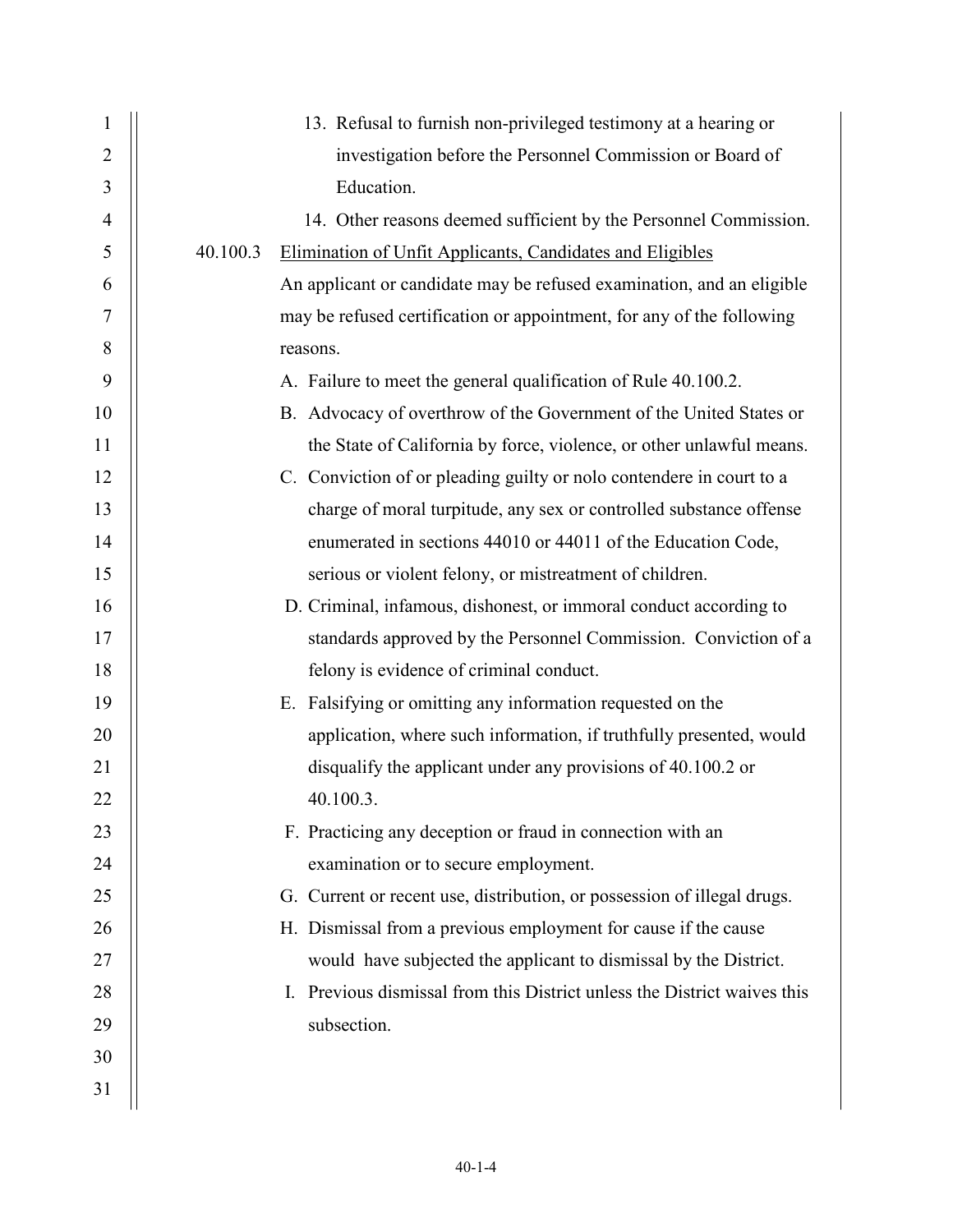13. Refusal to furnish non-privileged testimony at a hearing or investigation before the Personnel Commission or Board of Education.
14. Other reasons deemed sufficient by the Personnel Commission.

40.100.3 Elimination of Unfit Applicants, Candidates and Eligibles

An applicant or candidate may be refused examination, and an eligible may be refused certification or appointment, for any of the following reasons.

A. Failure to meet the general qualification of Rule 40.100.2.
B. Advocacy of overthrow of the Government of the United States or the State of California by force, violence, or other unlawful means.
C. Conviction of or pleading guilty or nolo contendere in court to a charge of moral turpitude, any sex or controlled substance offense enumerated in sections 44010 or 44011 of the Education Code, serious or violent felony, or mistreatment of children.
D. Criminal, infamous, dishonest, or immoral conduct according to standards approved by the Personnel Commission. Conviction of a felony is evidence of criminal conduct.
E. Falsifying or omitting any information requested on the application, where such information, if truthfully presented, would disqualify the applicant under any provisions of 40.100.2 or 40.100.3.
F. Practicing any deception or fraud in connection with an examination or to secure employment.
G. Current or recent use, distribution, or possession of illegal drugs.
H. Dismissal from a previous employment for cause if the cause would have subjected the applicant to dismissal by the District.
I. Previous dismissal from this District unless the District waives this subsection.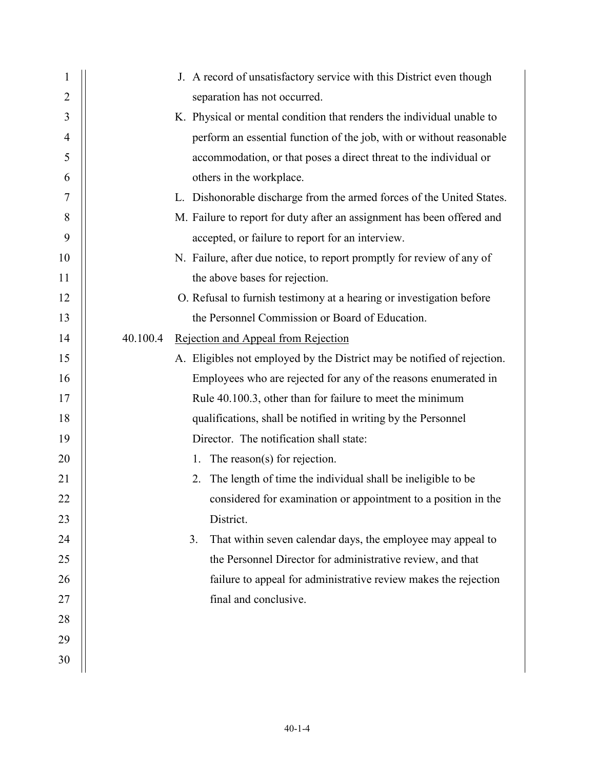J. A record of unsatisfactory service with this District even though separation has not occurred.

K. Physical or mental condition that renders the individual unable to perform an essential function of the job, with or without reasonable accommodation, or that poses a direct threat to the individual or others in the workplace.

L. Dishonorable discharge from the armed forces of the United States.

M. Failure to report for duty after an assignment has been offered and accepted, or failure to report for an interview.

N. Failure, after due notice, to report promptly for review of any of the above bases for rejection.

O. Refusal to furnish testimony at a hearing or investigation before the Personnel Commission or Board of Education.

40.100.4 Rejection and Appeal from Rejection

A. Eligibles not employed by the District may be notified of rejection. Employees who are rejected for any of the reasons enumerated in Rule 40.100.3, other than for failure to meet the minimum qualifications, shall be notified in writing by the Personnel Director. The notification shall state:

1. The reason(s) for rejection.
2. The length of time the individual shall be ineligible to be considered for examination or appointment to a position in the District.
3. That within seven calendar days, the employee may appeal to the Personnel Director for administrative review, and that failure to appeal for administrative review makes the rejection final and conclusive.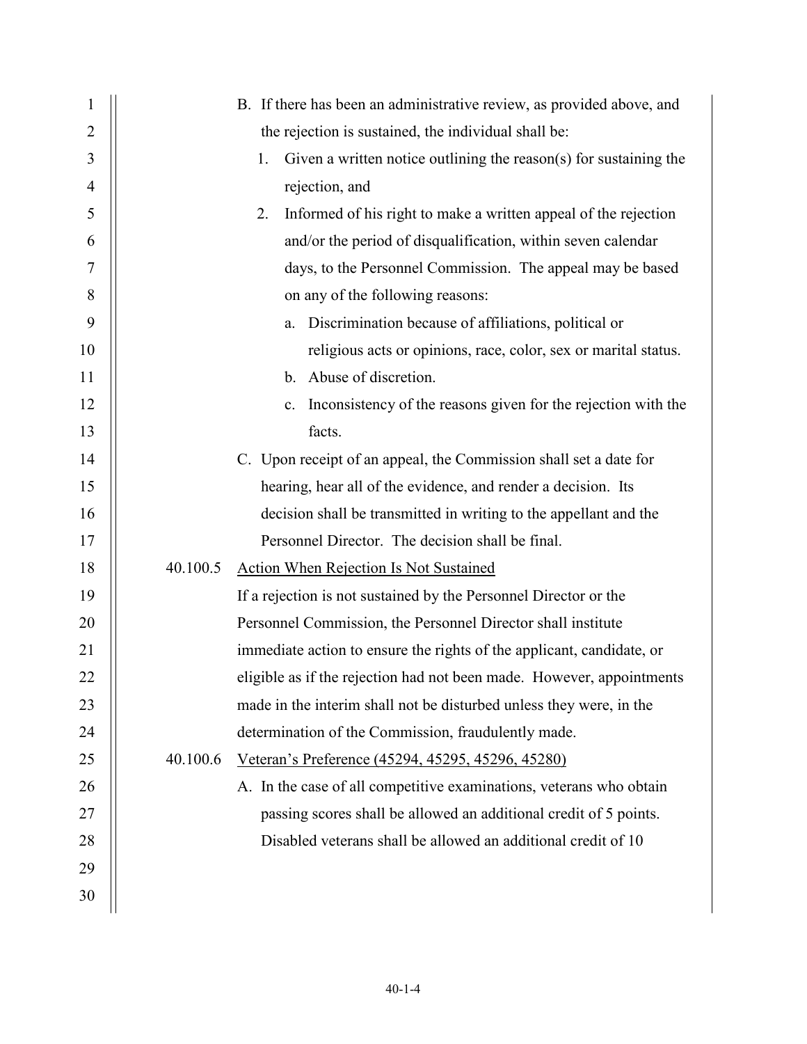B. If there has been an administrative review, as provided above, and the rejection is sustained, the individual shall be:

1. Given a written notice outlining the reason(s) for sustaining the rejection, and
2. Informed of his right to make a written appeal of the rejection and/or the period of disqualification, within seven calendar days, to the Personnel Commission. The appeal may be based on any of the following reasons:
   a. Discrimination because of affiliations, political or religious acts or opinions, race, color, sex or marital status.
   b. Abuse of discretion.
   c. Inconsistency of the reasons given for the rejection with the facts.

C. Upon receipt of an appeal, the Commission shall set a date for hearing, hear all of the evidence, and render a decision. Its decision shall be transmitted in writing to the appellant and the Personnel Director. The decision shall be final.

40.100.5 Action When Rejection Is Not Sustained

If a rejection is not sustained by the Personnel Director or the Personnel Commission, the Personnel Director shall institute immediate action to ensure the rights of the applicant, candidate, or eligible as if the rejection had not been made. However, appointments made in the interim shall not be disturbed unless they were, in the determination of the Commission, fraudulently made.

40.100.6 Veteran's Preference (45294, 45295, 45296, 45280)

A. In the case of all competitive examinations, veterans who obtain passing scores shall be allowed an additional credit of 5 points. Disabled veterans shall be allowed an additional credit of 10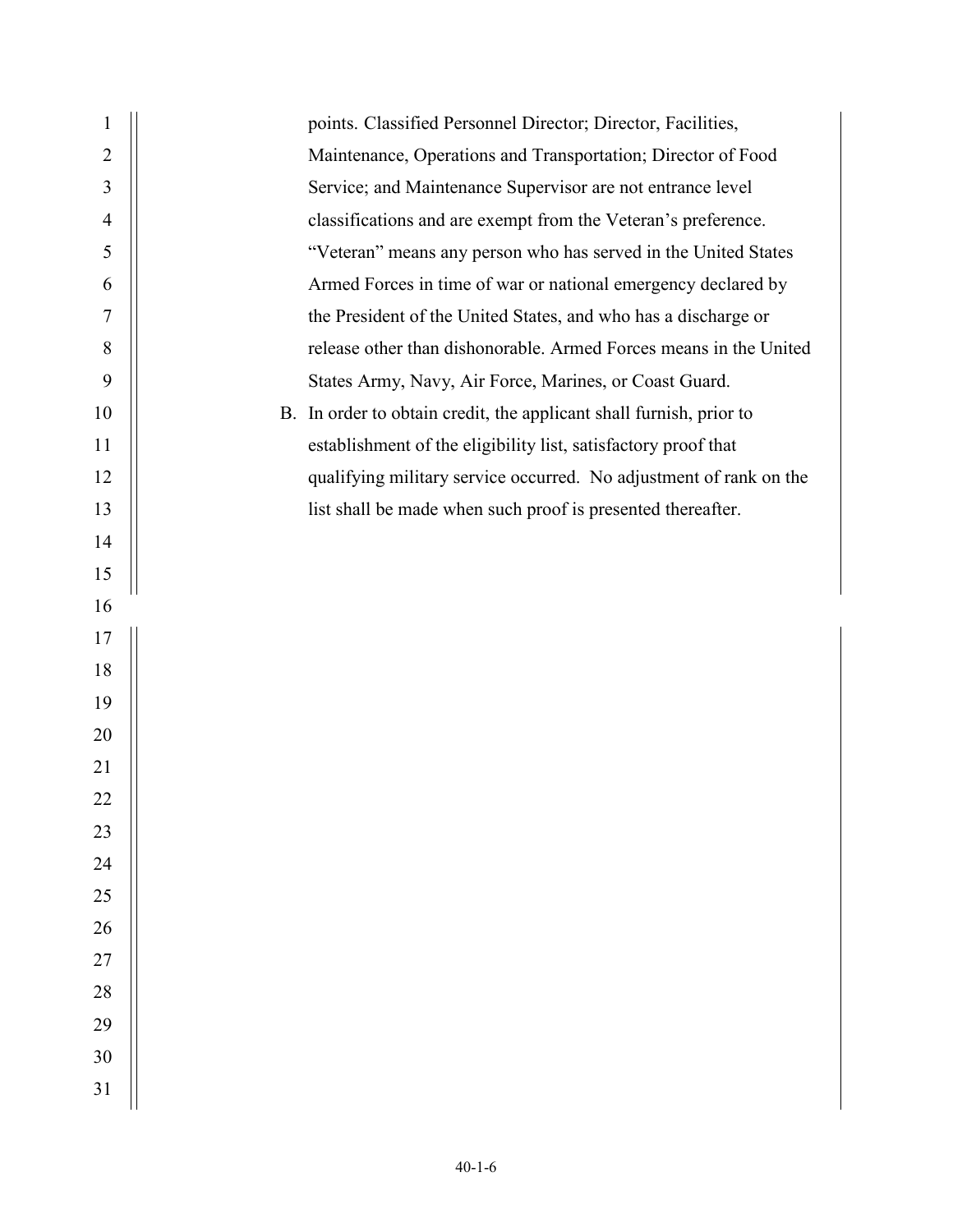points. Classified Personnel Director; Director, Facilities, Maintenance, Operations and Transportation; Director of Food Service; and Maintenance Supervisor are not entrance level classifications and are exempt from the Veteran's preference. "Veteran" means any person who has served in the United States Armed Forces in time of war or national emergency declared by the President of the United States, and who has a discharge or release other than dishonorable. Armed Forces means in the United States Army, Navy, Air Force, Marines, or Coast Guard.

B. In order to obtain credit, the applicant shall furnish, prior to establishment of the eligibility list, satisfactory proof that qualifying military service occurred. No adjustment of rank on the list shall be made when such proof is presented thereafter.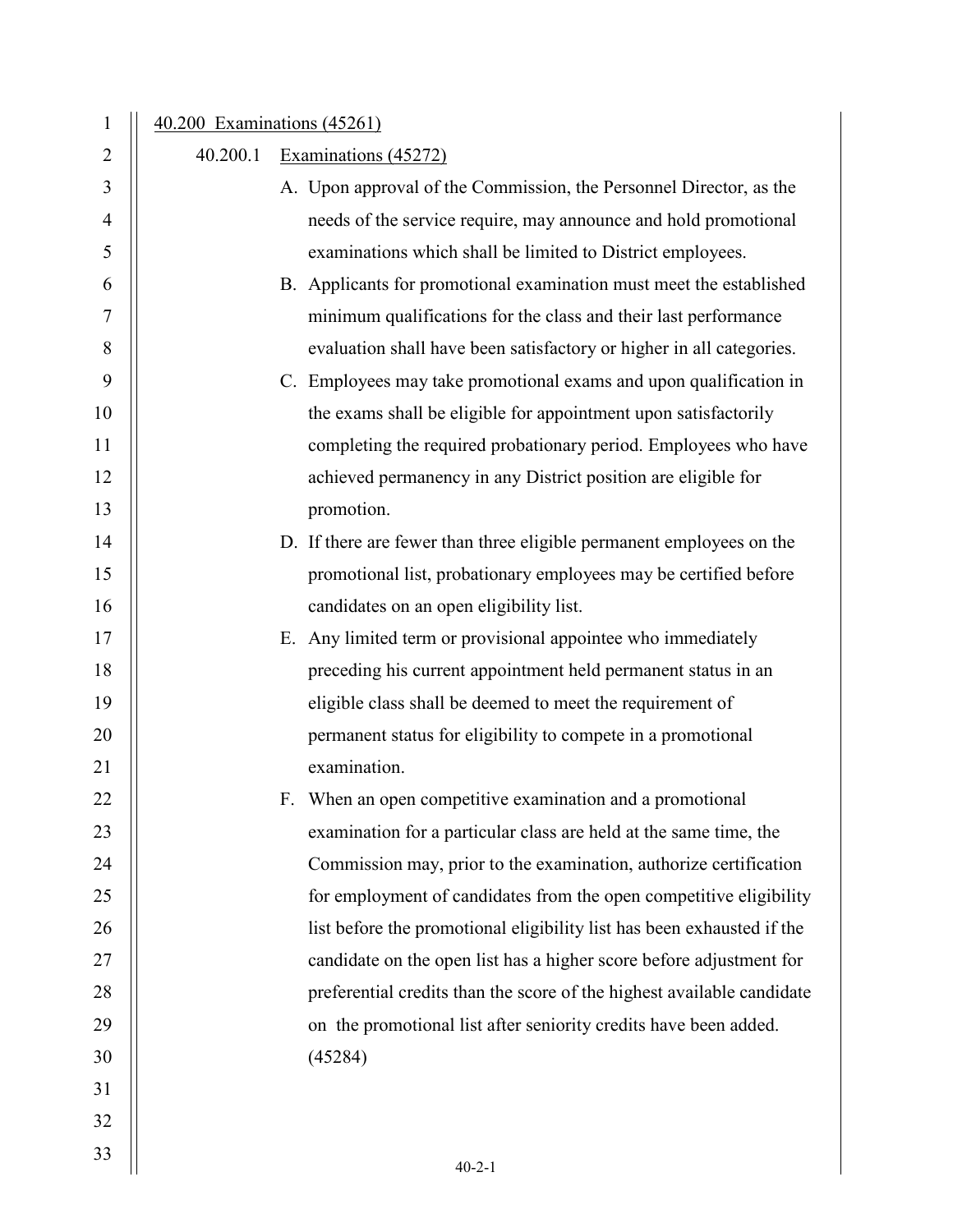## 40.200 Examinations (45261)

### 40.200.1 Examinations (45272)

A. Upon approval of the Commission, the Personnel Director, as the needs of the service require, may announce and hold promotional examinations which shall be limited to District employees.

B. Applicants for promotional examination must meet the established minimum qualifications for the class and their last performance evaluation shall have been satisfactory or higher in all categories.

C. Employees may take promotional exams and upon qualification in the exams shall be eligible for appointment upon satisfactorily completing the required probationary period. Employees who have achieved permanency in any District position are eligible for promotion.

D. If there are fewer than three eligible permanent employees on the promotional list, probationary employees may be certified before candidates on an open eligibility list.

E. Any limited term or provisional appointee who immediately preceding his current appointment held permanent status in an eligible class shall be deemed to meet the requirement of permanent status for eligibility to compete in a promotional examination.

F. When an open competitive examination and a promotional examination for a particular class are held at the same time, the Commission may, prior to the examination, authorize certification for employment of candidates from the open competitive eligibility list before the promotional eligibility list has been exhausted if the candidate on the open list has a higher score before adjustment for preferential credits than the score of the highest available candidate on the promotional list after seniority credits have been added. (45284)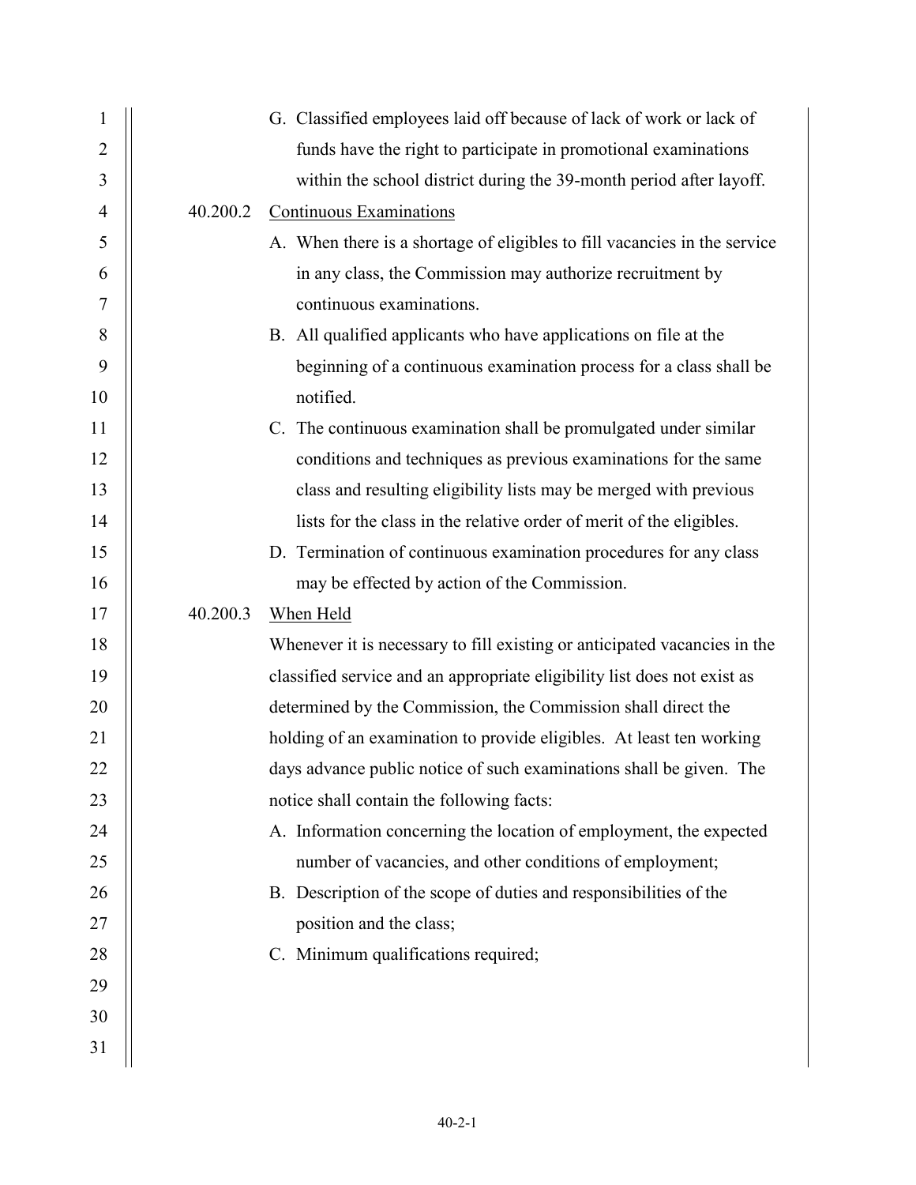G. Classified employees laid off because of lack of work or lack of funds have the right to participate in promotional examinations within the school district during the 39-month period after layoff.

40.200.2 Continuous Examinations

A. When there is a shortage of eligibles to fill vacancies in the service in any class, the Commission may authorize recruitment by continuous examinations.

B. All qualified applicants who have applications on file at the beginning of a continuous examination process for a class shall be notified.

C. The continuous examination shall be promulgated under similar conditions and techniques as previous examinations for the same class and resulting eligibility lists may be merged with previous lists for the class in the relative order of merit of the eligibles.

D. Termination of continuous examination procedures for any class may be effected by action of the Commission.

40.200.3 When Held

Whenever it is necessary to fill existing or anticipated vacancies in the classified service and an appropriate eligibility list does not exist as determined by the Commission, the Commission shall direct the holding of an examination to provide eligibles. At least ten working days advance public notice of such examinations shall be given. The notice shall contain the following facts:

A. Information concerning the location of employment, the expected number of vacancies, and other conditions of employment;

B. Description of the scope of duties and responsibilities of the position and the class;

C. Minimum qualifications required;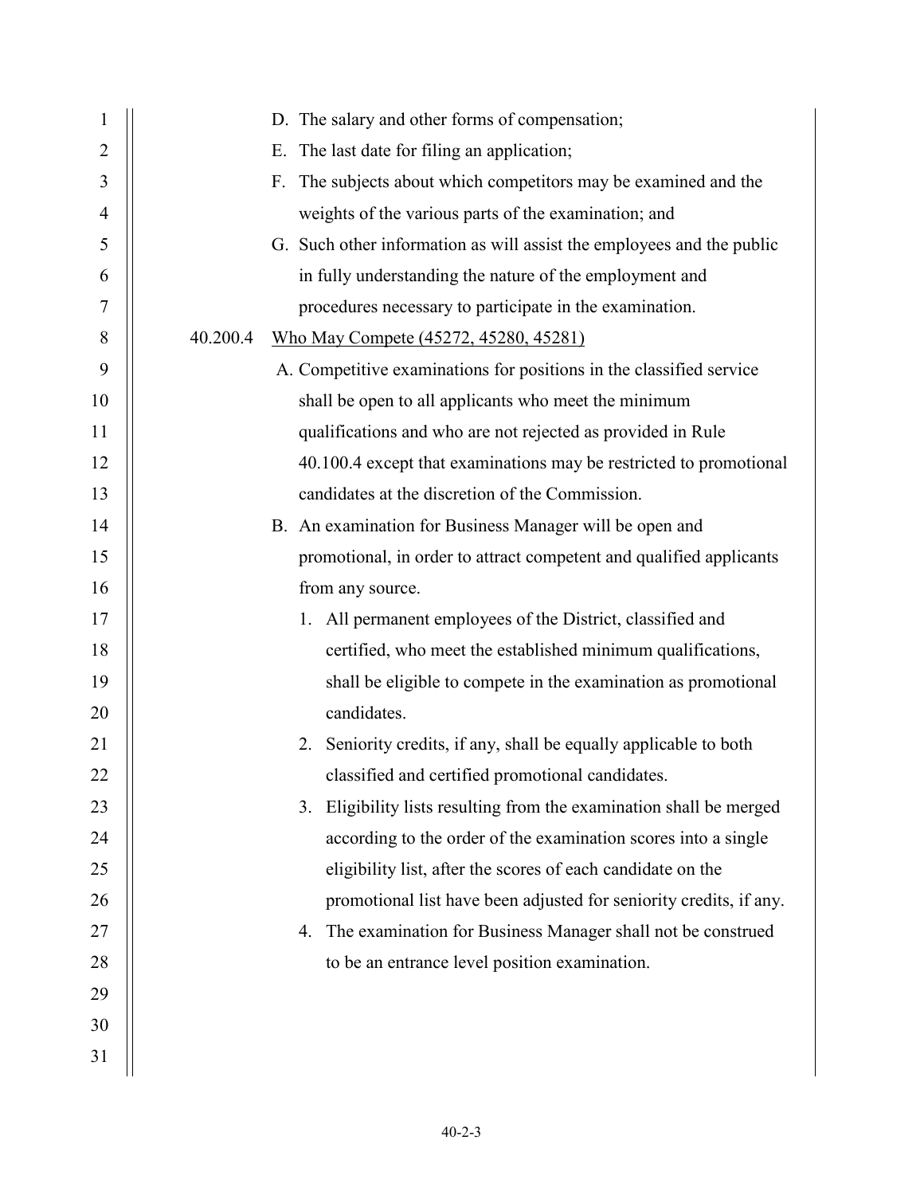D. The salary and other forms of compensation;

E. The last date for filing an application;

F. The subjects about which competitors may be examined and the weights of the various parts of the examination; and

G. Such other information as will assist the employees and the public in fully understanding the nature of the employment and procedures necessary to participate in the examination.

40.200.4 Who May Compete (45272, 45280, 45281)

A. Competitive examinations for positions in the classified service shall be open to all applicants who meet the minimum qualifications and who are not rejected as provided in Rule 40.100.4 except that examinations may be restricted to promotional candidates at the discretion of the Commission.

B. An examination for Business Manager will be open and promotional, in order to attract competent and qualified applicants from any source.

1. All permanent employees of the District, classified and certified, who meet the established minimum qualifications, shall be eligible to compete in the examination as promotional candidates.
2. Seniority credits, if any, shall be equally applicable to both classified and certified promotional candidates.
3. Eligibility lists resulting from the examination shall be merged according to the order of the examination scores into a single eligibility list, after the scores of each candidate on the promotional list have been adjusted for seniority credits, if any.
4. The examination for Business Manager shall not be construed to be an entrance level position examination.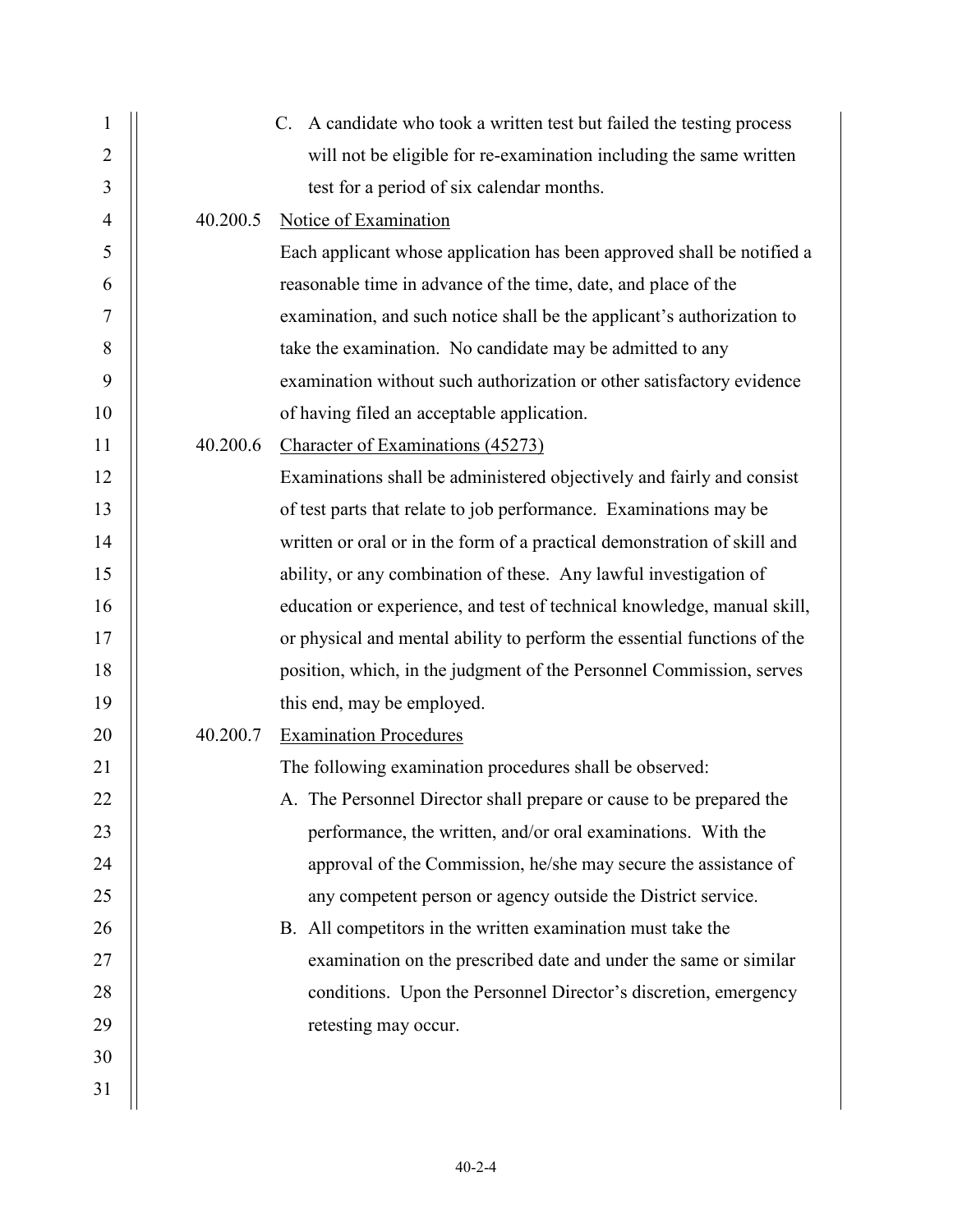C. A candidate who took a written test but failed the testing process will not be eligible for re-examination including the same written test for a period of six calendar months.

40.200.5 Notice of Examination

Each applicant whose application has been approved shall be notified a reasonable time in advance of the time, date, and place of the examination, and such notice shall be the applicant's authorization to take the examination. No candidate may be admitted to any examination without such authorization or other satisfactory evidence of having filed an acceptable application.

40.200.6 Character of Examinations (45273)

Examinations shall be administered objectively and fairly and consist of test parts that relate to job performance. Examinations may be written or oral or in the form of a practical demonstration of skill and ability, or any combination of these. Any lawful investigation of education or experience, and test of technical knowledge, manual skill, or physical and mental ability to perform the essential functions of the position, which, in the judgment of the Personnel Commission, serves this end, may be employed.

40.200.7 Examination Procedures

The following examination procedures shall be observed:

A. The Personnel Director shall prepare or cause to be prepared the performance, the written, and/or oral examinations. With the approval of the Commission, he/she may secure the assistance of any competent person or agency outside the District service.

B. All competitors in the written examination must take the examination on the prescribed date and under the same or similar conditions. Upon the Personnel Director's discretion, emergency retesting may occur.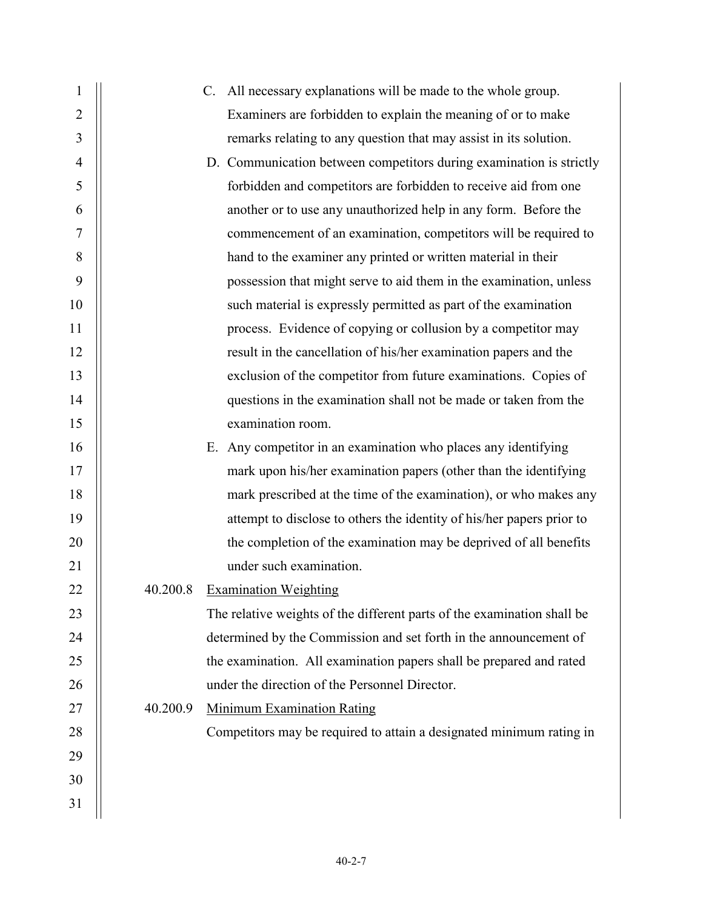C. All necessary explanations will be made to the whole group. Examiners are forbidden to explain the meaning of or to make remarks relating to any question that may assist in its solution.

D. Communication between competitors during examination is strictly forbidden and competitors are forbidden to receive aid from one another or to use any unauthorized help in any form. Before the commencement of an examination, competitors will be required to hand to the examiner any printed or written material in their possession that might serve to aid them in the examination, unless such material is expressly permitted as part of the examination process. Evidence of copying or collusion by a competitor may result in the cancellation of his/her examination papers and the exclusion of the competitor from future examinations. Copies of questions in the examination shall not be made or taken from the examination room.

E. Any competitor in an examination who places any identifying mark upon his/her examination papers (other than the identifying mark prescribed at the time of the examination), or who makes any attempt to disclose to others the identity of his/her papers prior to the completion of the examination may be deprived of all benefits under such examination.

40.200.8 Examination Weighting

The relative weights of the different parts of the examination shall be determined by the Commission and set forth in the announcement of the examination. All examination papers shall be prepared and rated under the direction of the Personnel Director.

40.200.9 Minimum Examination Rating

Competitors may be required to attain a designated minimum rating in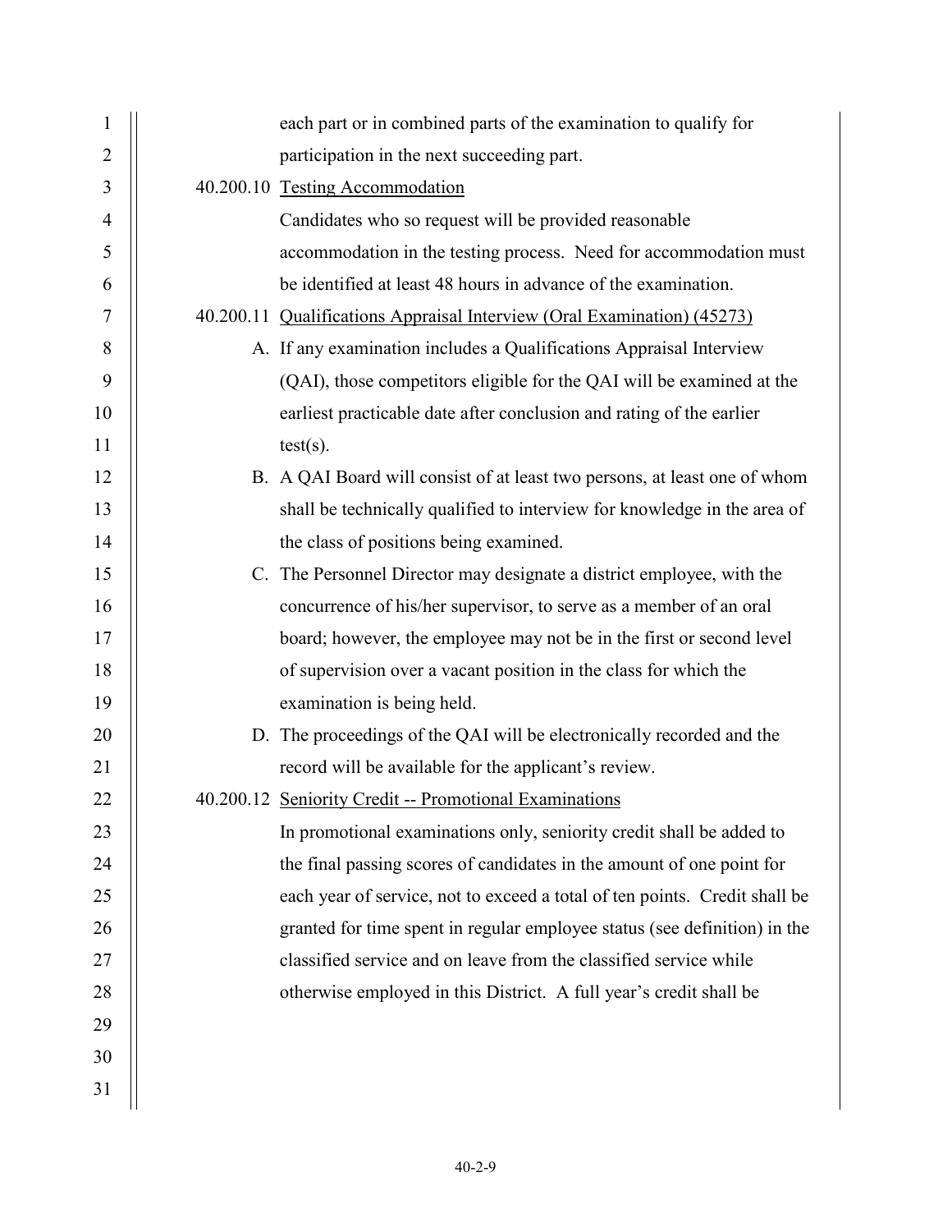each part or in combined parts of the examination to qualify for participation in the next succeeding part.

40.200.10 Testing Accommodation

Candidates who so request will be provided reasonable accommodation in the testing process. Need for accommodation must be identified at least 48 hours in advance of the examination.

40.200.11 Qualifications Appraisal Interview (Oral Examination) (45273)

A. If any examination includes a Qualifications Appraisal Interview (QAI), those competitors eligible for the QAI will be examined at the earliest practicable date after conclusion and rating of the earlier test(s).

B. A QAI Board will consist of at least two persons, at least one of whom shall be technically qualified to interview for knowledge in the area of the class of positions being examined.

C. The Personnel Director may designate a district employee, with the concurrence of his/her supervisor, to serve as a member of an oral board; however, the employee may not be in the first or second level of supervision over a vacant position in the class for which the examination is being held.

D. The proceedings of the QAI will be electronically recorded and the record will be available for the applicant's review.

40.200.12 Seniority Credit -- Promotional Examinations

In promotional examinations only, seniority credit shall be added to the final passing scores of candidates in the amount of one point for each year of service, not to exceed a total of ten points. Credit shall be granted for time spent in regular employee status (see definition) in the classified service and on leave from the classified service while otherwise employed in this District. A full year's credit shall be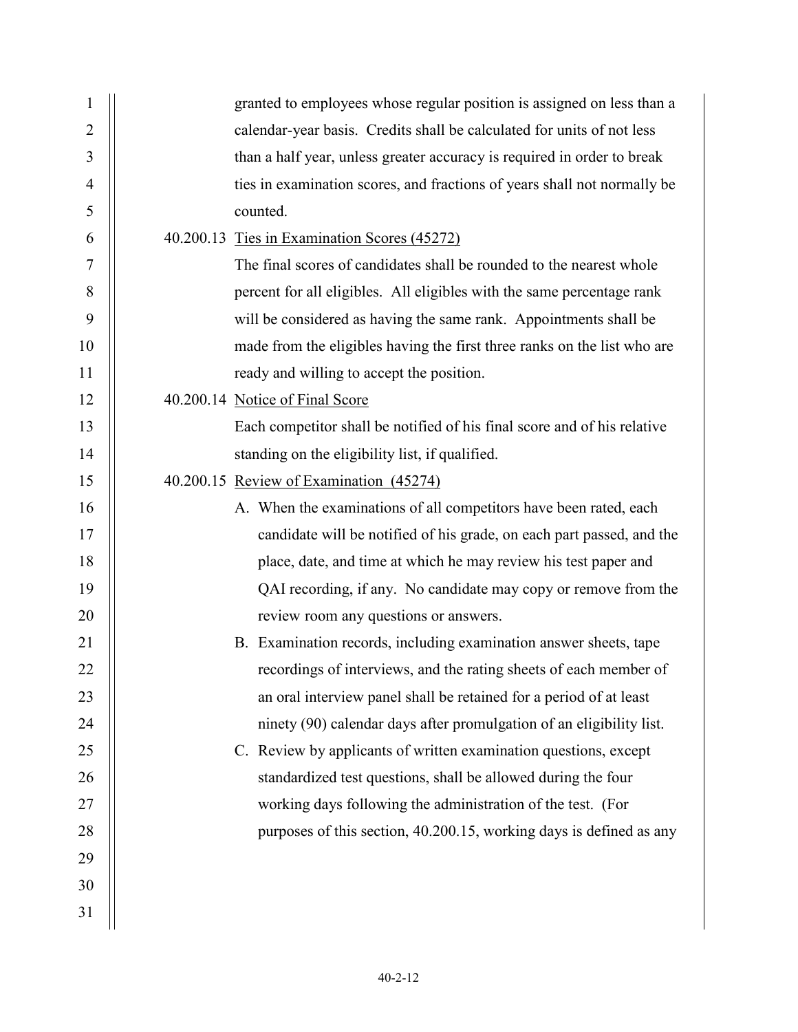granted to employees whose regular position is assigned on less than a calendar-year basis. Credits shall be calculated for units of not less than a half year, unless greater accuracy is required in order to break ties in examination scores, and fractions of years shall not normally be counted.

40.200.13 Ties in Examination Scores (45272)

The final scores of candidates shall be rounded to the nearest whole percent for all eligibles. All eligibles with the same percentage rank will be considered as having the same rank. Appointments shall be made from the eligibles having the first three ranks on the list who are ready and willing to accept the position.

40.200.14 Notice of Final Score

Each competitor shall be notified of his final score and of his relative standing on the eligibility list, if qualified.

40.200.15 Review of Examination (45274)

A. When the examinations of all competitors have been rated, each candidate will be notified of his grade, on each part passed, and the place, date, and time at which he may review his test paper and QAI recording, if any. No candidate may copy or remove from the review room any questions or answers.

B. Examination records, including examination answer sheets, tape recordings of interviews, and the rating sheets of each member of an oral interview panel shall be retained for a period of at least ninety (90) calendar days after promulgation of an eligibility list.

C. Review by applicants of written examination questions, except standardized test questions, shall be allowed during the four working days following the administration of the test. (For purposes of this section, 40.200.15, working days is defined as any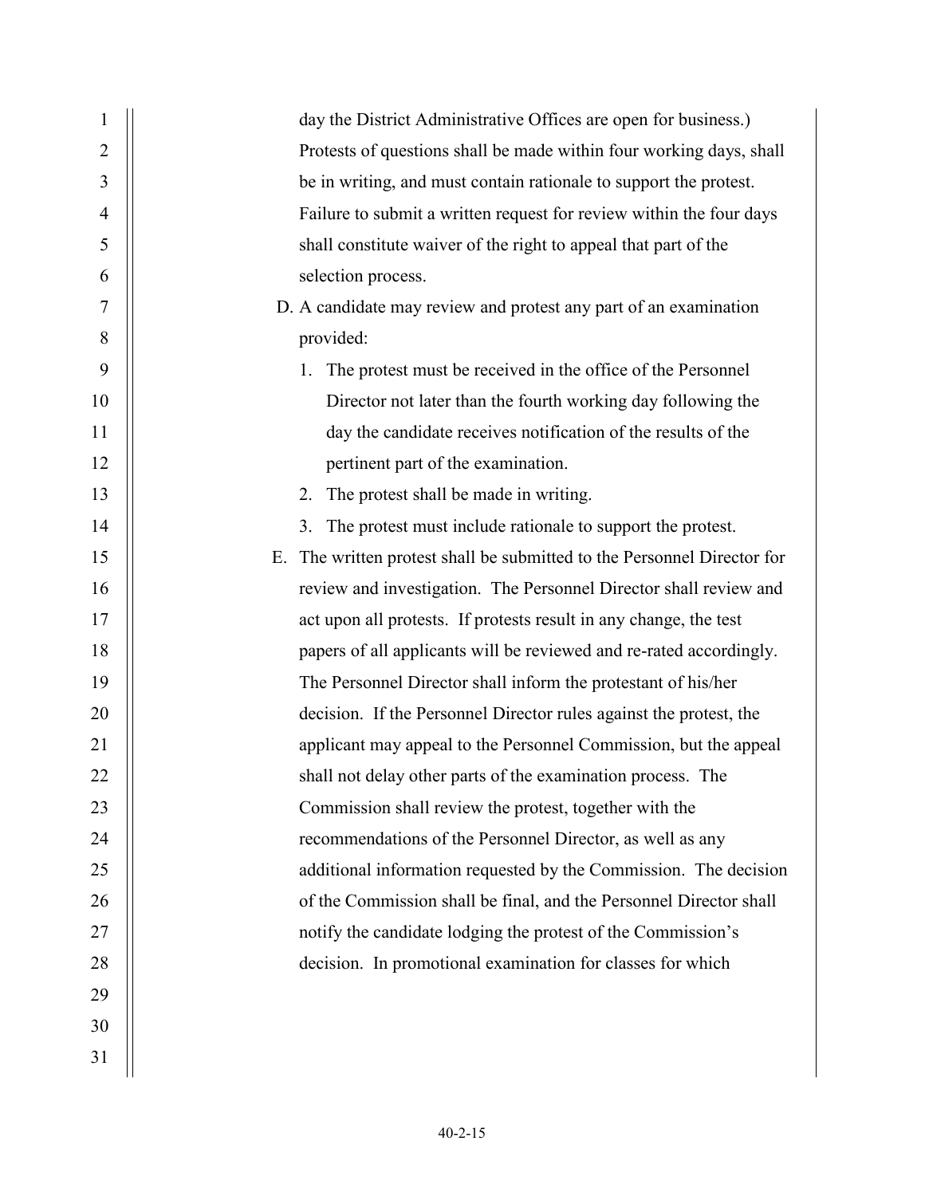day the District Administrative Offices are open for business.) Protests of questions shall be made within four working days, shall be in writing, and must contain rationale to support the protest. Failure to submit a written request for review within the four days shall constitute waiver of the right to appeal that part of the selection process.

D. A candidate may review and protest any part of an examination provided:

   1. The protest must be received in the office of the Personnel Director not later than the fourth working day following the day the candidate receives notification of the results of the pertinent part of the examination.
   2. The protest shall be made in writing.
   3. The protest must include rationale to support the protest.

E. The written protest shall be submitted to the Personnel Director for review and investigation. The Personnel Director shall review and act upon all protests. If protests result in any change, the test papers of all applicants will be reviewed and re-rated accordingly. The Personnel Director shall inform the protestant of his/her decision. If the Personnel Director rules against the protest, the applicant may appeal to the Personnel Commission, but the appeal shall not delay other parts of the examination process. The Commission shall review the protest, together with the recommendations of the Personnel Director, as well as any additional information requested by the Commission. The decision of the Commission shall be final, and the Personnel Director shall notify the candidate lodging the protest of the Commission's decision. In promotional examination for classes for which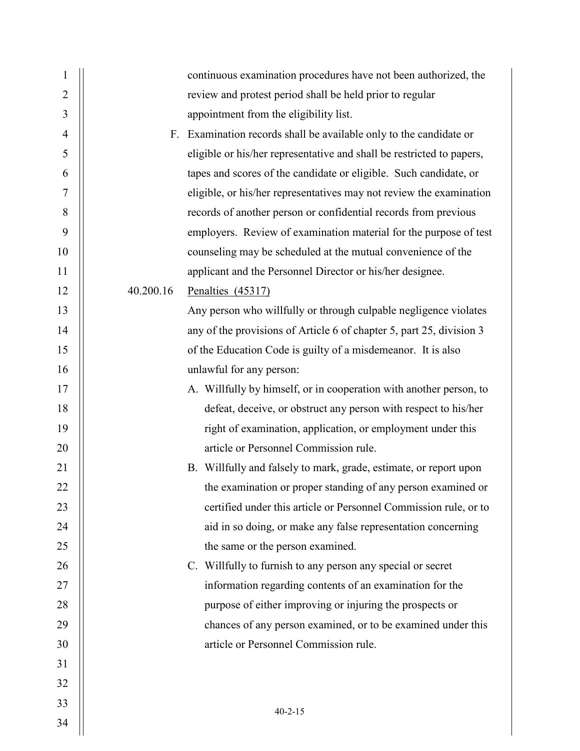continuous examination procedures have not been authorized, the review and protest period shall be held prior to regular appointment from the eligibility list.

F. Examination records shall be available only to the candidate or eligible or his/her representative and shall be restricted to papers, tapes and scores of the candidate or eligible. Such candidate, or eligible, or his/her representatives may not review the examination records of another person or confidential records from previous employers. Review of examination material for the purpose of test counseling may be scheduled at the mutual convenience of the applicant and the Personnel Director or his/her designee.

40.200.16 Penalties (45317)

Any person who willfully or through culpable negligence violates any of the provisions of Article 6 of chapter 5, part 25, division 3 of the Education Code is guilty of a misdemeanor. It is also unlawful for any person:

A. Willfully by himself, or in cooperation with another person, to defeat, deceive, or obstruct any person with respect to his/her right of examination, application, or employment under this article or Personnel Commission rule.

B. Willfully and falsely to mark, grade, estimate, or report upon the examination or proper standing of any person examined or certified under this article or Personnel Commission rule, or to aid in so doing, or make any false representation concerning the same or the person examined.

C. Willfully to furnish to any person any special or secret information regarding contents of an examination for the purpose of either improving or injuring the prospects or chances of any person examined, or to be examined under this article or Personnel Commission rule.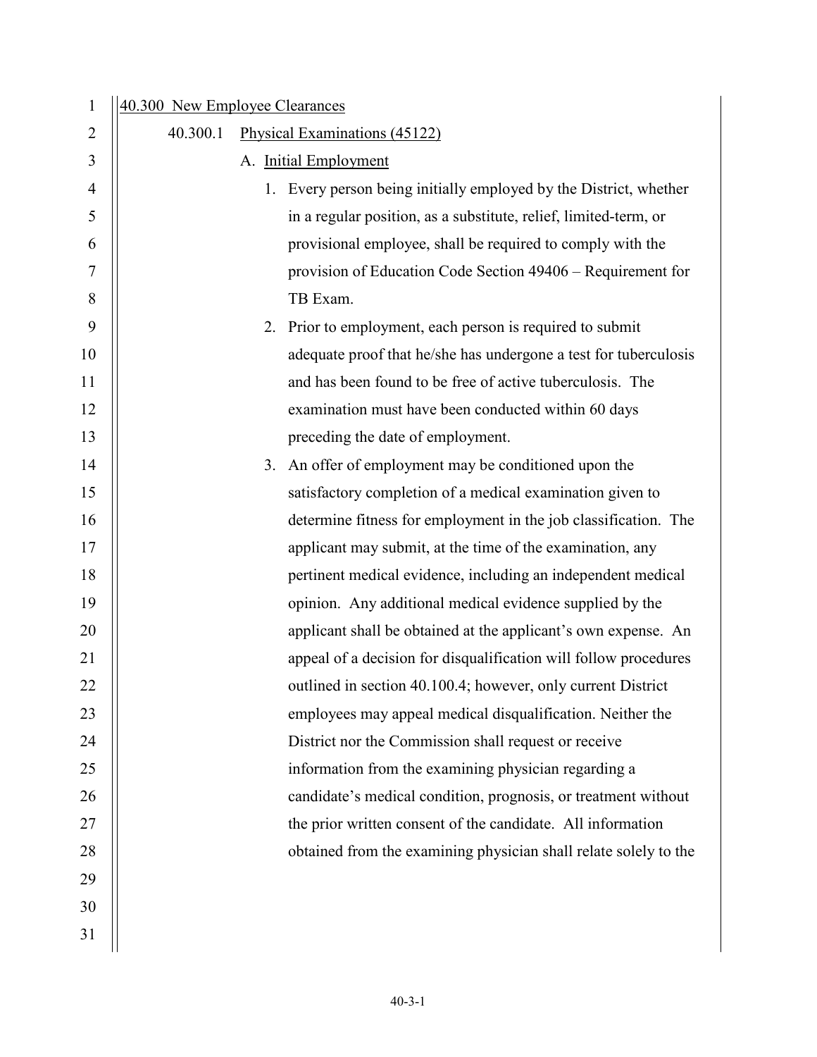## 40.300 New Employee Clearances

### 40.300.1 Physical Examinations (45122)

A. Initial Employment

1. Every person being initially employed by the District, whether in a regular position, as a substitute, relief, limited-term, or provisional employee, shall be required to comply with the provision of Education Code Section 49406 – Requirement for TB Exam.
2. Prior to employment, each person is required to submit adequate proof that he/she has undergone a test for tuberculosis and has been found to be free of active tuberculosis. The examination must have been conducted within 60 days preceding the date of employment.
3. An offer of employment may be conditioned upon the satisfactory completion of a medical examination given to determine fitness for employment in the job classification. The applicant may submit, at the time of the examination, any pertinent medical evidence, including an independent medical opinion. Any additional medical evidence supplied by the applicant shall be obtained at the applicant's own expense. An appeal of a decision for disqualification will follow procedures outlined in section 40.100.4; however, only current District employees may appeal medical disqualification. Neither the District nor the Commission shall request or receive information from the examining physician regarding a candidate's medical condition, prognosis, or treatment without the prior written consent of the candidate. All information obtained from the examining physician shall relate solely to the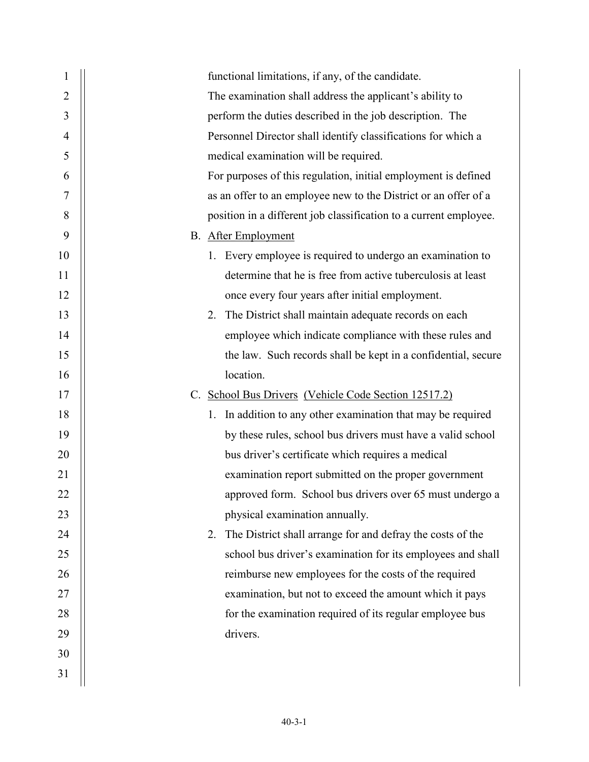functional limitations, if any, of the candidate.

The examination shall address the applicant's ability to perform the duties described in the job description. The Personnel Director shall identify classifications for which a medical examination will be required.

For purposes of this regulation, initial employment is defined as an offer to an employee new to the District or an offer of a position in a different job classification to a current employee.

B. <u>After Employment</u>

1. Every employee is required to undergo an examination to determine that he is free from active tuberculosis at least once every four years after initial employment.
2. The District shall maintain adequate records on each employee which indicate compliance with these rules and the law. Such records shall be kept in a confidential, secure location.

C. <u>School Bus Drivers</u> <u>(Vehicle Code Section 12517.2)</u>

1. In addition to any other examination that may be required by these rules, school bus drivers must have a valid school bus driver's certificate which requires a medical examination report submitted on the proper government approved form. School bus drivers over 65 must undergo a physical examination annually.
2. The District shall arrange for and defray the costs of the school bus driver's examination for its employees and shall reimburse new employees for the costs of the required examination, but not to exceed the amount which it pays for the examination required of its regular employee bus drivers.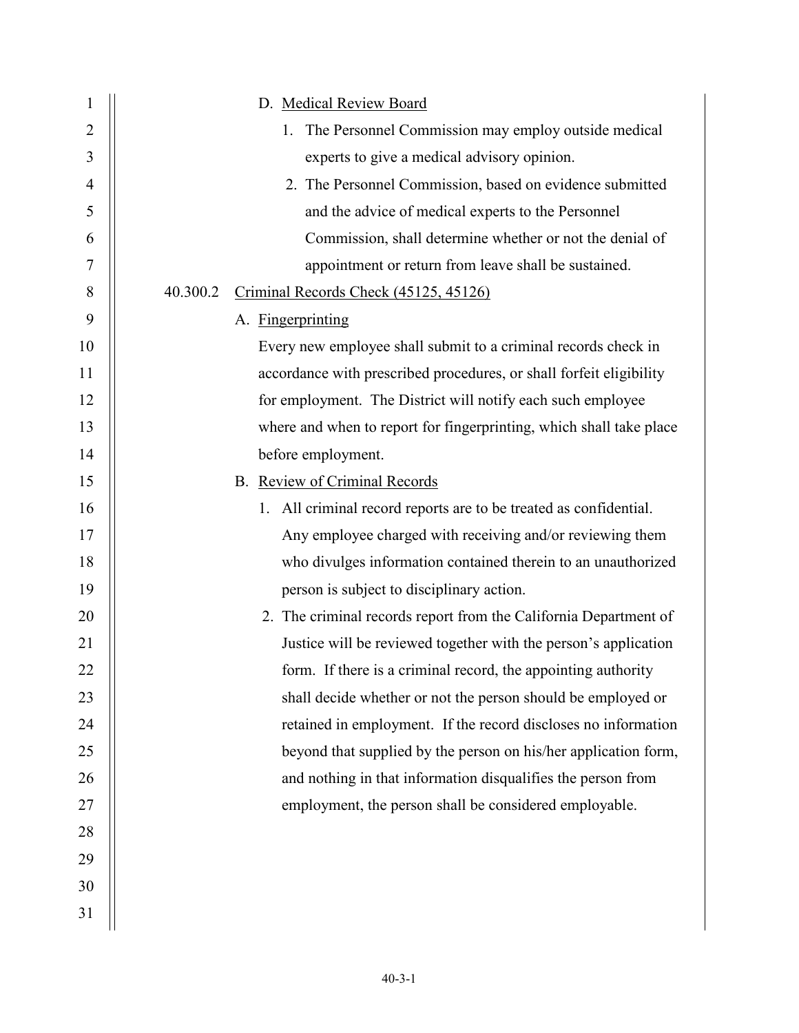D. Medical Review Board

1. The Personnel Commission may employ outside medical experts to give a medical advisory opinion.
2. The Personnel Commission, based on evidence submitted and the advice of medical experts to the Personnel Commission, shall determine whether or not the denial of appointment or return from leave shall be sustained.

40.300.2 Criminal Records Check (45125, 45126)

A. Fingerprinting

Every new employee shall submit to a criminal records check in accordance with prescribed procedures, or shall forfeit eligibility for employment. The District will notify each such employee where and when to report for fingerprinting, which shall take place before employment.

B. Review of Criminal Records

1. All criminal record reports are to be treated as confidential. Any employee charged with receiving and/or reviewing them who divulges information contained therein to an unauthorized person is subject to disciplinary action.
2. The criminal records report from the California Department of Justice will be reviewed together with the person's application form. If there is a criminal record, the appointing authority shall decide whether or not the person should be employed or retained in employment. If the record discloses no information beyond that supplied by the person on his/her application form, and nothing in that information disqualifies the person from employment, the person shall be considered employable.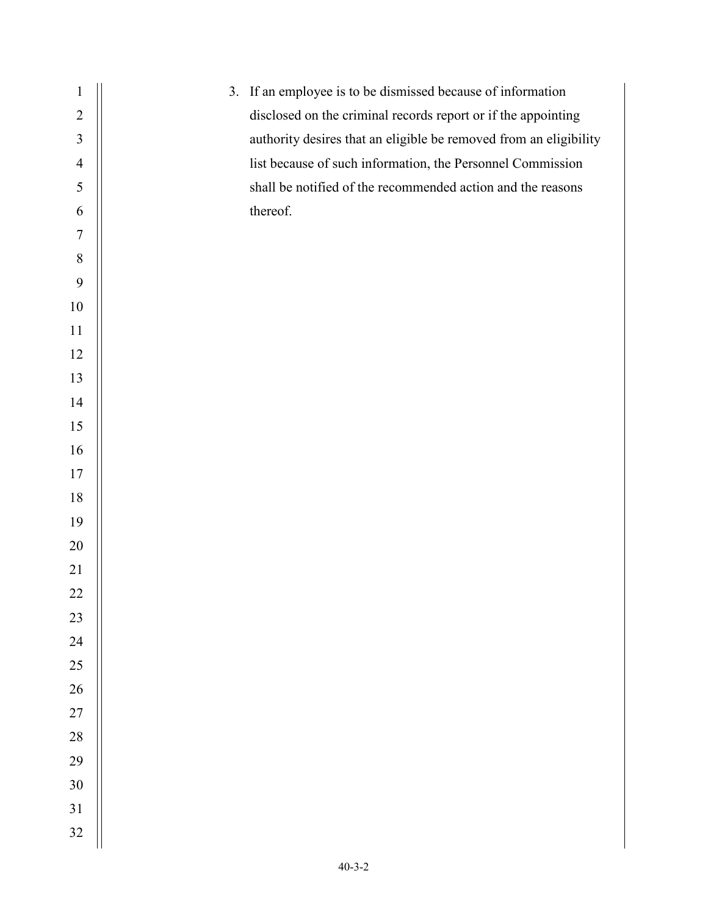3. If an employee is to be dismissed because of information disclosed on the criminal records report or if the appointing authority desires that an eligible be removed from an eligibility list because of such information, the Personnel Commission shall be notified of the recommended action and the reasons thereof.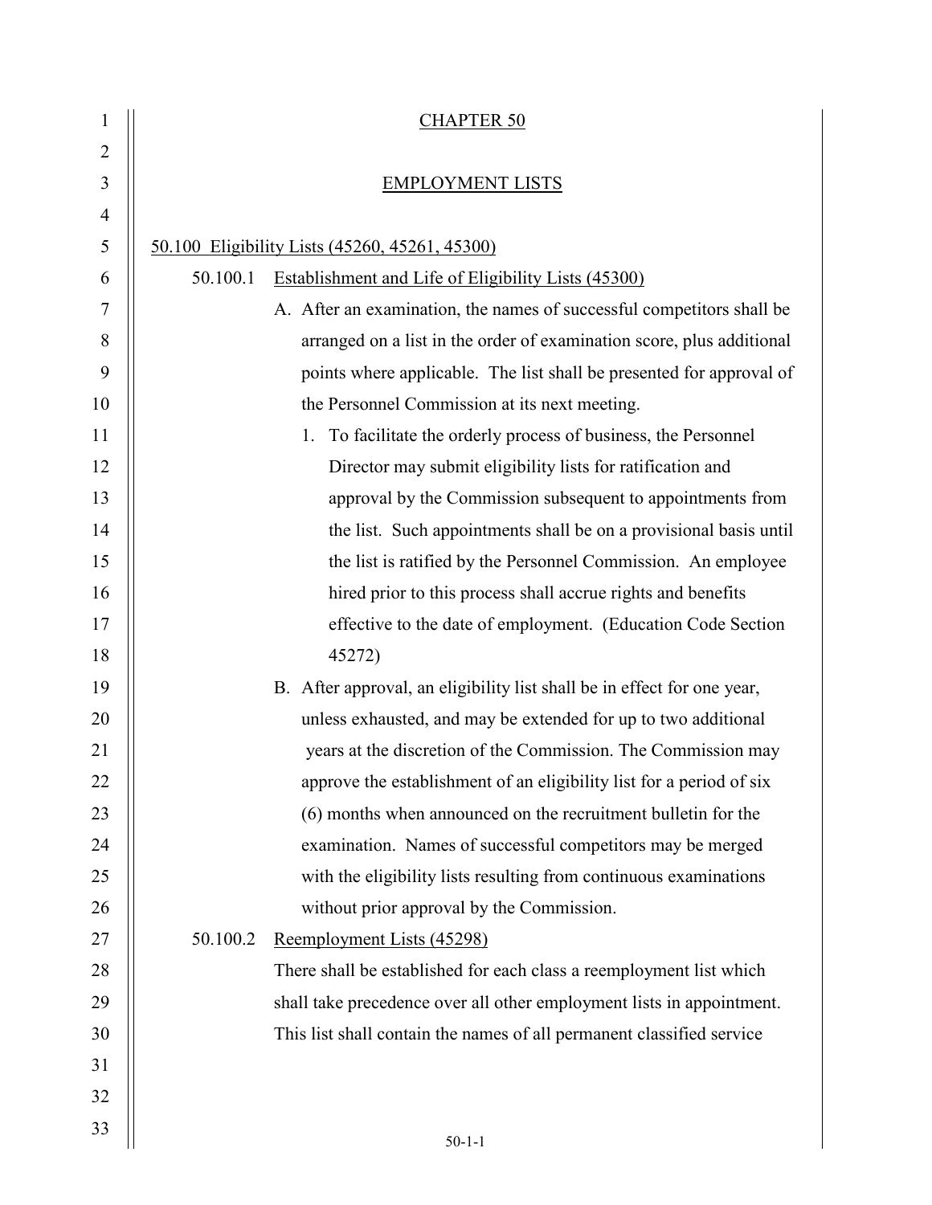# CHAPTER 50

## EMPLOYMENT LISTS

### 50.100 Eligibility Lists (45260, 45261, 45300)

#### 50.100.1 Establishment and Life of Eligibility Lists (45300)

A. After an examination, the names of successful competitors shall be arranged on a list in the order of examination score, plus additional points where applicable. The list shall be presented for approval of the Personnel Commission at its next meeting.

1. To facilitate the orderly process of business, the Personnel Director may submit eligibility lists for ratification and approval by the Commission subsequent to appointments from the list. Such appointments shall be on a provisional basis until the list is ratified by the Personnel Commission. An employee hired prior to this process shall accrue rights and benefits effective to the date of employment. (Education Code Section 45272)

B. After approval, an eligibility list shall be in effect for one year, unless exhausted, and may be extended for up to two additional years at the discretion of the Commission. The Commission may approve the establishment of an eligibility list for a period of six (6) months when announced on the recruitment bulletin for the examination. Names of successful competitors may be merged with the eligibility lists resulting from continuous examinations without prior approval by the Commission.

#### 50.100.2 Reemployment Lists (45298)

There shall be established for each class a reemployment list which shall take precedence over all other employment lists in appointment. This list shall contain the names of all permanent classified service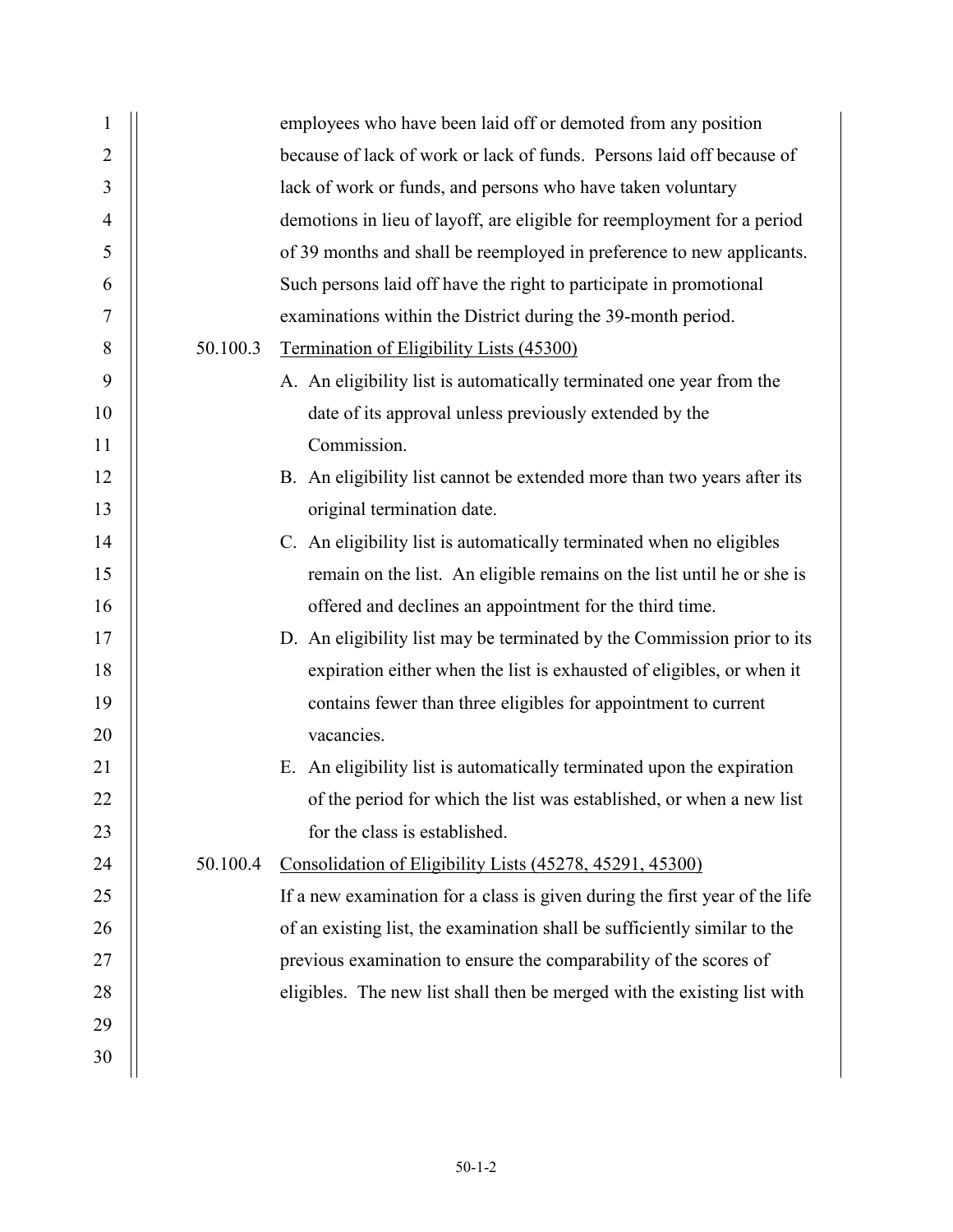employees who have been laid off or demoted from any position because of lack of work or lack of funds. Persons laid off because of lack of work or funds, and persons who have taken voluntary demotions in lieu of layoff, are eligible for reemployment for a period of 39 months and shall be reemployed in preference to new applicants. Such persons laid off have the right to participate in promotional examinations within the District during the 39-month period.

50.100.3 Termination of Eligibility Lists (45300)

A. An eligibility list is automatically terminated one year from the date of its approval unless previously extended by the Commission.

B. An eligibility list cannot be extended more than two years after its original termination date.

C. An eligibility list is automatically terminated when no eligibles remain on the list. An eligible remains on the list until he or she is offered and declines an appointment for the third time.

D. An eligibility list may be terminated by the Commission prior to its expiration either when the list is exhausted of eligibles, or when it contains fewer than three eligibles for appointment to current vacancies.

E. An eligibility list is automatically terminated upon the expiration of the period for which the list was established, or when a new list for the class is established.

50.100.4 Consolidation of Eligibility Lists (45278, 45291, 45300)

If a new examination for a class is given during the first year of the life of an existing list, the examination shall be sufficiently similar to the previous examination to ensure the comparability of the scores of eligibles. The new list shall then be merged with the existing list with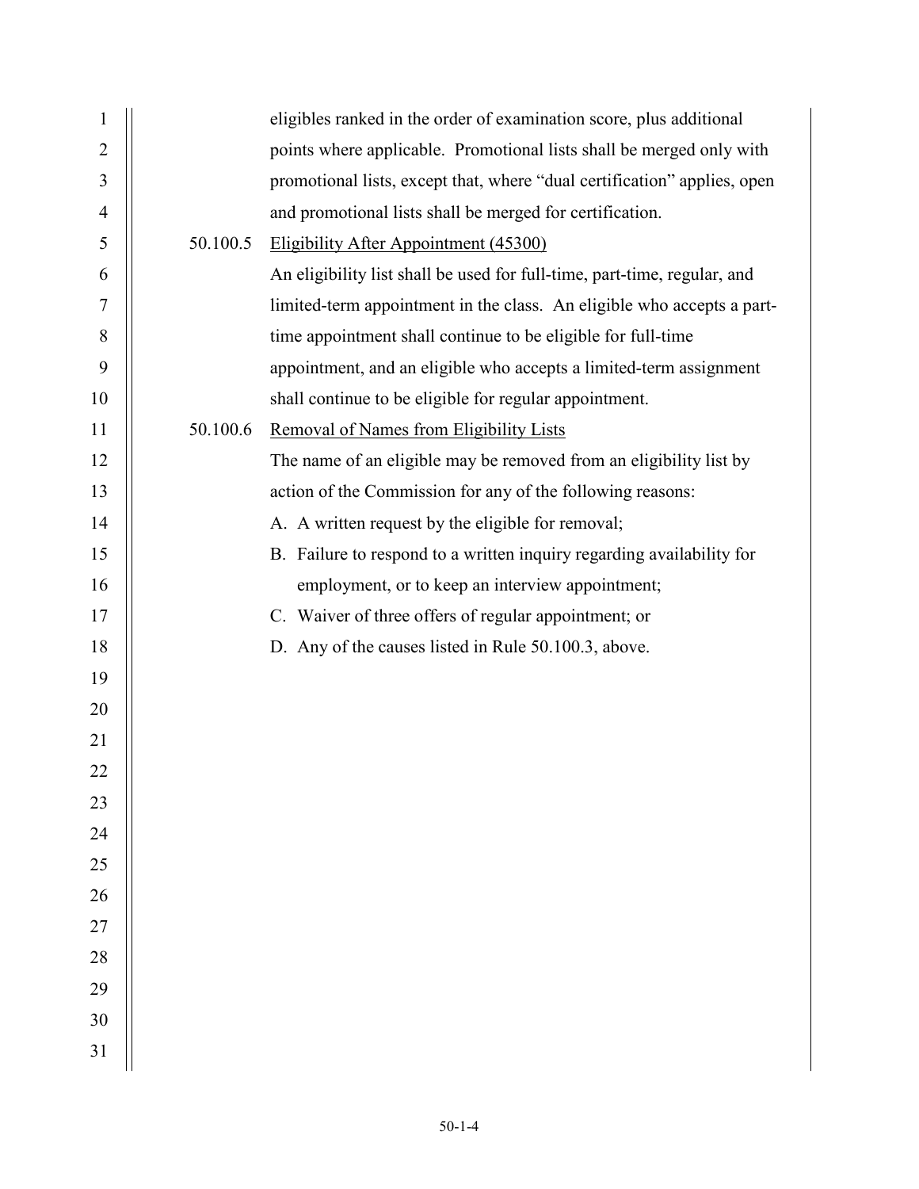eligibles ranked in the order of examination score, plus additional points where applicable. Promotional lists shall be merged only with promotional lists, except that, where "dual certification" applies, open and promotional lists shall be merged for certification.

50.100.5 Eligibility After Appointment (45300)

An eligibility list shall be used for full-time, part-time, regular, and limited-term appointment in the class. An eligible who accepts a part-time appointment shall continue to be eligible for full-time appointment, and an eligible who accepts a limited-term assignment shall continue to be eligible for regular appointment.

50.100.6 Removal of Names from Eligibility Lists

The name of an eligible may be removed from an eligibility list by action of the Commission for any of the following reasons:

A. A written request by the eligible for removal;
B. Failure to respond to a written inquiry regarding availability for employment, or to keep an interview appointment;
C. Waiver of three offers of regular appointment; or
D. Any of the causes listed in Rule 50.100.3, above.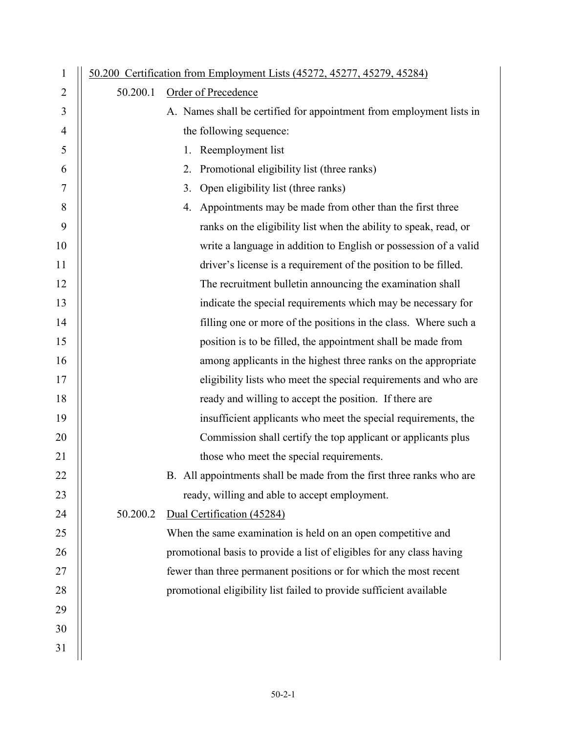## 50.200 Certification from Employment Lists (45272, 45277, 45279, 45284)

### 50.200.1 Order of Precedence

A. Names shall be certified for appointment from employment lists in the following sequence:

1. Reemployment list
2. Promotional eligibility list (three ranks)
3. Open eligibility list (three ranks)
4. Appointments may be made from other than the first three ranks on the eligibility list when the ability to speak, read, or write a language in addition to English or possession of a valid driver's license is a requirement of the position to be filled. The recruitment bulletin announcing the examination shall indicate the special requirements which may be necessary for filling one or more of the positions in the class. Where such a position is to be filled, the appointment shall be made from among applicants in the highest three ranks on the appropriate eligibility lists who meet the special requirements and who are ready and willing to accept the position. If there are insufficient applicants who meet the special requirements, the Commission shall certify the top applicant or applicants plus those who meet the special requirements.

B. All appointments shall be made from the first three ranks who are ready, willing and able to accept employment.

### 50.200.2 Dual Certification (45284)

When the same examination is held on an open competitive and promotional basis to provide a list of eligibles for any class having fewer than three permanent positions or for which the most recent promotional eligibility list failed to provide sufficient available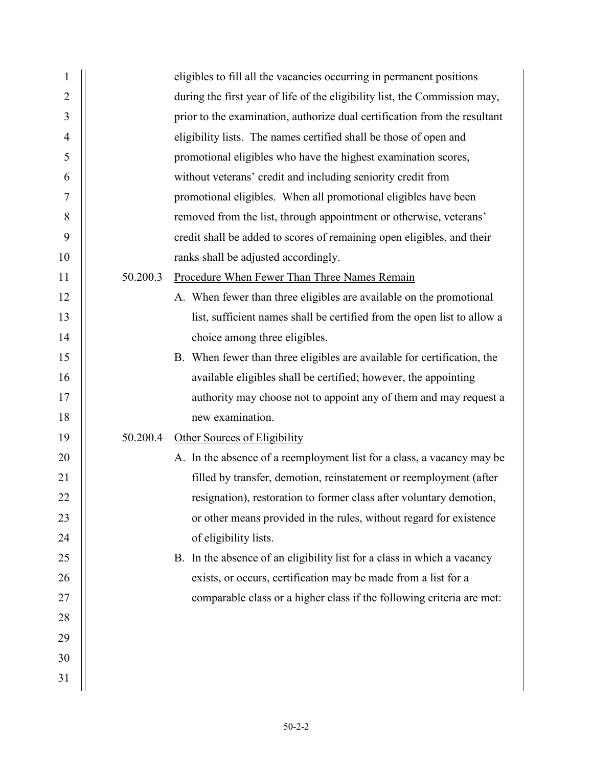eligibles to fill all the vacancies occurring in permanent positions during the first year of life of the eligibility list, the Commission may, prior to the examination, authorize dual certification from the resultant eligibility lists. The names certified shall be those of open and promotional eligibles who have the highest examination scores, without veterans' credit and including seniority credit from promotional eligibles. When all promotional eligibles have been removed from the list, through appointment or otherwise, veterans' credit shall be added to scores of remaining open eligibles, and their ranks shall be adjusted accordingly.

50.200.3 Procedure When Fewer Than Three Names Remain

A. When fewer than three eligibles are available on the promotional list, sufficient names shall be certified from the open list to allow a choice among three eligibles.

B. When fewer than three eligibles are available for certification, the available eligibles shall be certified; however, the appointing authority may choose not to appoint any of them and may request a new examination.

50.200.4 Other Sources of Eligibility

A. In the absence of a reemployment list for a class, a vacancy may be filled by transfer, demotion, reinstatement or reemployment (after resignation), restoration to former class after voluntary demotion, or other means provided in the rules, without regard for existence of eligibility lists.

B. In the absence of an eligibility list for a class in which a vacancy exists, or occurs, certification may be made from a list for a comparable class or a higher class if the following criteria are met: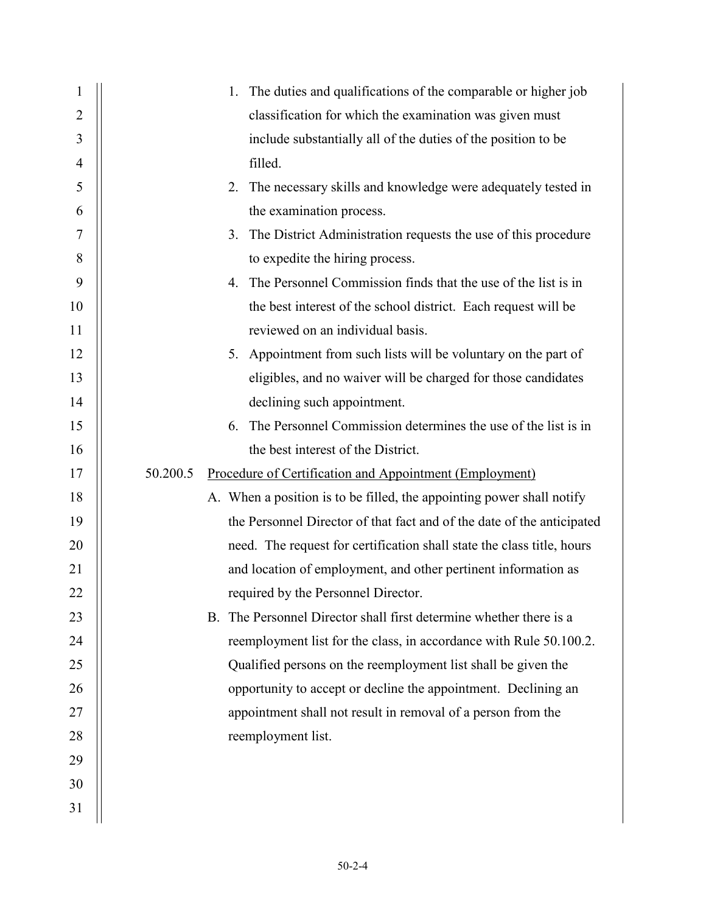1. The duties and qualifications of the comparable or higher job classification for which the examination was given must include substantially all of the duties of the position to be filled.
2. The necessary skills and knowledge were adequately tested in the examination process.
3. The District Administration requests the use of this procedure to expedite the hiring process.
4. The Personnel Commission finds that the use of the list is in the best interest of the school district. Each request will be reviewed on an individual basis.
5. Appointment from such lists will be voluntary on the part of eligibles, and no waiver will be charged for those candidates declining such appointment.
6. The Personnel Commission determines the use of the list is in the best interest of the District.

50.200.5 Procedure of Certification and Appointment (Employment)

A. When a position is to be filled, the appointing power shall notify the Personnel Director of that fact and of the date of the anticipated need. The request for certification shall state the class title, hours and location of employment, and other pertinent information as required by the Personnel Director.

B. The Personnel Director shall first determine whether there is a reemployment list for the class, in accordance with Rule 50.100.2. Qualified persons on the reemployment list shall be given the opportunity to accept or decline the appointment. Declining an appointment shall not result in removal of a person from the reemployment list.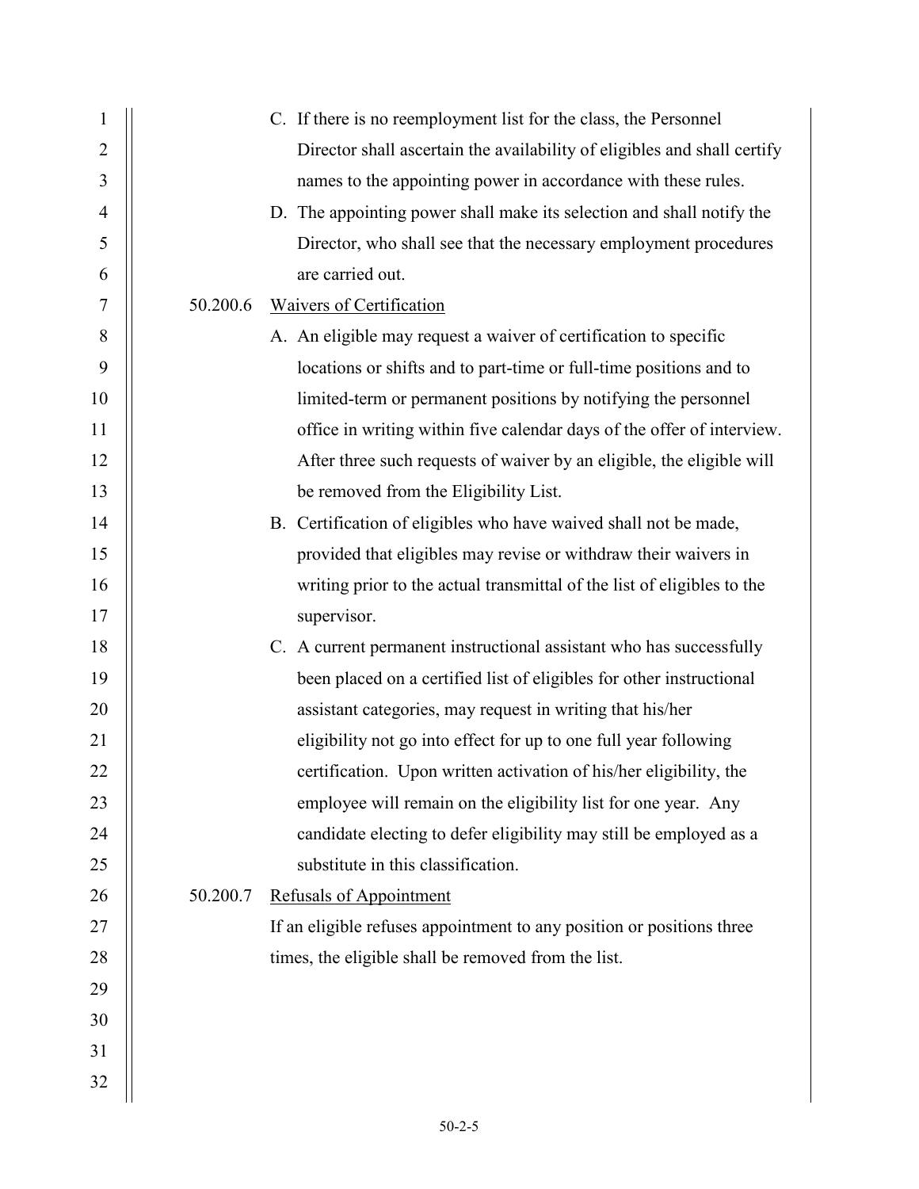C. If there is no reemployment list for the class, the Personnel Director shall ascertain the availability of eligibles and shall certify names to the appointing power in accordance with these rules.

D. The appointing power shall make its selection and shall notify the Director, who shall see that the necessary employment procedures are carried out.

50.200.6 <u>Waivers of Certification</u>

A. An eligible may request a waiver of certification to specific locations or shifts and to part-time or full-time positions and to limited-term or permanent positions by notifying the personnel office in writing within five calendar days of the offer of interview. After three such requests of waiver by an eligible, the eligible will be removed from the Eligibility List.

B. Certification of eligibles who have waived shall not be made, provided that eligibles may revise or withdraw their waivers in writing prior to the actual transmittal of the list of eligibles to the supervisor.

C. A current permanent instructional assistant who has successfully been placed on a certified list of eligibles for other instructional assistant categories, may request in writing that his/her eligibility not go into effect for up to one full year following certification. Upon written activation of his/her eligibility, the employee will remain on the eligibility list for one year. Any candidate electing to defer eligibility may still be employed as a substitute in this classification.

50.200.7 <u>Refusals of Appointment</u>

If an eligible refuses appointment to any position or positions three times, the eligible shall be removed from the list.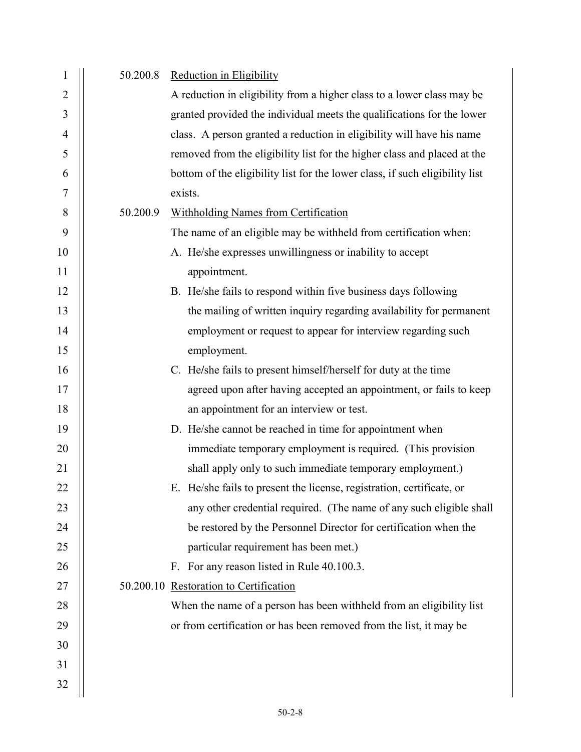50.200.8 Reduction in Eligibility

A reduction in eligibility from a higher class to a lower class may be granted provided the individual meets the qualifications for the lower class. A person granted a reduction in eligibility will have his name removed from the eligibility list for the higher class and placed at the bottom of the eligibility list for the lower class, if such eligibility list exists.

50.200.9 Withholding Names from Certification

The name of an eligible may be withheld from certification when:

A. He/she expresses unwillingness or inability to accept appointment.
B. He/she fails to respond within five business days following the mailing of written inquiry regarding availability for permanent employment or request to appear for interview regarding such employment.
C. He/she fails to present himself/herself for duty at the time agreed upon after having accepted an appointment, or fails to keep an appointment for an interview or test.
D. He/she cannot be reached in time for appointment when immediate temporary employment is required. (This provision shall apply only to such immediate temporary employment.)
E. He/she fails to present the license, registration, certificate, or any other credential required. (The name of any such eligible shall be restored by the Personnel Director for certification when the particular requirement has been met.)
F. For any reason listed in Rule 40.100.3.

50.200.10 Restoration to Certification

When the name of a person has been withheld from an eligibility list or from certification or has been removed from the list, it may be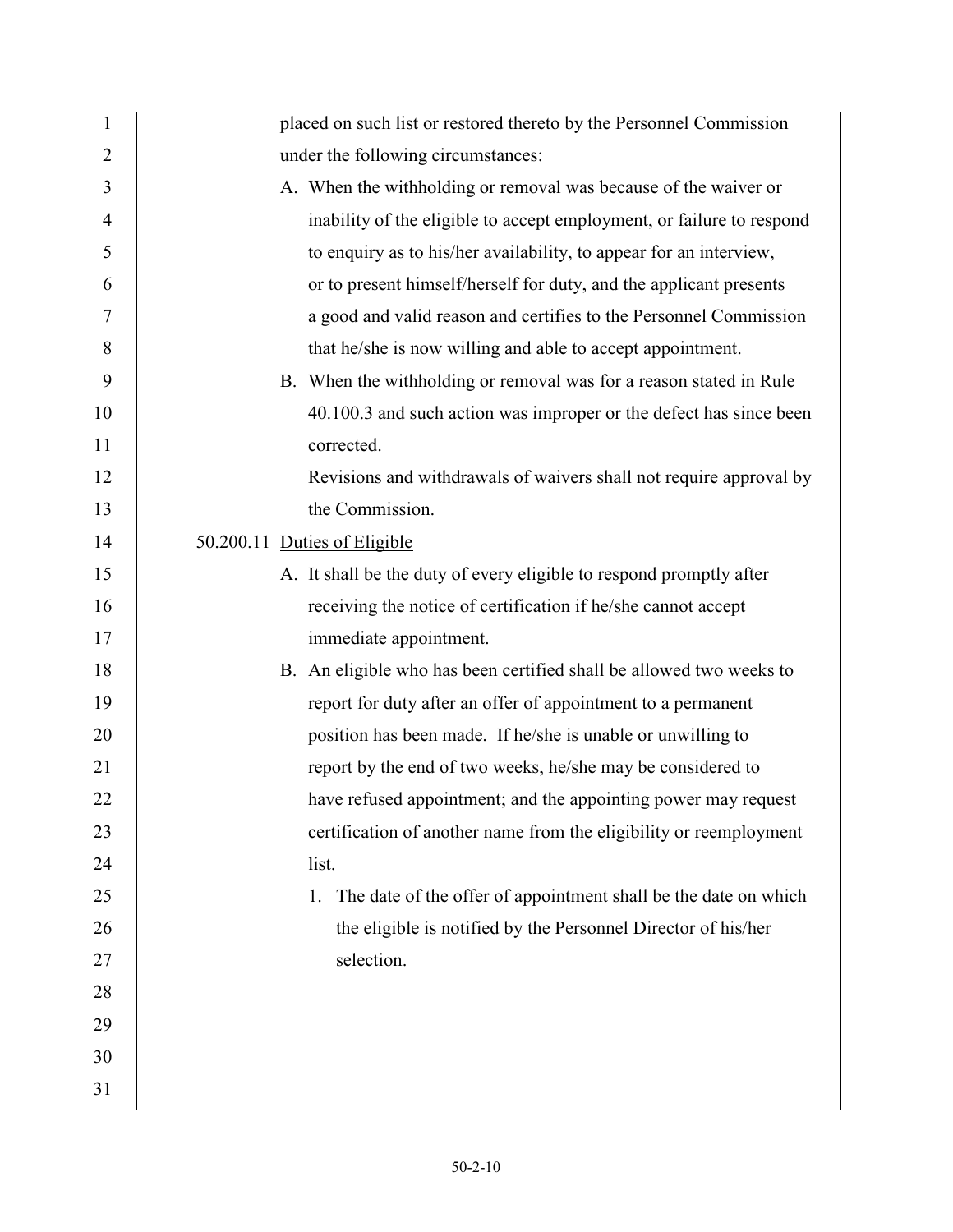placed on such list or restored thereto by the Personnel Commission under the following circumstances:

A. When the withholding or removal was because of the waiver or inability of the eligible to accept employment, or failure to respond to enquiry as to his/her availability, to appear for an interview, or to present himself/herself for duty, and the applicant presents a good and valid reason and certifies to the Personnel Commission that he/she is now willing and able to accept appointment.

B. When the withholding or removal was for a reason stated in Rule 40.100.3 and such action was improper or the defect has since been corrected.

Revisions and withdrawals of waivers shall not require approval by the Commission.

50.200.11 Duties of Eligible

A. It shall be the duty of every eligible to respond promptly after receiving the notice of certification if he/she cannot accept immediate appointment.

B. An eligible who has been certified shall be allowed two weeks to report for duty after an offer of appointment to a permanent position has been made. If he/she is unable or unwilling to report by the end of two weeks, he/she may be considered to have refused appointment; and the appointing power may request certification of another name from the eligibility or reemployment list.

1. The date of the offer of appointment shall be the date on which the eligible is notified by the Personnel Director of his/her selection.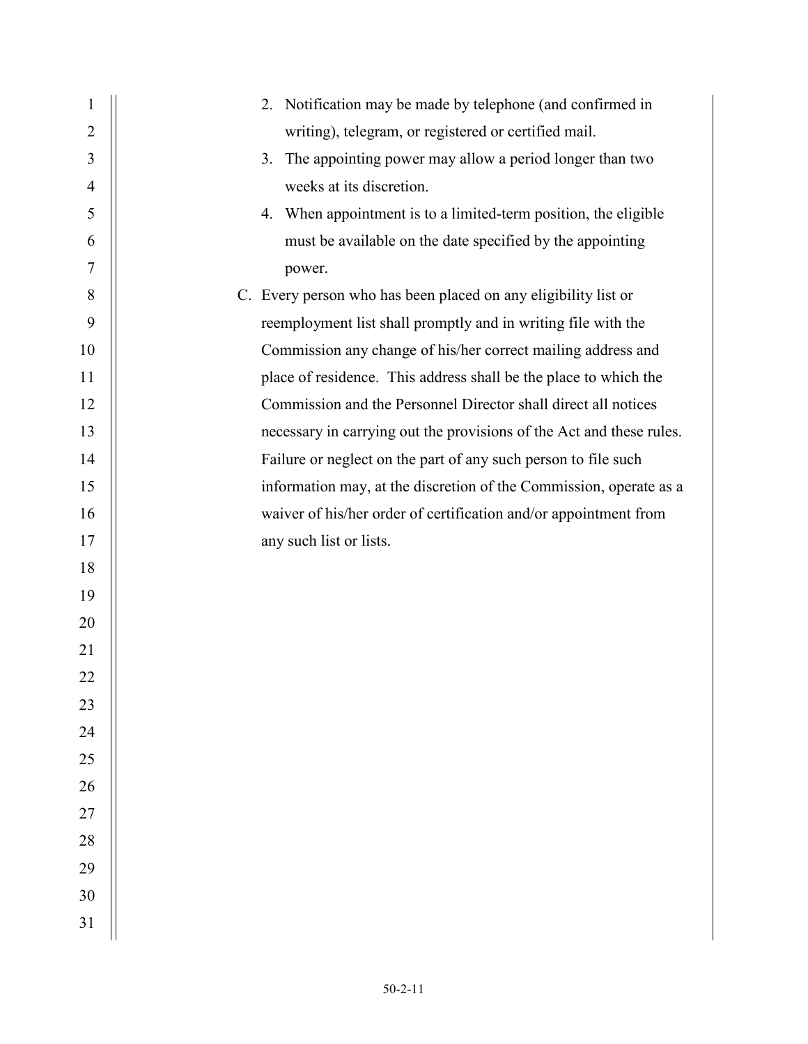2. Notification may be made by telephone (and confirmed in writing), telegram, or registered or certified mail.
3. The appointing power may allow a period longer than two weeks at its discretion.
4. When appointment is to a limited-term position, the eligible must be available on the date specified by the appointing power.

C. Every person who has been placed on any eligibility list or reemployment list shall promptly and in writing file with the Commission any change of his/her correct mailing address and place of residence. This address shall be the place to which the Commission and the Personnel Director shall direct all notices necessary in carrying out the provisions of the Act and these rules. Failure or neglect on the part of any such person to file such information may, at the discretion of the Commission, operate as a waiver of his/her order of certification and/or appointment from any such list or lists.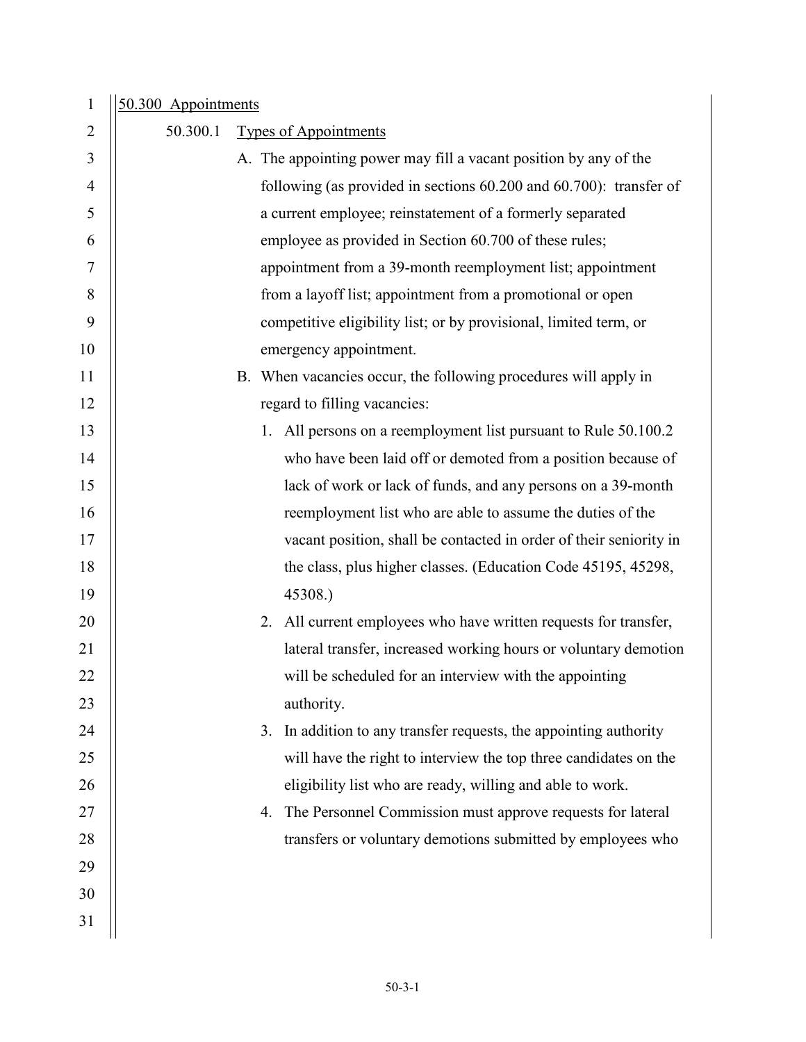50.300 Appointments

50.300.1 Types of Appointments

A. The appointing power may fill a vacant position by any of the following (as provided in sections 60.200 and 60.700): transfer of a current employee; reinstatement of a formerly separated employee as provided in Section 60.700 of these rules; appointment from a 39-month reemployment list; appointment from a layoff list; appointment from a promotional or open competitive eligibility list; or by provisional, limited term, or emergency appointment.

B. When vacancies occur, the following procedures will apply in regard to filling vacancies:

   1. All persons on a reemployment list pursuant to Rule 50.100.2 who have been laid off or demoted from a position because of lack of work or lack of funds, and any persons on a 39-month reemployment list who are able to assume the duties of the vacant position, shall be contacted in order of their seniority in the class, plus higher classes. (Education Code 45195, 45298, 45308.)

   2. All current employees who have written requests for transfer, lateral transfer, increased working hours or voluntary demotion will be scheduled for an interview with the appointing authority.

   3. In addition to any transfer requests, the appointing authority will have the right to interview the top three candidates on the eligibility list who are ready, willing and able to work.

   4. The Personnel Commission must approve requests for lateral transfers or voluntary demotions submitted by employees who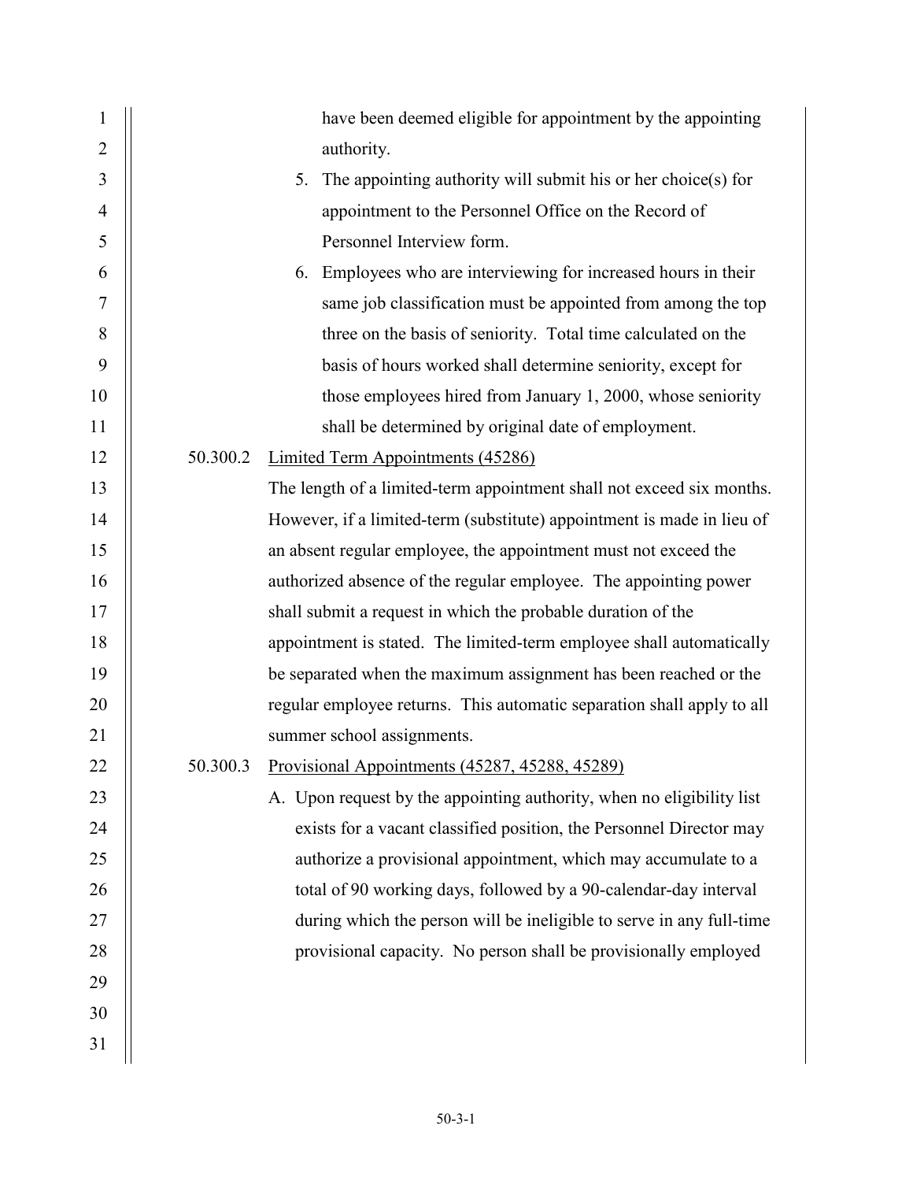have been deemed eligible for appointment by the appointing authority.

5. The appointing authority will submit his or her choice(s) for appointment to the Personnel Office on the Record of Personnel Interview form.
6. Employees who are interviewing for increased hours in their same job classification must be appointed from among the top three on the basis of seniority. Total time calculated on the basis of hours worked shall determine seniority, except for those employees hired from January 1, 2000, whose seniority shall be determined by original date of employment.

50.300.2 Limited Term Appointments (45286)

The length of a limited-term appointment shall not exceed six months. However, if a limited-term (substitute) appointment is made in lieu of an absent regular employee, the appointment must not exceed the authorized absence of the regular employee. The appointing power shall submit a request in which the probable duration of the appointment is stated. The limited-term employee shall automatically be separated when the maximum assignment has been reached or the regular employee returns. This automatic separation shall apply to all summer school assignments.

50.300.3 Provisional Appointments (45287, 45288, 45289)

A. Upon request by the appointing authority, when no eligibility list exists for a vacant classified position, the Personnel Director may authorize a provisional appointment, which may accumulate to a total of 90 working days, followed by a 90-calendar-day interval during which the person will be ineligible to serve in any full-time provisional capacity. No person shall be provisionally employed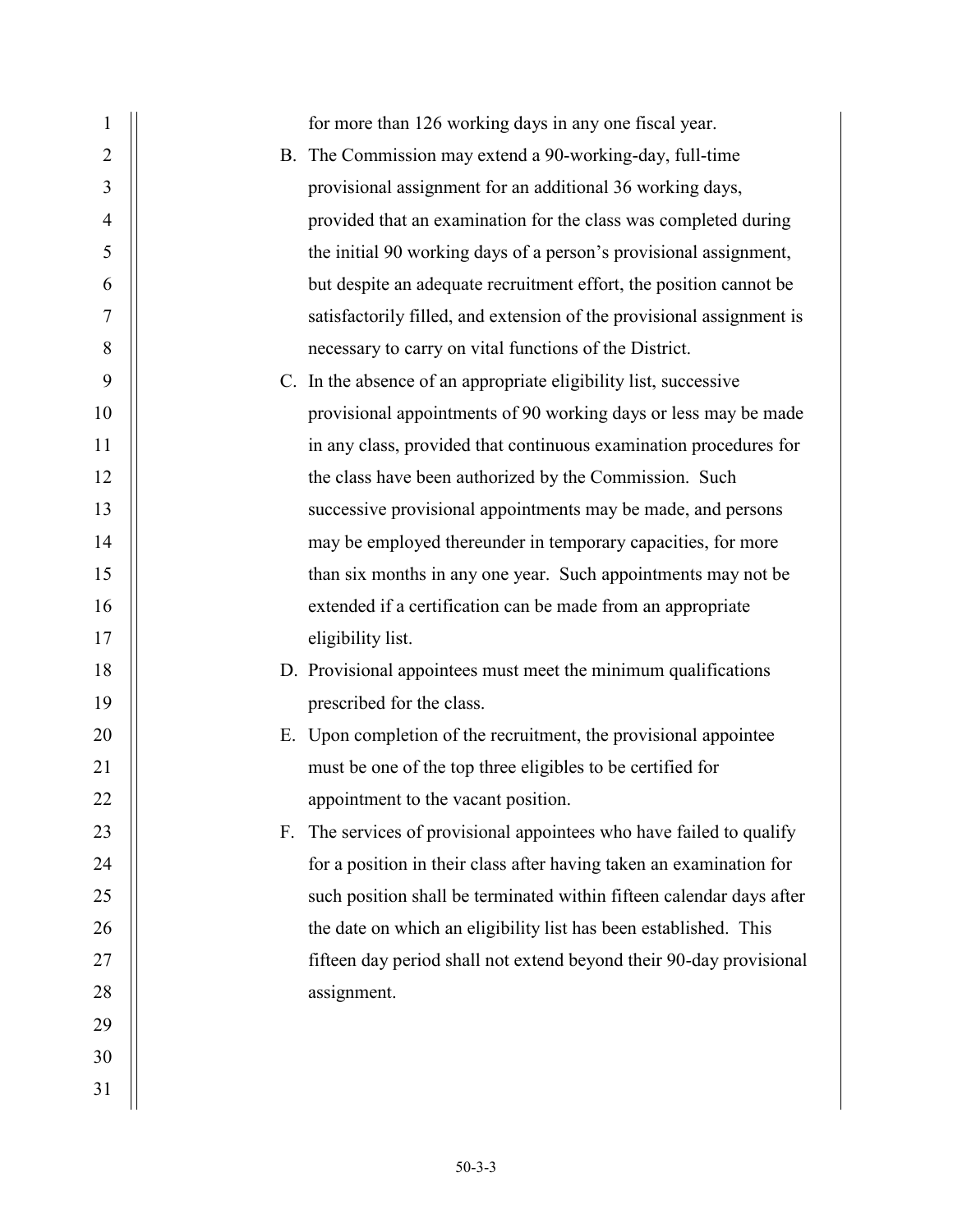for more than 126 working days in any one fiscal year.

B. The Commission may extend a 90-working-day, full-time provisional assignment for an additional 36 working days, provided that an examination for the class was completed during the initial 90 working days of a person's provisional assignment, but despite an adequate recruitment effort, the position cannot be satisfactorily filled, and extension of the provisional assignment is necessary to carry on vital functions of the District.

C. In the absence of an appropriate eligibility list, successive provisional appointments of 90 working days or less may be made in any class, provided that continuous examination procedures for the class have been authorized by the Commission. Such successive provisional appointments may be made, and persons may be employed thereunder in temporary capacities, for more than six months in any one year. Such appointments may not be extended if a certification can be made from an appropriate eligibility list.

D. Provisional appointees must meet the minimum qualifications prescribed for the class.

E. Upon completion of the recruitment, the provisional appointee must be one of the top three eligibles to be certified for appointment to the vacant position.

F. The services of provisional appointees who have failed to qualify for a position in their class after having taken an examination for such position shall be terminated within fifteen calendar days after the date on which an eligibility list has been established. This fifteen day period shall not extend beyond their 90-day provisional assignment.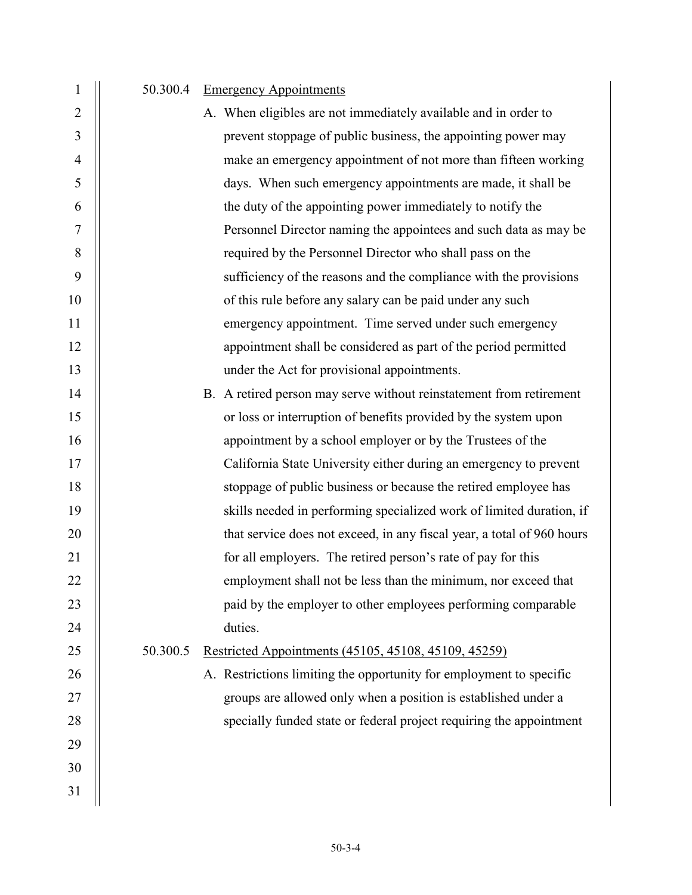50.300.4 Emergency Appointments

A. When eligibles are not immediately available and in order to prevent stoppage of public business, the appointing power may make an emergency appointment of not more than fifteen working days. When such emergency appointments are made, it shall be the duty of the appointing power immediately to notify the Personnel Director naming the appointees and such data as may be required by the Personnel Director who shall pass on the sufficiency of the reasons and the compliance with the provisions of this rule before any salary can be paid under any such emergency appointment. Time served under such emergency appointment shall be considered as part of the period permitted under the Act for provisional appointments.

B. A retired person may serve without reinstatement from retirement or loss or interruption of benefits provided by the system upon appointment by a school employer or by the Trustees of the California State University either during an emergency to prevent stoppage of public business or because the retired employee has skills needed in performing specialized work of limited duration, if that service does not exceed, in any fiscal year, a total of 960 hours for all employers. The retired person's rate of pay for this employment shall not be less than the minimum, nor exceed that paid by the employer to other employees performing comparable duties.

50.300.5 Restricted Appointments (45105, 45108, 45109, 45259)

A. Restrictions limiting the opportunity for employment to specific groups are allowed only when a position is established under a specially funded state or federal project requiring the appointment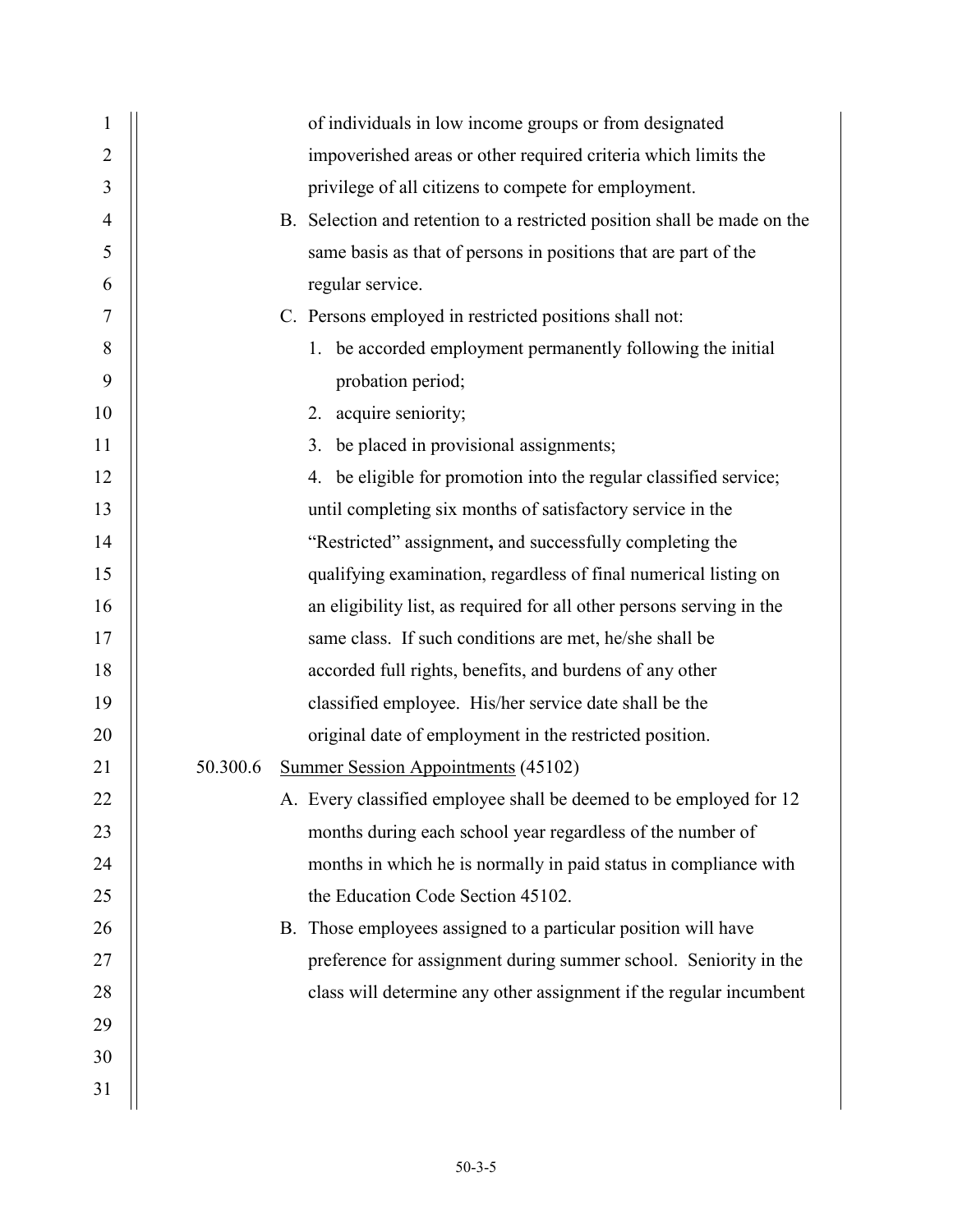of individuals in low income groups or from designated impoverished areas or other required criteria which limits the privilege of all citizens to compete for employment.

B. Selection and retention to a restricted position shall be made on the same basis as that of persons in positions that are part of the regular service.

C. Persons employed in restricted positions shall not:

1. be accorded employment permanently following the initial probation period;
2. acquire seniority;
3. be placed in provisional assignments;
4. be eligible for promotion into the regular classified service;

until completing six months of satisfactory service in the "Restricted" assignment**,** and successfully completing the qualifying examination, regardless of final numerical listing on an eligibility list, as required for all other persons serving in the same class. If such conditions are met, he/she shall be accorded full rights, benefits, and burdens of any other classified employee. His/her service date shall be the original date of employment in the restricted position.

50.300.6 Summer Session Appointments (45102)

A. Every classified employee shall be deemed to be employed for 12 months during each school year regardless of the number of months in which he is normally in paid status in compliance with the Education Code Section 45102.

B. Those employees assigned to a particular position will have preference for assignment during summer school. Seniority in the class will determine any other assignment if the regular incumbent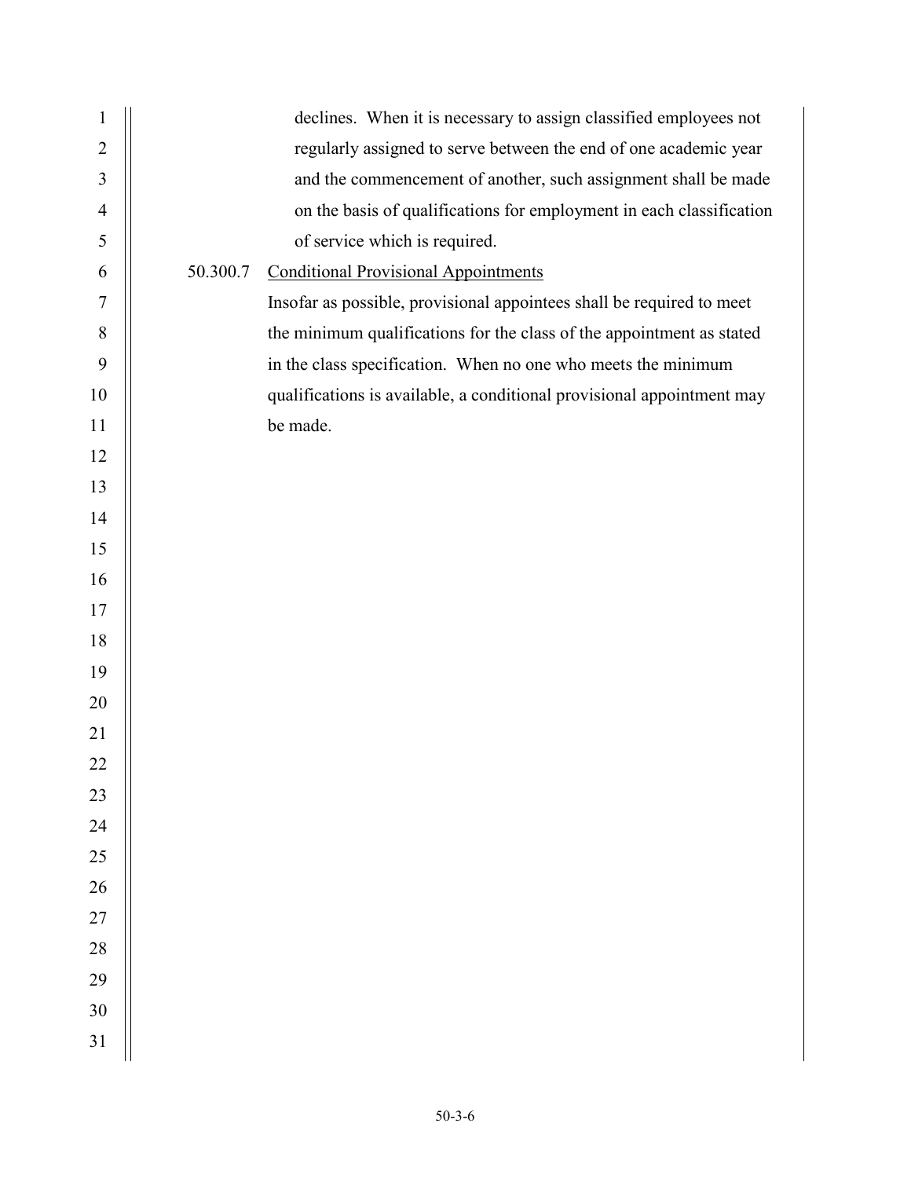declines. When it is necessary to assign classified employees not regularly assigned to serve between the end of one academic year and the commencement of another, such assignment shall be made on the basis of qualifications for employment in each classification of service which is required.

50.300.7 Conditional Provisional Appointments

Insofar as possible, provisional appointees shall be required to meet the minimum qualifications for the class of the appointment as stated in the class specification. When no one who meets the minimum qualifications is available, a conditional provisional appointment may be made.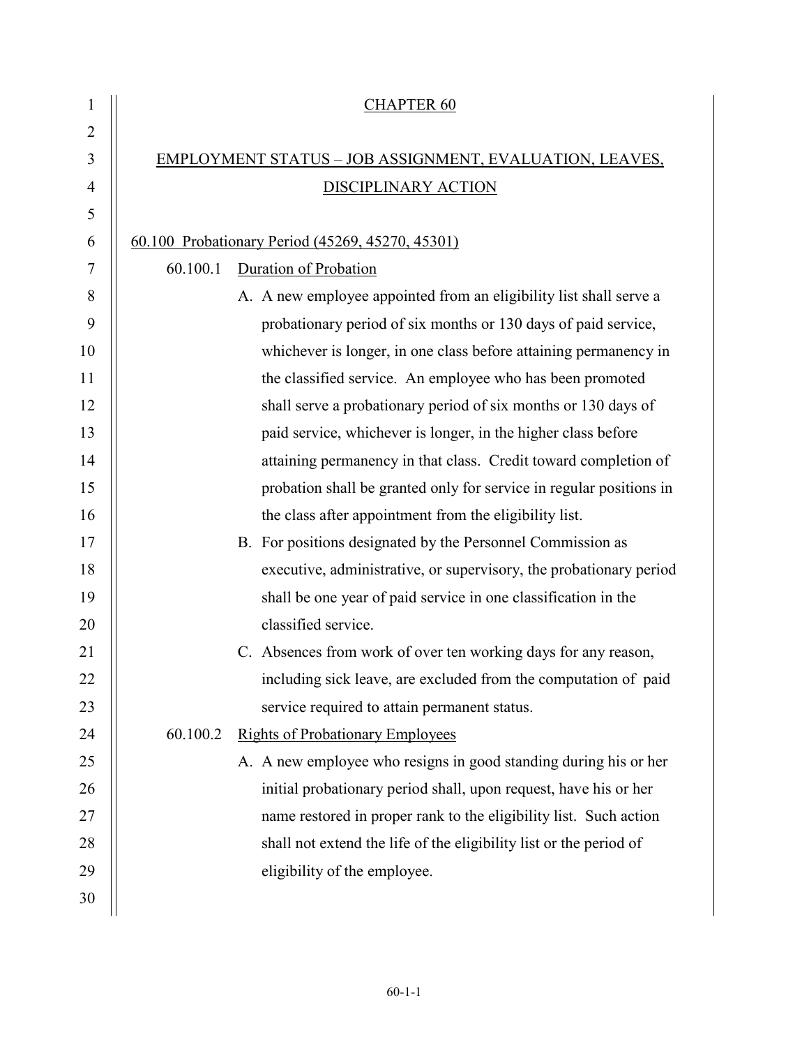# CHAPTER 60

# EMPLOYMENT STATUS – JOB ASSIGNMENT, EVALUATION, LEAVES, DISCIPLINARY ACTION

## 60.100 Probationary Period (45269, 45270, 45301)

### 60.100.1 Duration of Probation

A. A new employee appointed from an eligibility list shall serve a probationary period of six months or 130 days of paid service, whichever is longer, in one class before attaining permanency in the classified service. An employee who has been promoted shall serve a probationary period of six months or 130 days of paid service, whichever is longer, in the higher class before attaining permanency in that class. Credit toward completion of probation shall be granted only for service in regular positions in the class after appointment from the eligibility list.

B. For positions designated by the Personnel Commission as executive, administrative, or supervisory, the probationary period shall be one year of paid service in one classification in the classified service.

C. Absences from work of over ten working days for any reason, including sick leave, are excluded from the computation of paid service required to attain permanent status.

### 60.100.2 Rights of Probationary Employees

A. A new employee who resigns in good standing during his or her initial probationary period shall, upon request, have his or her name restored in proper rank to the eligibility list. Such action shall not extend the life of the eligibility list or the period of eligibility of the employee.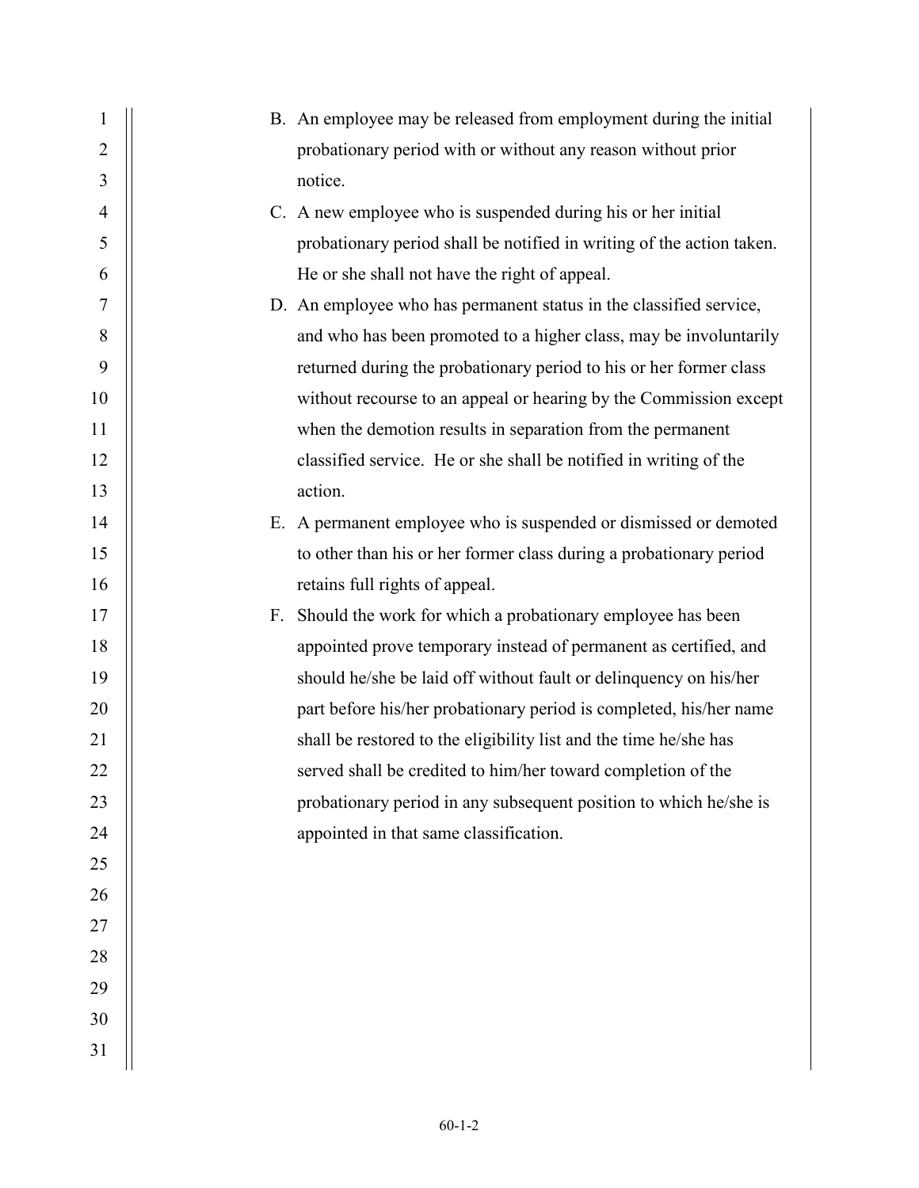B. An employee may be released from employment during the initial probationary period with or without any reason without prior notice.

C. A new employee who is suspended during his or her initial probationary period shall be notified in writing of the action taken. He or she shall not have the right of appeal.

D. An employee who has permanent status in the classified service, and who has been promoted to a higher class, may be involuntarily returned during the probationary period to his or her former class without recourse to an appeal or hearing by the Commission except when the demotion results in separation from the permanent classified service. He or she shall be notified in writing of the action.

E. A permanent employee who is suspended or dismissed or demoted to other than his or her former class during a probationary period retains full rights of appeal.

F. Should the work for which a probationary employee has been appointed prove temporary instead of permanent as certified, and should he/she be laid off without fault or delinquency on his/her part before his/her probationary period is completed, his/her name shall be restored to the eligibility list and the time he/she has served shall be credited to him/her toward completion of the probationary period in any subsequent position to which he/she is appointed in that same classification.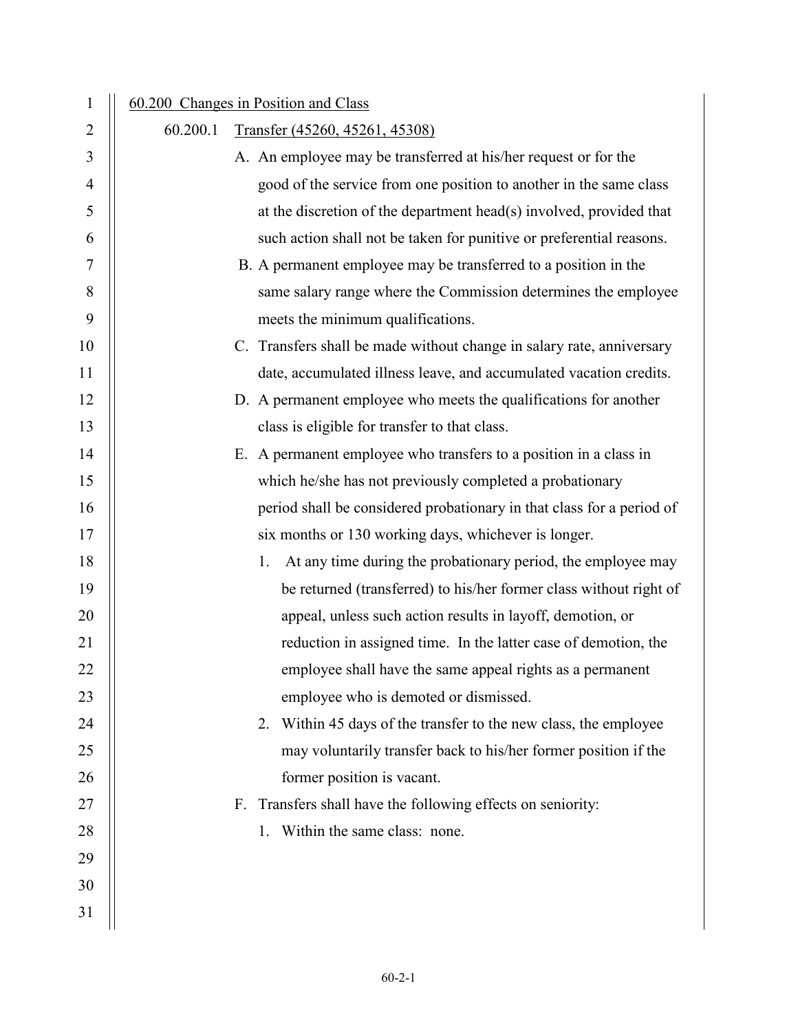## 60.200 Changes in Position and Class

### 60.200.1 Transfer (45260, 45261, 45308)

A. An employee may be transferred at his/her request or for the good of the service from one position to another in the same class at the discretion of the department head(s) involved, provided that such action shall not be taken for punitive or preferential reasons.

B. A permanent employee may be transferred to a position in the same salary range where the Commission determines the employee meets the minimum qualifications.

C. Transfers shall be made without change in salary rate, anniversary date, accumulated illness leave, and accumulated vacation credits.

D. A permanent employee who meets the qualifications for another class is eligible for transfer to that class.

E. A permanent employee who transfers to a position in a class in which he/she has not previously completed a probationary period shall be considered probationary in that class for a period of six months or 130 working days, whichever is longer.

1. At any time during the probationary period, the employee may be returned (transferred) to his/her former class without right of appeal, unless such action results in layoff, demotion, or reduction in assigned time. In the latter case of demotion, the employee shall have the same appeal rights as a permanent employee who is demoted or dismissed.
2. Within 45 days of the transfer to the new class, the employee may voluntarily transfer back to his/her former position if the former position is vacant.

F. Transfers shall have the following effects on seniority:

1. Within the same class: none.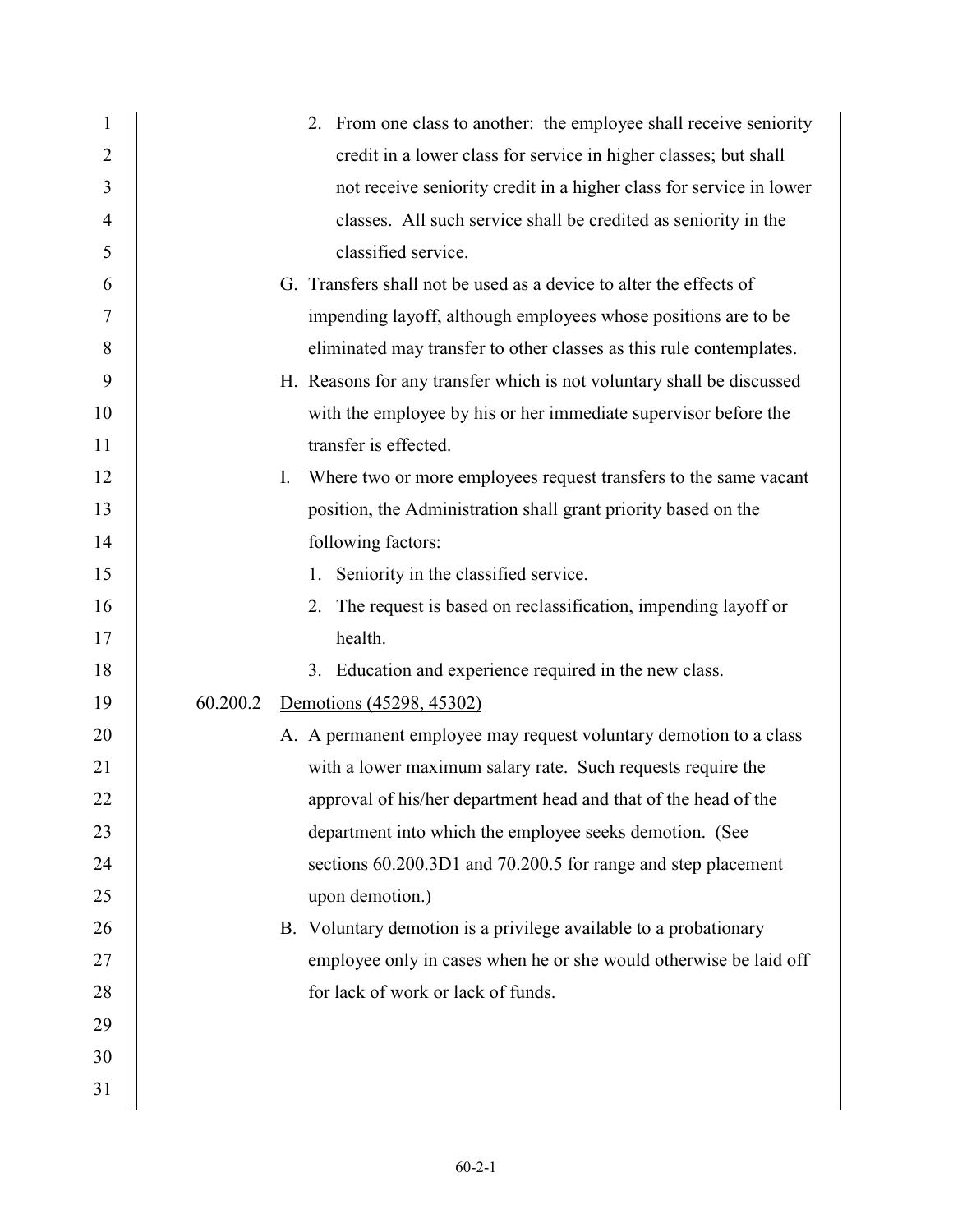2. From one class to another: the employee shall receive seniority credit in a lower class for service in higher classes; but shall not receive seniority credit in a higher class for service in lower classes. All such service shall be credited as seniority in the classified service.

G. Transfers shall not be used as a device to alter the effects of impending layoff, although employees whose positions are to be eliminated may transfer to other classes as this rule contemplates.

H. Reasons for any transfer which is not voluntary shall be discussed with the employee by his or her immediate supervisor before the transfer is effected.

I. Where two or more employees request transfers to the same vacant position, the Administration shall grant priority based on the following factors:

   1. Seniority in the classified service.
   2. The request is based on reclassification, impending layoff or health.
   3. Education and experience required in the new class.

60.200.2 Demotions (45298, 45302)

A. A permanent employee may request voluntary demotion to a class with a lower maximum salary rate. Such requests require the approval of his/her department head and that of the head of the department into which the employee seeks demotion. (See sections 60.200.3D1 and 70.200.5 for range and step placement upon demotion.)

B. Voluntary demotion is a privilege available to a probationary employee only in cases when he or she would otherwise be laid off for lack of work or lack of funds.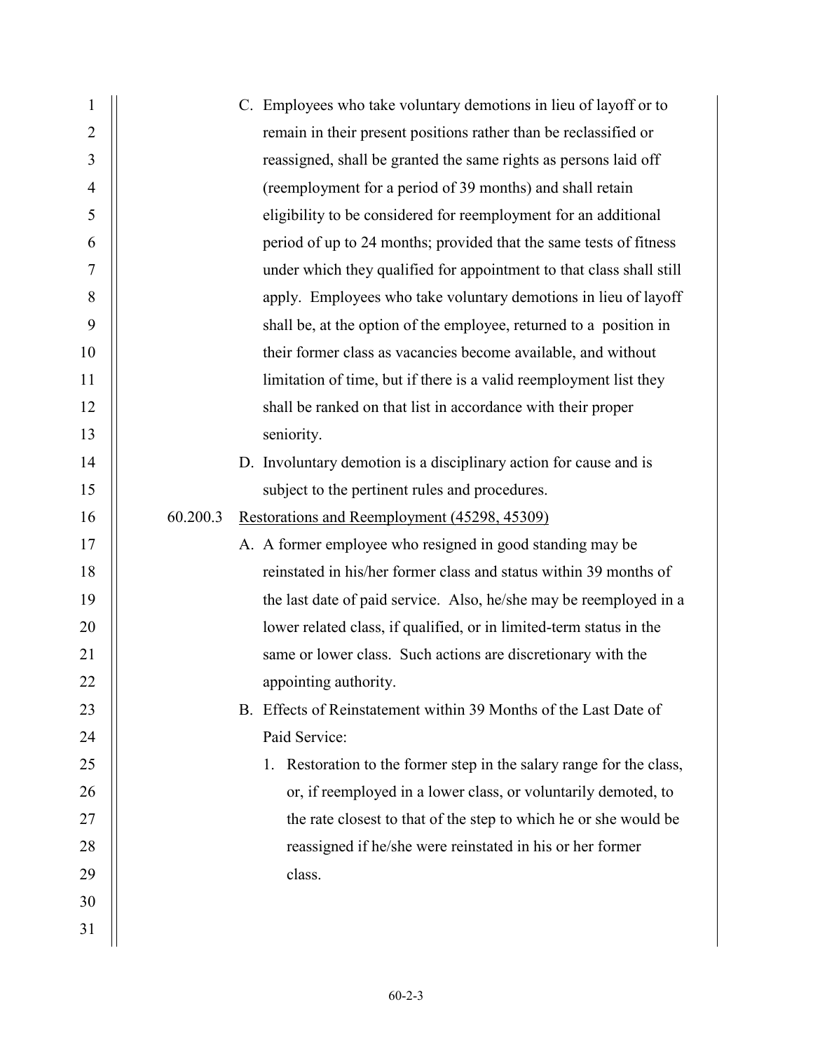C. Employees who take voluntary demotions in lieu of layoff or to remain in their present positions rather than be reclassified or reassigned, shall be granted the same rights as persons laid off (reemployment for a period of 39 months) and shall retain eligibility to be considered for reemployment for an additional period of up to 24 months; provided that the same tests of fitness under which they qualified for appointment to that class shall still apply. Employees who take voluntary demotions in lieu of layoff shall be, at the option of the employee, returned to a position in their former class as vacancies become available, and without limitation of time, but if there is a valid reemployment list they shall be ranked on that list in accordance with their proper seniority.

D. Involuntary demotion is a disciplinary action for cause and is subject to the pertinent rules and procedures.

60.200.3 Restorations and Reemployment (45298, 45309)

A. A former employee who resigned in good standing may be reinstated in his/her former class and status within 39 months of the last date of paid service. Also, he/she may be reemployed in a lower related class, if qualified, or in limited-term status in the same or lower class. Such actions are discretionary with the appointing authority.

B. Effects of Reinstatement within 39 Months of the Last Date of Paid Service:

1. Restoration to the former step in the salary range for the class, or, if reemployed in a lower class, or voluntarily demoted, to the rate closest to that of the step to which he or she would be reassigned if he/she were reinstated in his or her former class.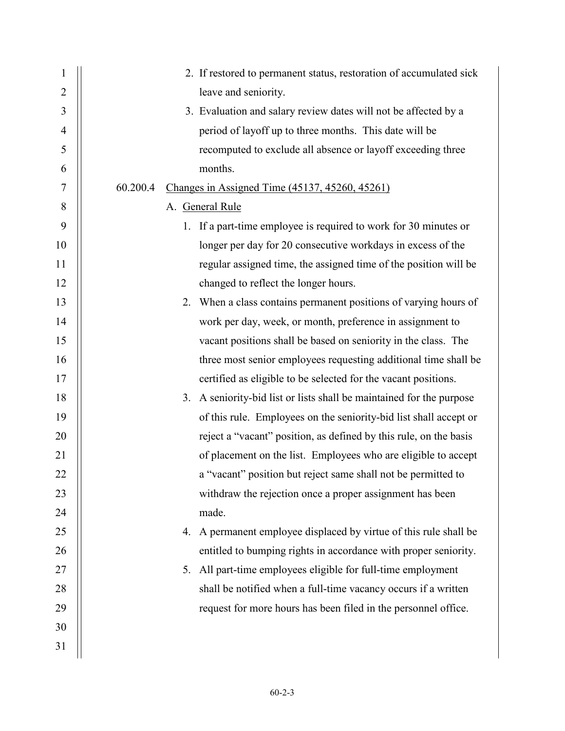2. If restored to permanent status, restoration of accumulated sick leave and seniority.
3. Evaluation and salary review dates will not be affected by a period of layoff up to three months. This date will be recomputed to exclude all absence or layoff exceeding three months.

60.200.4 <u>Changes in Assigned Time (45137, 45260, 45261)</u>

A. <u>General Rule</u>

1. If a part-time employee is required to work for 30 minutes or longer per day for 20 consecutive workdays in excess of the regular assigned time, the assigned time of the position will be changed to reflect the longer hours.
2. When a class contains permanent positions of varying hours of work per day, week, or month, preference in assignment to vacant positions shall be based on seniority in the class. The three most senior employees requesting additional time shall be certified as eligible to be selected for the vacant positions.
3. A seniority-bid list or lists shall be maintained for the purpose of this rule. Employees on the seniority-bid list shall accept or reject a "vacant" position, as defined by this rule, on the basis of placement on the list. Employees who are eligible to accept a "vacant" position but reject same shall not be permitted to withdraw the rejection once a proper assignment has been made.
4. A permanent employee displaced by virtue of this rule shall be entitled to bumping rights in accordance with proper seniority.
5. All part-time employees eligible for full-time employment shall be notified when a full-time vacancy occurs if a written request for more hours has been filed in the personnel office.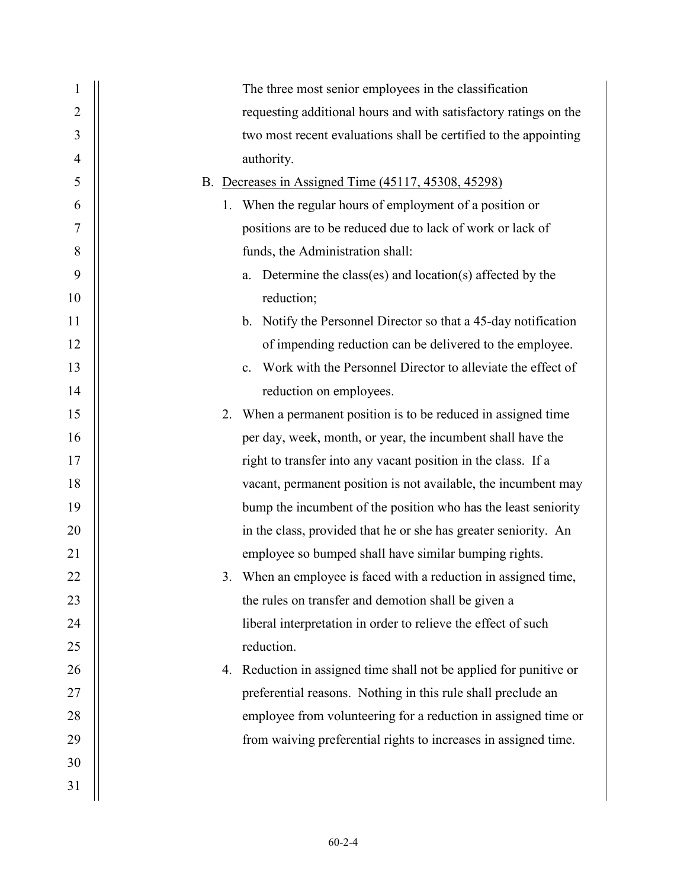The three most senior employees in the classification requesting additional hours and with satisfactory ratings on the two most recent evaluations shall be certified to the appointing authority.

B. <u>Decreases in Assigned Time (45117, 45308, 45298)</u>

1. When the regular hours of employment of a position or positions are to be reduced due to lack of work or lack of funds, the Administration shall:
   a. Determine the class(es) and location(s) affected by the reduction;
   b. Notify the Personnel Director so that a 45-day notification of impending reduction can be delivered to the employee.
   c. Work with the Personnel Director to alleviate the effect of reduction on employees.
2. When a permanent position is to be reduced in assigned time per day, week, month, or year, the incumbent shall have the right to transfer into any vacant position in the class. If a vacant, permanent position is not available, the incumbent may bump the incumbent of the position who has the least seniority in the class, provided that he or she has greater seniority. An employee so bumped shall have similar bumping rights.
3. When an employee is faced with a reduction in assigned time, the rules on transfer and demotion shall be given a liberal interpretation in order to relieve the effect of such reduction.
4. Reduction in assigned time shall not be applied for punitive or preferential reasons. Nothing in this rule shall preclude an employee from volunteering for a reduction in assigned time or from waiving preferential rights to increases in assigned time.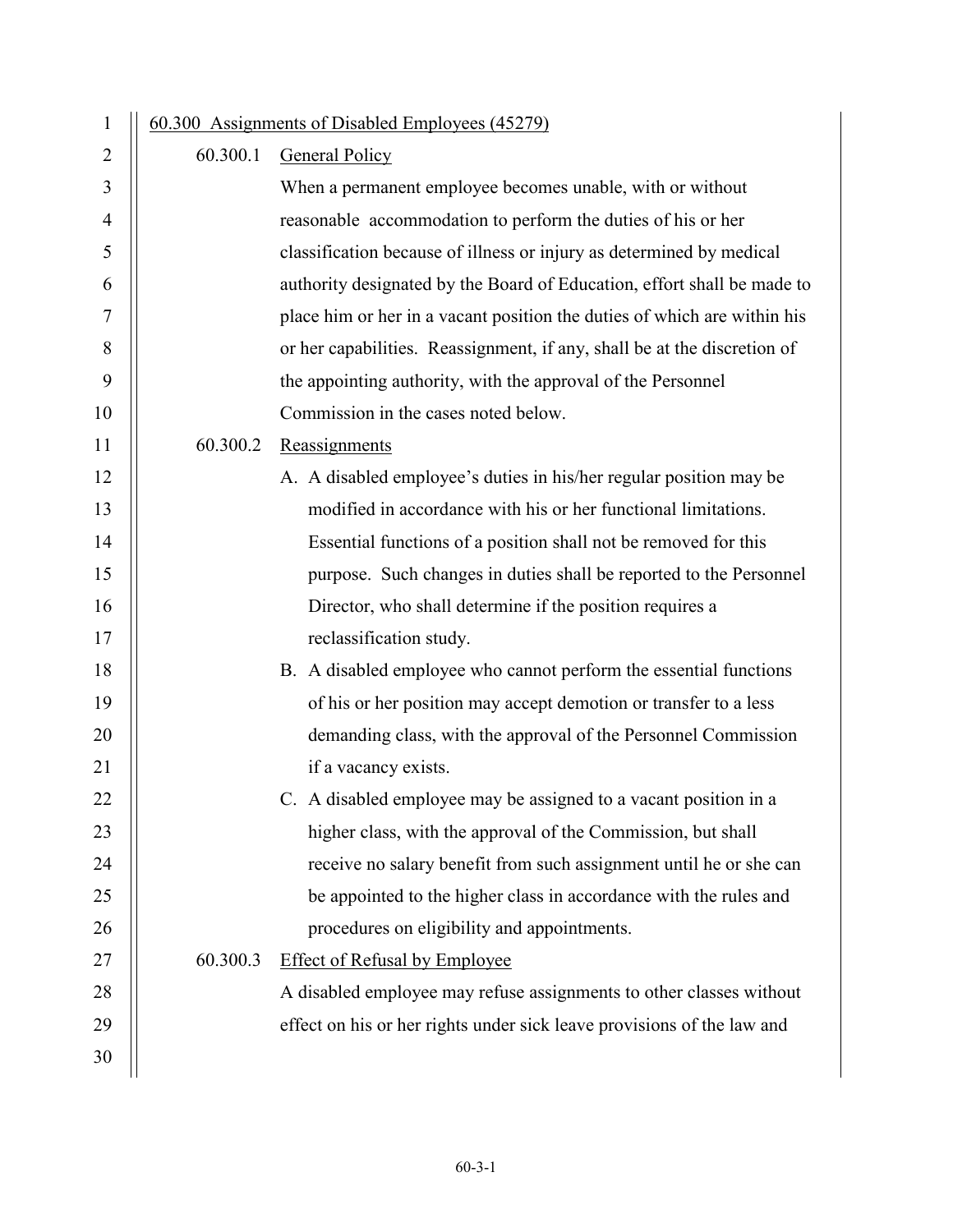## 60.300 Assignments of Disabled Employees (45279)

### 60.300.1 General Policy

When a permanent employee becomes unable, with or without reasonable accommodation to perform the duties of his or her classification because of illness or injury as determined by medical authority designated by the Board of Education, effort shall be made to place him or her in a vacant position the duties of which are within his or her capabilities. Reassignment, if any, shall be at the discretion of the appointing authority, with the approval of the Personnel Commission in the cases noted below.

### 60.300.2 Reassignments

A. A disabled employee's duties in his/her regular position may be modified in accordance with his or her functional limitations. Essential functions of a position shall not be removed for this purpose. Such changes in duties shall be reported to the Personnel Director, who shall determine if the position requires a reclassification study.

B. A disabled employee who cannot perform the essential functions of his or her position may accept demotion or transfer to a less demanding class, with the approval of the Personnel Commission if a vacancy exists.

C. A disabled employee may be assigned to a vacant position in a higher class, with the approval of the Commission, but shall receive no salary benefit from such assignment until he or she can be appointed to the higher class in accordance with the rules and procedures on eligibility and appointments.

### 60.300.3 Effect of Refusal by Employee

A disabled employee may refuse assignments to other classes without effect on his or her rights under sick leave provisions of the law and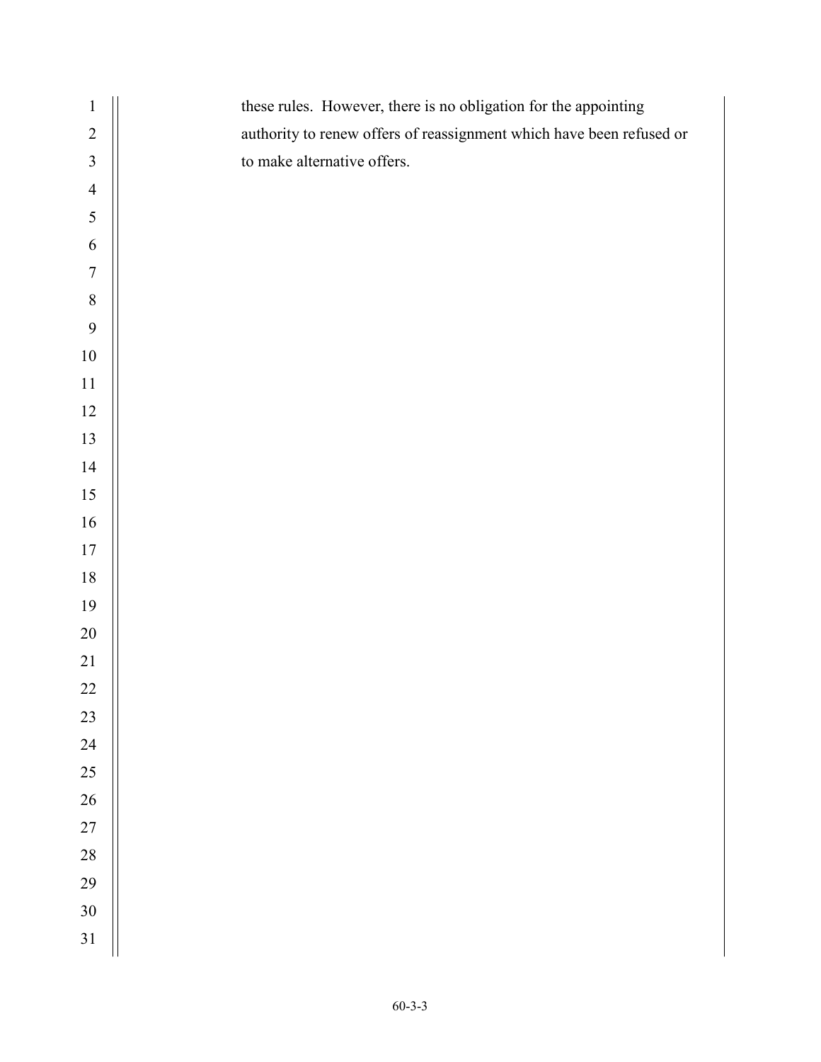these rules. However, there is no obligation for the appointing authority to renew offers of reassignment which have been refused or to make alternative offers.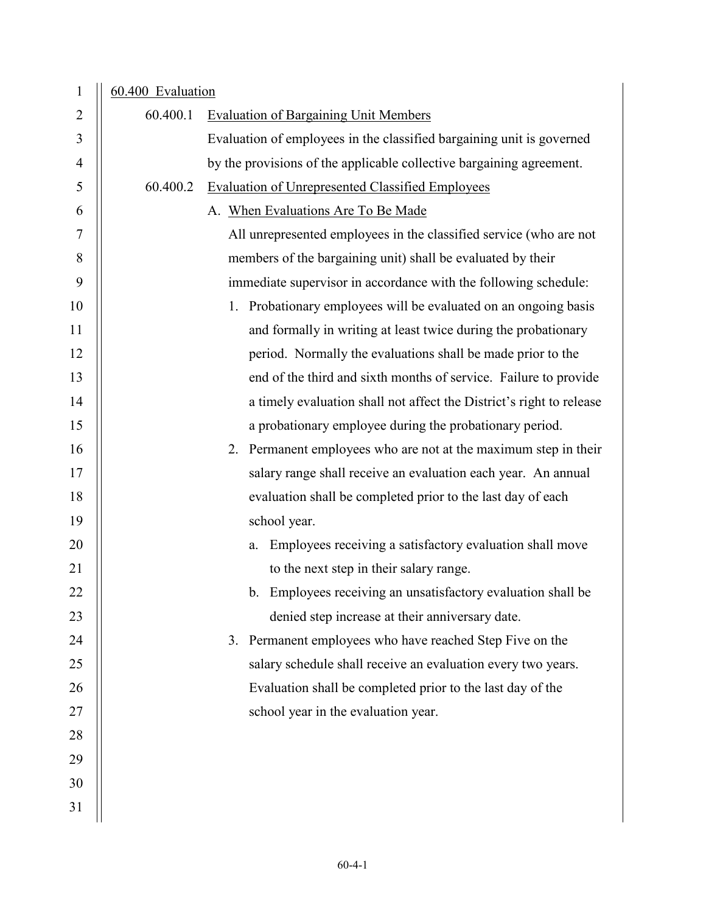60.400 Evaluation

60.400.1 Evaluation of Bargaining Unit Members

Evaluation of employees in the classified bargaining unit is governed by the provisions of the applicable collective bargaining agreement.

60.400.2 Evaluation of Unrepresented Classified Employees

A. When Evaluations Are To Be Made

All unrepresented employees in the classified service (who are not members of the bargaining unit) shall be evaluated by their immediate supervisor in accordance with the following schedule:

1. Probationary employees will be evaluated on an ongoing basis and formally in writing at least twice during the probationary period. Normally the evaluations shall be made prior to the end of the third and sixth months of service. Failure to provide a timely evaluation shall not affect the District's right to release a probationary employee during the probationary period.
2. Permanent employees who are not at the maximum step in their salary range shall receive an evaluation each year. An annual evaluation shall be completed prior to the last day of each school year.
   a. Employees receiving a satisfactory evaluation shall move to the next step in their salary range.
   b. Employees receiving an unsatisfactory evaluation shall be denied step increase at their anniversary date.
3. Permanent employees who have reached Step Five on the salary schedule shall receive an evaluation every two years. Evaluation shall be completed prior to the last day of the school year in the evaluation year.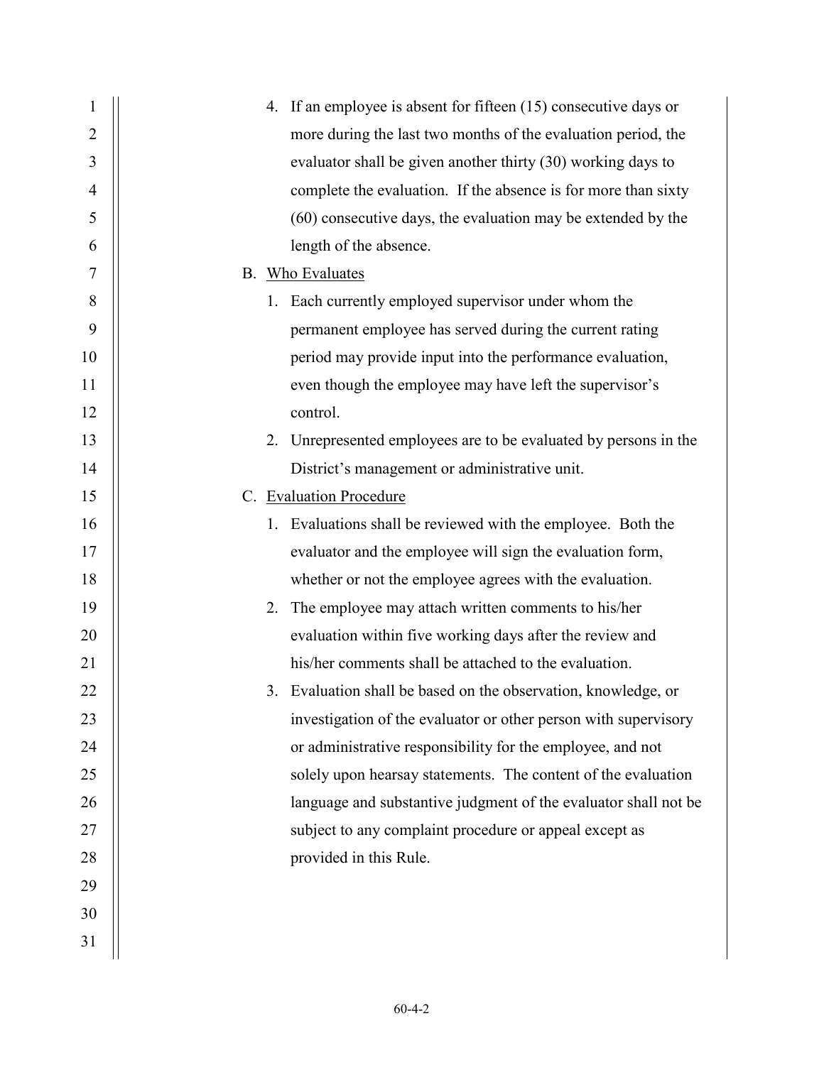4. If an employee is absent for fifteen (15) consecutive days or more during the last two months of the evaluation period, the evaluator shall be given another thirty (30) working days to complete the evaluation. If the absence is for more than sixty (60) consecutive days, the evaluation may be extended by the length of the absence.

B. Who Evaluates

1. Each currently employed supervisor under whom the permanent employee has served during the current rating period may provide input into the performance evaluation, even though the employee may have left the supervisor's control.
2. Unrepresented employees are to be evaluated by persons in the District's management or administrative unit.

C. Evaluation Procedure

1. Evaluations shall be reviewed with the employee. Both the evaluator and the employee will sign the evaluation form, whether or not the employee agrees with the evaluation.
2. The employee may attach written comments to his/her evaluation within five working days after the review and his/her comments shall be attached to the evaluation.
3. Evaluation shall be based on the observation, knowledge, or investigation of the evaluator or other person with supervisory or administrative responsibility for the employee, and not solely upon hearsay statements. The content of the evaluation language and substantive judgment of the evaluator shall not be subject to any complaint procedure or appeal except as provided in this Rule.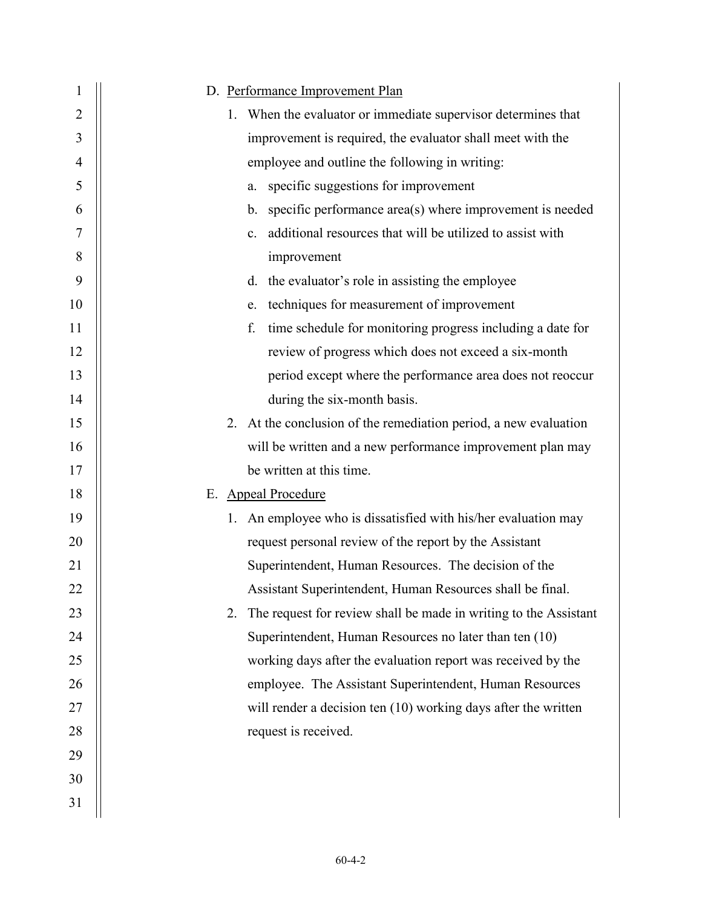D. <u>Performance Improvement Plan</u>

1. When the evaluator or immediate supervisor determines that improvement is required, the evaluator shall meet with the employee and outline the following in writing:
   a. specific suggestions for improvement
   b. specific performance area(s) where improvement is needed
   c. additional resources that will be utilized to assist with improvement
   d. the evaluator's role in assisting the employee
   e. techniques for measurement of improvement
   f. time schedule for monitoring progress including a date for review of progress which does not exceed a six-month period except where the performance area does not reoccur during the six-month basis.
2. At the conclusion of the remediation period, a new evaluation will be written and a new performance improvement plan may be written at this time.

E. <u>Appeal Procedure</u>

1. An employee who is dissatisfied with his/her evaluation may request personal review of the report by the Assistant Superintendent, Human Resources. The decision of the Assistant Superintendent, Human Resources shall be final.
2. The request for review shall be made in writing to the Assistant Superintendent, Human Resources no later than ten (10) working days after the evaluation report was received by the employee. The Assistant Superintendent, Human Resources will render a decision ten (10) working days after the written request is received.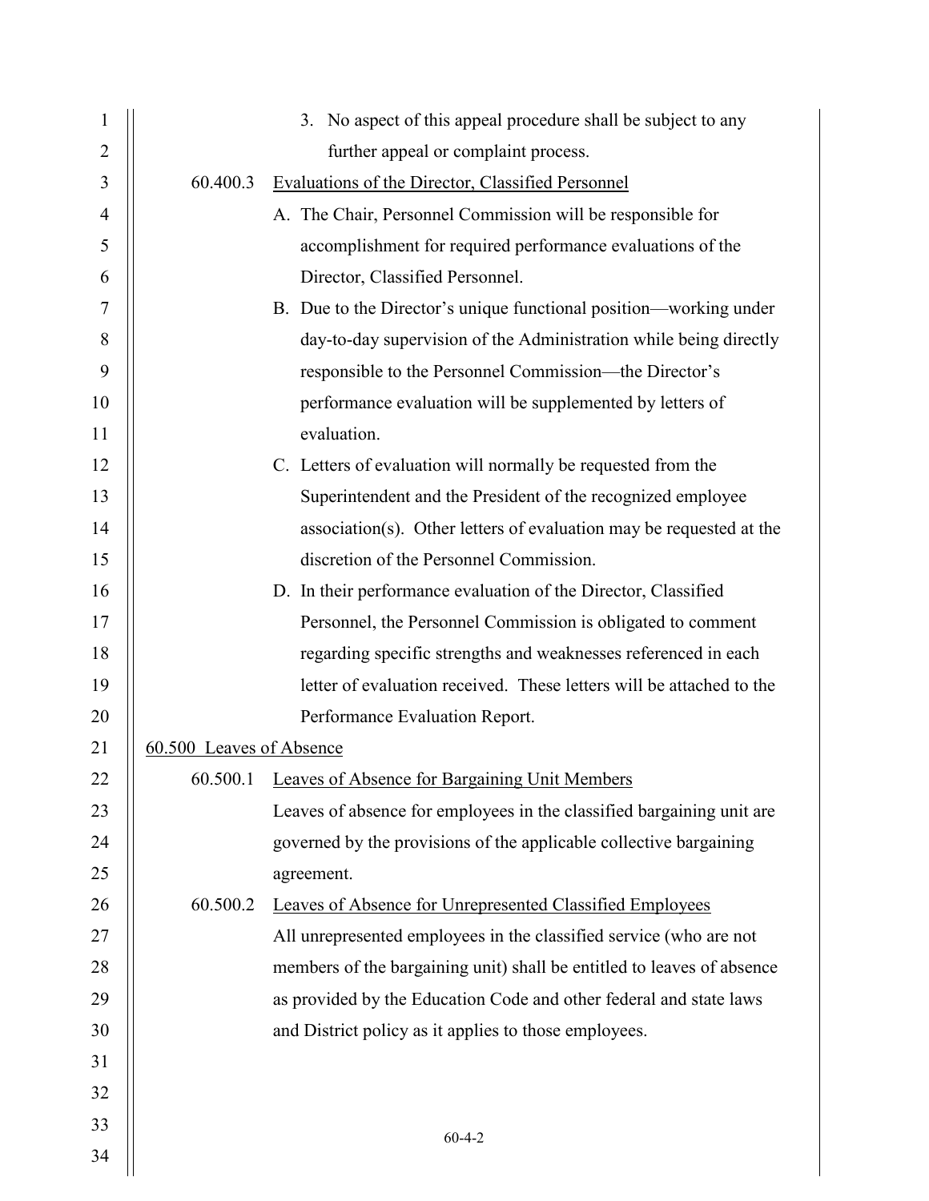3. No aspect of this appeal procedure shall be subject to any further appeal or complaint process.

60.400.3 Evaluations of the Director, Classified Personnel

A. The Chair, Personnel Commission will be responsible for accomplishment for required performance evaluations of the Director, Classified Personnel.

B. Due to the Director's unique functional position—working under day-to-day supervision of the Administration while being directly responsible to the Personnel Commission—the Director's performance evaluation will be supplemented by letters of evaluation.

C. Letters of evaluation will normally be requested from the Superintendent and the President of the recognized employee association(s). Other letters of evaluation may be requested at the discretion of the Personnel Commission.

D. In their performance evaluation of the Director, Classified Personnel, the Personnel Commission is obligated to comment regarding specific strengths and weaknesses referenced in each letter of evaluation received. These letters will be attached to the Performance Evaluation Report.

60.500 Leaves of Absence

60.500.1 Leaves of Absence for Bargaining Unit Members

Leaves of absence for employees in the classified bargaining unit are governed by the provisions of the applicable collective bargaining agreement.

60.500.2 Leaves of Absence for Unrepresented Classified Employees

All unrepresented employees in the classified service (who are not members of the bargaining unit) shall be entitled to leaves of absence as provided by the Education Code and other federal and state laws and District policy as it applies to those employees.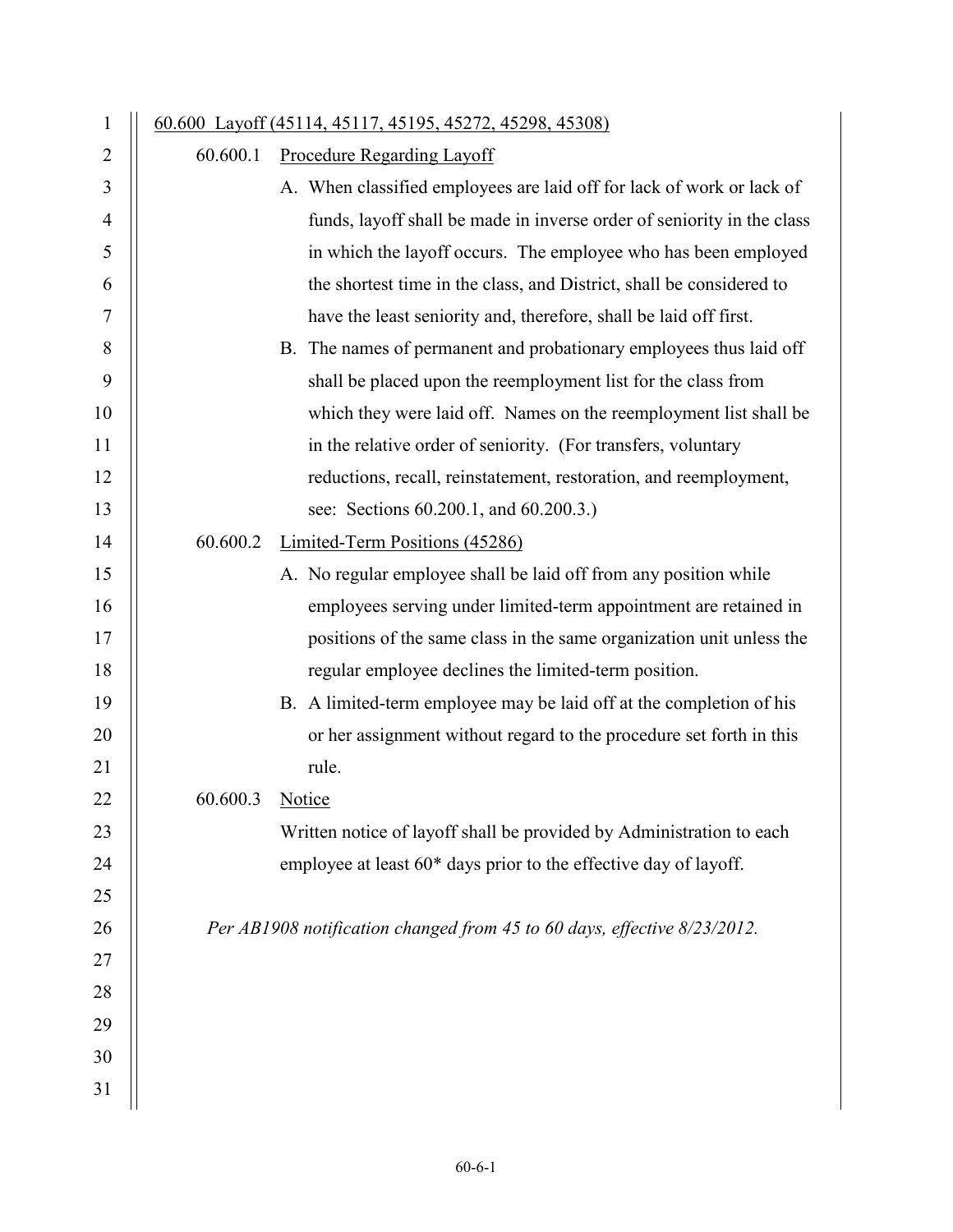## 60.600 Layoff (45114, 45117, 45195, 45272, 45298, 45308)

### 60.600.1 Procedure Regarding Layoff

A. When classified employees are laid off for lack of work or lack of funds, layoff shall be made in inverse order of seniority in the class in which the layoff occurs. The employee who has been employed the shortest time in the class, and District, shall be considered to have the least seniority and, therefore, shall be laid off first.

B. The names of permanent and probationary employees thus laid off shall be placed upon the reemployment list for the class from which they were laid off. Names on the reemployment list shall be in the relative order of seniority. (For transfers, voluntary reductions, recall, reinstatement, restoration, and reemployment, see: Sections 60.200.1, and 60.200.3.)

### 60.600.2 Limited-Term Positions (45286)

A. No regular employee shall be laid off from any position while employees serving under limited-term appointment are retained in positions of the same class in the same organization unit unless the regular employee declines the limited-term position.

B. A limited-term employee may be laid off at the completion of his or her assignment without regard to the procedure set forth in this rule.

### 60.600.3 Notice

Written notice of layoff shall be provided by Administration to each employee at least 60* days prior to the effective day of layoff.

*Per AB1908 notification changed from 45 to 60 days, effective 8/23/2012.*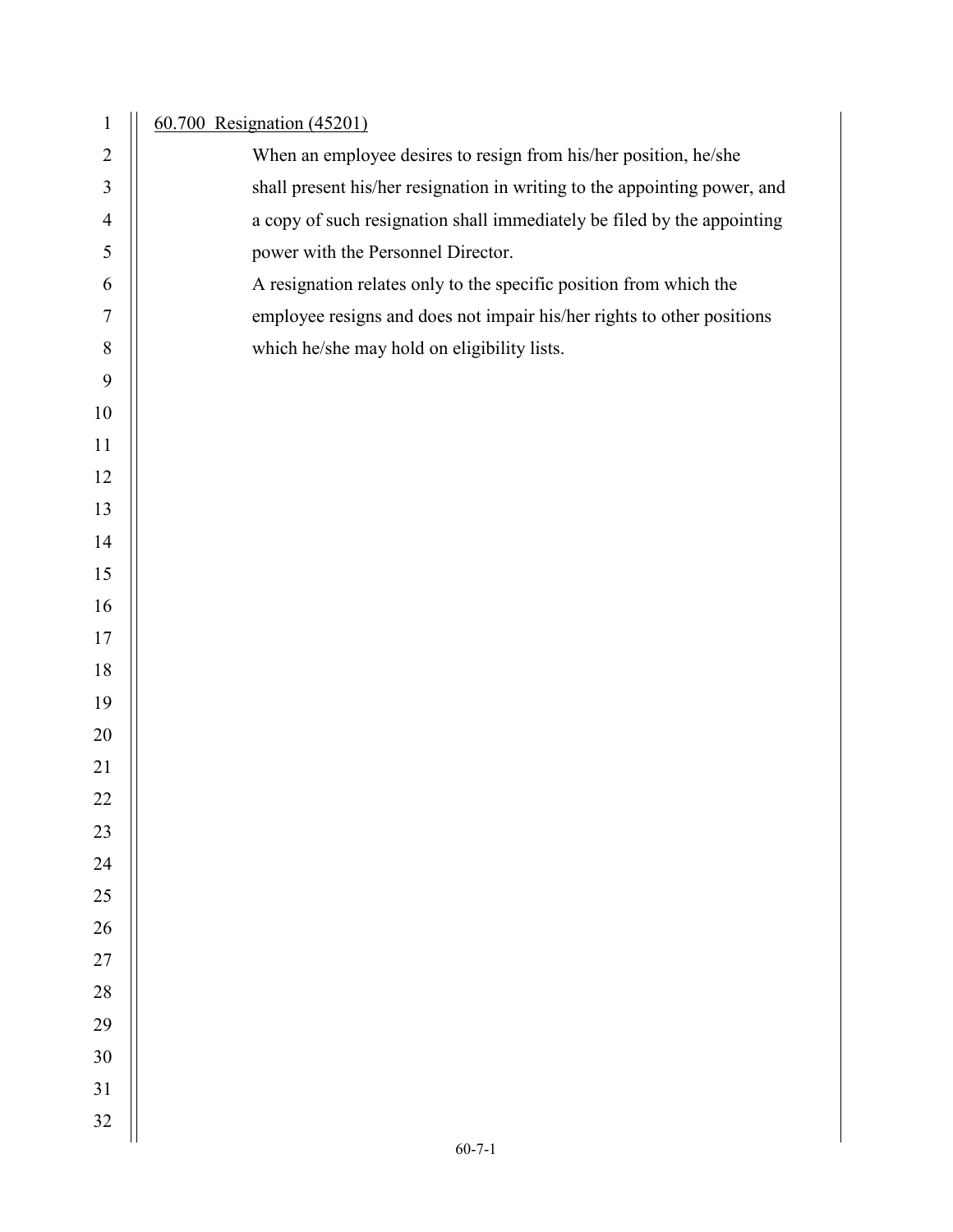## 60.700 Resignation (45201)

When an employee desires to resign from his/her position, he/she shall present his/her resignation in writing to the appointing power, and a copy of such resignation shall immediately be filed by the appointing power with the Personnel Director.

A resignation relates only to the specific position from which the employee resigns and does not impair his/her rights to other positions which he/she may hold on eligibility lists.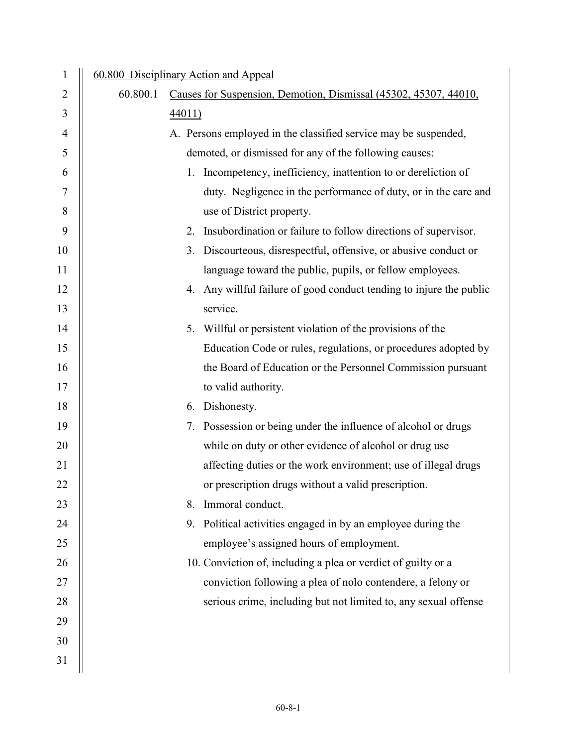60.800 Disciplinary Action and Appeal

60.800.1 Causes for Suspension, Demotion, Dismissal (45302, 45307, 44010, 44011)

A. Persons employed in the classified service may be suspended, demoted, or dismissed for any of the following causes:

1. Incompetency, inefficiency, inattention to or dereliction of duty. Negligence in the performance of duty, or in the care and use of District property.
2. Insubordination or failure to follow directions of supervisor.
3. Discourteous, disrespectful, offensive, or abusive conduct or language toward the public, pupils, or fellow employees.
4. Any willful failure of good conduct tending to injure the public service.
5. Willful or persistent violation of the provisions of the Education Code or rules, regulations, or procedures adopted by the Board of Education or the Personnel Commission pursuant to valid authority.
6. Dishonesty.
7. Possession or being under the influence of alcohol or drugs while on duty or other evidence of alcohol or drug use affecting duties or the work environment; use of illegal drugs or prescription drugs without a valid prescription.
8. Immoral conduct.
9. Political activities engaged in by an employee during the employee's assigned hours of employment.
10. Conviction of, including a plea or verdict of guilty or a conviction following a plea of nolo contendere, a felony or serious crime, including but not limited to, any sexual offense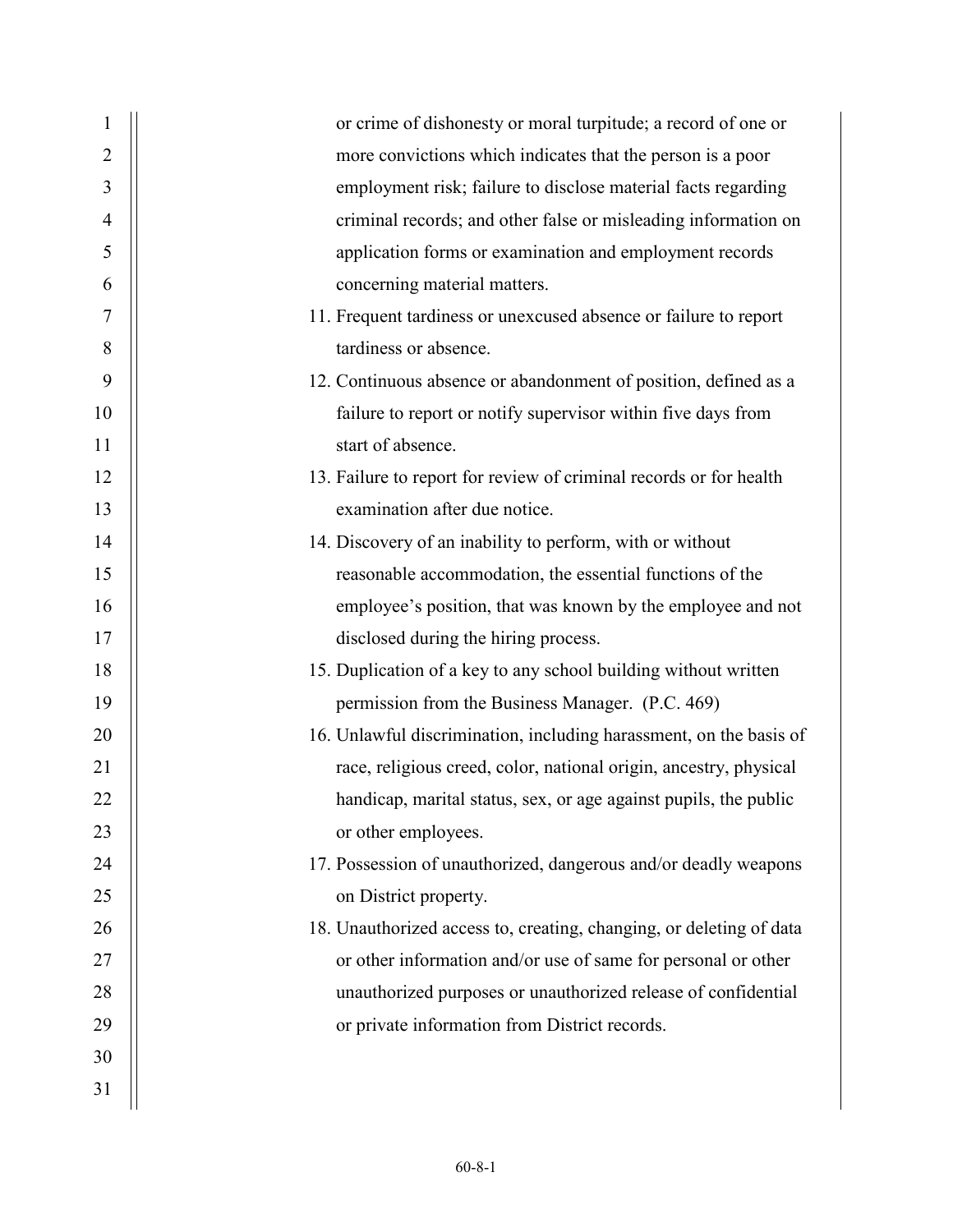or crime of dishonesty or moral turpitude; a record of one or more convictions which indicates that the person is a poor employment risk; failure to disclose material facts regarding criminal records; and other false or misleading information on application forms or examination and employment records concerning material matters.

11. Frequent tardiness or unexcused absence or failure to report tardiness or absence.
12. Continuous absence or abandonment of position, defined as a failure to report or notify supervisor within five days from start of absence.
13. Failure to report for review of criminal records or for health examination after due notice.
14. Discovery of an inability to perform, with or without reasonable accommodation, the essential functions of the employee's position, that was known by the employee and not disclosed during the hiring process.
15. Duplication of a key to any school building without written permission from the Business Manager. (P.C. 469)
16. Unlawful discrimination, including harassment, on the basis of race, religious creed, color, national origin, ancestry, physical handicap, marital status, sex, or age against pupils, the public or other employees.
17. Possession of unauthorized, dangerous and/or deadly weapons on District property.
18. Unauthorized access to, creating, changing, or deleting of data or other information and/or use of same for personal or other unauthorized purposes or unauthorized release of confidential or private information from District records.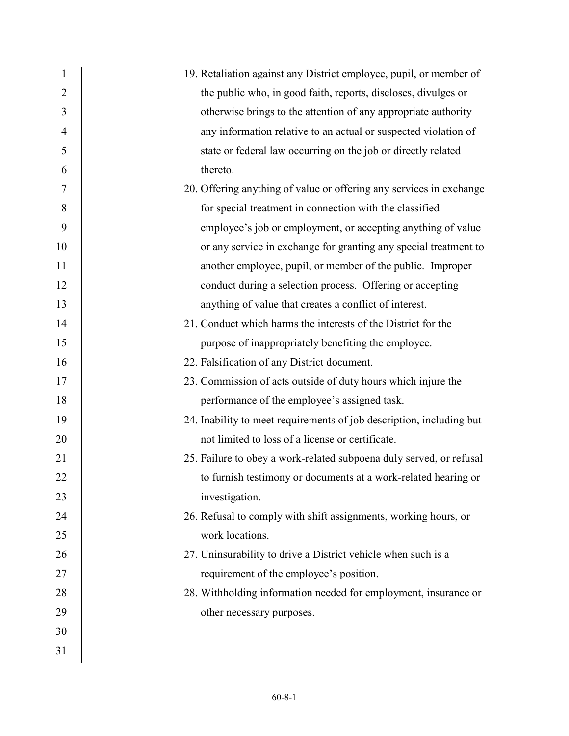19. Retaliation against any District employee, pupil, or member of the public who, in good faith, reports, discloses, divulges or otherwise brings to the attention of any appropriate authority any information relative to an actual or suspected violation of state or federal law occurring on the job or directly related thereto.
20. Offering anything of value or offering any services in exchange for special treatment in connection with the classified employee's job or employment, or accepting anything of value or any service in exchange for granting any special treatment to another employee, pupil, or member of the public. Improper conduct during a selection process. Offering or accepting anything of value that creates a conflict of interest.
21. Conduct which harms the interests of the District for the purpose of inappropriately benefiting the employee.
22. Falsification of any District document.
23. Commission of acts outside of duty hours which injure the performance of the employee's assigned task.
24. Inability to meet requirements of job description, including but not limited to loss of a license or certificate.
25. Failure to obey a work-related subpoena duly served, or refusal to furnish testimony or documents at a work-related hearing or investigation.
26. Refusal to comply with shift assignments, working hours, or work locations.
27. Uninsurability to drive a District vehicle when such is a requirement of the employee's position.
28. Withholding information needed for employment, insurance or other necessary purposes.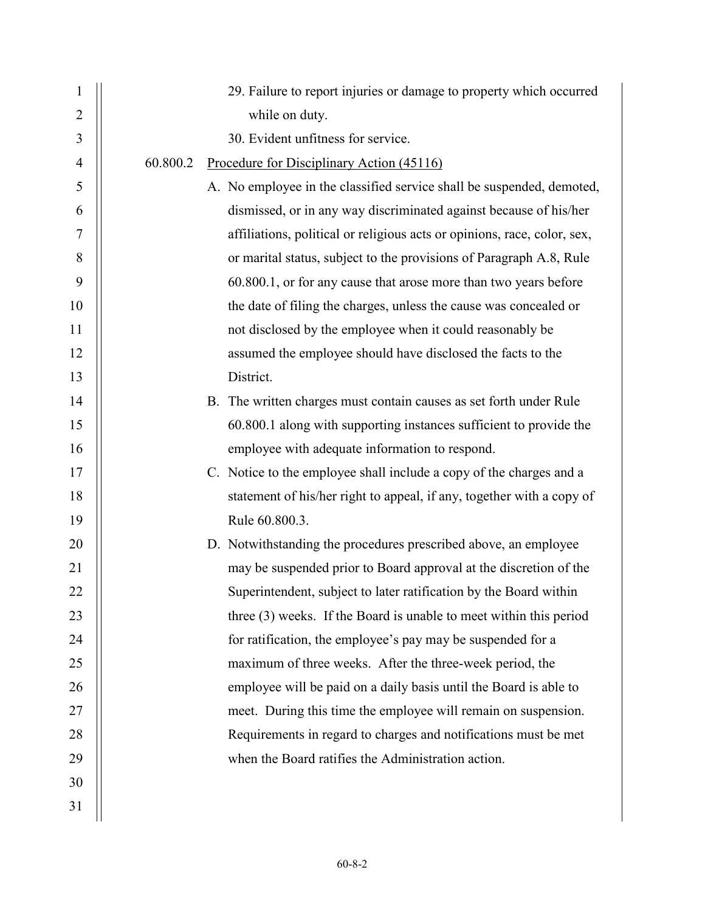29. Failure to report injuries or damage to property which occurred while on duty.
30. Evident unfitness for service.

60.800.2 Procedure for Disciplinary Action (45116)

A. No employee in the classified service shall be suspended, demoted, dismissed, or in any way discriminated against because of his/her affiliations, political or religious acts or opinions, race, color, sex, or marital status, subject to the provisions of Paragraph A.8, Rule 60.800.1, or for any cause that arose more than two years before the date of filing the charges, unless the cause was concealed or not disclosed by the employee when it could reasonably be assumed the employee should have disclosed the facts to the District.

B. The written charges must contain causes as set forth under Rule 60.800.1 along with supporting instances sufficient to provide the employee with adequate information to respond.

C. Notice to the employee shall include a copy of the charges and a statement of his/her right to appeal, if any, together with a copy of Rule 60.800.3.

D. Notwithstanding the procedures prescribed above, an employee may be suspended prior to Board approval at the discretion of the Superintendent, subject to later ratification by the Board within three (3) weeks. If the Board is unable to meet within this period for ratification, the employee's pay may be suspended for a maximum of three weeks. After the three-week period, the employee will be paid on a daily basis until the Board is able to meet. During this time the employee will remain on suspension. Requirements in regard to charges and notifications must be met when the Board ratifies the Administration action.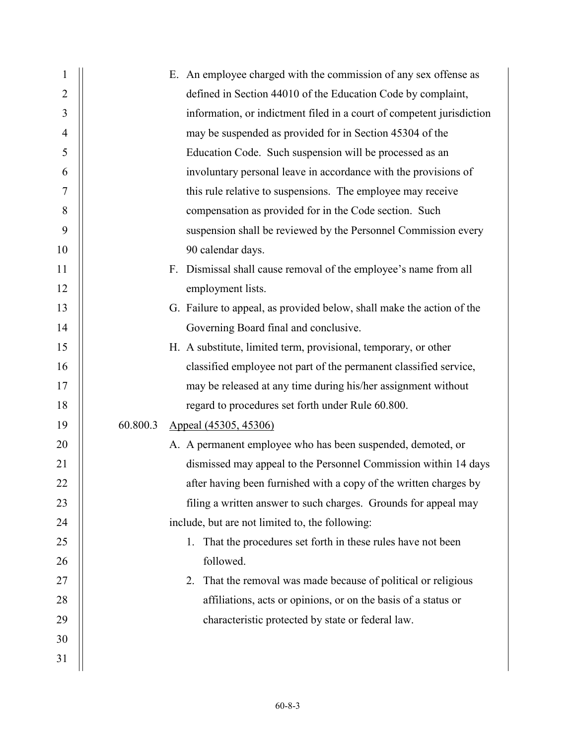E. An employee charged with the commission of any sex offense as defined in Section 44010 of the Education Code by complaint, information, or indictment filed in a court of competent jurisdiction may be suspended as provided for in Section 45304 of the Education Code. Such suspension will be processed as an involuntary personal leave in accordance with the provisions of this rule relative to suspensions. The employee may receive compensation as provided for in the Code section. Such suspension shall be reviewed by the Personnel Commission every 90 calendar days.

F. Dismissal shall cause removal of the employee's name from all employment lists.

G. Failure to appeal, as provided below, shall make the action of the Governing Board final and conclusive.

H. A substitute, limited term, provisional, temporary, or other classified employee not part of the permanent classified service, may be released at any time during his/her assignment without regard to procedures set forth under Rule 60.800.

60.800.3 Appeal (45305, 45306)

A. A permanent employee who has been suspended, demoted, or dismissed may appeal to the Personnel Commission within 14 days after having been furnished with a copy of the written charges by filing a written answer to such charges. Grounds for appeal may include, but are not limited to, the following:

1. That the procedures set forth in these rules have not been followed.
2. That the removal was made because of political or religious affiliations, acts or opinions, or on the basis of a status or characteristic protected by state or federal law.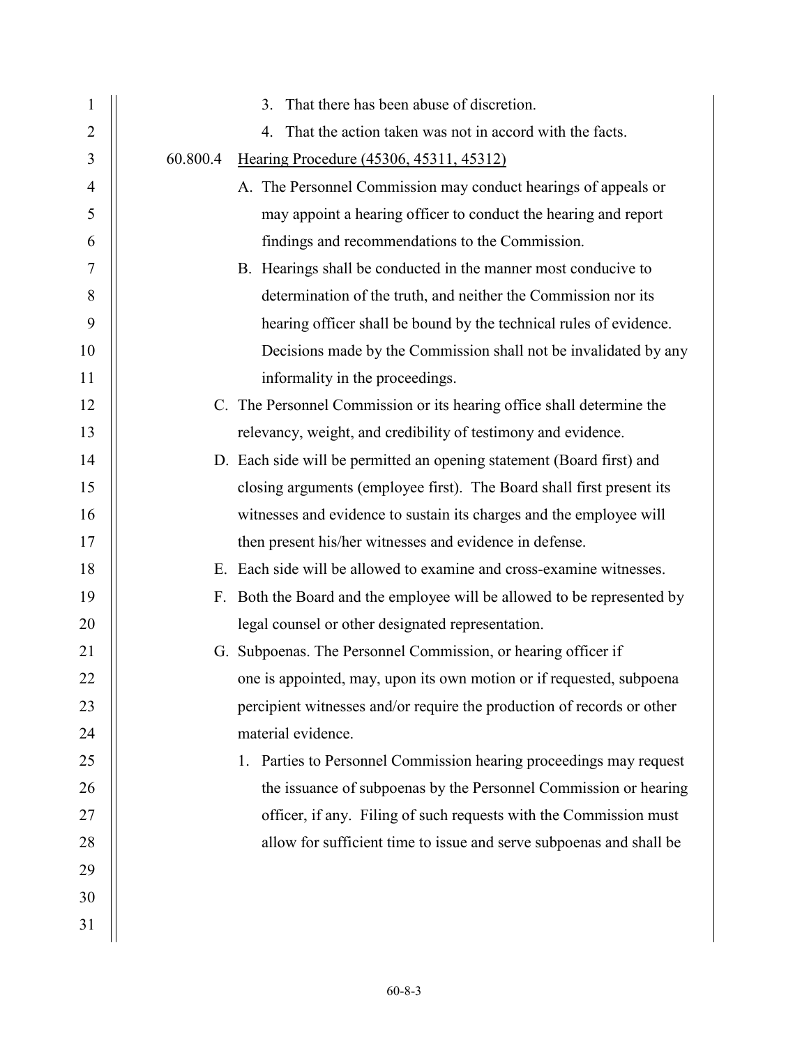3. That there has been abuse of discretion.
4. That the action taken was not in accord with the facts.

60.800.4 Hearing Procedure (45306, 45311, 45312)

A. The Personnel Commission may conduct hearings of appeals or may appoint a hearing officer to conduct the hearing and report findings and recommendations to the Commission.

B. Hearings shall be conducted in the manner most conducive to determination of the truth, and neither the Commission nor its hearing officer shall be bound by the technical rules of evidence. Decisions made by the Commission shall not be invalidated by any informality in the proceedings.

C. The Personnel Commission or its hearing office shall determine the relevancy, weight, and credibility of testimony and evidence.

D. Each side will be permitted an opening statement (Board first) and closing arguments (employee first). The Board shall first present its witnesses and evidence to sustain its charges and the employee will then present his/her witnesses and evidence in defense.

E. Each side will be allowed to examine and cross-examine witnesses.

F. Both the Board and the employee will be allowed to be represented by legal counsel or other designated representation.

G. Subpoenas. The Personnel Commission, or hearing officer if one is appointed, may, upon its own motion or if requested, subpoena percipient witnesses and/or require the production of records or other material evidence.

1. Parties to Personnel Commission hearing proceedings may request the issuance of subpoenas by the Personnel Commission or hearing officer, if any. Filing of such requests with the Commission must allow for sufficient time to issue and serve subpoenas and shall be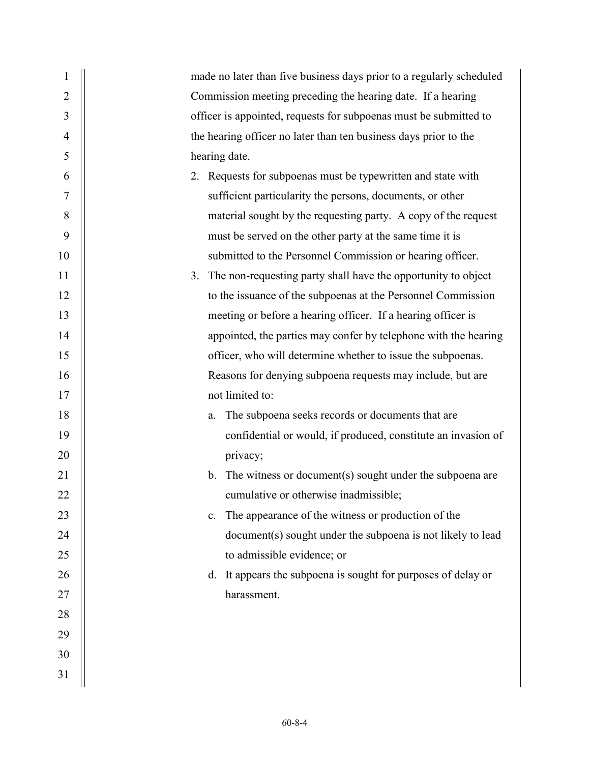made no later than five business days prior to a regularly scheduled Commission meeting preceding the hearing date. If a hearing officer is appointed, requests for subpoenas must be submitted to the hearing officer no later than ten business days prior to the hearing date.

2. Requests for subpoenas must be typewritten and state with sufficient particularity the persons, documents, or other material sought by the requesting party. A copy of the request must be served on the other party at the same time it is submitted to the Personnel Commission or hearing officer.
3. The non-requesting party shall have the opportunity to object to the issuance of the subpoenas at the Personnel Commission meeting or before a hearing officer. If a hearing officer is appointed, the parties may confer by telephone with the hearing officer, who will determine whether to issue the subpoenas. Reasons for denying subpoena requests may include, but are not limited to:
   a. The subpoena seeks records or documents that are confidential or would, if produced, constitute an invasion of privacy;
   b. The witness or document(s) sought under the subpoena are cumulative or otherwise inadmissible;
   c. The appearance of the witness or production of the document(s) sought under the subpoena is not likely to lead to admissible evidence; or
   d. It appears the subpoena is sought for purposes of delay or harassment.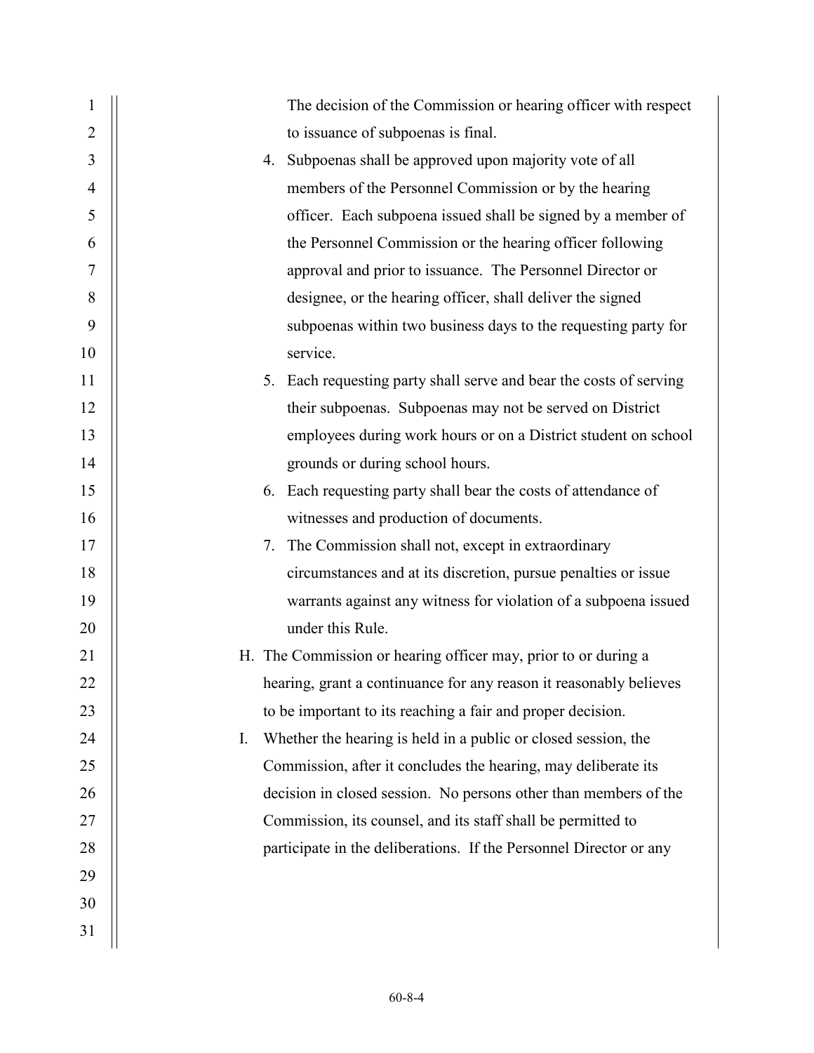The decision of the Commission or hearing officer with respect to issuance of subpoenas is final.

4. Subpoenas shall be approved upon majority vote of all members of the Personnel Commission or by the hearing officer. Each subpoena issued shall be signed by a member of the Personnel Commission or the hearing officer following approval and prior to issuance. The Personnel Director or designee, or the hearing officer, shall deliver the signed subpoenas within two business days to the requesting party for service.
5. Each requesting party shall serve and bear the costs of serving their subpoenas. Subpoenas may not be served on District employees during work hours or on a District student on school grounds or during school hours.
6. Each requesting party shall bear the costs of attendance of witnesses and production of documents.
7. The Commission shall not, except in extraordinary circumstances and at its discretion, pursue penalties or issue warrants against any witness for violation of a subpoena issued under this Rule.

H. The Commission or hearing officer may, prior to or during a hearing, grant a continuance for any reason it reasonably believes to be important to its reaching a fair and proper decision.

I. Whether the hearing is held in a public or closed session, the Commission, after it concludes the hearing, may deliberate its decision in closed session. No persons other than members of the Commission, its counsel, and its staff shall be permitted to participate in the deliberations. If the Personnel Director or any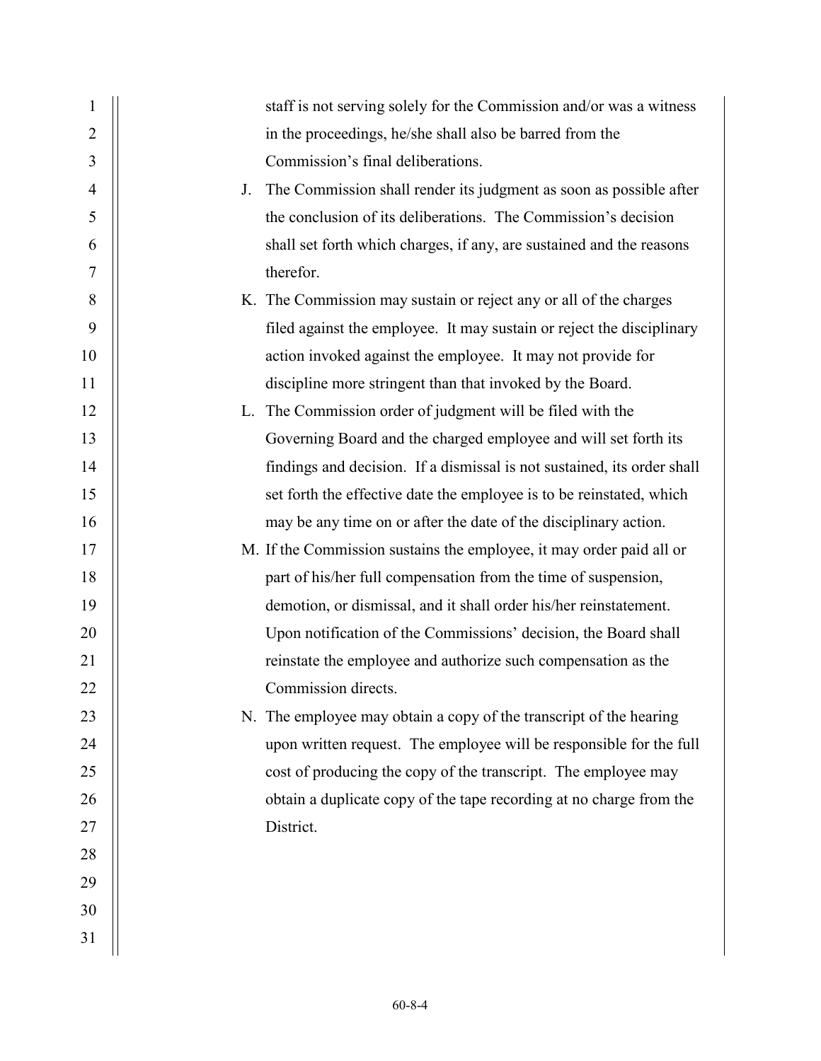staff is not serving solely for the Commission and/or was a witness in the proceedings, he/she shall also be barred from the Commission's final deliberations.

J. The Commission shall render its judgment as soon as possible after the conclusion of its deliberations. The Commission's decision shall set forth which charges, if any, are sustained and the reasons therefor.

K. The Commission may sustain or reject any or all of the charges filed against the employee. It may sustain or reject the disciplinary action invoked against the employee. It may not provide for discipline more stringent than that invoked by the Board.

L. The Commission order of judgment will be filed with the Governing Board and the charged employee and will set forth its findings and decision. If a dismissal is not sustained, its order shall set forth the effective date the employee is to be reinstated, which may be any time on or after the date of the disciplinary action.

M. If the Commission sustains the employee, it may order paid all or part of his/her full compensation from the time of suspension, demotion, or dismissal, and it shall order his/her reinstatement. Upon notification of the Commissions' decision, the Board shall reinstate the employee and authorize such compensation as the Commission directs.

N. The employee may obtain a copy of the transcript of the hearing upon written request. The employee will be responsible for the full cost of producing the copy of the transcript. The employee may obtain a duplicate copy of the tape recording at no charge from the District.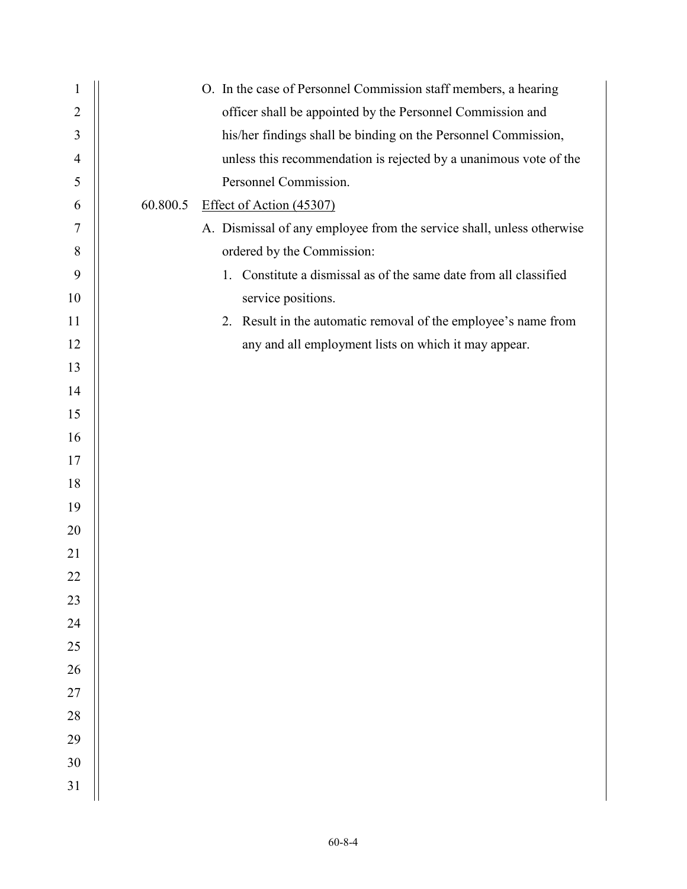O. In the case of Personnel Commission staff members, a hearing officer shall be appointed by the Personnel Commission and his/her findings shall be binding on the Personnel Commission, unless this recommendation is rejected by a unanimous vote of the Personnel Commission.

60.800.5 Effect of Action (45307)

A. Dismissal of any employee from the service shall, unless otherwise ordered by the Commission:

1. Constitute a dismissal as of the same date from all classified service positions.
2. Result in the automatic removal of the employee's name from any and all employment lists on which it may appear.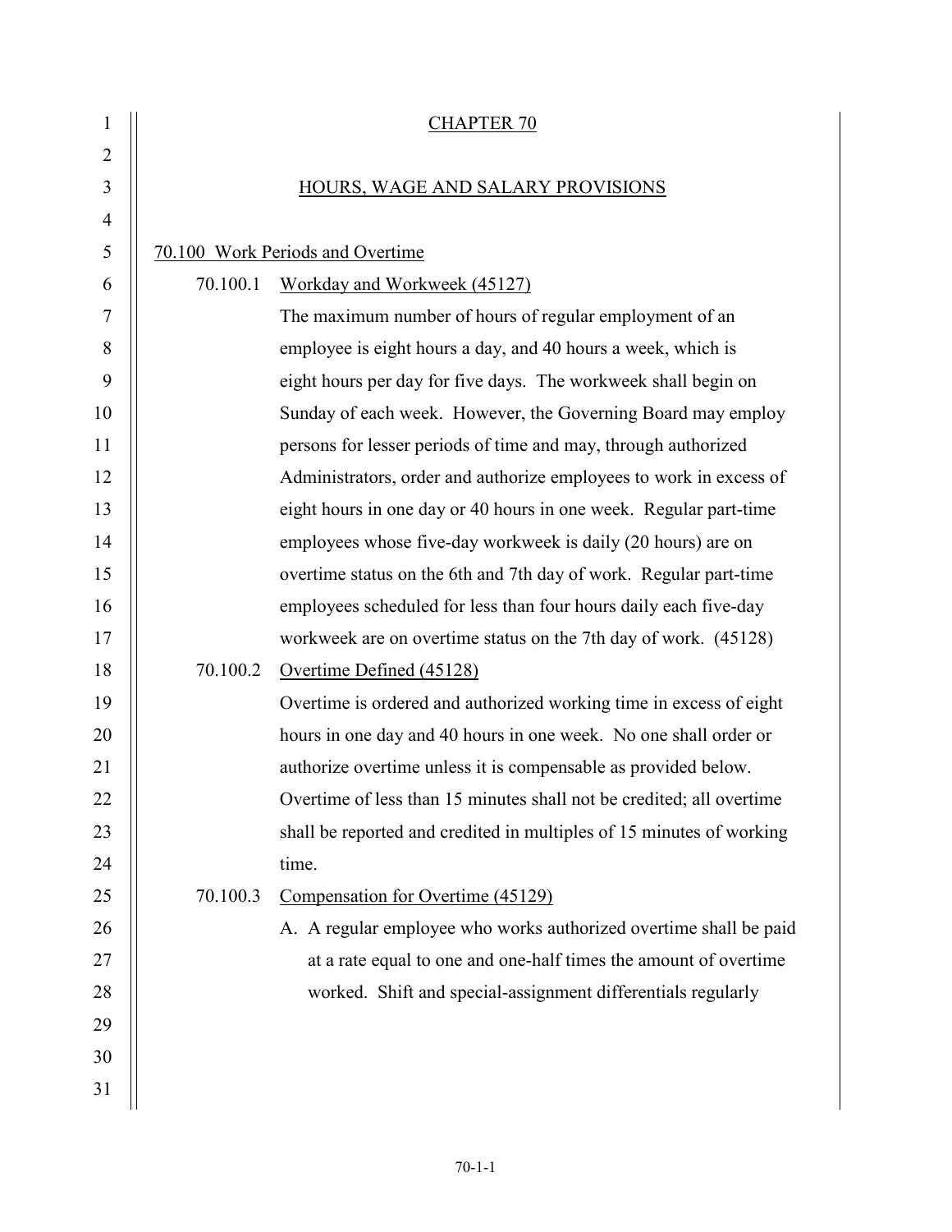# CHAPTER 70

## HOURS, WAGE AND SALARY PROVISIONS

### 70.100 Work Periods and Overtime

**70.100.1 Workday and Workweek (45127)**

The maximum number of hours of regular employment of an employee is eight hours a day, and 40 hours a week, which is eight hours per day for five days. The workweek shall begin on Sunday of each week. However, the Governing Board may employ persons for lesser periods of time and may, through authorized Administrators, order and authorize employees to work in excess of eight hours in one day or 40 hours in one week. Regular part-time employees whose five-day workweek is daily (20 hours) are on overtime status on the 6th and 7th day of work. Regular part-time employees scheduled for less than four hours daily each five-day workweek are on overtime status on the 7th day of work. (45128)

**70.100.2 Overtime Defined (45128)**

Overtime is ordered and authorized working time in excess of eight hours in one day and 40 hours in one week. No one shall order or authorize overtime unless it is compensable as provided below. Overtime of less than 15 minutes shall not be credited; all overtime shall be reported and credited in multiples of 15 minutes of working time.

**70.100.3 Compensation for Overtime (45129)**

A. A regular employee who works authorized overtime shall be paid at a rate equal to one and one-half times the amount of overtime worked. Shift and special-assignment differentials regularly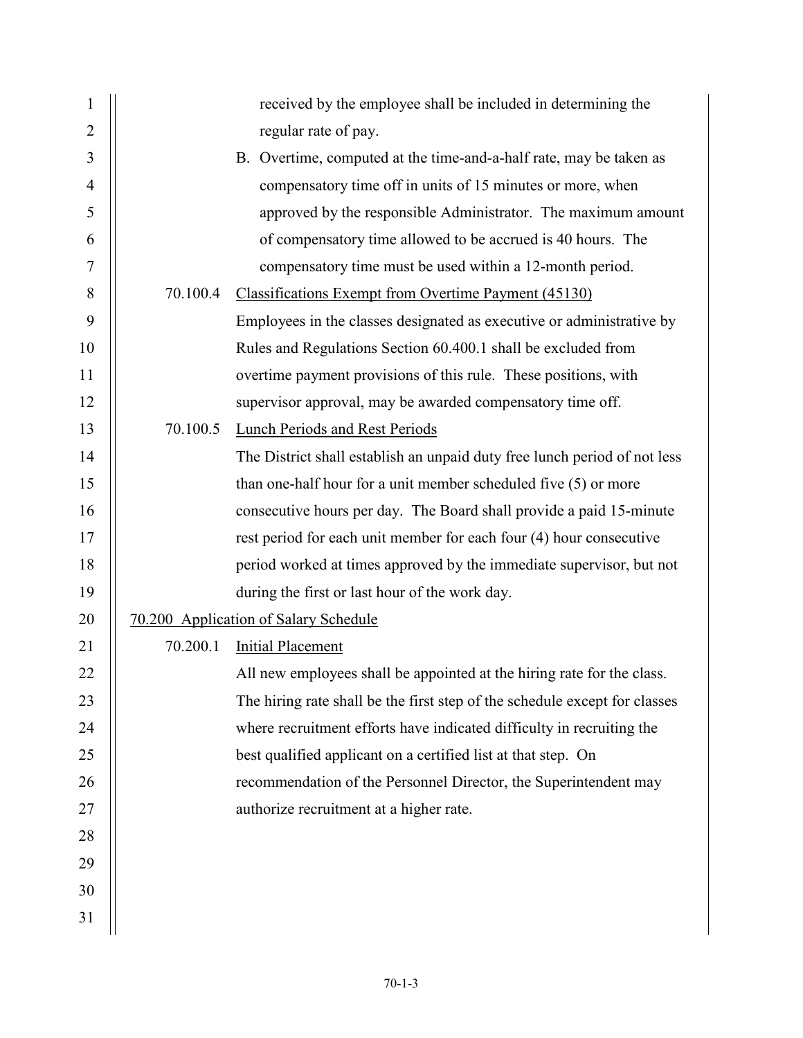received by the employee shall be included in determining the regular rate of pay.

B. Overtime, computed at the time-and-a-half rate, may be taken as compensatory time off in units of 15 minutes or more, when approved by the responsible Administrator. The maximum amount of compensatory time allowed to be accrued is 40 hours. The compensatory time must be used within a 12-month period.

70.100.4 Classifications Exempt from Overtime Payment (45130)

Employees in the classes designated as executive or administrative by Rules and Regulations Section 60.400.1 shall be excluded from overtime payment provisions of this rule. These positions, with supervisor approval, may be awarded compensatory time off.

70.100.5 Lunch Periods and Rest Periods

The District shall establish an unpaid duty free lunch period of not less than one-half hour for a unit member scheduled five (5) or more consecutive hours per day. The Board shall provide a paid 15-minute rest period for each unit member for each four (4) hour consecutive period worked at times approved by the immediate supervisor, but not during the first or last hour of the work day.

## 70.200 Application of Salary Schedule

70.200.1 Initial Placement

All new employees shall be appointed at the hiring rate for the class. The hiring rate shall be the first step of the schedule except for classes where recruitment efforts have indicated difficulty in recruiting the best qualified applicant on a certified list at that step. On recommendation of the Personnel Director, the Superintendent may authorize recruitment at a higher rate.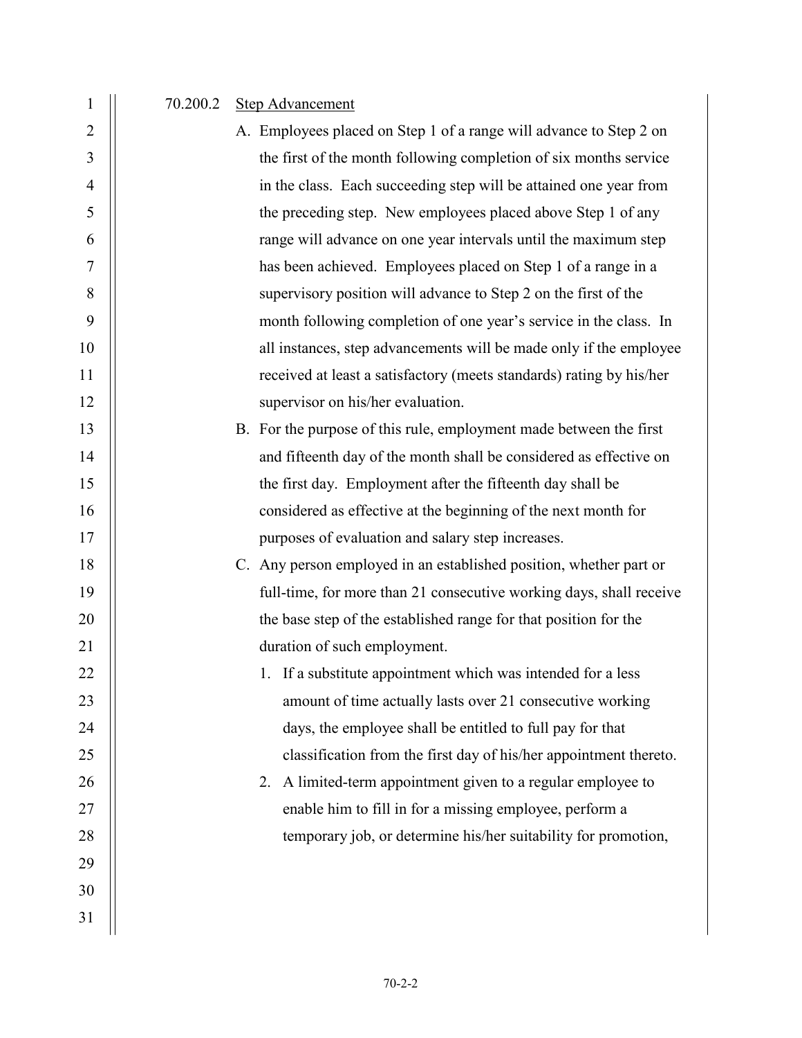70.200.2 Step Advancement

A. Employees placed on Step 1 of a range will advance to Step 2 on the first of the month following completion of six months service in the class. Each succeeding step will be attained one year from the preceding step. New employees placed above Step 1 of any range will advance on one year intervals until the maximum step has been achieved. Employees placed on Step 1 of a range in a supervisory position will advance to Step 2 on the first of the month following completion of one year's service in the class. In all instances, step advancements will be made only if the employee received at least a satisfactory (meets standards) rating by his/her supervisor on his/her evaluation.

B. For the purpose of this rule, employment made between the first and fifteenth day of the month shall be considered as effective on the first day. Employment after the fifteenth day shall be considered as effective at the beginning of the next month for purposes of evaluation and salary step increases.

C. Any person employed in an established position, whether part or full-time, for more than 21 consecutive working days, shall receive the base step of the established range for that position for the duration of such employment.

   1. If a substitute appointment which was intended for a less amount of time actually lasts over 21 consecutive working days, the employee shall be entitled to full pay for that classification from the first day of his/her appointment thereto.

   2. A limited-term appointment given to a regular employee to enable him to fill in for a missing employee, perform a temporary job, or determine his/her suitability for promotion,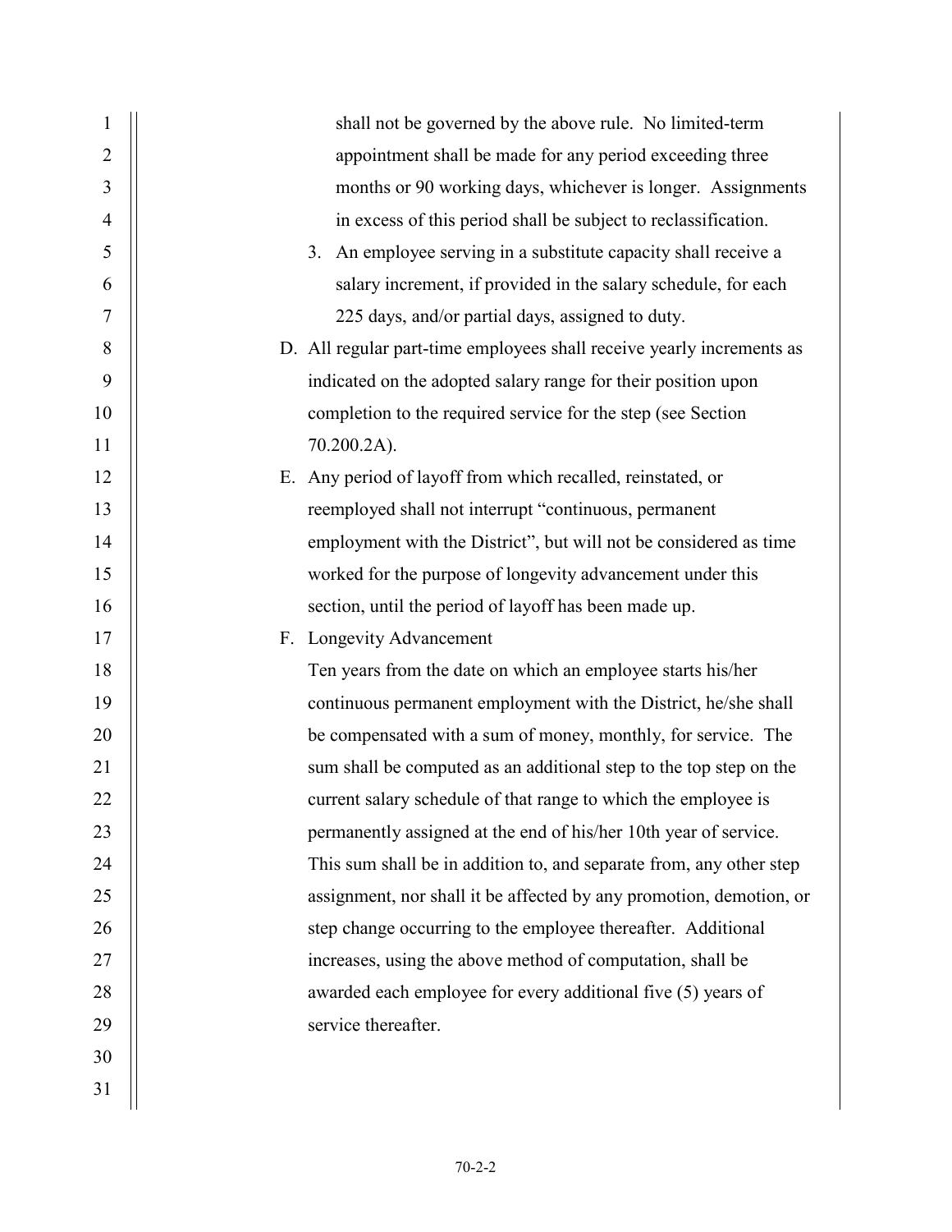shall not be governed by the above rule. No limited-term appointment shall be made for any period exceeding three months or 90 working days, whichever is longer. Assignments in excess of this period shall be subject to reclassification.

3. An employee serving in a substitute capacity shall receive a salary increment, if provided in the salary schedule, for each 225 days, and/or partial days, assigned to duty.

D. All regular part-time employees shall receive yearly increments as indicated on the adopted salary range for their position upon completion to the required service for the step (see Section 70.200.2A).

E. Any period of layoff from which recalled, reinstated, or reemployed shall not interrupt "continuous, permanent employment with the District", but will not be considered as time worked for the purpose of longevity advancement under this section, until the period of layoff has been made up.

F. Longevity Advancement

Ten years from the date on which an employee starts his/her continuous permanent employment with the District, he/she shall be compensated with a sum of money, monthly, for service. The sum shall be computed as an additional step to the top step on the current salary schedule of that range to which the employee is permanently assigned at the end of his/her 10th year of service. This sum shall be in addition to, and separate from, any other step assignment, nor shall it be affected by any promotion, demotion, or step change occurring to the employee thereafter. Additional increases, using the above method of computation, shall be awarded each employee for every additional five (5) years of service thereafter.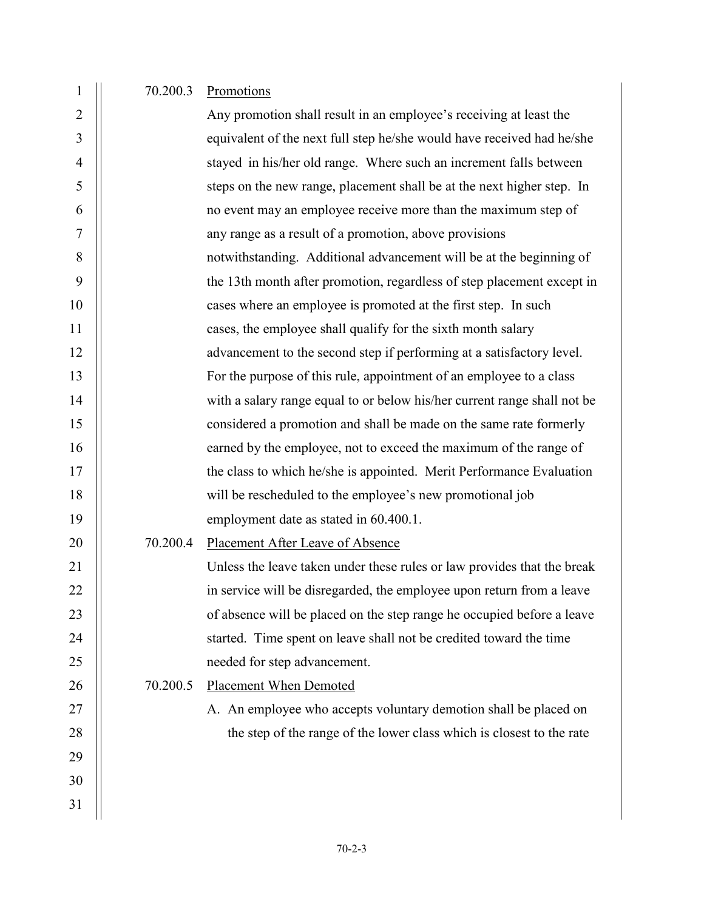70.200.3 Promotions

Any promotion shall result in an employee's receiving at least the equivalent of the next full step he/she would have received had he/she stayed in his/her old range. Where such an increment falls between steps on the new range, placement shall be at the next higher step. In no event may an employee receive more than the maximum step of any range as a result of a promotion, above provisions notwithstanding. Additional advancement will be at the beginning of the 13th month after promotion, regardless of step placement except in cases where an employee is promoted at the first step. In such cases, the employee shall qualify for the sixth month salary advancement to the second step if performing at a satisfactory level. For the purpose of this rule, appointment of an employee to a class with a salary range equal to or below his/her current range shall not be considered a promotion and shall be made on the same rate formerly earned by the employee, not to exceed the maximum of the range of the class to which he/she is appointed. Merit Performance Evaluation will be rescheduled to the employee's new promotional job employment date as stated in 60.400.1.

70.200.4 Placement After Leave of Absence

Unless the leave taken under these rules or law provides that the break in service will be disregarded, the employee upon return from a leave of absence will be placed on the step range he occupied before a leave started. Time spent on leave shall not be credited toward the time needed for step advancement.

70.200.5 Placement When Demoted

A. An employee who accepts voluntary demotion shall be placed on the step of the range of the lower class which is closest to the rate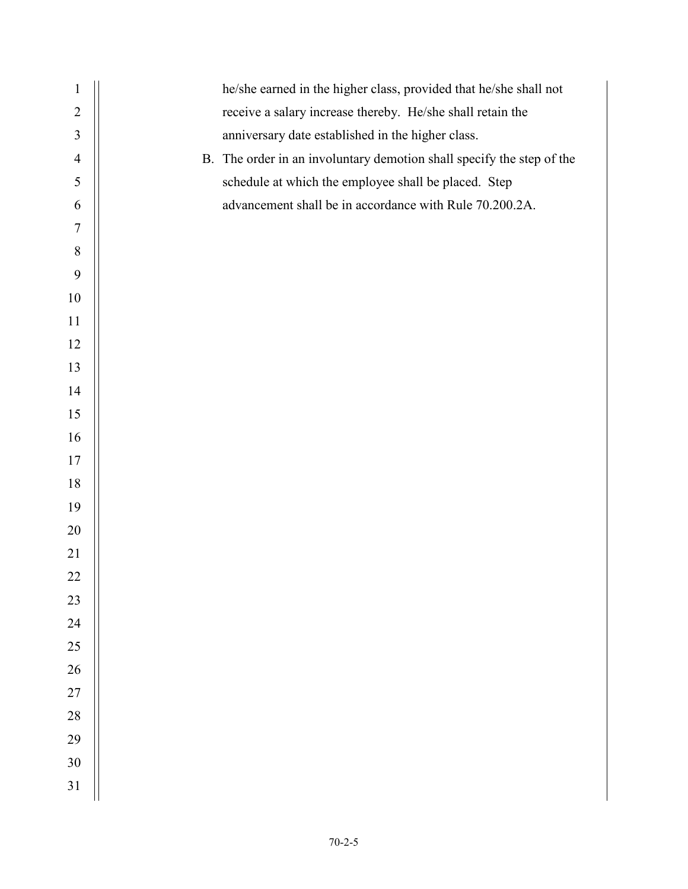he/she earned in the higher class, provided that he/she shall not receive a salary increase thereby. He/she shall retain the anniversary date established in the higher class.

B. The order in an involuntary demotion shall specify the step of the schedule at which the employee shall be placed. Step advancement shall be in accordance with Rule 70.200.2A.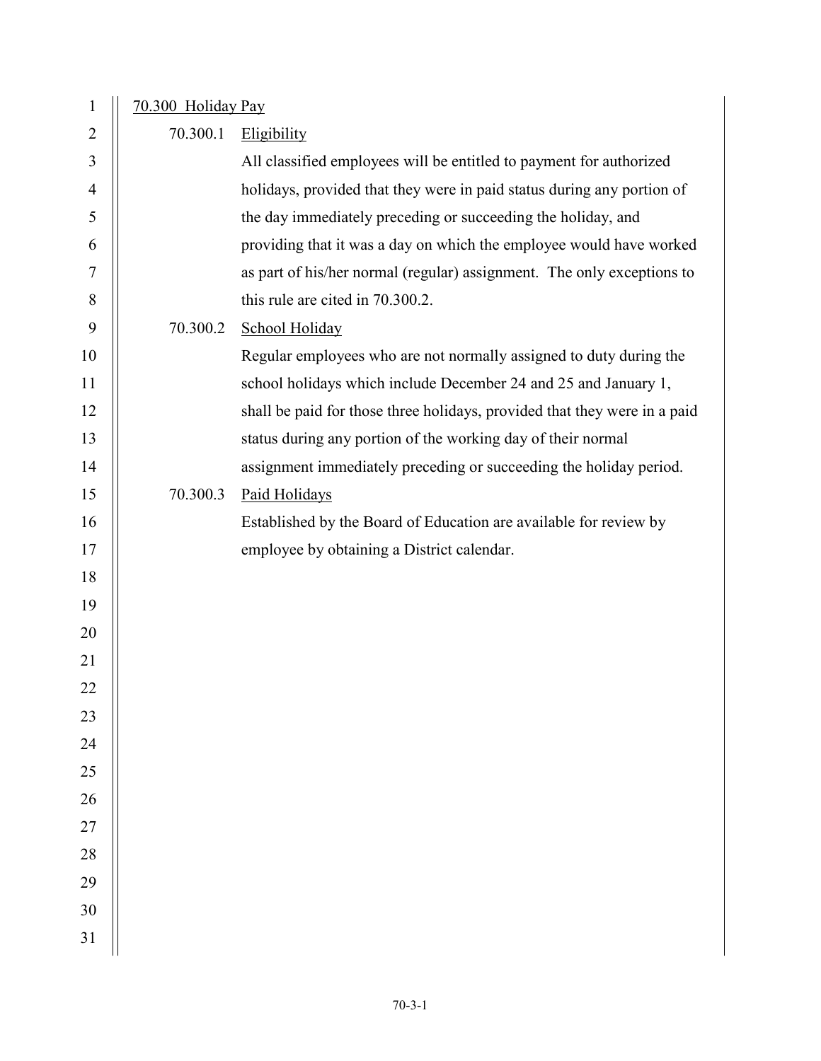## 70.300 Holiday Pay

### 70.300.1 Eligibility

All classified employees will be entitled to payment for authorized holidays, provided that they were in paid status during any portion of the day immediately preceding or succeeding the holiday, and providing that it was a day on which the employee would have worked as part of his/her normal (regular) assignment. The only exceptions to this rule are cited in 70.300.2.

### 70.300.2 School Holiday

Regular employees who are not normally assigned to duty during the school holidays which include December 24 and 25 and January 1, shall be paid for those three holidays, provided that they were in a paid status during any portion of the working day of their normal assignment immediately preceding or succeeding the holiday period.

### 70.300.3 Paid Holidays

Established by the Board of Education are available for review by employee by obtaining a District calendar.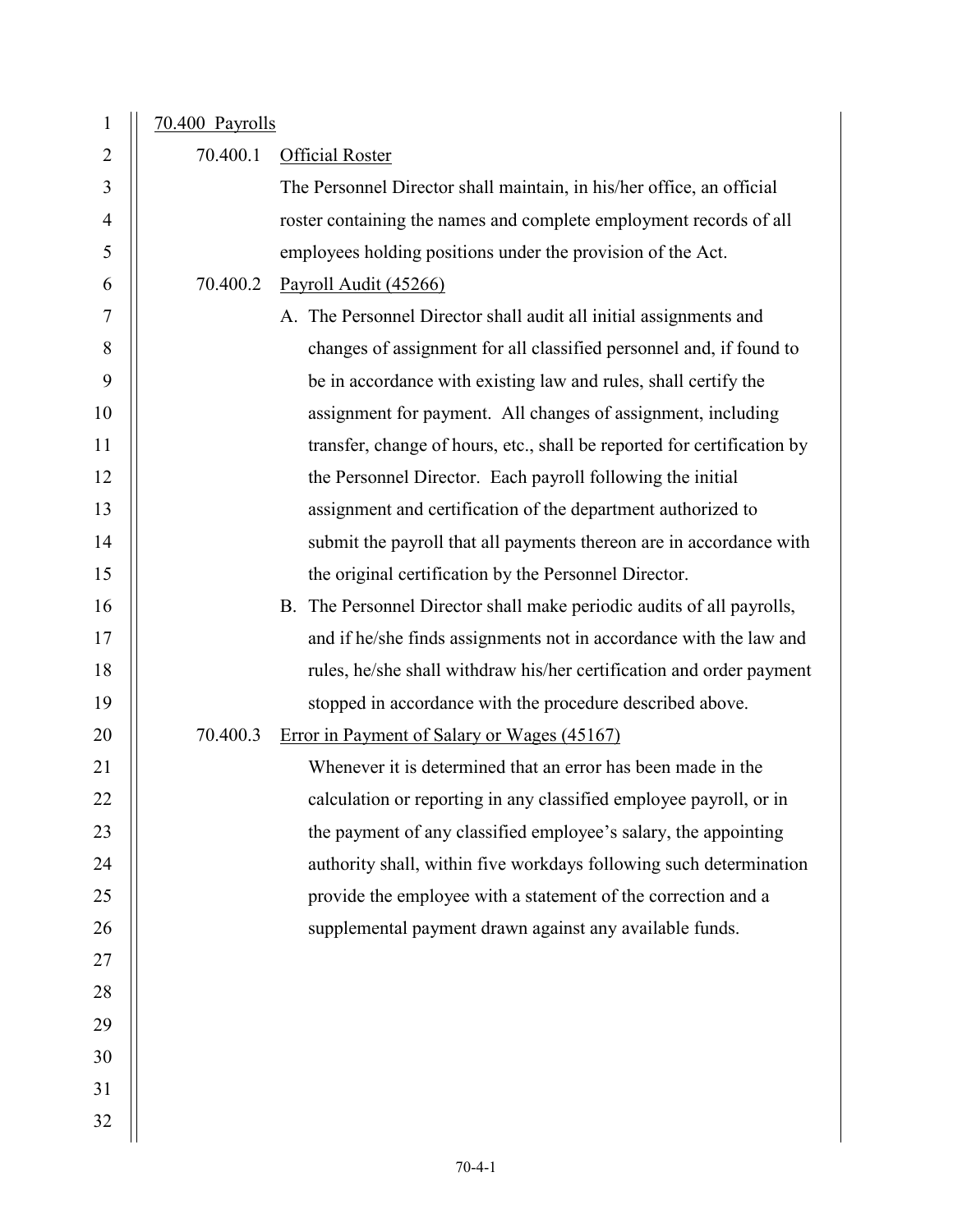## 70.400 Payrolls

### 70.400.1 Official Roster

The Personnel Director shall maintain, in his/her office, an official roster containing the names and complete employment records of all employees holding positions under the provision of the Act.

### 70.400.2 Payroll Audit (45266)

A. The Personnel Director shall audit all initial assignments and changes of assignment for all classified personnel and, if found to be in accordance with existing law and rules, shall certify the assignment for payment. All changes of assignment, including transfer, change of hours, etc., shall be reported for certification by the Personnel Director. Each payroll following the initial assignment and certification of the department authorized to submit the payroll that all payments thereon are in accordance with the original certification by the Personnel Director.

B. The Personnel Director shall make periodic audits of all payrolls, and if he/she finds assignments not in accordance with the law and rules, he/she shall withdraw his/her certification and order payment stopped in accordance with the procedure described above.

### 70.400.3 Error in Payment of Salary or Wages (45167)

Whenever it is determined that an error has been made in the calculation or reporting in any classified employee payroll, or in the payment of any classified employee's salary, the appointing authority shall, within five workdays following such determination provide the employee with a statement of the correction and a supplemental payment drawn against any available funds.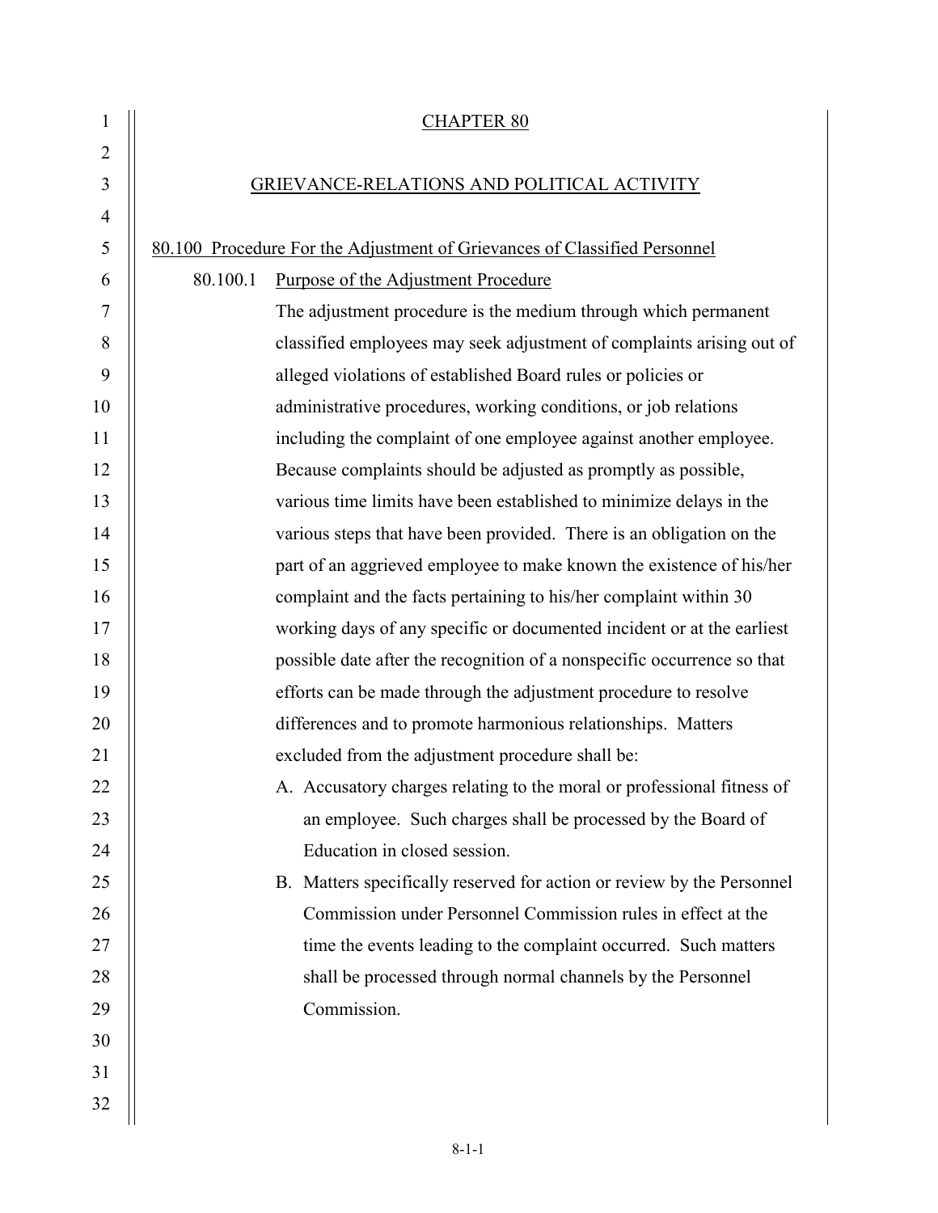# CHAPTER 80

## GRIEVANCE-RELATIONS AND POLITICAL ACTIVITY

### 80.100 Procedure For the Adjustment of Grievances of Classified Personnel

#### 80.100.1 Purpose of the Adjustment Procedure

The adjustment procedure is the medium through which permanent classified employees may seek adjustment of complaints arising out of alleged violations of established Board rules or policies or administrative procedures, working conditions, or job relations including the complaint of one employee against another employee. Because complaints should be adjusted as promptly as possible, various time limits have been established to minimize delays in the various steps that have been provided. There is an obligation on the part of an aggrieved employee to make known the existence of his/her complaint and the facts pertaining to his/her complaint within 30 working days of any specific or documented incident or at the earliest possible date after the recognition of a nonspecific occurrence so that efforts can be made through the adjustment procedure to resolve differences and to promote harmonious relationships. Matters excluded from the adjustment procedure shall be:

A. Accusatory charges relating to the moral or professional fitness of an employee. Such charges shall be processed by the Board of Education in closed session.

B. Matters specifically reserved for action or review by the Personnel Commission under Personnel Commission rules in effect at the time the events leading to the complaint occurred. Such matters shall be processed through normal channels by the Personnel Commission.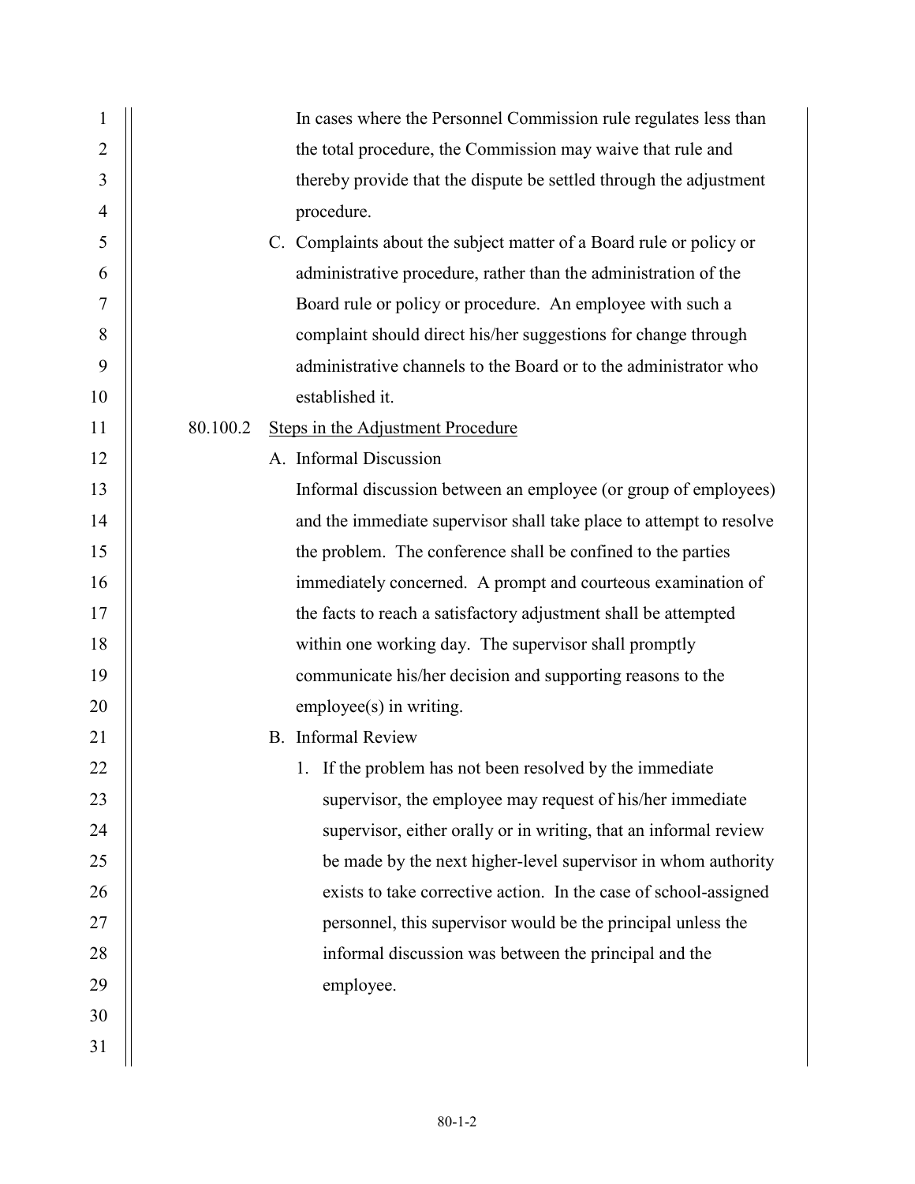In cases where the Personnel Commission rule regulates less than the total procedure, the Commission may waive that rule and thereby provide that the dispute be settled through the adjustment procedure.

C. Complaints about the subject matter of a Board rule or policy or administrative procedure, rather than the administration of the Board rule or policy or procedure. An employee with such a complaint should direct his/her suggestions for change through administrative channels to the Board or to the administrator who established it.

80.100.2 <u>Steps in the Adjustment Procedure</u>

A. Informal Discussion

Informal discussion between an employee (or group of employees) and the immediate supervisor shall take place to attempt to resolve the problem. The conference shall be confined to the parties immediately concerned. A prompt and courteous examination of the facts to reach a satisfactory adjustment shall be attempted within one working day. The supervisor shall promptly communicate his/her decision and supporting reasons to the employee(s) in writing.

B. Informal Review

1. If the problem has not been resolved by the immediate supervisor, the employee may request of his/her immediate supervisor, either orally or in writing, that an informal review be made by the next higher-level supervisor in whom authority exists to take corrective action. In the case of school-assigned personnel, this supervisor would be the principal unless the informal discussion was between the principal and the employee.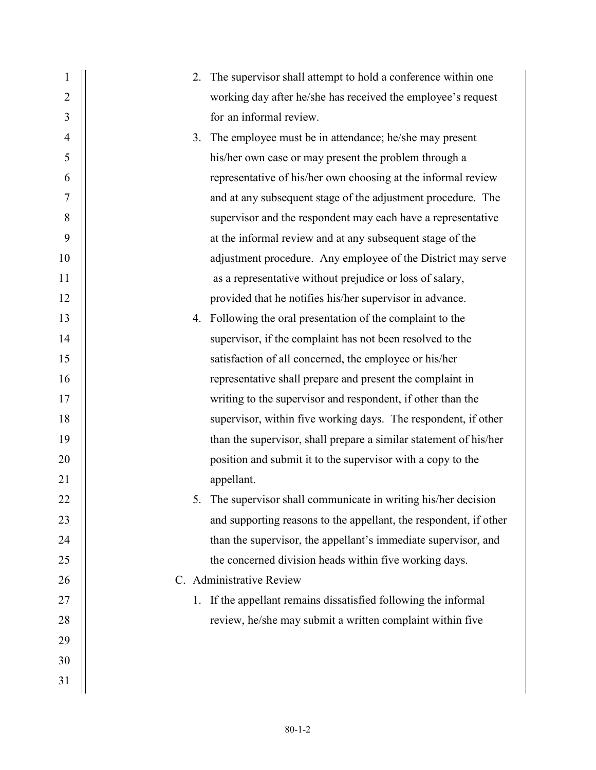2. The supervisor shall attempt to hold a conference within one working day after he/she has received the employee's request for an informal review.
3. The employee must be in attendance; he/she may present his/her own case or may present the problem through a representative of his/her own choosing at the informal review and at any subsequent stage of the adjustment procedure. The supervisor and the respondent may each have a representative at the informal review and at any subsequent stage of the adjustment procedure. Any employee of the District may serve as a representative without prejudice or loss of salary, provided that he notifies his/her supervisor in advance.
4. Following the oral presentation of the complaint to the supervisor, if the complaint has not been resolved to the satisfaction of all concerned, the employee or his/her representative shall prepare and present the complaint in writing to the supervisor and respondent, if other than the supervisor, within five working days. The respondent, if other than the supervisor, shall prepare a similar statement of his/her position and submit it to the supervisor with a copy to the appellant.
5. The supervisor shall communicate in writing his/her decision and supporting reasons to the appellant, the respondent, if other than the supervisor, the appellant's immediate supervisor, and the concerned division heads within five working days.

C. Administrative Review

1. If the appellant remains dissatisfied following the informal review, he/she may submit a written complaint within five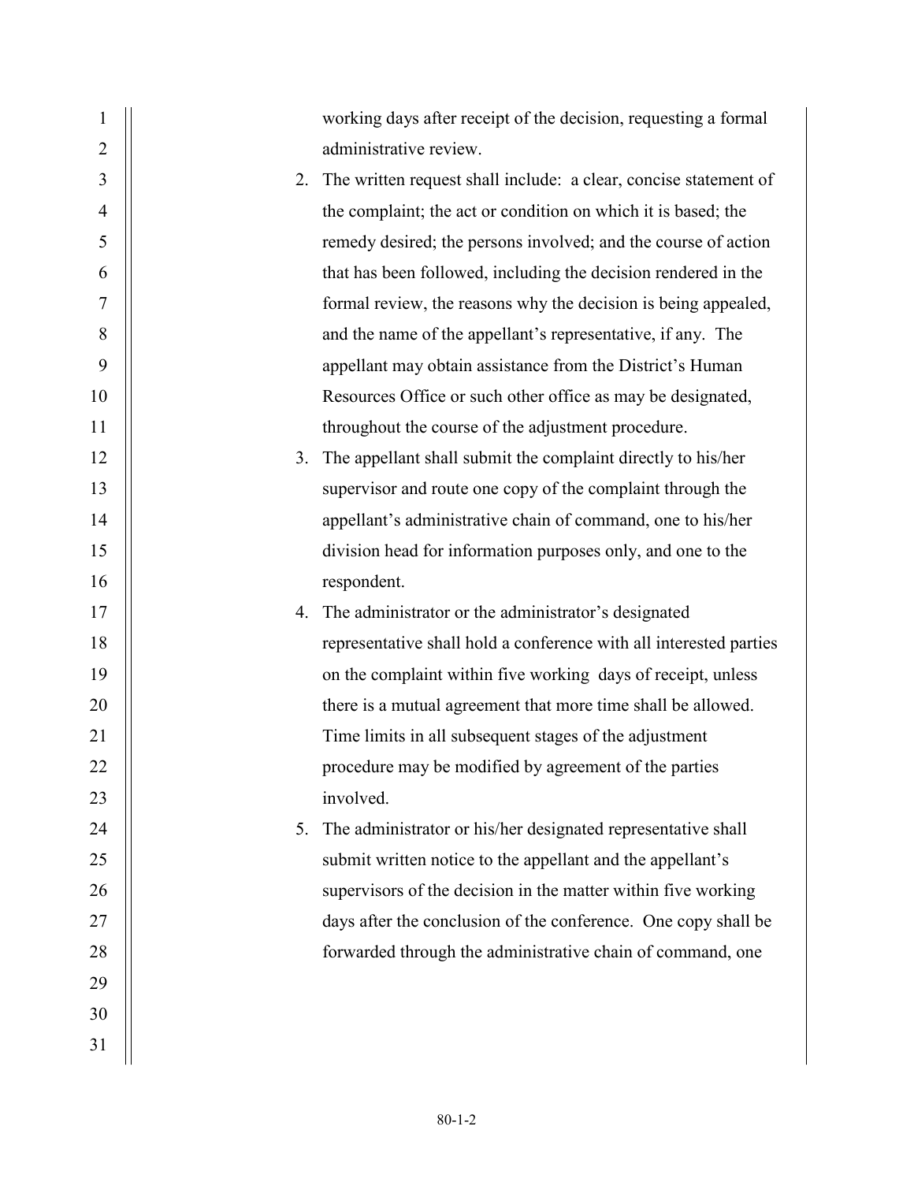working days after receipt of the decision, requesting a formal administrative review.

2. The written request shall include: a clear, concise statement of the complaint; the act or condition on which it is based; the remedy desired; the persons involved; and the course of action that has been followed, including the decision rendered in the formal review, the reasons why the decision is being appealed, and the name of the appellant's representative, if any. The appellant may obtain assistance from the District's Human Resources Office or such other office as may be designated, throughout the course of the adjustment procedure.
3. The appellant shall submit the complaint directly to his/her supervisor and route one copy of the complaint through the appellant's administrative chain of command, one to his/her division head for information purposes only, and one to the respondent.
4. The administrator or the administrator's designated representative shall hold a conference with all interested parties on the complaint within five working days of receipt, unless there is a mutual agreement that more time shall be allowed. Time limits in all subsequent stages of the adjustment procedure may be modified by agreement of the parties involved.
5. The administrator or his/her designated representative shall submit written notice to the appellant and the appellant's supervisors of the decision in the matter within five working days after the conclusion of the conference. One copy shall be forwarded through the administrative chain of command, one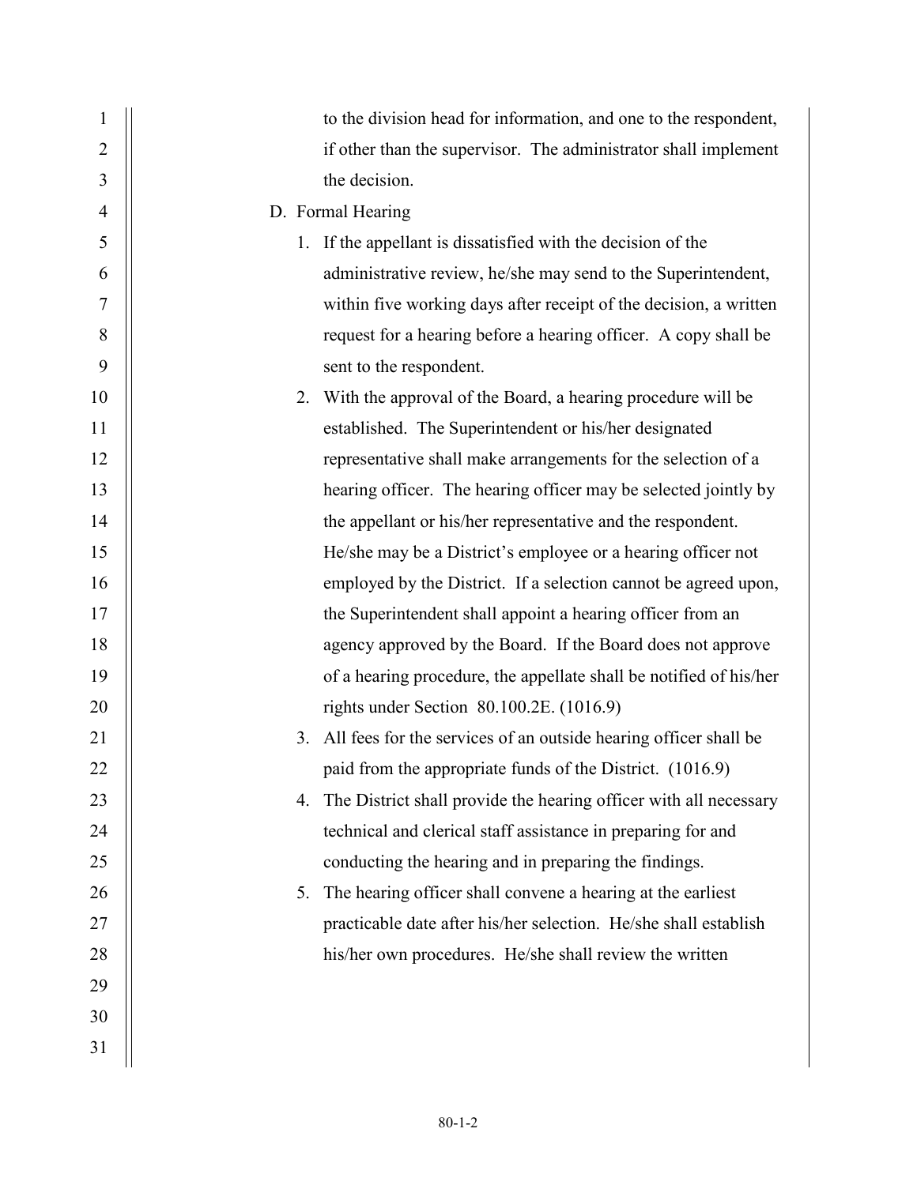to the division head for information, and one to the respondent, if other than the supervisor. The administrator shall implement the decision.

D. Formal Hearing

1. If the appellant is dissatisfied with the decision of the administrative review, he/she may send to the Superintendent, within five working days after receipt of the decision, a written request for a hearing before a hearing officer. A copy shall be sent to the respondent.
2. With the approval of the Board, a hearing procedure will be established. The Superintendent or his/her designated representative shall make arrangements for the selection of a hearing officer. The hearing officer may be selected jointly by the appellant or his/her representative and the respondent. He/she may be a District's employee or a hearing officer not employed by the District. If a selection cannot be agreed upon, the Superintendent shall appoint a hearing officer from an agency approved by the Board. If the Board does not approve of a hearing procedure, the appellate shall be notified of his/her rights under Section 80.100.2E. (1016.9)
3. All fees for the services of an outside hearing officer shall be paid from the appropriate funds of the District. (1016.9)
4. The District shall provide the hearing officer with all necessary technical and clerical staff assistance in preparing for and conducting the hearing and in preparing the findings.
5. The hearing officer shall convene a hearing at the earliest practicable date after his/her selection. He/she shall establish his/her own procedures. He/she shall review the written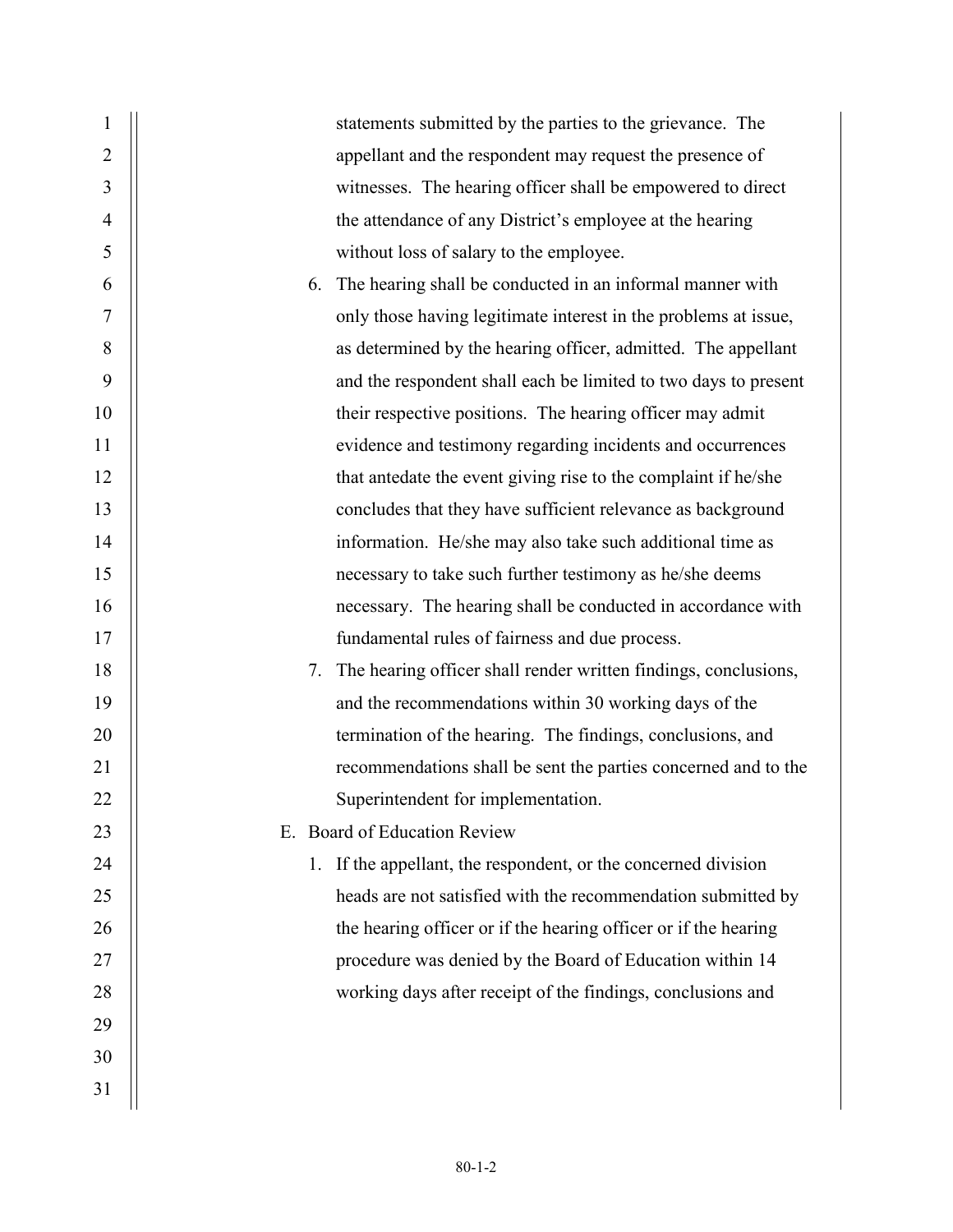statements submitted by the parties to the grievance. The appellant and the respondent may request the presence of witnesses. The hearing officer shall be empowered to direct the attendance of any District's employee at the hearing without loss of salary to the employee.

6. The hearing shall be conducted in an informal manner with only those having legitimate interest in the problems at issue, as determined by the hearing officer, admitted. The appellant and the respondent shall each be limited to two days to present their respective positions. The hearing officer may admit evidence and testimony regarding incidents and occurrences that antedate the event giving rise to the complaint if he/she concludes that they have sufficient relevance as background information. He/she may also take such additional time as necessary to take such further testimony as he/she deems necessary. The hearing shall be conducted in accordance with fundamental rules of fairness and due process.
7. The hearing officer shall render written findings, conclusions, and the recommendations within 30 working days of the termination of the hearing. The findings, conclusions, and recommendations shall be sent the parties concerned and to the Superintendent for implementation.

E. Board of Education Review

1. If the appellant, the respondent, or the concerned division heads are not satisfied with the recommendation submitted by the hearing officer or if the hearing officer or if the hearing procedure was denied by the Board of Education within 14 working days after receipt of the findings, conclusions and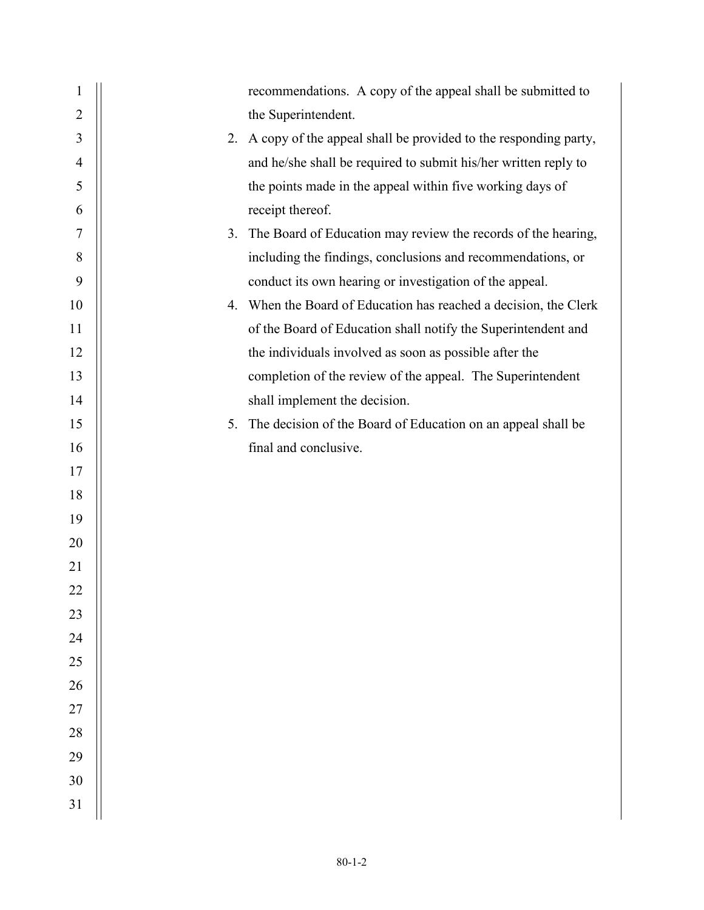recommendations. A copy of the appeal shall be submitted to the Superintendent.

2. A copy of the appeal shall be provided to the responding party, and he/she shall be required to submit his/her written reply to the points made in the appeal within five working days of receipt thereof.
3. The Board of Education may review the records of the hearing, including the findings, conclusions and recommendations, or conduct its own hearing or investigation of the appeal.
4. When the Board of Education has reached a decision, the Clerk of the Board of Education shall notify the Superintendent and the individuals involved as soon as possible after the completion of the review of the appeal. The Superintendent shall implement the decision.
5. The decision of the Board of Education on an appeal shall be final and conclusive.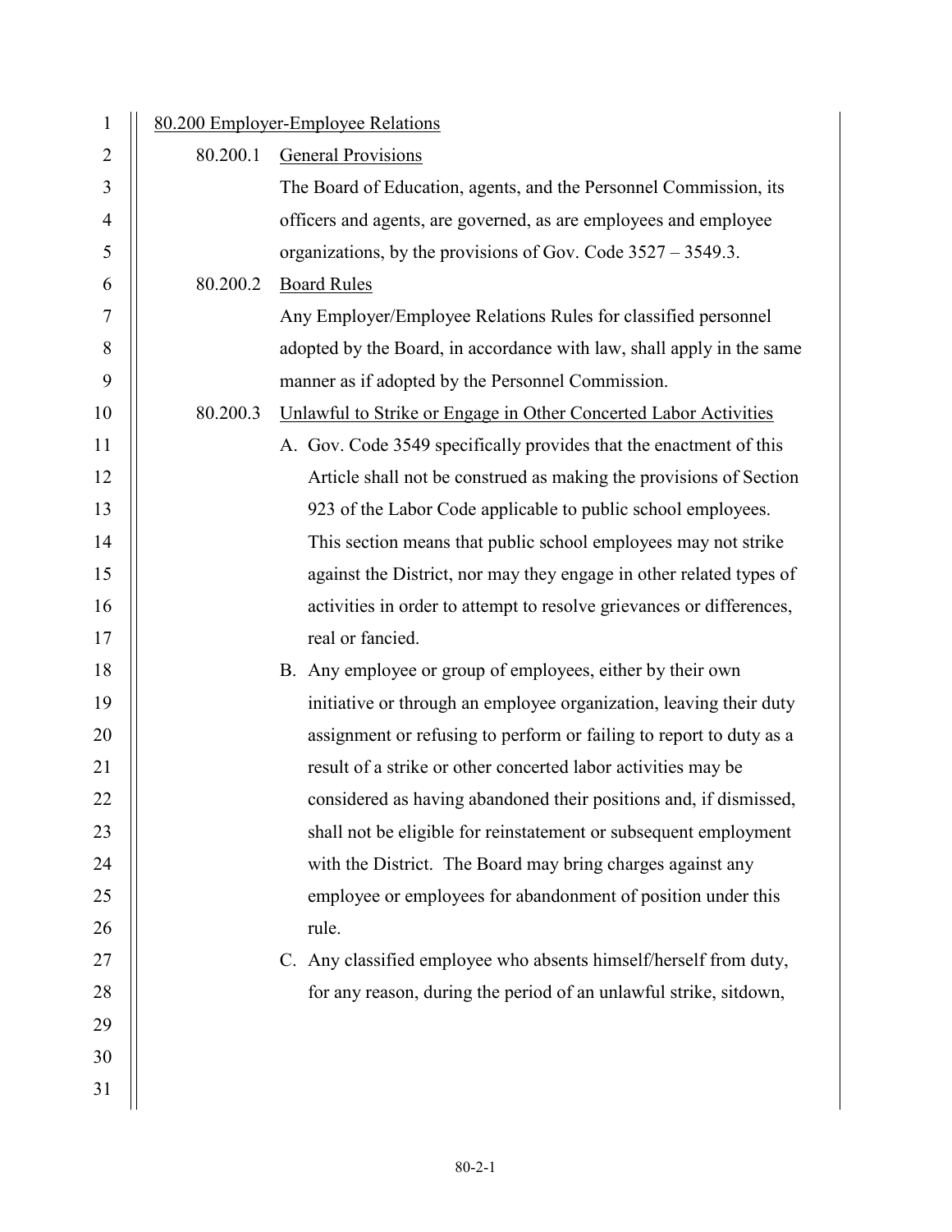80.200 Employer-Employee Relations

80.200.1 General Provisions

The Board of Education, agents, and the Personnel Commission, its officers and agents, are governed, as are employees and employee organizations, by the provisions of Gov. Code 3527 – 3549.3.

80.200.2 Board Rules

Any Employer/Employee Relations Rules for classified personnel adopted by the Board, in accordance with law, shall apply in the same manner as if adopted by the Personnel Commission.

80.200.3 Unlawful to Strike or Engage in Other Concerted Labor Activities

A. Gov. Code 3549 specifically provides that the enactment of this Article shall not be construed as making the provisions of Section 923 of the Labor Code applicable to public school employees. This section means that public school employees may not strike against the District, nor may they engage in other related types of activities in order to attempt to resolve grievances or differences, real or fancied.

B. Any employee or group of employees, either by their own initiative or through an employee organization, leaving their duty assignment or refusing to perform or failing to report to duty as a result of a strike or other concerted labor activities may be considered as having abandoned their positions and, if dismissed, shall not be eligible for reinstatement or subsequent employment with the District. The Board may bring charges against any employee or employees for abandonment of position under this rule.

C. Any classified employee who absents himself/herself from duty, for any reason, during the period of an unlawful strike, sitdown,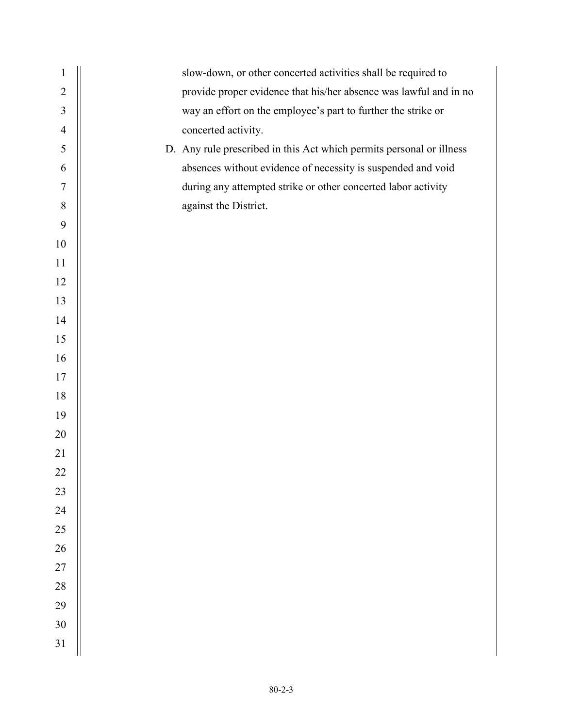slow-down, or other concerted activities shall be required to provide proper evidence that his/her absence was lawful and in no way an effort on the employee's part to further the strike or concerted activity.

D. Any rule prescribed in this Act which permits personal or illness absences without evidence of necessity is suspended and void during any attempted strike or other concerted labor activity against the District.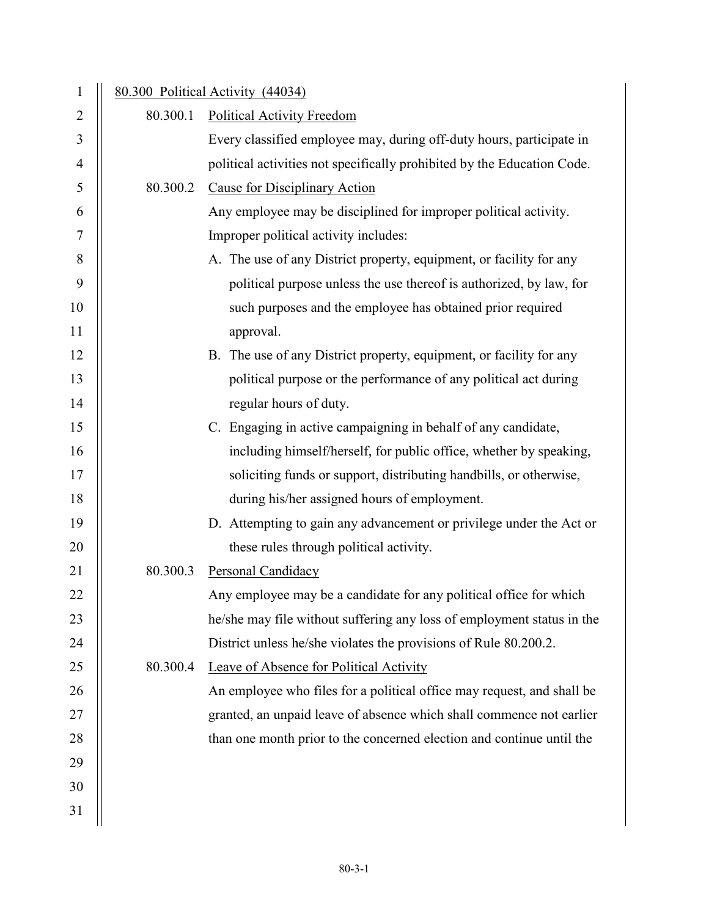80.300 Political Activity (44034)

80.300.1 Political Activity Freedom

Every classified employee may, during off-duty hours, participate in political activities not specifically prohibited by the Education Code.

80.300.2 Cause for Disciplinary Action

Any employee may be disciplined for improper political activity. Improper political activity includes:

A. The use of any District property, equipment, or facility for any political purpose unless the use thereof is authorized, by law, for such purposes and the employee has obtained prior required approval.

B. The use of any District property, equipment, or facility for any political purpose or the performance of any political act during regular hours of duty.

C. Engaging in active campaigning in behalf of any candidate, including himself/herself, for public office, whether by speaking, soliciting funds or support, distributing handbills, or otherwise, during his/her assigned hours of employment.

D. Attempting to gain any advancement or privilege under the Act or these rules through political activity.

80.300.3 Personal Candidacy

Any employee may be a candidate for any political office for which he/she may file without suffering any loss of employment status in the District unless he/she violates the provisions of Rule 80.200.2.

80.300.4 Leave of Absence for Political Activity

An employee who files for a political office may request, and shall be granted, an unpaid leave of absence which shall commence not earlier than one month prior to the concerned election and continue until the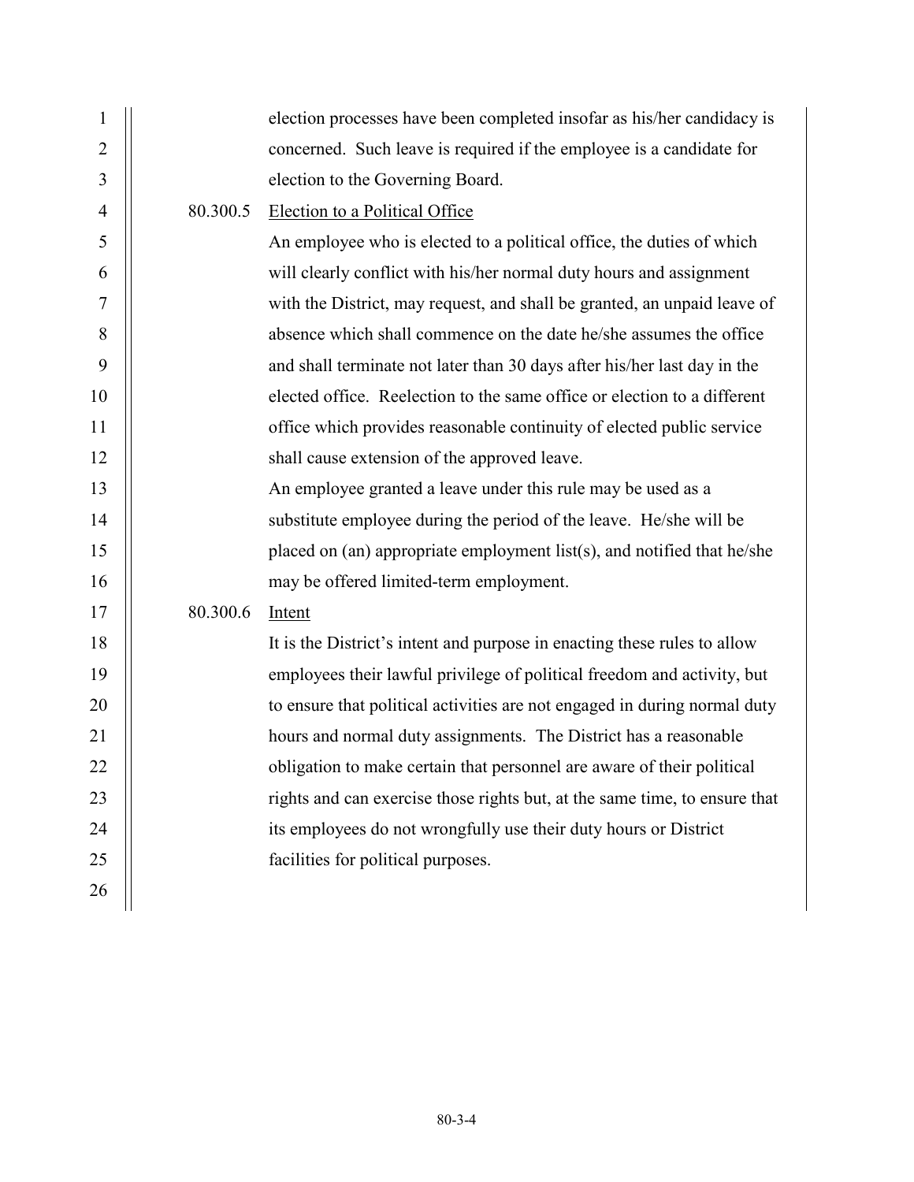election processes have been completed insofar as his/her candidacy is concerned. Such leave is required if the employee is a candidate for election to the Governing Board.

80.300.5 Election to a Political Office

An employee who is elected to a political office, the duties of which will clearly conflict with his/her normal duty hours and assignment with the District, may request, and shall be granted, an unpaid leave of absence which shall commence on the date he/she assumes the office and shall terminate not later than 30 days after his/her last day in the elected office. Reelection to the same office or election to a different office which provides reasonable continuity of elected public service shall cause extension of the approved leave.

An employee granted a leave under this rule may be used as a substitute employee during the period of the leave. He/she will be placed on (an) appropriate employment list(s), and notified that he/she may be offered limited-term employment.

80.300.6 Intent

It is the District's intent and purpose in enacting these rules to allow employees their lawful privilege of political freedom and activity, but to ensure that political activities are not engaged in during normal duty hours and normal duty assignments. The District has a reasonable obligation to make certain that personnel are aware of their political rights and can exercise those rights but, at the same time, to ensure that its employees do not wrongfully use their duty hours or District facilities for political purposes.